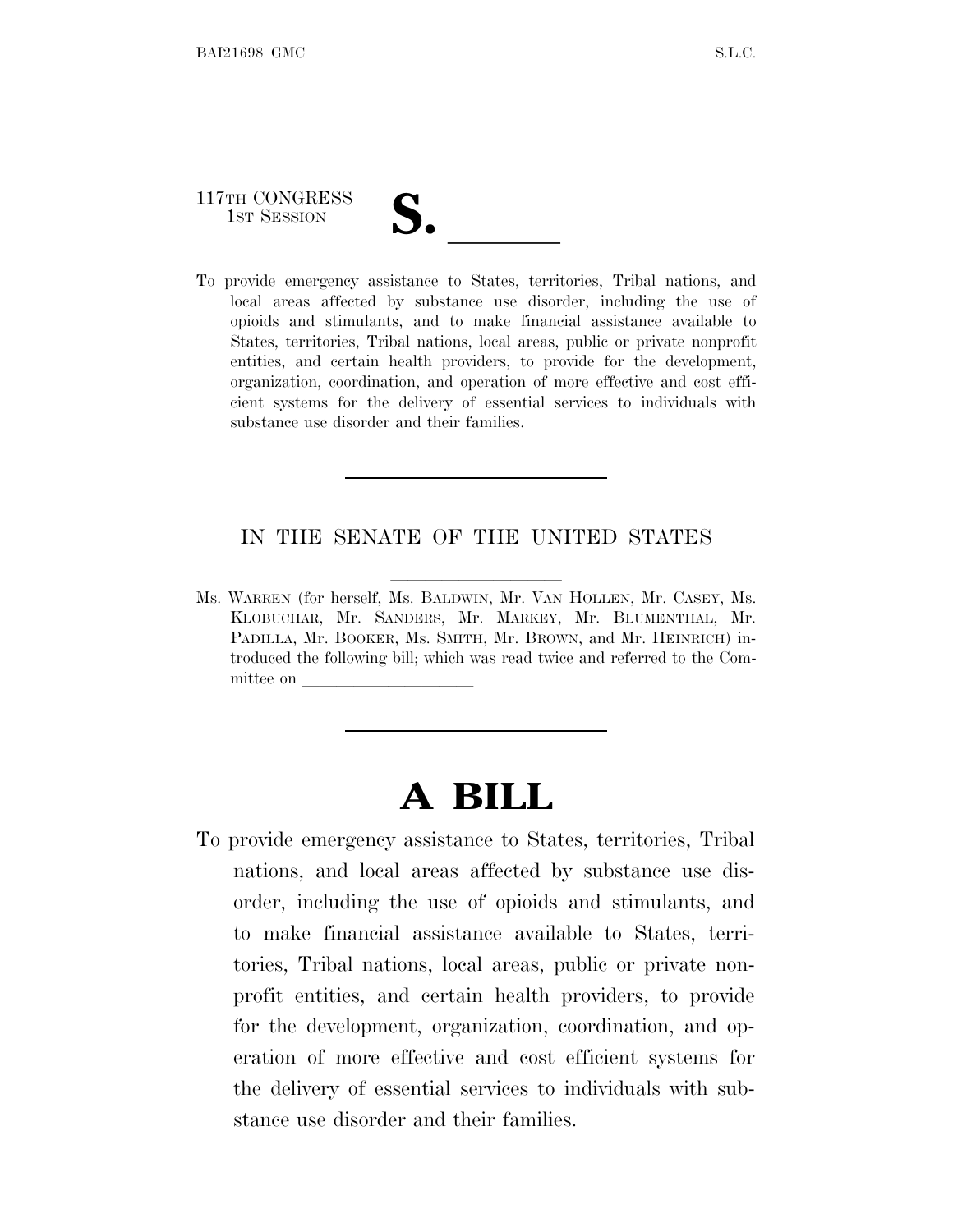117TH CONGRESS
1ST SESSION

# S. ______

To provide emergency assistance to States, territories, Tribal nations, and local areas affected by substance use disorder, including the use of opioids and stimulants, and to make financial assistance available to States, territories, Tribal nations, local areas, public or private nonprofit entities, and certain health providers, to provide for the development, organization, coordination, and operation of more effective and cost efficient systems for the delivery of essential services to individuals with substance use disorder and their families.

---

IN THE SENATE OF THE UNITED STATES

Ms. WARREN (for herself, Ms. BALDWIN, Mr. VAN HOLLEN, Mr. CASEY, Ms. KLOBUCHAR, Mr. SANDERS, Mr. MARKEY, Mr. BLUMENTHAL, Mr. PADILLA, Mr. BOOKER, Ms. SMITH, Mr. BROWN, and Mr. HEINRICH) introduced the following bill; which was read twice and referred to the Committee on ______________________

---

# A BILL

To provide emergency assistance to States, territories, Tribal nations, and local areas affected by substance use disorder, including the use of opioids and stimulants, and to make financial assistance available to States, territories, Tribal nations, local areas, public or private nonprofit entities, and certain health providers, to provide for the development, organization, coordination, and operation of more effective and cost efficient systems for the delivery of essential services to individuals with substance use disorder and their families.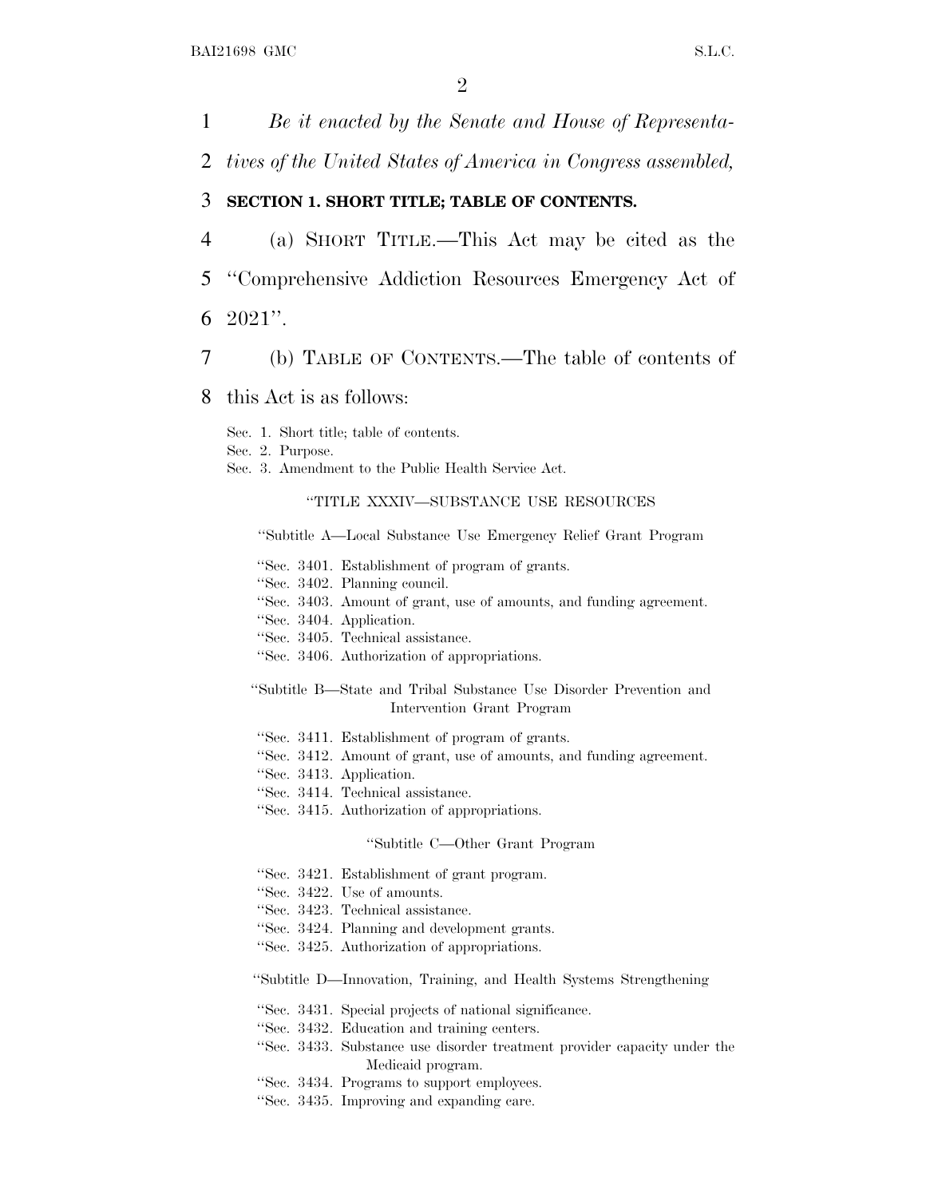*Be it enacted by the Senate and House of Representatives of the United States of America in Congress assembled,*

**SECTION 1. SHORT TITLE; TABLE OF CONTENTS.**

(a) SHORT TITLE.—This Act may be cited as the "Comprehensive Addiction Resources Emergency Act of 2021".

(b) TABLE OF CONTENTS.—The table of contents of this Act is as follows:

Sec. 1. Short title; table of contents.
Sec. 2. Purpose.
Sec. 3. Amendment to the Public Health Service Act.

"TITLE XXXIV—SUBSTANCE USE RESOURCES

"Subtitle A—Local Substance Use Emergency Relief Grant Program

"Sec. 3401. Establishment of program of grants.
"Sec. 3402. Planning council.
"Sec. 3403. Amount of grant, use of amounts, and funding agreement.
"Sec. 3404. Application.
"Sec. 3405. Technical assistance.
"Sec. 3406. Authorization of appropriations.

"Subtitle B—State and Tribal Substance Use Disorder Prevention and Intervention Grant Program

"Sec. 3411. Establishment of program of grants.
"Sec. 3412. Amount of grant, use of amounts, and funding agreement.
"Sec. 3413. Application.
"Sec. 3414. Technical assistance.
"Sec. 3415. Authorization of appropriations.

"Subtitle C—Other Grant Program

"Sec. 3421. Establishment of grant program.
"Sec. 3422. Use of amounts.
"Sec. 3423. Technical assistance.
"Sec. 3424. Planning and development grants.
"Sec. 3425. Authorization of appropriations.

"Subtitle D—Innovation, Training, and Health Systems Strengthening

"Sec. 3431. Special projects of national significance.
"Sec. 3432. Education and training centers.
"Sec. 3433. Substance use disorder treatment provider capacity under the Medicaid program.
"Sec. 3434. Programs to support employees.
"Sec. 3435. Improving and expanding care.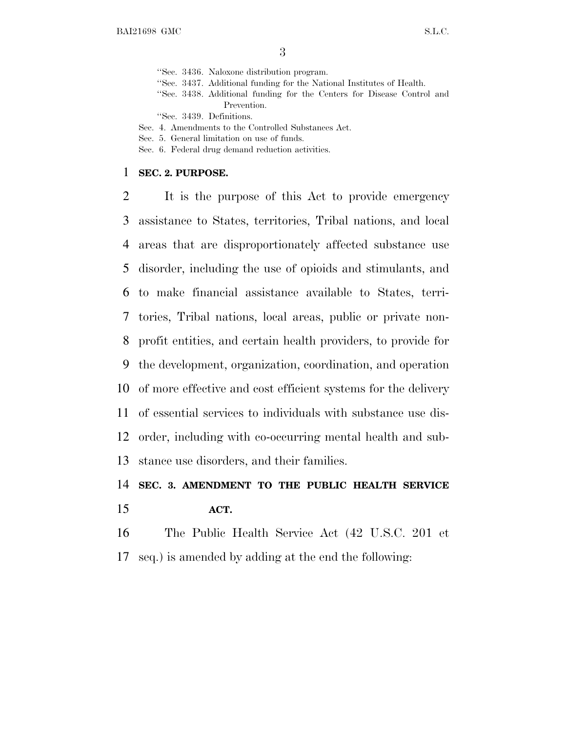"Sec. 3436. Naloxone distribution program.
"Sec. 3437. Additional funding for the National Institutes of Health.
"Sec. 3438. Additional funding for the Centers for Disease Control and Prevention.
"Sec. 3439. Definitions.
Sec. 4. Amendments to the Controlled Substances Act.
Sec. 5. General limitation on use of funds.
Sec. 6. Federal drug demand reduction activities.

**SEC. 2. PURPOSE.**

It is the purpose of this Act to provide emergency assistance to States, territories, Tribal nations, and local areas that are disproportionately affected substance use disorder, including the use of opioids and stimulants, and to make financial assistance available to States, territories, Tribal nations, local areas, public or private nonprofit entities, and certain health providers, to provide for the development, organization, coordination, and operation of more effective and cost efficient systems for the delivery of essential services to individuals with substance use disorder, including with co-occurring mental health and substance use disorders, and their families.

**SEC. 3. AMENDMENT TO THE PUBLIC HEALTH SERVICE ACT.**

The Public Health Service Act (42 U.S.C. 201 et seq.) is amended by adding at the end the following: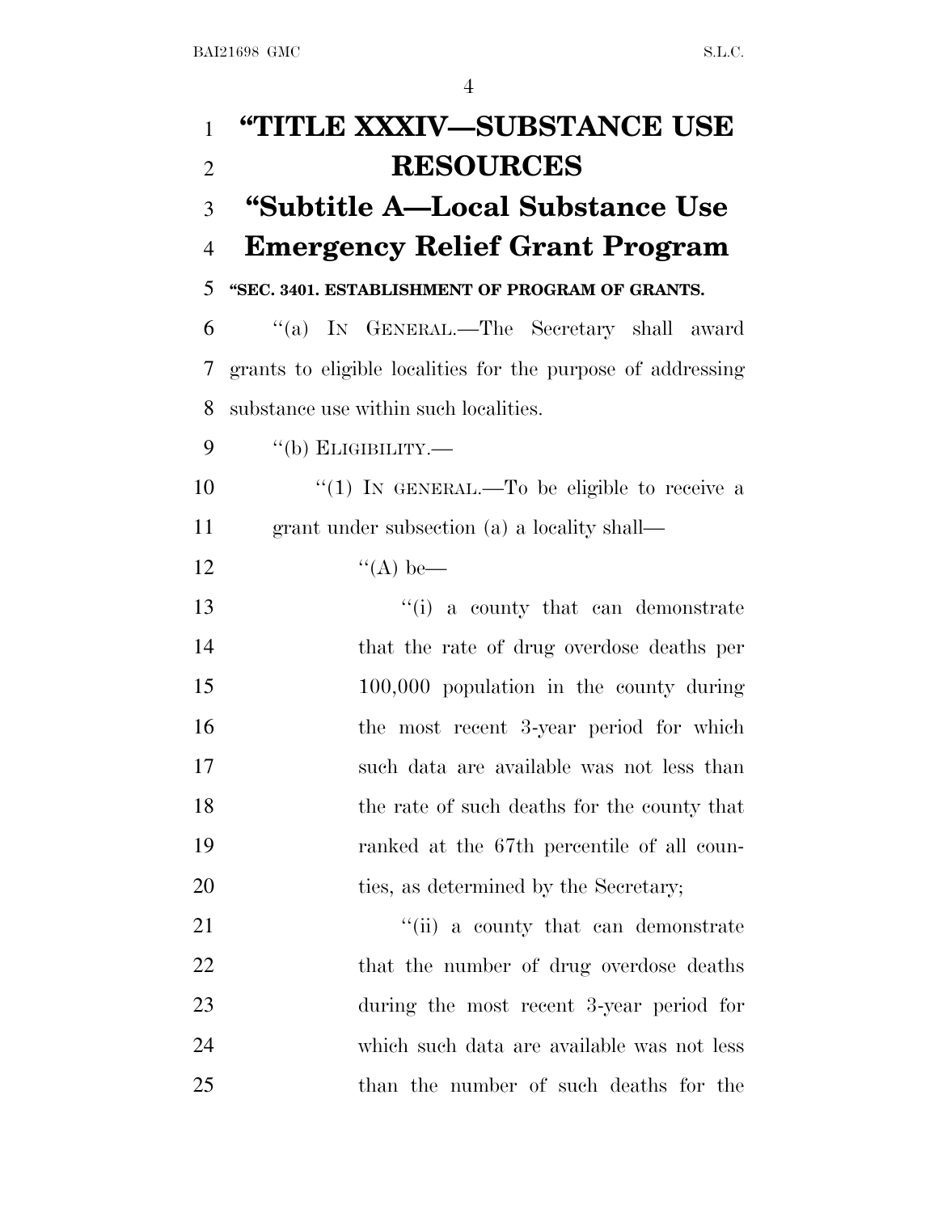# "TITLE XXXIV—SUBSTANCE USE RESOURCES

## "Subtitle A—Local Substance Use Emergency Relief Grant Program

**"SEC. 3401. ESTABLISHMENT OF PROGRAM OF GRANTS.**

"(a) IN GENERAL.—The Secretary shall award grants to eligible localities for the purpose of addressing substance use within such localities.

"(b) ELIGIBILITY.—

"(1) IN GENERAL.—To be eligible to receive a grant under subsection (a) a locality shall—

"(A) be—

"(i) a county that can demonstrate that the rate of drug overdose deaths per 100,000 population in the county during the most recent 3-year period for which such data are available was not less than the rate of such deaths for the county that ranked at the 67th percentile of all counties, as determined by the Secretary;

"(ii) a county that can demonstrate that the number of drug overdose deaths during the most recent 3-year period for which such data are available was not less than the number of such deaths for the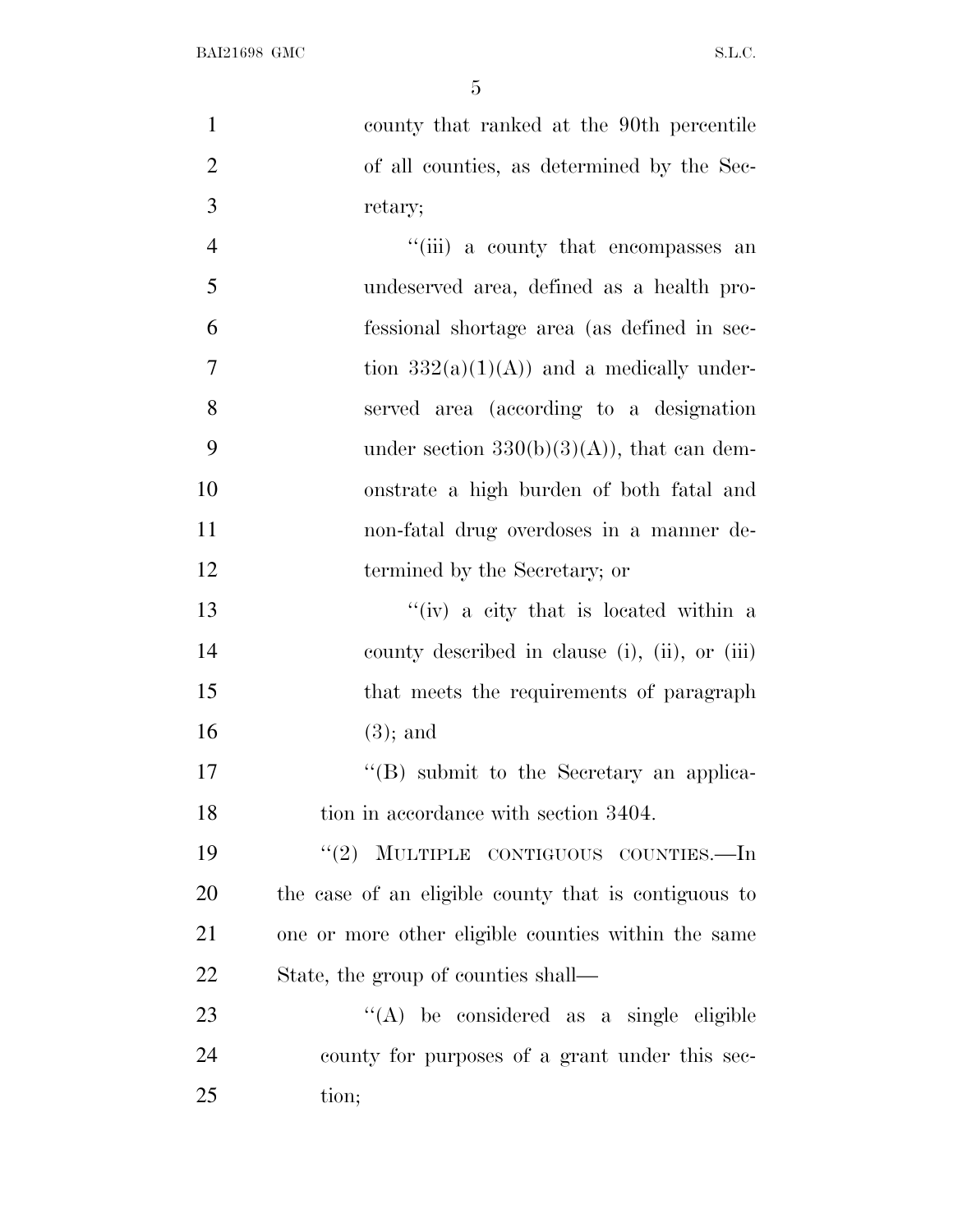county that ranked at the 90th percentile of all counties, as determined by the Secretary;

"(iii) a county that encompasses an undeserved area, defined as a health professional shortage area (as defined in section 332(a)(1)(A)) and a medically underserved area (according to a designation under section 330(b)(3)(A)), that can demonstrate a high burden of both fatal and non-fatal drug overdoses in a manner determined by the Secretary; or

"(iv) a city that is located within a county described in clause (i), (ii), or (iii) that meets the requirements of paragraph (3); and

"(B) submit to the Secretary an application in accordance with section 3404.

"(2) MULTIPLE CONTIGUOUS COUNTIES.—In the case of an eligible county that is contiguous to one or more other eligible counties within the same State, the group of counties shall—

"(A) be considered as a single eligible county for purposes of a grant under this section;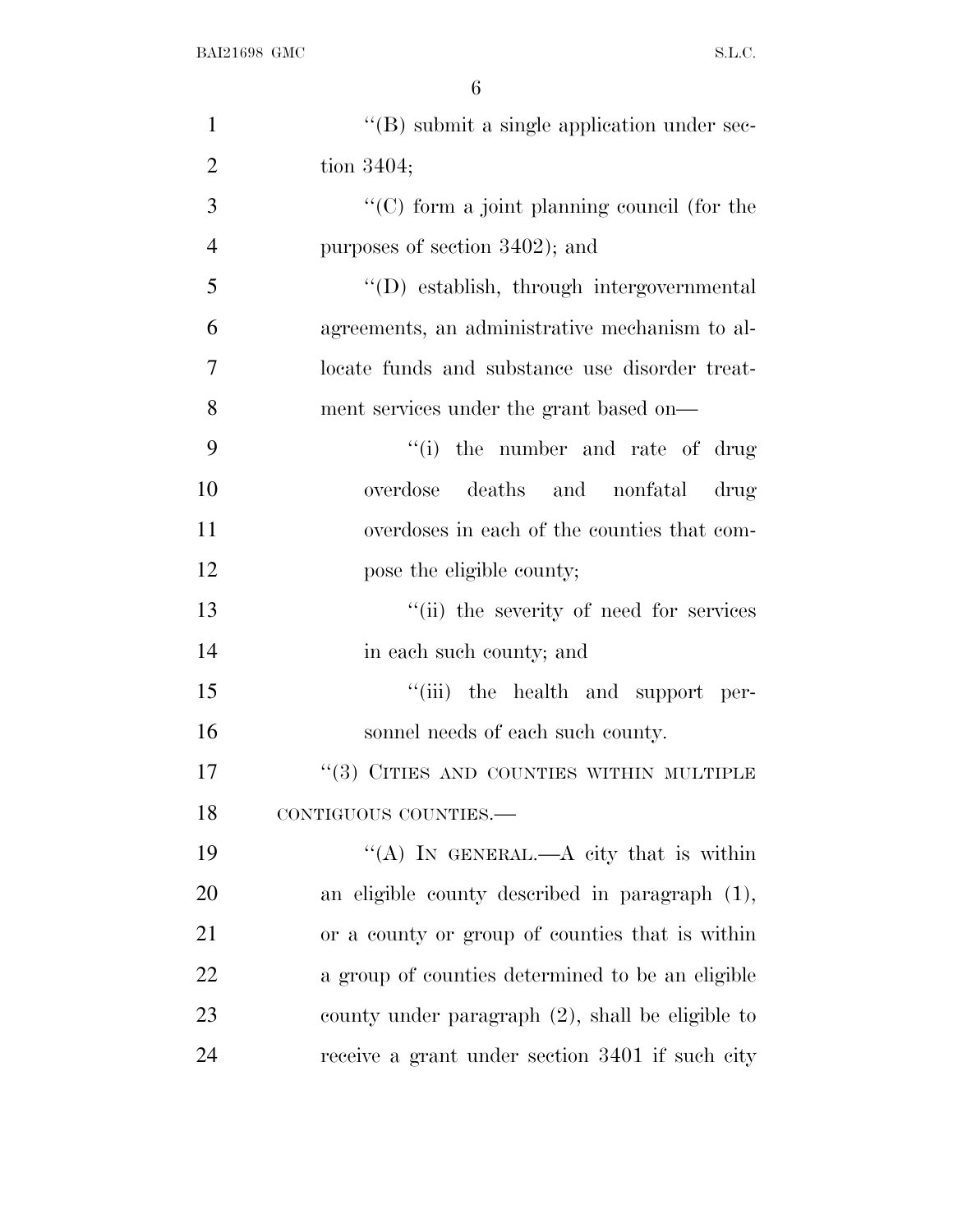''(B) submit a single application under section 3404;

''(C) form a joint planning council (for the purposes of section 3402); and

''(D) establish, through intergovernmental agreements, an administrative mechanism to allocate funds and substance use disorder treatment services under the grant based on—

''(i) the number and rate of drug overdose deaths and nonfatal drug overdoses in each of the counties that compose the eligible county;

''(ii) the severity of need for services in each such county; and

''(iii) the health and support personnel needs of each such county.

''(3) CITIES AND COUNTIES WITHIN MULTIPLE CONTIGUOUS COUNTIES.—

''(A) IN GENERAL.—A city that is within an eligible county described in paragraph (1), or a county or group of counties that is within a group of counties determined to be an eligible county under paragraph (2), shall be eligible to receive a grant under section 3401 if such city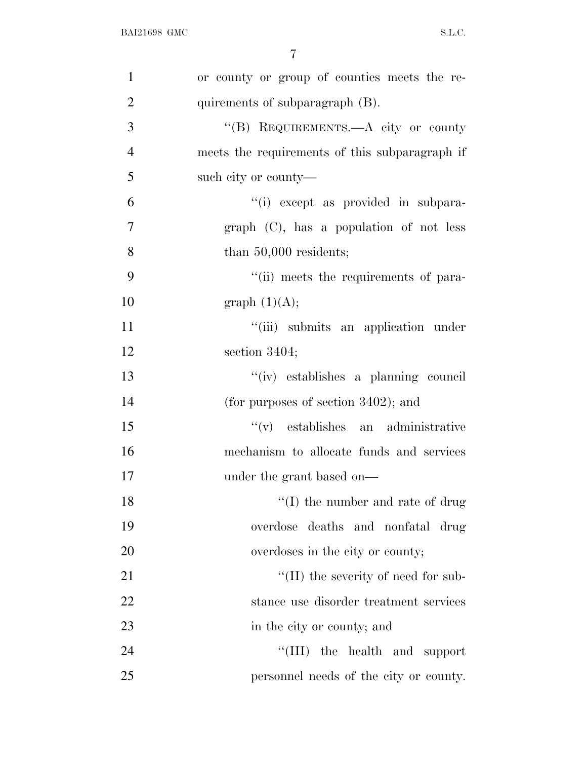or county or group of counties meets the requirements of subparagraph (B).

"(B) REQUIREMENTS.—A city or county meets the requirements of this subparagraph if such city or county—

"(i) except as provided in subparagraph (C), has a population of not less than 50,000 residents;

"(ii) meets the requirements of paragraph (1)(A);

"(iii) submits an application under section 3404;

"(iv) establishes a planning council (for purposes of section 3402); and

"(v) establishes an administrative mechanism to allocate funds and services under the grant based on—

"(I) the number and rate of drug overdose deaths and nonfatal drug overdoses in the city or county;

"(II) the severity of need for substance use disorder treatment services in the city or county; and

"(III) the health and support personnel needs of the city or county.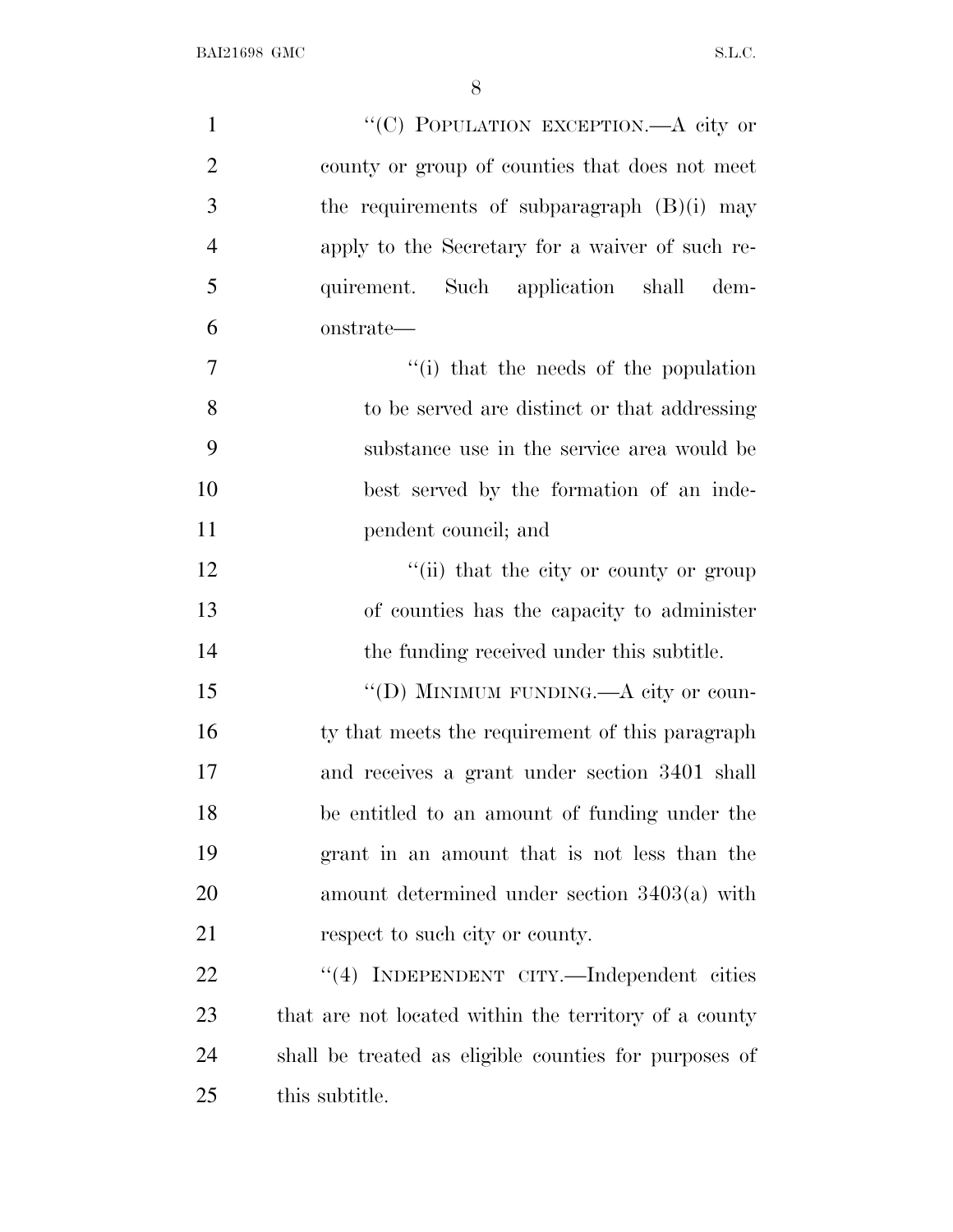"(C) POPULATION EXCEPTION.—A city or county or group of counties that does not meet the requirements of subparagraph (B)(i) may apply to the Secretary for a waiver of such requirement. Such application shall demonstrate—

"(i) that the needs of the population to be served are distinct or that addressing substance use in the service area would be best served by the formation of an independent council; and

"(ii) that the city or county or group of counties has the capacity to administer the funding received under this subtitle.

"(D) MINIMUM FUNDING.—A city or county that meets the requirement of this paragraph and receives a grant under section 3401 shall be entitled to an amount of funding under the grant in an amount that is not less than the amount determined under section 3403(a) with respect to such city or county.

"(4) INDEPENDENT CITY.—Independent cities that are not located within the territory of a county shall be treated as eligible counties for purposes of this subtitle.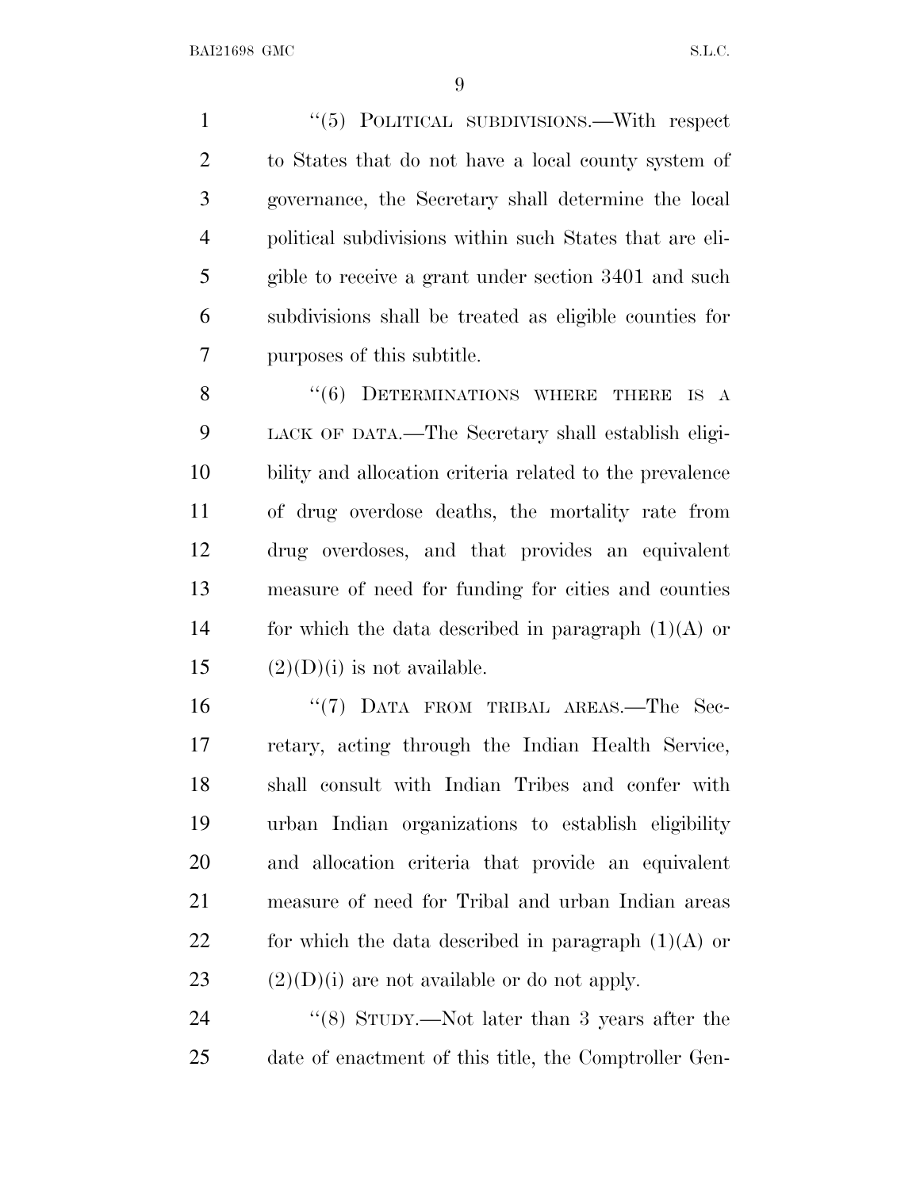"(5) POLITICAL SUBDIVISIONS.—With respect to States that do not have a local county system of governance, the Secretary shall determine the local political subdivisions within such States that are eligible to receive a grant under section 3401 and such subdivisions shall be treated as eligible counties for purposes of this subtitle.

"(6) DETERMINATIONS WHERE THERE IS A LACK OF DATA.—The Secretary shall establish eligibility and allocation criteria related to the prevalence of drug overdose deaths, the mortality rate from drug overdoses, and that provides an equivalent measure of need for funding for cities and counties for which the data described in paragraph (1)(A) or (2)(D)(i) is not available.

"(7) DATA FROM TRIBAL AREAS.—The Secretary, acting through the Indian Health Service, shall consult with Indian Tribes and confer with urban Indian organizations to establish eligibility and allocation criteria that provide an equivalent measure of need for Tribal and urban Indian areas for which the data described in paragraph (1)(A) or (2)(D)(i) are not available or do not apply.

"(8) STUDY.—Not later than 3 years after the date of enactment of this title, the Comptroller Gen-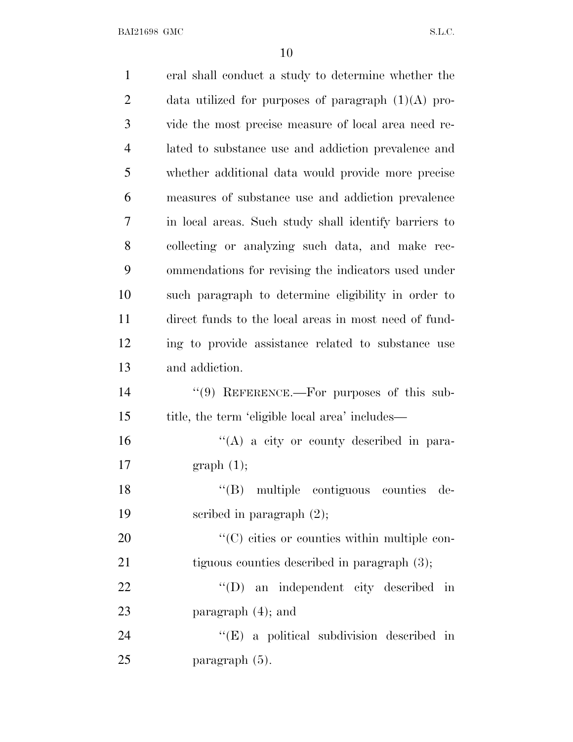eral shall conduct a study to determine whether the data utilized for purposes of paragraph (1)(A) provide the most precise measure of local area need related to substance use and addiction prevalence and whether additional data would provide more precise measures of substance use and addiction prevalence in local areas. Such study shall identify barriers to collecting or analyzing such data, and make recommendations for revising the indicators used under such paragraph to determine eligibility in order to direct funds to the local areas in most need of funding to provide assistance related to substance use and addiction.

"(9) REFERENCE.—For purposes of this subtitle, the term 'eligible local area' includes—

"(A) a city or county described in paragraph (1);

"(B) multiple contiguous counties described in paragraph (2);

"(C) cities or counties within multiple contiguous counties described in paragraph (3);

"(D) an independent city described in paragraph (4); and

"(E) a political subdivision described in paragraph (5).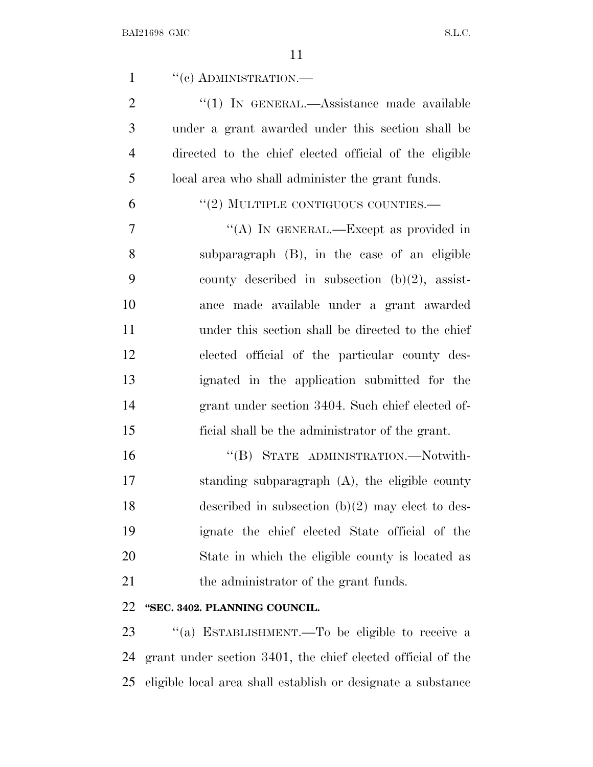"(c) ADMINISTRATION.—

"(1) IN GENERAL.—Assistance made available under a grant awarded under this section shall be directed to the chief elected official of the eligible local area who shall administer the grant funds.

"(2) MULTIPLE CONTIGUOUS COUNTIES.—

"(A) IN GENERAL.—Except as provided in subparagraph (B), in the case of an eligible county described in subsection (b)(2), assistance made available under a grant awarded under this section shall be directed to the chief elected official of the particular county designated in the application submitted for the grant under section 3404. Such chief elected official shall be the administrator of the grant.

"(B) STATE ADMINISTRATION.—Notwithstanding subparagraph (A), the eligible county described in subsection (b)(2) may elect to designate the chief elected State official of the State in which the eligible county is located as the administrator of the grant funds.

**"SEC. 3402. PLANNING COUNCIL.**

"(a) ESTABLISHMENT.—To be eligible to receive a grant under section 3401, the chief elected official of the eligible local area shall establish or designate a substance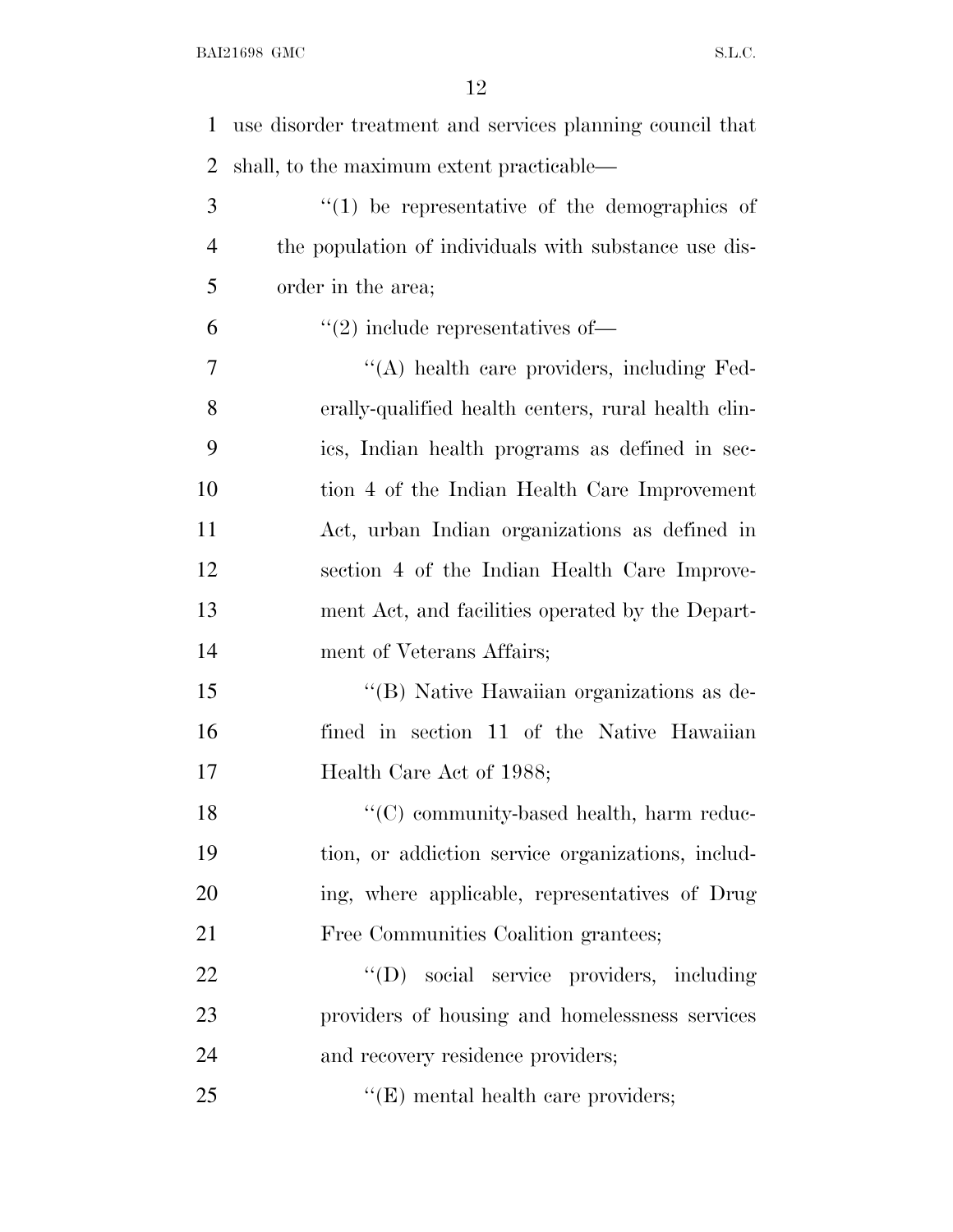use disorder treatment and services planning council that shall, to the maximum extent practicable—

"(1) be representative of the demographics of the population of individuals with substance use disorder in the area;

"(2) include representatives of—

"(A) health care providers, including Federally-qualified health centers, rural health clinics, Indian health programs as defined in section 4 of the Indian Health Care Improvement Act, urban Indian organizations as defined in section 4 of the Indian Health Care Improvement Act, and facilities operated by the Department of Veterans Affairs;

"(B) Native Hawaiian organizations as defined in section 11 of the Native Hawaiian Health Care Act of 1988;

"(C) community-based health, harm reduction, or addiction service organizations, including, where applicable, representatives of Drug Free Communities Coalition grantees;

"(D) social service providers, including providers of housing and homelessness services and recovery residence providers;

"(E) mental health care providers;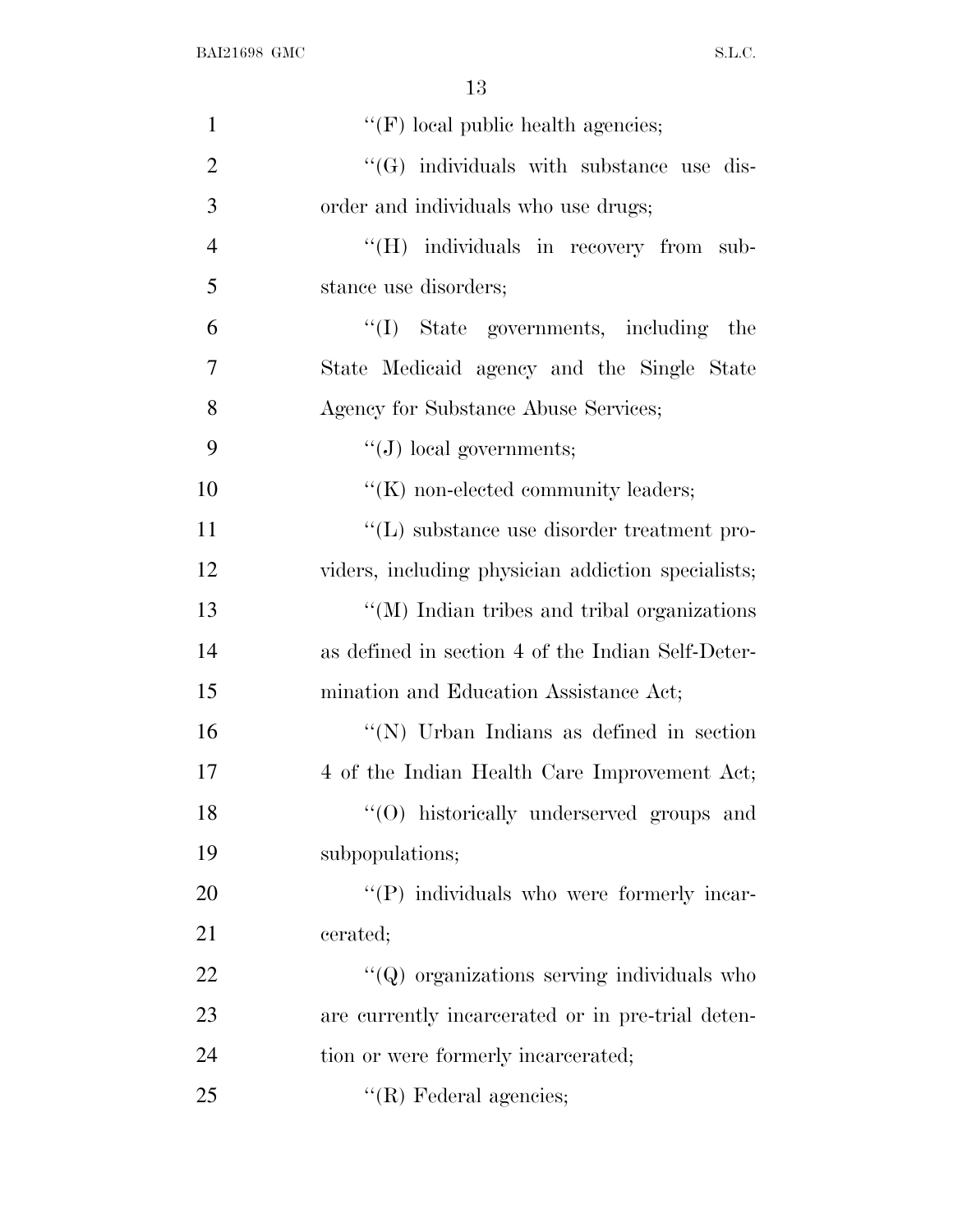''(F) local public health agencies;

''(G) individuals with substance use disorder and individuals who use drugs;

''(H) individuals in recovery from substance use disorders;

''(I) State governments, including the State Medicaid agency and the Single State Agency for Substance Abuse Services;

''(J) local governments;

''(K) non-elected community leaders;

''(L) substance use disorder treatment providers, including physician addiction specialists;

''(M) Indian tribes and tribal organizations as defined in section 4 of the Indian Self-Determination and Education Assistance Act;

''(N) Urban Indians as defined in section 4 of the Indian Health Care Improvement Act;

''(O) historically underserved groups and subpopulations;

''(P) individuals who were formerly incarcerated;

''(Q) organizations serving individuals who are currently incarcerated or in pre-trial detention or were formerly incarcerated;

''(R) Federal agencies;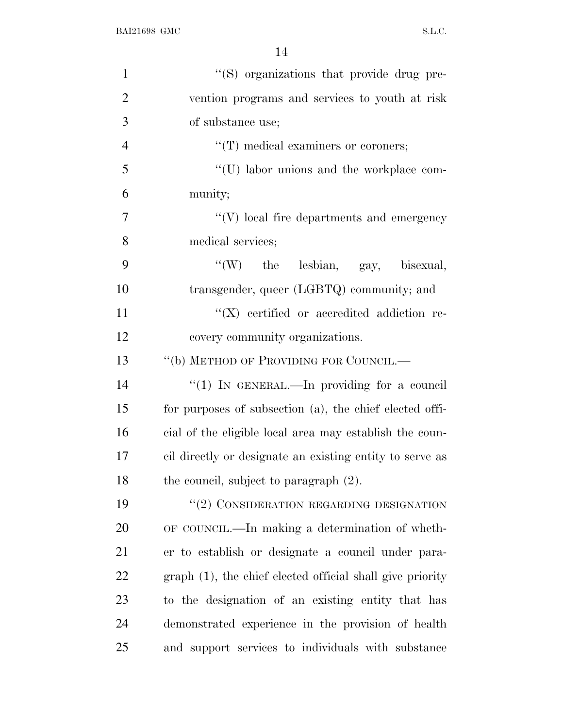"(S) organizations that provide drug prevention programs and services to youth at risk of substance use;

"(T) medical examiners or coroners;

"(U) labor unions and the workplace community;

"(V) local fire departments and emergency medical services;

"(W) the lesbian, gay, bisexual, transgender, queer (LGBTQ) community; and

"(X) certified or accredited addiction recovery community organizations.

"(b) METHOD OF PROVIDING FOR COUNCIL.—

"(1) IN GENERAL.—In providing for a council for purposes of subsection (a), the chief elected official of the eligible local area may establish the council directly or designate an existing entity to serve as the council, subject to paragraph (2).

"(2) CONSIDERATION REGARDING DESIGNATION OF COUNCIL.—In making a determination of whether to establish or designate a council under paragraph (1), the chief elected official shall give priority to the designation of an existing entity that has demonstrated experience in the provision of health and support services to individuals with substance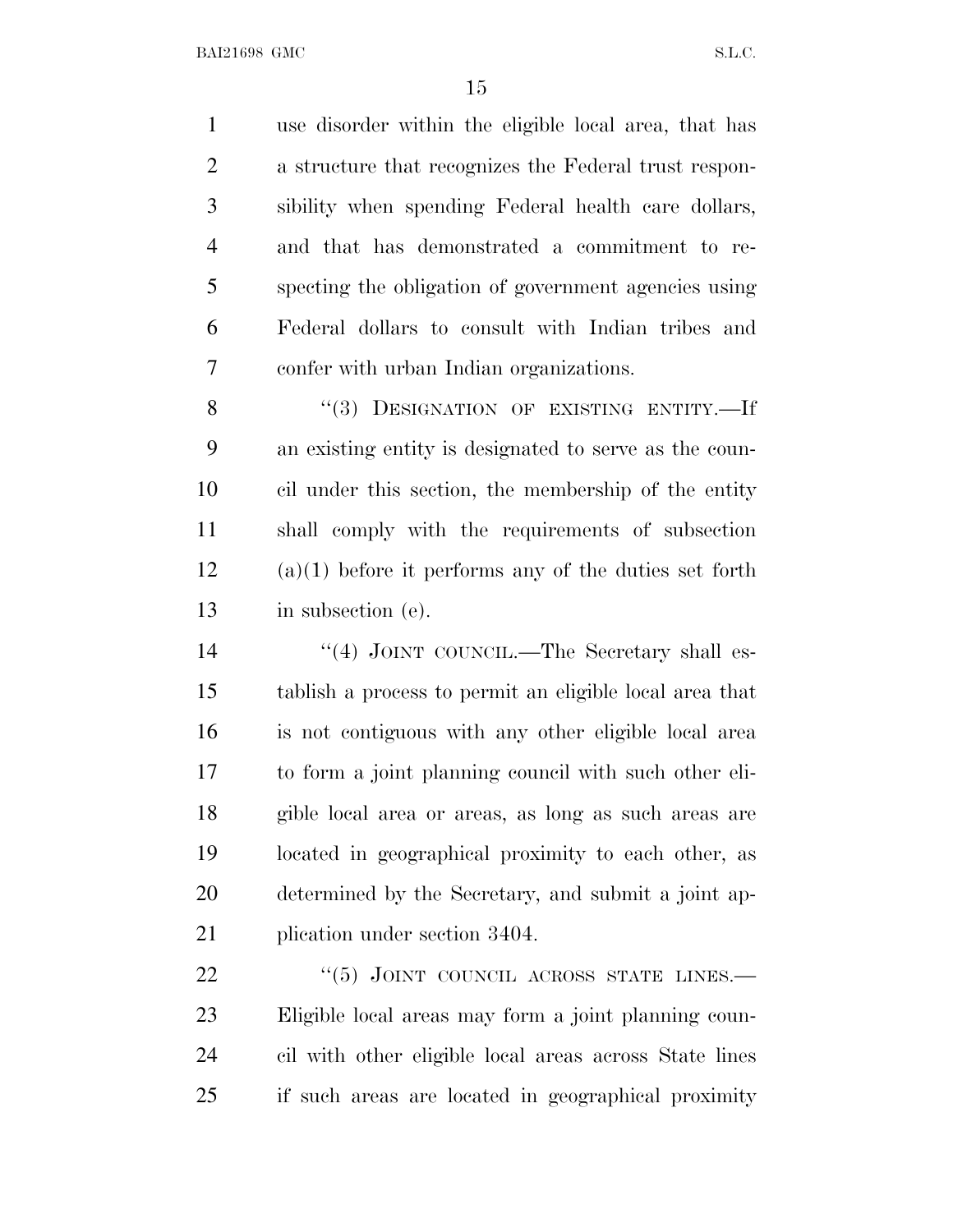use disorder within the eligible local area, that has a structure that recognizes the Federal trust responsibility when spending Federal health care dollars, and that has demonstrated a commitment to respecting the obligation of government agencies using Federal dollars to consult with Indian tribes and confer with urban Indian organizations.

"(3) DESIGNATION OF EXISTING ENTITY.—If an existing entity is designated to serve as the council under this section, the membership of the entity shall comply with the requirements of subsection (a)(1) before it performs any of the duties set forth in subsection (e).

"(4) JOINT COUNCIL.—The Secretary shall establish a process to permit an eligible local area that is not contiguous with any other eligible local area to form a joint planning council with such other eligible local area or areas, as long as such areas are located in geographical proximity to each other, as determined by the Secretary, and submit a joint application under section 3404.

"(5) JOINT COUNCIL ACROSS STATE LINES.—Eligible local areas may form a joint planning council with other eligible local areas across State lines if such areas are located in geographical proximity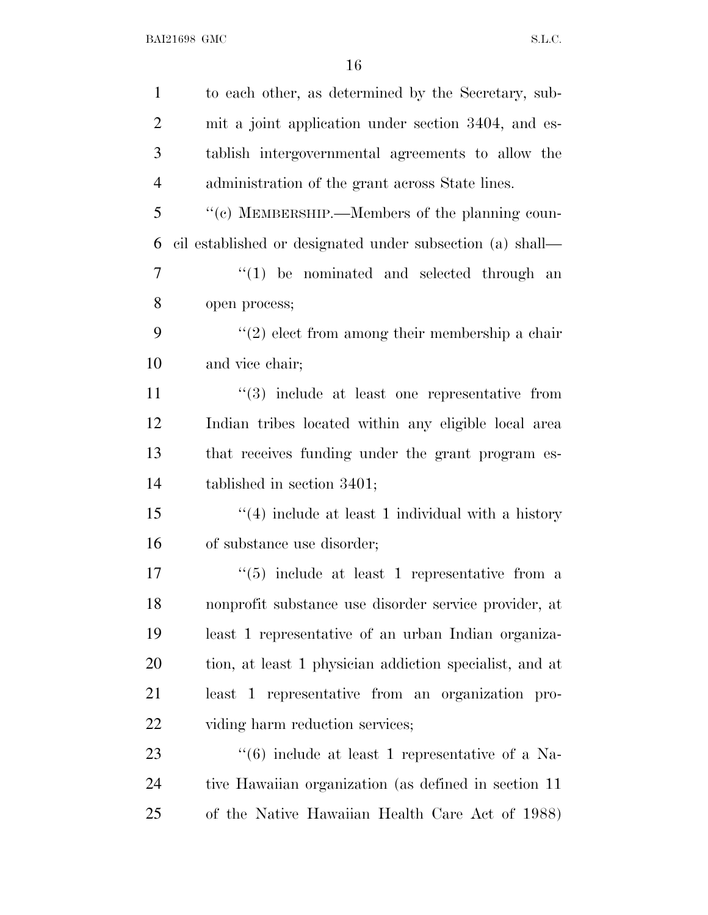to each other, as determined by the Secretary, submit a joint application under section 3404, and establish intergovernmental agreements to allow the administration of the grant across State lines.

''(c) MEMBERSHIP.—Members of the planning council established or designated under subsection (a) shall—

''(1) be nominated and selected through an open process;

''(2) elect from among their membership a chair and vice chair;

''(3) include at least one representative from Indian tribes located within any eligible local area that receives funding under the grant program established in section 3401;

''(4) include at least 1 individual with a history of substance use disorder;

''(5) include at least 1 representative from a nonprofit substance use disorder service provider, at least 1 representative of an urban Indian organization, at least 1 physician addiction specialist, and at least 1 representative from an organization providing harm reduction services;

''(6) include at least 1 representative of a Native Hawaiian organization (as defined in section 11 of the Native Hawaiian Health Care Act of 1988)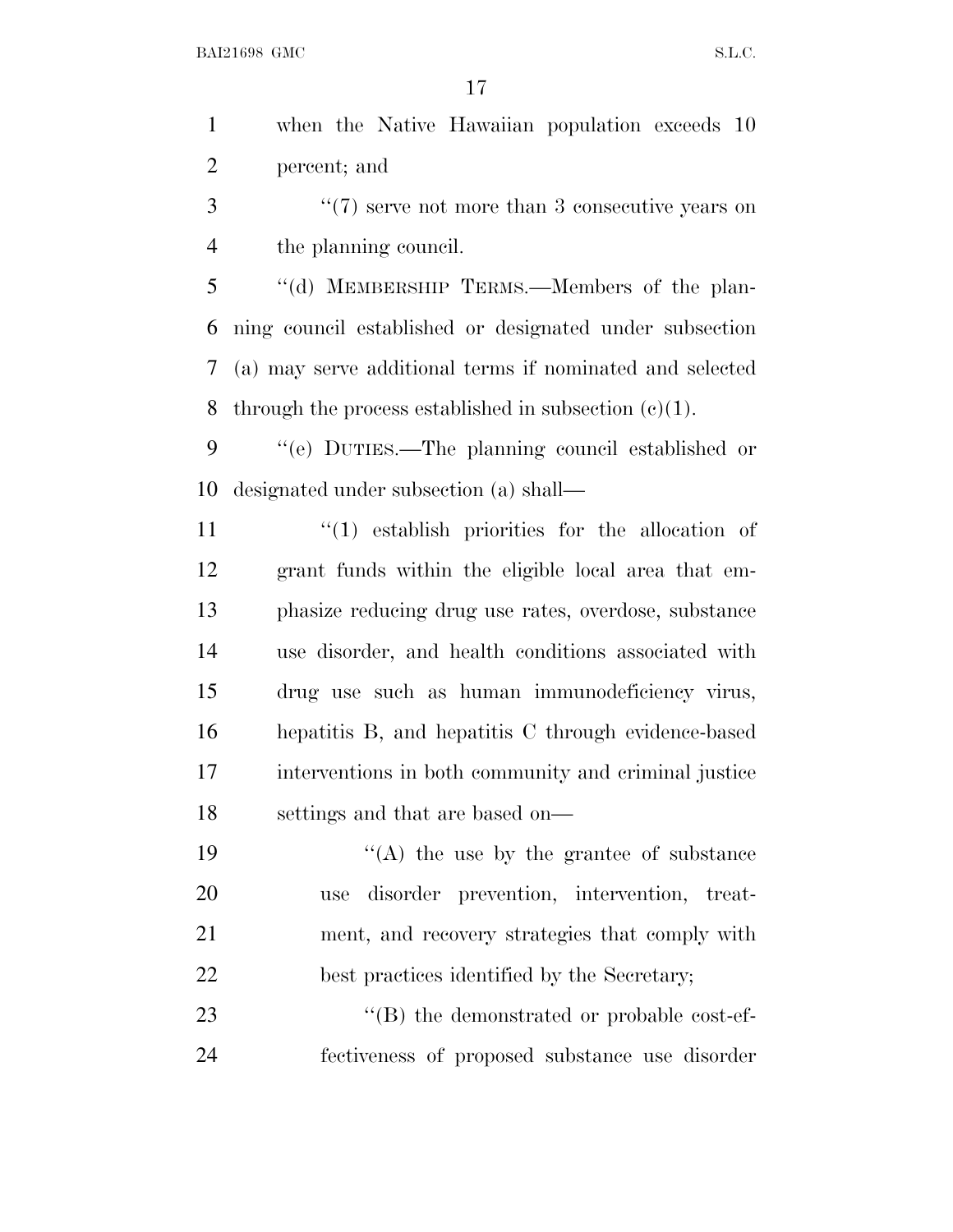when the Native Hawaiian population exceeds 10 percent; and

''(7) serve not more than 3 consecutive years on the planning council.

''(d) MEMBERSHIP TERMS.—Members of the planning council established or designated under subsection (a) may serve additional terms if nominated and selected through the process established in subsection (c)(1).

''(e) DUTIES.—The planning council established or designated under subsection (a) shall—

''(1) establish priorities for the allocation of grant funds within the eligible local area that emphasize reducing drug use rates, overdose, substance use disorder, and health conditions associated with drug use such as human immunodeficiency virus, hepatitis B, and hepatitis C through evidence-based interventions in both community and criminal justice settings and that are based on—

''(A) the use by the grantee of substance use disorder prevention, intervention, treatment, and recovery strategies that comply with best practices identified by the Secretary;

''(B) the demonstrated or probable cost-effectiveness of proposed substance use disorder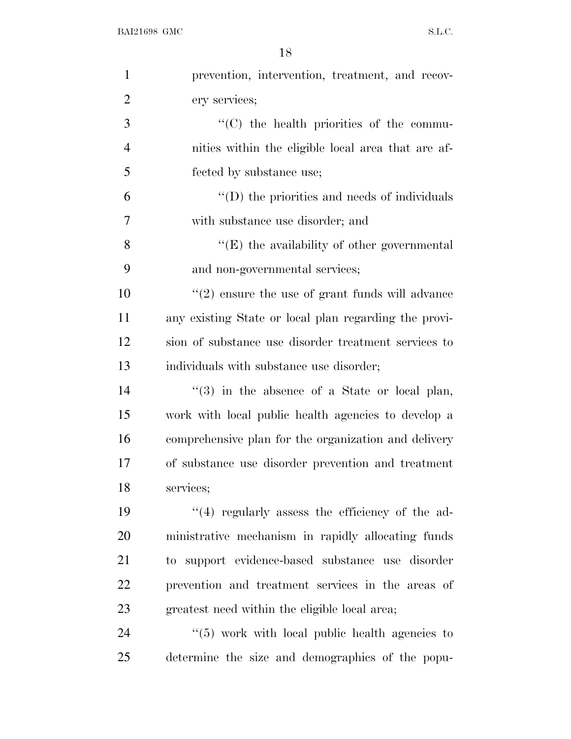prevention, intervention, treatment, and recovery services;

''(C) the health priorities of the communities within the eligible local area that are affected by substance use;

''(D) the priorities and needs of individuals with substance use disorder; and

''(E) the availability of other governmental and non-governmental services;

''(2) ensure the use of grant funds will advance any existing State or local plan regarding the provision of substance use disorder treatment services to individuals with substance use disorder;

''(3) in the absence of a State or local plan, work with local public health agencies to develop a comprehensive plan for the organization and delivery of substance use disorder prevention and treatment services;

''(4) regularly assess the efficiency of the administrative mechanism in rapidly allocating funds to support evidence-based substance use disorder prevention and treatment services in the areas of greatest need within the eligible local area;

''(5) work with local public health agencies to determine the size and demographics of the popu-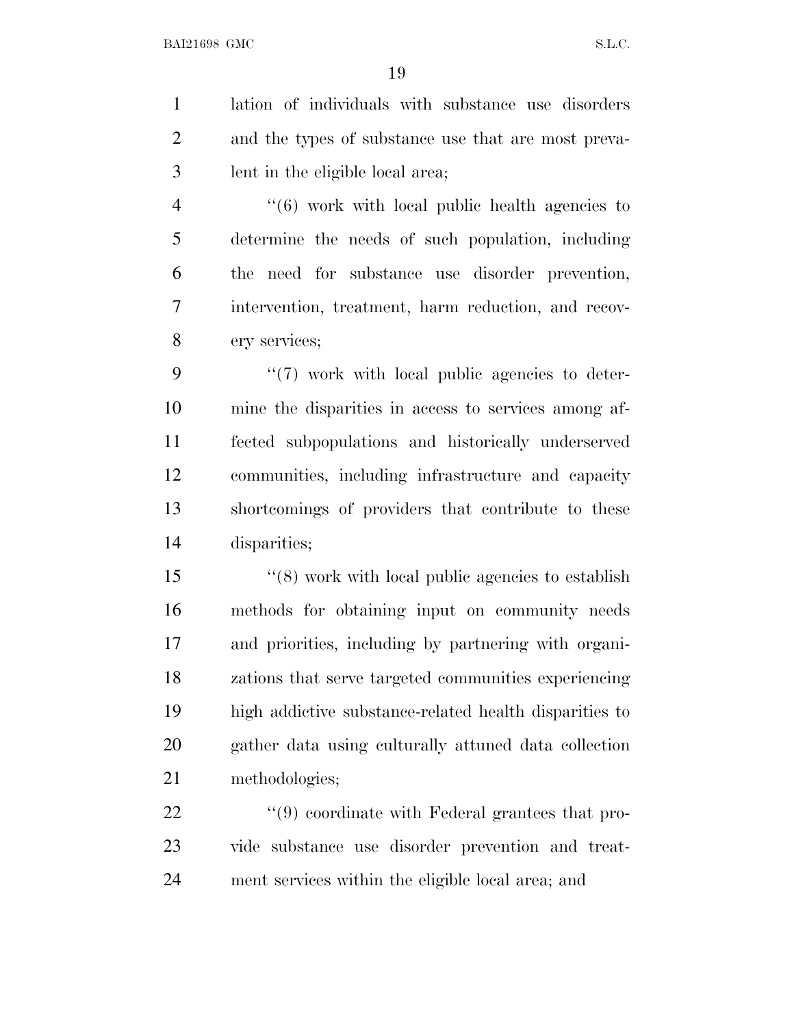lation of individuals with substance use disorders and the types of substance use that are most prevalent in the eligible local area;

''(6) work with local public health agencies to determine the needs of such population, including the need for substance use disorder prevention, intervention, treatment, harm reduction, and recovery services;

''(7) work with local public agencies to determine the disparities in access to services among affected subpopulations and historically underserved communities, including infrastructure and capacity shortcomings of providers that contribute to these disparities;

''(8) work with local public agencies to establish methods for obtaining input on community needs and priorities, including by partnering with organizations that serve targeted communities experiencing high addictive substance-related health disparities to gather data using culturally attuned data collection methodologies;

''(9) coordinate with Federal grantees that provide substance use disorder prevention and treatment services within the eligible local area; and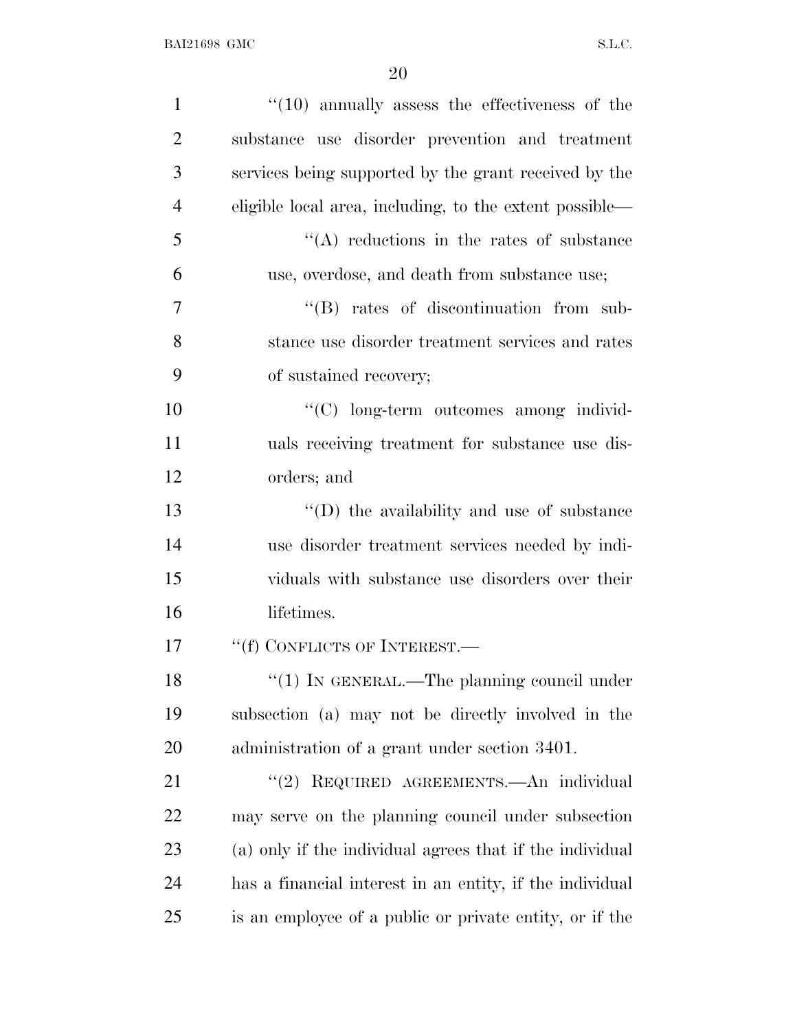"(10) annually assess the effectiveness of the substance use disorder prevention and treatment services being supported by the grant received by the eligible local area, including, to the extent possible—

"(A) reductions in the rates of substance use, overdose, and death from substance use;

"(B) rates of discontinuation from substance use disorder treatment services and rates of sustained recovery;

"(C) long-term outcomes among individuals receiving treatment for substance use disorders; and

"(D) the availability and use of substance use disorder treatment services needed by individuals with substance use disorders over their lifetimes.

"(f) CONFLICTS OF INTEREST.—

"(1) IN GENERAL.—The planning council under subsection (a) may not be directly involved in the administration of a grant under section 3401.

"(2) REQUIRED AGREEMENTS.—An individual may serve on the planning council under subsection (a) only if the individual agrees that if the individual has a financial interest in an entity, if the individual is an employee of a public or private entity, or if the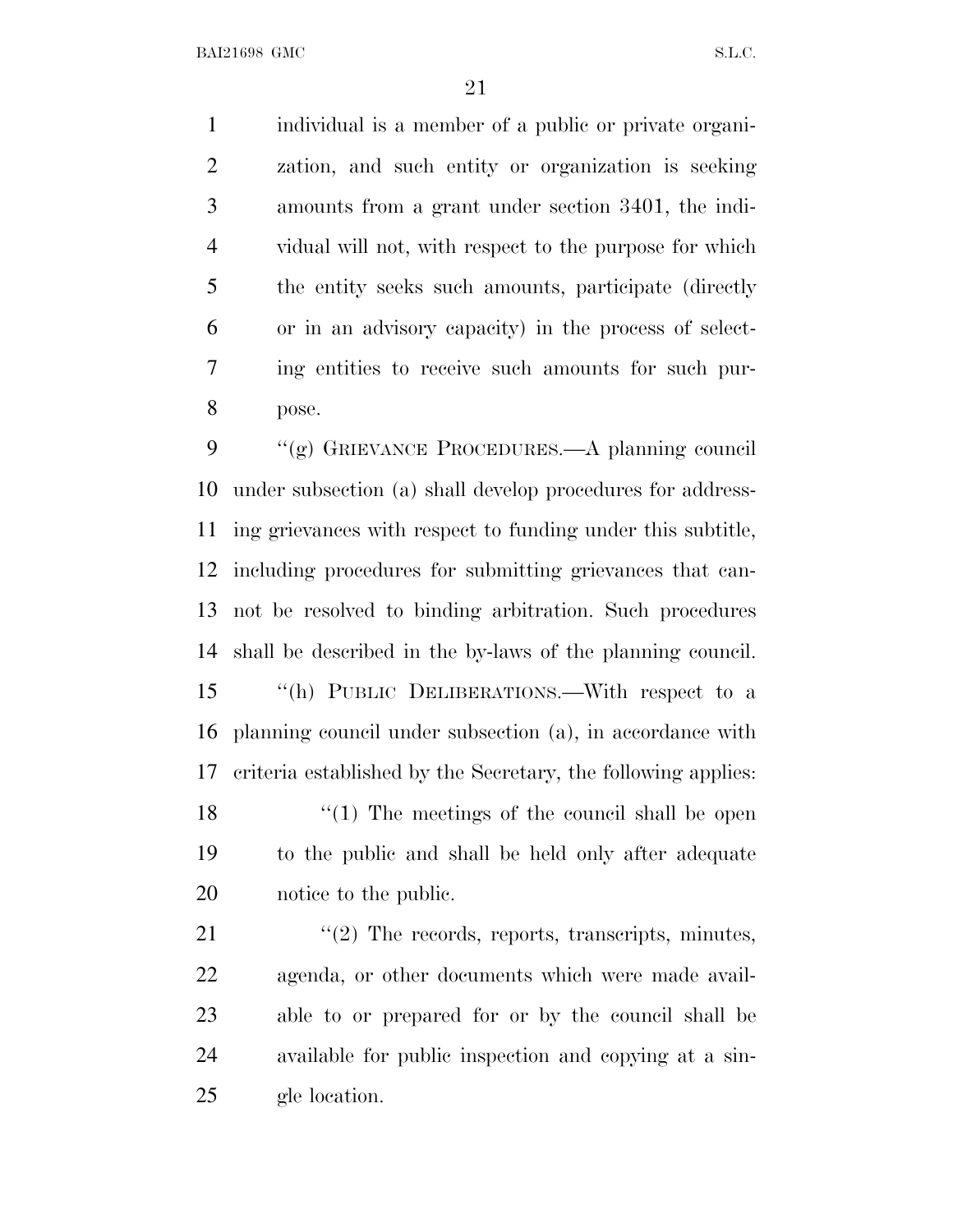individual is a member of a public or private organization, and such entity or organization is seeking amounts from a grant under section 3401, the individual will not, with respect to the purpose for which the entity seeks such amounts, participate (directly or in an advisory capacity) in the process of selecting entities to receive such amounts for such purpose.

"(g) GRIEVANCE PROCEDURES.—A planning council under subsection (a) shall develop procedures for addressing grievances with respect to funding under this subtitle, including procedures for submitting grievances that cannot be resolved to binding arbitration. Such procedures shall be described in the by-laws of the planning council.

"(h) PUBLIC DELIBERATIONS.—With respect to a planning council under subsection (a), in accordance with criteria established by the Secretary, the following applies:

"(1) The meetings of the council shall be open to the public and shall be held only after adequate notice to the public.

"(2) The records, reports, transcripts, minutes, agenda, or other documents which were made available to or prepared for or by the council shall be available for public inspection and copying at a single location.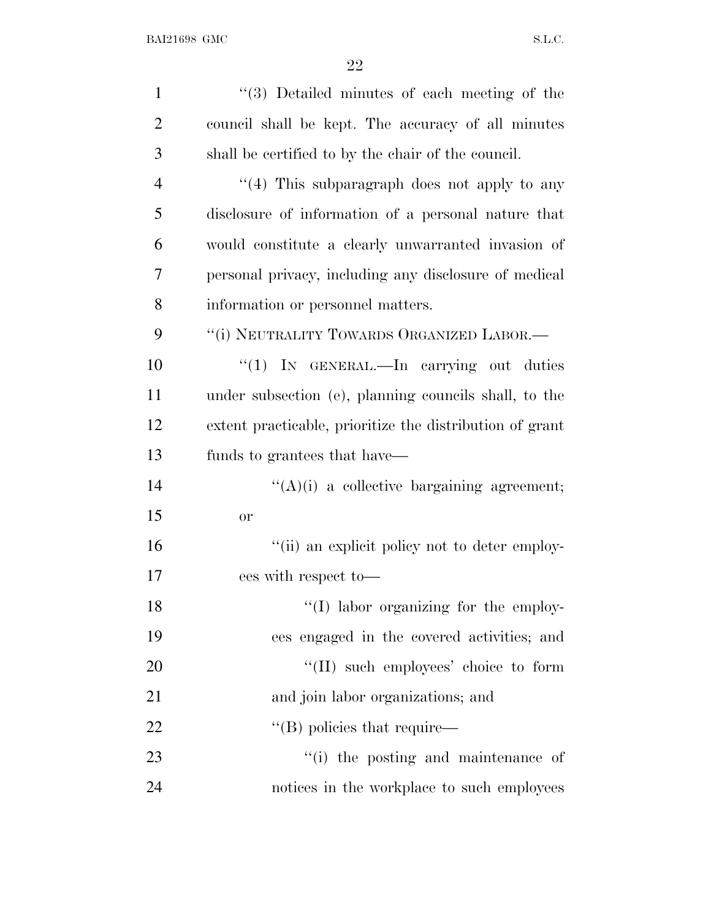"(3) Detailed minutes of each meeting of the council shall be kept. The accuracy of all minutes shall be certified to by the chair of the council.

"(4) This subparagraph does not apply to any disclosure of information of a personal nature that would constitute a clearly unwarranted invasion of personal privacy, including any disclosure of medical information or personnel matters.

"(i) NEUTRALITY TOWARDS ORGANIZED LABOR.—

"(1) IN GENERAL.—In carrying out duties under subsection (e), planning councils shall, to the extent practicable, prioritize the distribution of grant funds to grantees that have—

"(A)(i) a collective bargaining agreement; or

"(ii) an explicit policy not to deter employees with respect to—

"(I) labor organizing for the employees engaged in the covered activities; and

"(II) such employees' choice to form and join labor organizations; and

"(B) policies that require—

"(i) the posting and maintenance of notices in the workplace to such employees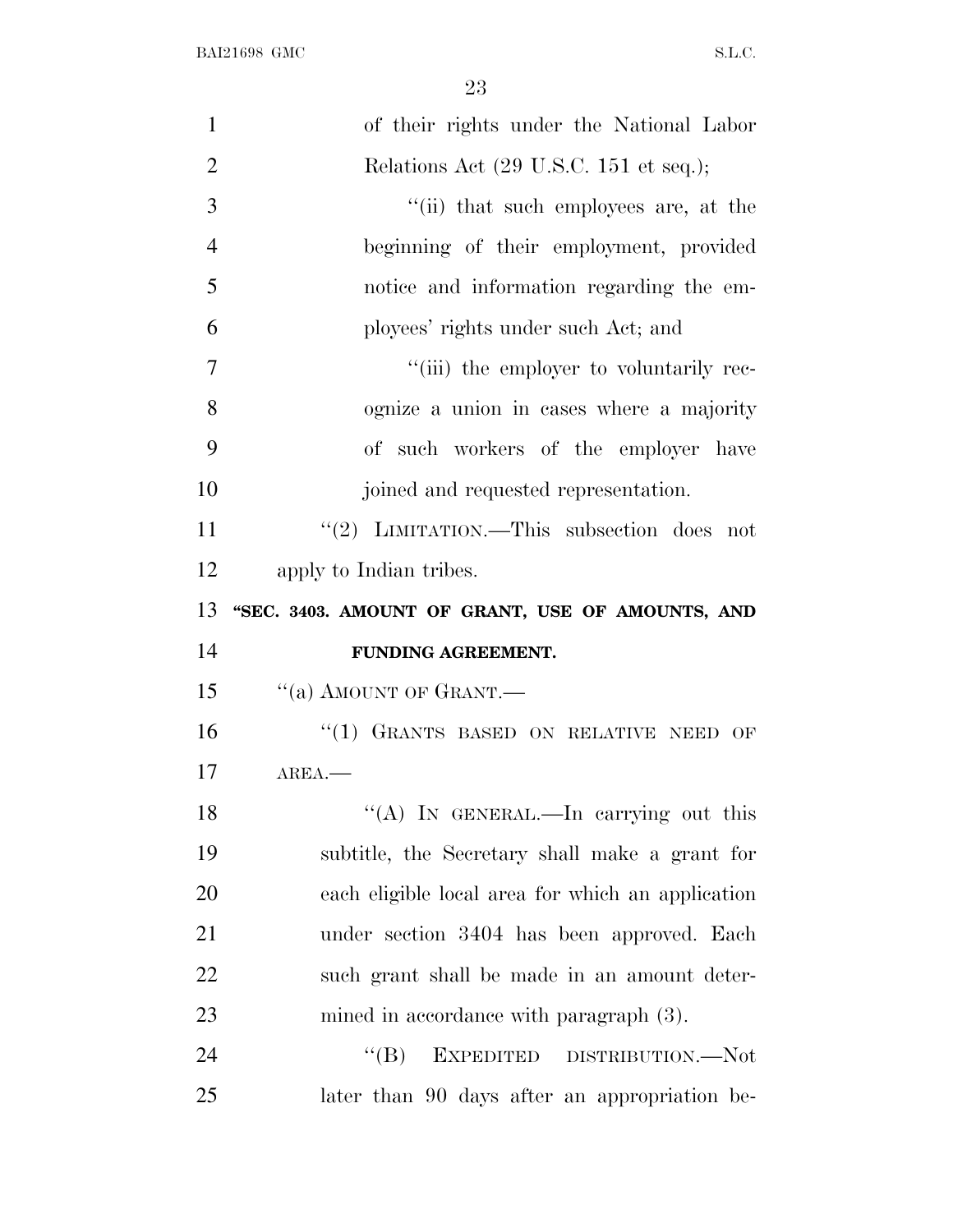of their rights under the National Labor Relations Act (29 U.S.C. 151 et seq.);

''(ii) that such employees are, at the beginning of their employment, provided notice and information regarding the employees' rights under such Act; and

''(iii) the employer to voluntarily recognize a union in cases where a majority of such workers of the employer have joined and requested representation.

''(2) LIMITATION.—This subsection does not apply to Indian tribes.

**''SEC. 3403. AMOUNT OF GRANT, USE OF AMOUNTS, AND FUNDING AGREEMENT.**

''(a) AMOUNT OF GRANT.—

''(1) GRANTS BASED ON RELATIVE NEED OF AREA.—

''(A) IN GENERAL.—In carrying out this subtitle, the Secretary shall make a grant for each eligible local area for which an application under section 3404 has been approved. Each such grant shall be made in an amount determined in accordance with paragraph (3).

''(B) EXPEDITED DISTRIBUTION.—Not later than 90 days after an appropriation be-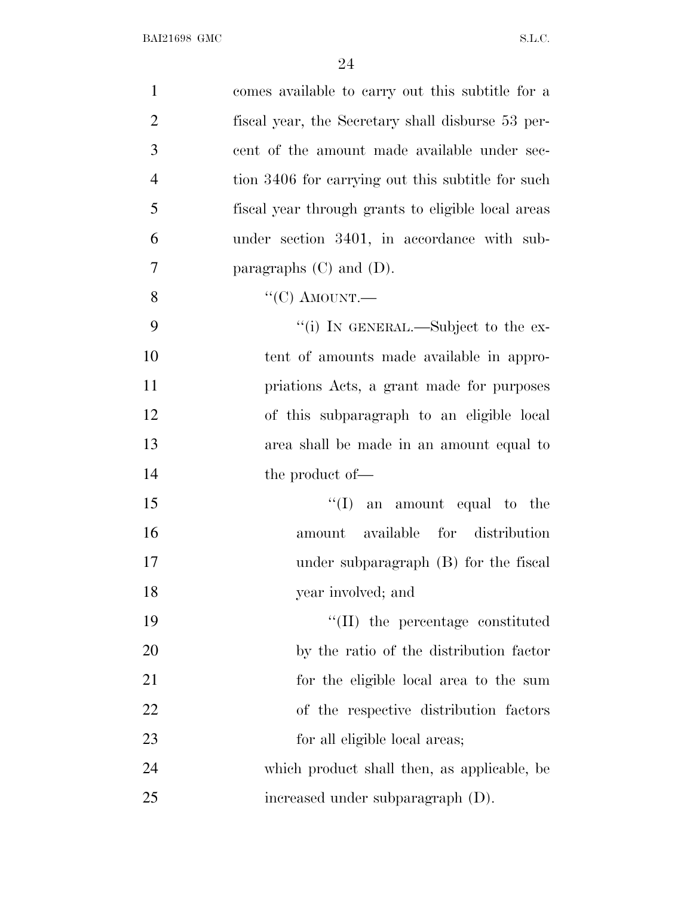comes available to carry out this subtitle for a fiscal year, the Secretary shall disburse 53 percent of the amount made available under section 3406 for carrying out this subtitle for such fiscal year through grants to eligible local areas under section 3401, in accordance with subparagraphs (C) and (D).

"(C) AMOUNT.—

"(i) IN GENERAL.—Subject to the extent of amounts made available in appropriations Acts, a grant made for purposes of this subparagraph to an eligible local area shall be made in an amount equal to the product of—

"(I) an amount equal to the amount available for distribution under subparagraph (B) for the fiscal year involved; and

"(II) the percentage constituted by the ratio of the distribution factor for the eligible local area to the sum of the respective distribution factors for all eligible local areas;

which product shall then, as applicable, be increased under subparagraph (D).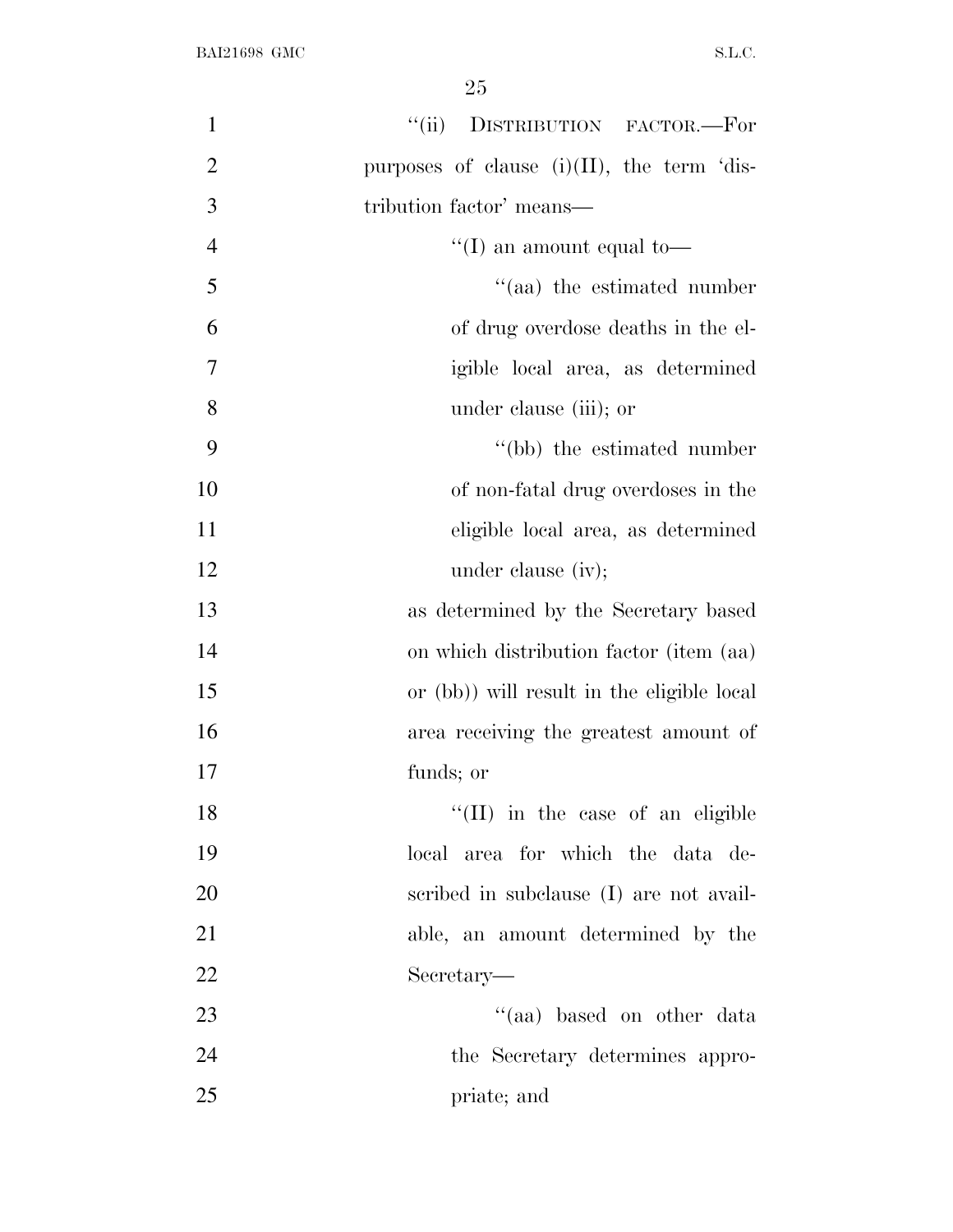"(ii) DISTRIBUTION FACTOR.—For purposes of clause (i)(II), the term 'distribution factor' means—

"(I) an amount equal to—

"(aa) the estimated number of drug overdose deaths in the eligible local area, as determined under clause (iii); or

"(bb) the estimated number of non-fatal drug overdoses in the eligible local area, as determined under clause (iv);

as determined by the Secretary based on which distribution factor (item (aa) or (bb)) will result in the eligible local area receiving the greatest amount of funds; or

"(II) in the case of an eligible local area for which the data described in subclause (I) are not available, an amount determined by the Secretary—

"(aa) based on other data the Secretary determines appropriate; and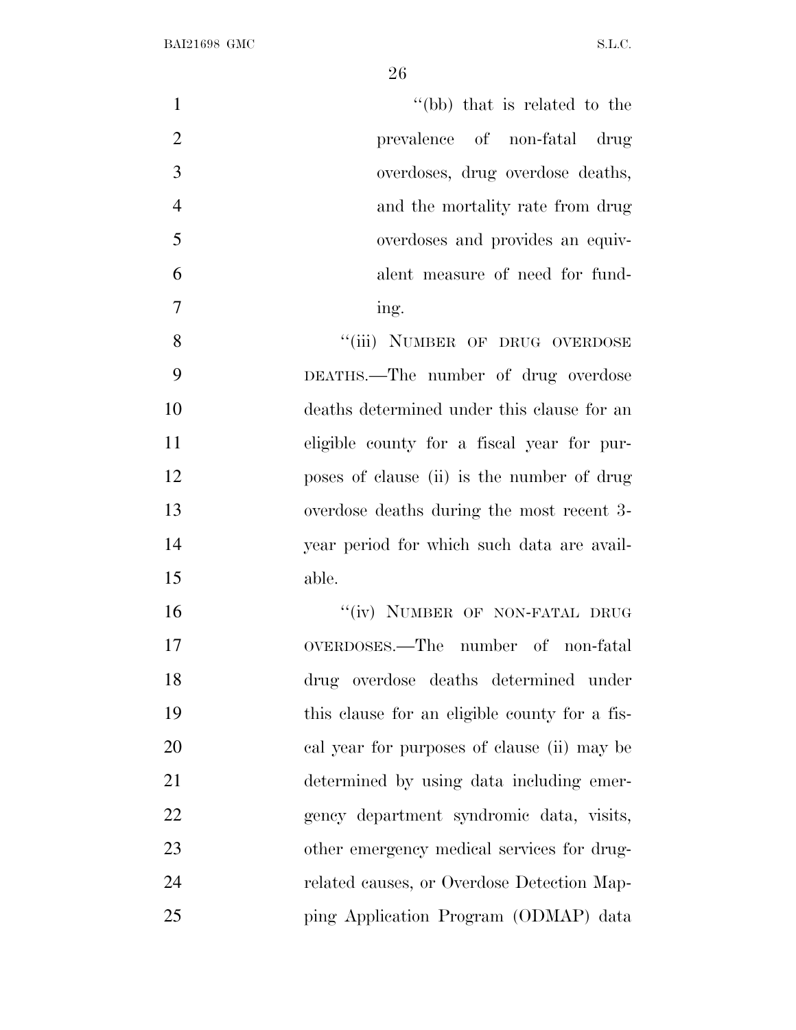"(bb) that is related to the prevalence of non-fatal drug overdoses, drug overdose deaths, and the mortality rate from drug overdoses and provides an equivalent measure of need for funding.

"(iii) NUMBER OF DRUG OVERDOSE DEATHS.—The number of drug overdose deaths determined under this clause for an eligible county for a fiscal year for purposes of clause (ii) is the number of drug overdose deaths during the most recent 3-year period for which such data are available.

"(iv) NUMBER OF NON-FATAL DRUG OVERDOSES.—The number of non-fatal drug overdose deaths determined under this clause for an eligible county for a fiscal year for purposes of clause (ii) may be determined by using data including emergency department syndromic data, visits, other emergency medical services for drug-related causes, or Overdose Detection Mapping Application Program (ODMAP) data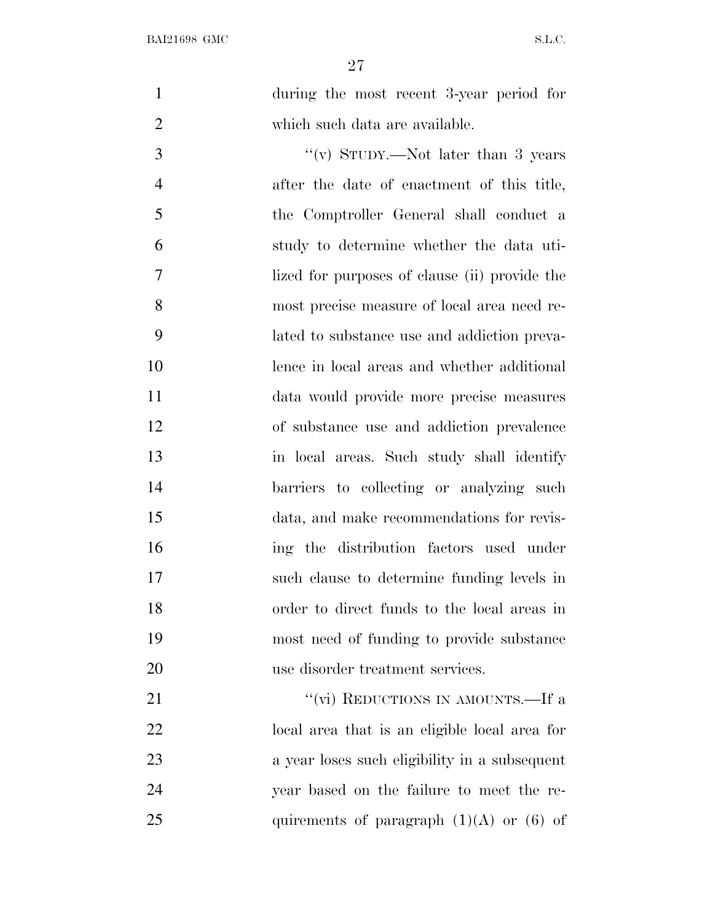during the most recent 3-year period for which such data are available.

"(v) STUDY.—Not later than 3 years after the date of enactment of this title, the Comptroller General shall conduct a study to determine whether the data utilized for purposes of clause (ii) provide the most precise measure of local area need related to substance use and addiction prevalence in local areas and whether additional data would provide more precise measures of substance use and addiction prevalence in local areas. Such study shall identify barriers to collecting or analyzing such data, and make recommendations for revising the distribution factors used under such clause to determine funding levels in order to direct funds to the local areas in most need of funding to provide substance use disorder treatment services.

"(vi) REDUCTIONS IN AMOUNTS.—If a local area that is an eligible local area for a year loses such eligibility in a subsequent year based on the failure to meet the requirements of paragraph (1)(A) or (6) of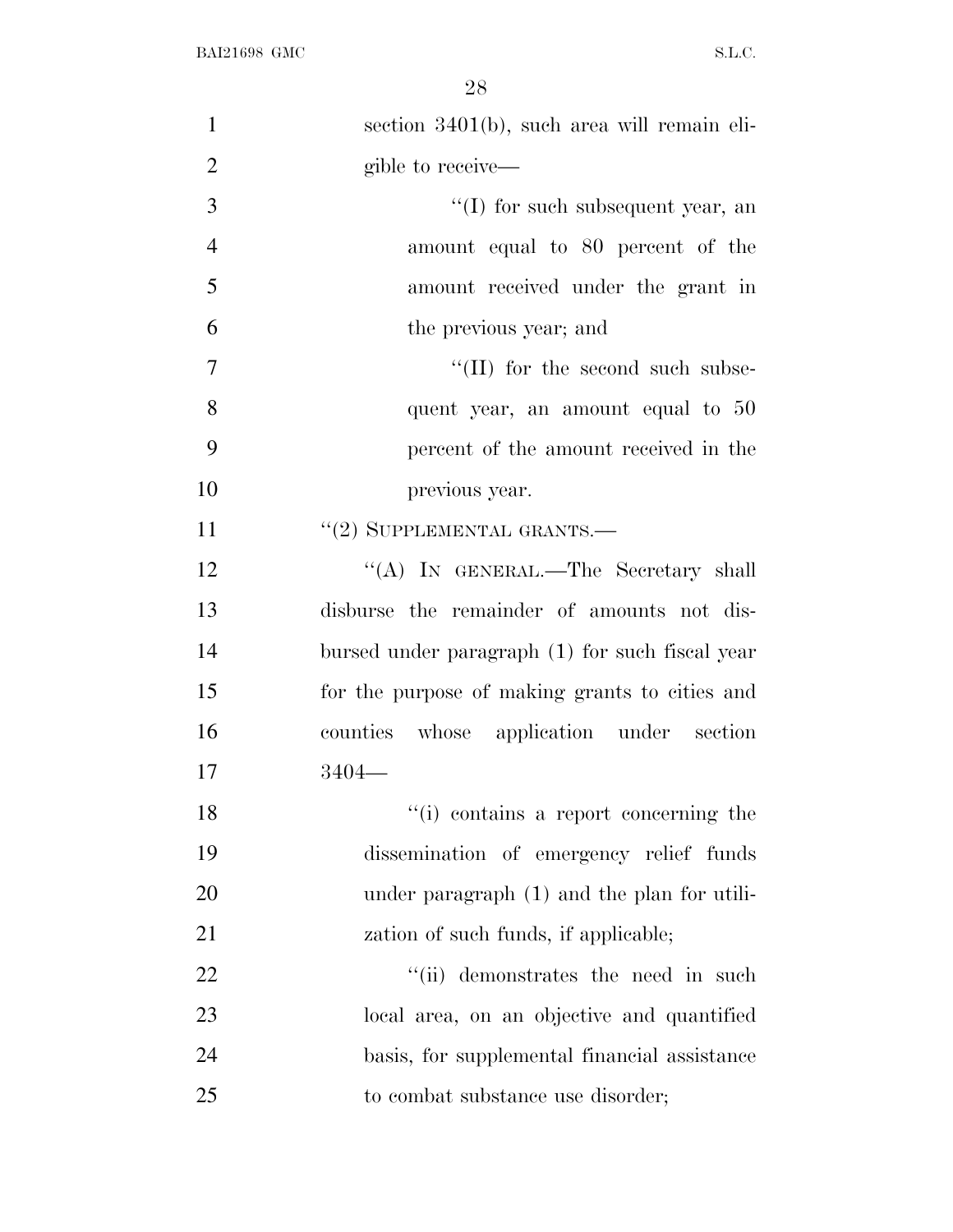section 3401(b), such area will remain eligible to receive—

''(I) for such subsequent year, an amount equal to 80 percent of the amount received under the grant in the previous year; and

''(II) for the second such subsequent year, an amount equal to 50 percent of the amount received in the previous year.

''(2) SUPPLEMENTAL GRANTS.—

''(A) IN GENERAL.—The Secretary shall disburse the remainder of amounts not disbursed under paragraph (1) for such fiscal year for the purpose of making grants to cities and counties whose application under section 3404—

''(i) contains a report concerning the dissemination of emergency relief funds under paragraph (1) and the plan for utilization of such funds, if applicable;

''(ii) demonstrates the need in such local area, on an objective and quantified basis, for supplemental financial assistance to combat substance use disorder;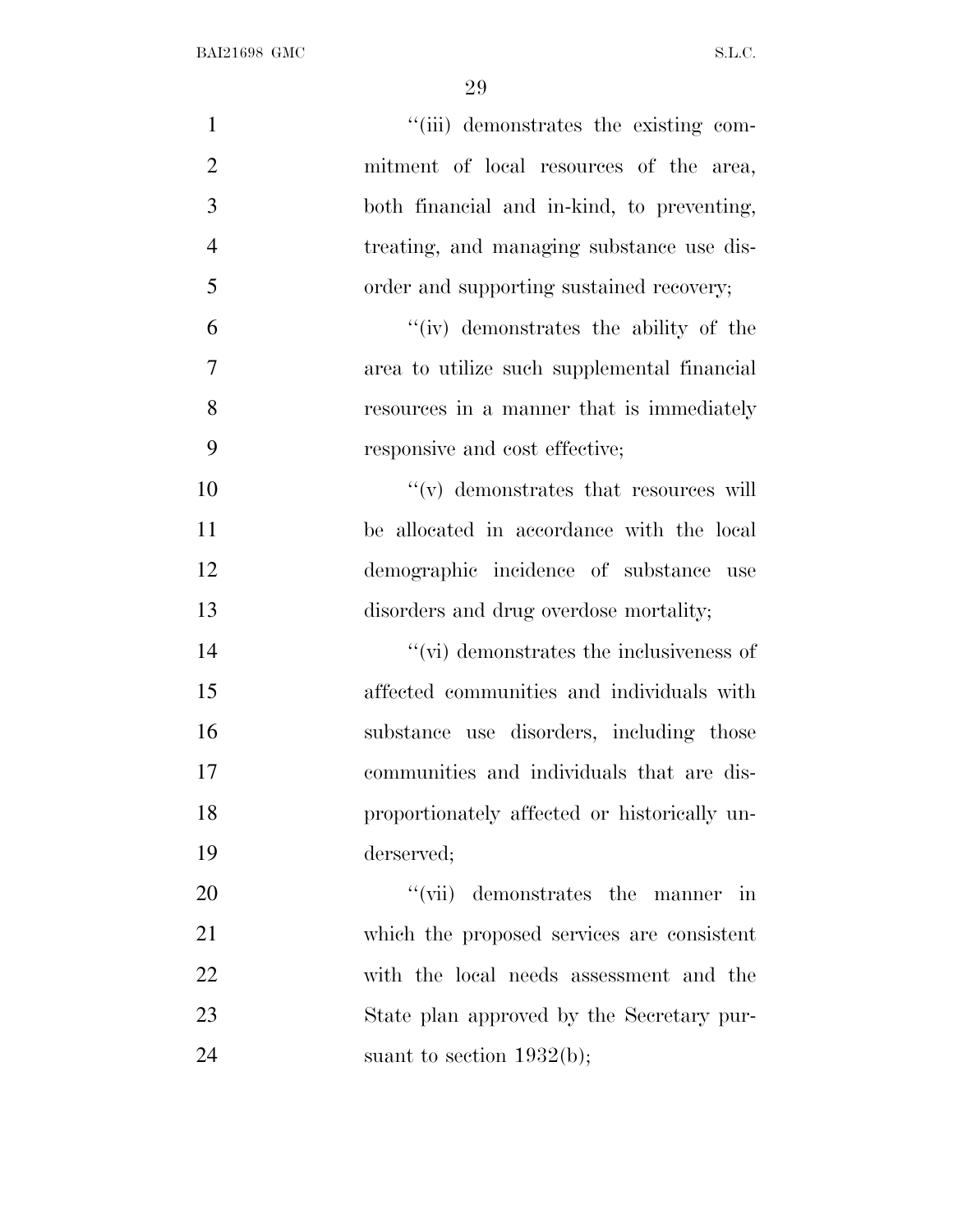"(iii) demonstrates the existing commitment of local resources of the area, both financial and in-kind, to preventing, treating, and managing substance use disorder and supporting sustained recovery;

"(iv) demonstrates the ability of the area to utilize such supplemental financial resources in a manner that is immediately responsive and cost effective;

"(v) demonstrates that resources will be allocated in accordance with the local demographic incidence of substance use disorders and drug overdose mortality;

"(vi) demonstrates the inclusiveness of affected communities and individuals with substance use disorders, including those communities and individuals that are disproportionately affected or historically underserved;

"(vii) demonstrates the manner in which the proposed services are consistent with the local needs assessment and the State plan approved by the Secretary pursuant to section 1932(b);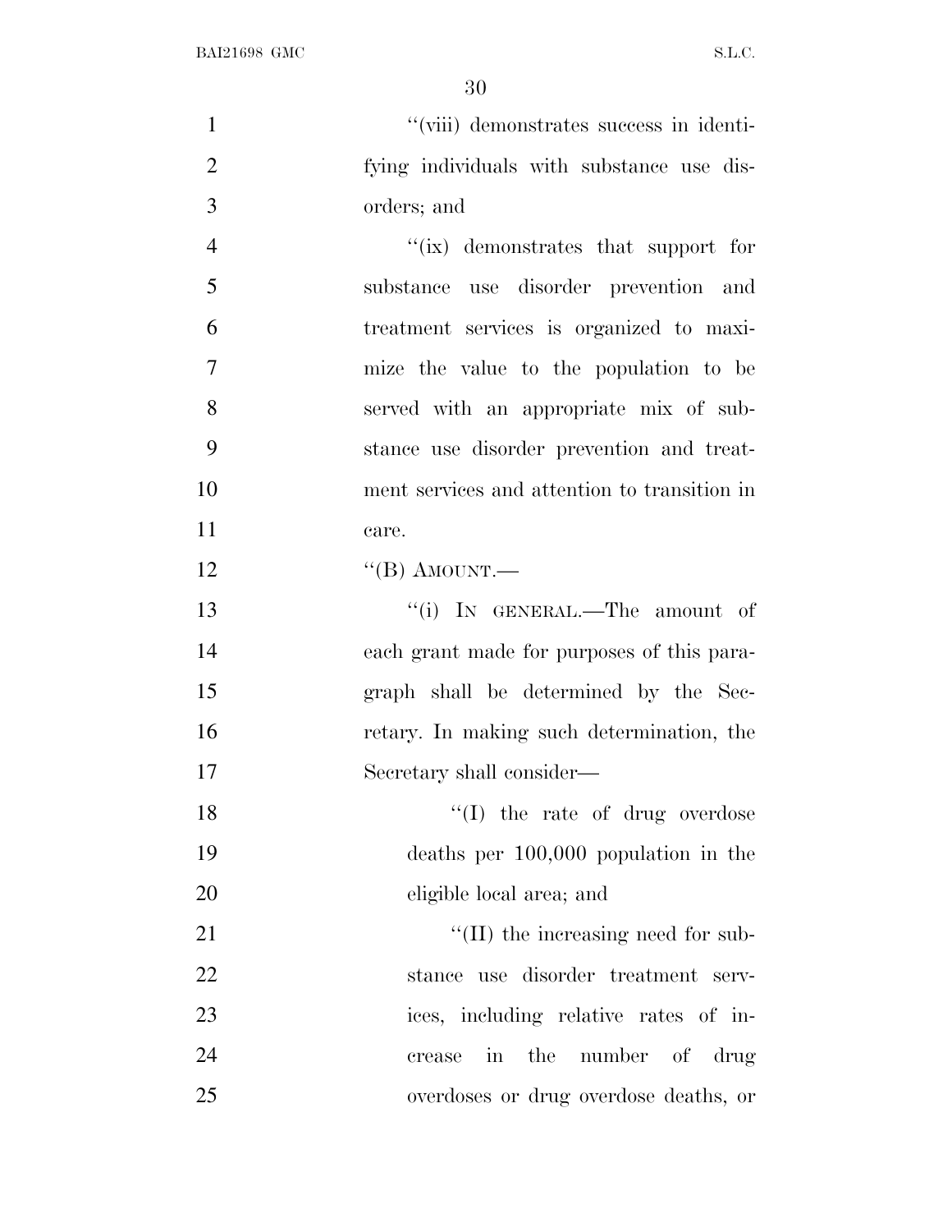"(viii) demonstrates success in identifying individuals with substance use disorders; and

"(ix) demonstrates that support for substance use disorder prevention and treatment services is organized to maximize the value to the population to be served with an appropriate mix of substance use disorder prevention and treatment services and attention to transition in care.

"(B) AMOUNT.—

"(i) IN GENERAL.—The amount of each grant made for purposes of this paragraph shall be determined by the Secretary. In making such determination, the Secretary shall consider—

"(I) the rate of drug overdose deaths per 100,000 population in the eligible local area; and

"(II) the increasing need for substance use disorder treatment services, including relative rates of increase in the number of drug overdoses or drug overdose deaths, or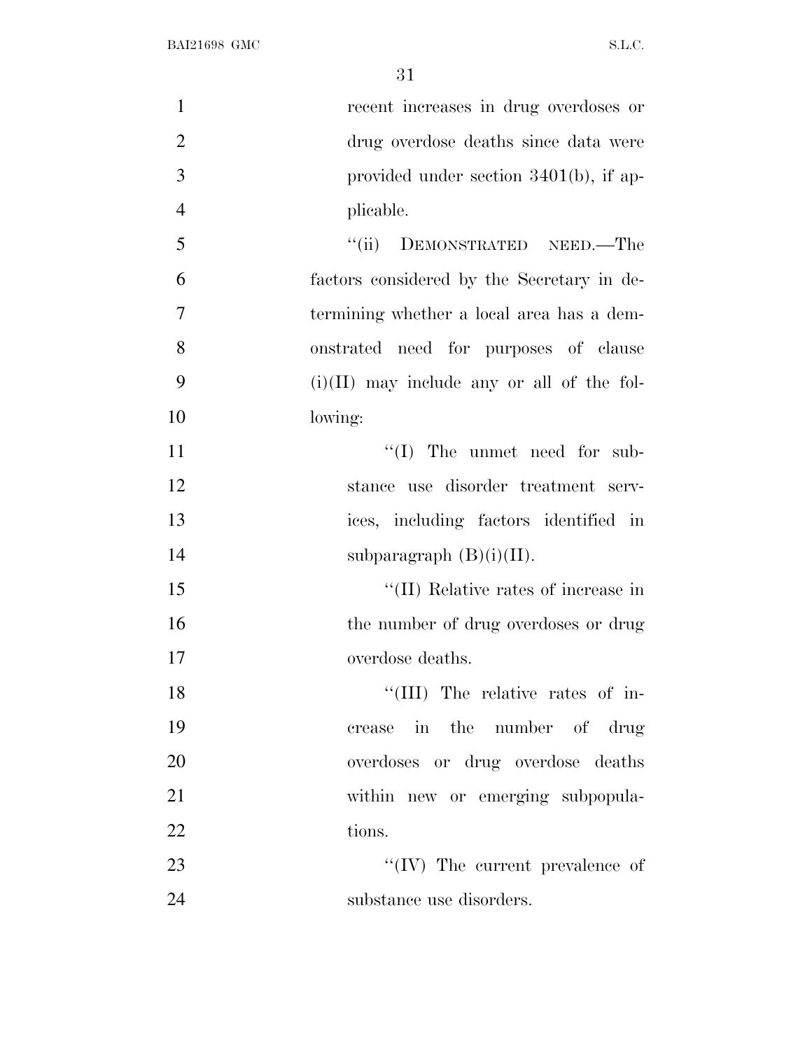recent increases in drug overdoses or drug overdose deaths since data were provided under section 3401(b), if applicable.

"(ii) DEMONSTRATED NEED.—The factors considered by the Secretary in determining whether a local area has a demonstrated need for purposes of clause (i)(II) may include any or all of the following:

"(I) The unmet need for substance use disorder treatment services, including factors identified in subparagraph (B)(i)(II).

"(II) Relative rates of increase in the number of drug overdoses or drug overdose deaths.

"(III) The relative rates of increase in the number of drug overdoses or drug overdose deaths within new or emerging subpopulations.

"(IV) The current prevalence of substance use disorders.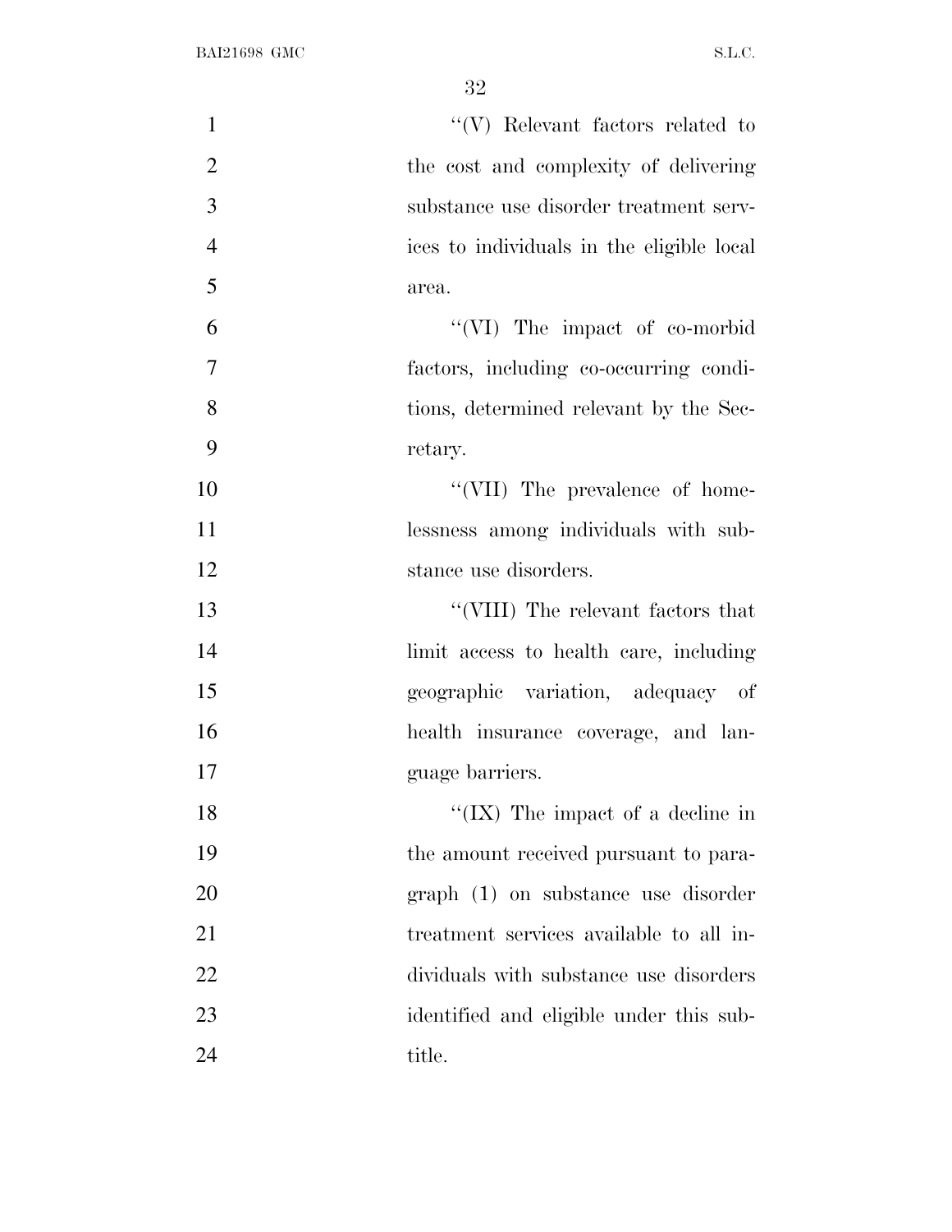''(V) Relevant factors related to the cost and complexity of delivering substance use disorder treatment services to individuals in the eligible local area.

''(VI) The impact of co-morbid factors, including co-occurring conditions, determined relevant by the Secretary.

''(VII) The prevalence of homelessness among individuals with substance use disorders.

''(VIII) The relevant factors that limit access to health care, including geographic variation, adequacy of health insurance coverage, and language barriers.

''(IX) The impact of a decline in the amount received pursuant to paragraph (1) on substance use disorder treatment services available to all individuals with substance use disorders identified and eligible under this subtitle.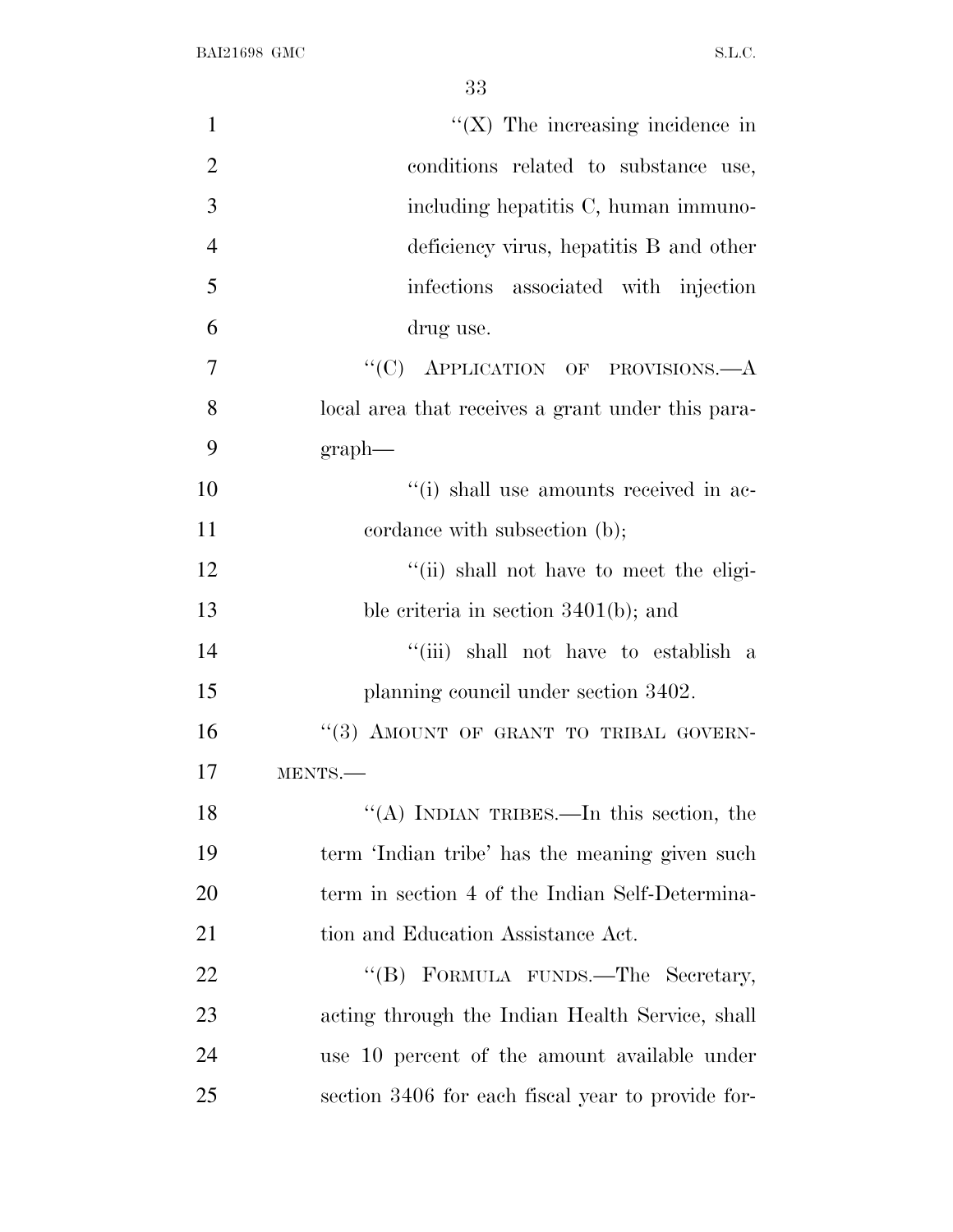"(X) The increasing incidence in conditions related to substance use, including hepatitis C, human immunodeficiency virus, hepatitis B and other infections associated with injection drug use.

"(C) APPLICATION OF PROVISIONS.—A local area that receives a grant under this paragraph—

"(i) shall use amounts received in accordance with subsection (b);

"(ii) shall not have to meet the eligible criteria in section 3401(b); and

"(iii) shall not have to establish a planning council under section 3402.

"(3) AMOUNT OF GRANT TO TRIBAL GOVERNMENTS.—

"(A) INDIAN TRIBES.—In this section, the term 'Indian tribe' has the meaning given such term in section 4 of the Indian Self-Determination and Education Assistance Act.

"(B) FORMULA FUNDS.—The Secretary, acting through the Indian Health Service, shall use 10 percent of the amount available under section 3406 for each fiscal year to provide for-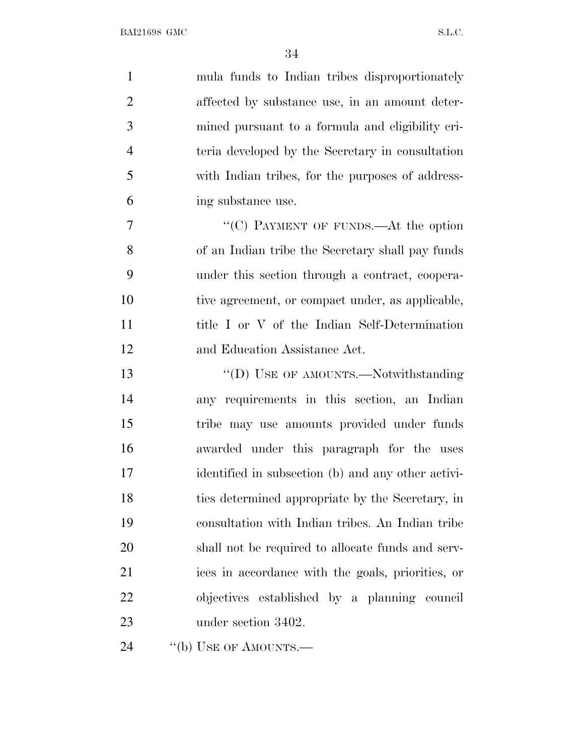mula funds to Indian tribes disproportionately affected by substance use, in an amount determined pursuant to a formula and eligibility criteria developed by the Secretary in consultation with Indian tribes, for the purposes of addressing substance use.

"(C) PAYMENT OF FUNDS.—At the option of an Indian tribe the Secretary shall pay funds under this section through a contract, cooperative agreement, or compact under, as applicable, title I or V of the Indian Self-Determination and Education Assistance Act.

"(D) USE OF AMOUNTS.—Notwithstanding any requirements in this section, an Indian tribe may use amounts provided under funds awarded under this paragraph for the uses identified in subsection (b) and any other activities determined appropriate by the Secretary, in consultation with Indian tribes. An Indian tribe shall not be required to allocate funds and services in accordance with the goals, priorities, or objectives established by a planning council under section 3402.

"(b) USE OF AMOUNTS.—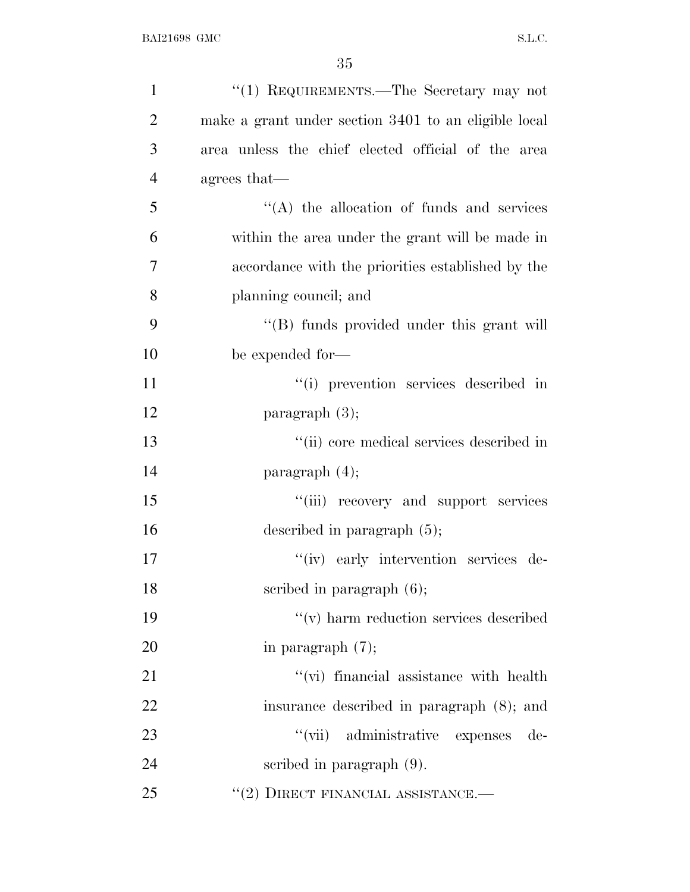''(1) REQUIREMENTS.—The Secretary may not make a grant under section 3401 to an eligible local area unless the chief elected official of the area agrees that—

''(A) the allocation of funds and services within the area under the grant will be made in accordance with the priorities established by the planning council; and

''(B) funds provided under this grant will be expended for—

''(i) prevention services described in paragraph (3);

''(ii) core medical services described in paragraph (4);

''(iii) recovery and support services described in paragraph (5);

''(iv) early intervention services described in paragraph (6);

''(v) harm reduction services described in paragraph (7);

''(vi) financial assistance with health insurance described in paragraph (8); and

''(vii) administrative expenses described in paragraph (9).

''(2) DIRECT FINANCIAL ASSISTANCE.—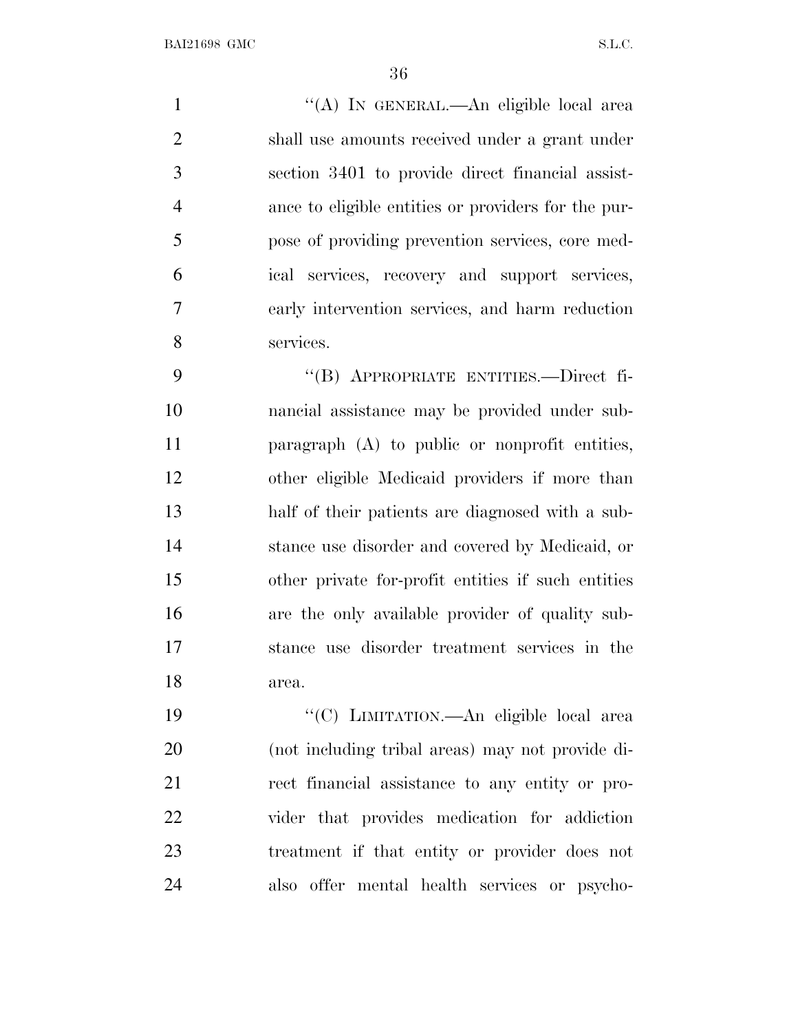"(A) IN GENERAL.—An eligible local area shall use amounts received under a grant under section 3401 to provide direct financial assistance to eligible entities or providers for the purpose of providing prevention services, core medical services, recovery and support services, early intervention services, and harm reduction services.

"(B) APPROPRIATE ENTITIES.—Direct financial assistance may be provided under subparagraph (A) to public or nonprofit entities, other eligible Medicaid providers if more than half of their patients are diagnosed with a substance use disorder and covered by Medicaid, or other private for-profit entities if such entities are the only available provider of quality substance use disorder treatment services in the area.

"(C) LIMITATION.—An eligible local area (not including tribal areas) may not provide direct financial assistance to any entity or provider that provides medication for addiction treatment if that entity or provider does not also offer mental health services or psycho-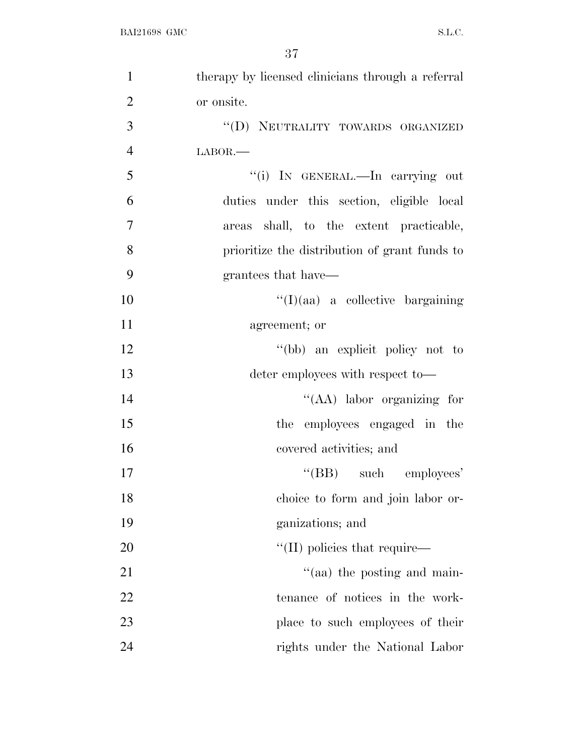therapy by licensed clinicians through a referral or onsite.

"(D) NEUTRALITY TOWARDS ORGANIZED LABOR.—

"(i) IN GENERAL.—In carrying out duties under this section, eligible local areas shall, to the extent practicable, prioritize the distribution of grant funds to grantees that have—

"(I)(aa) a collective bargaining agreement; or

"(bb) an explicit policy not to deter employees with respect to—

"(AA) labor organizing for the employees engaged in the covered activities; and

"(BB) such employees' choice to form and join labor organizations; and

"(II) policies that require—

"(aa) the posting and maintenance of notices in the workplace to such employees of their rights under the National Labor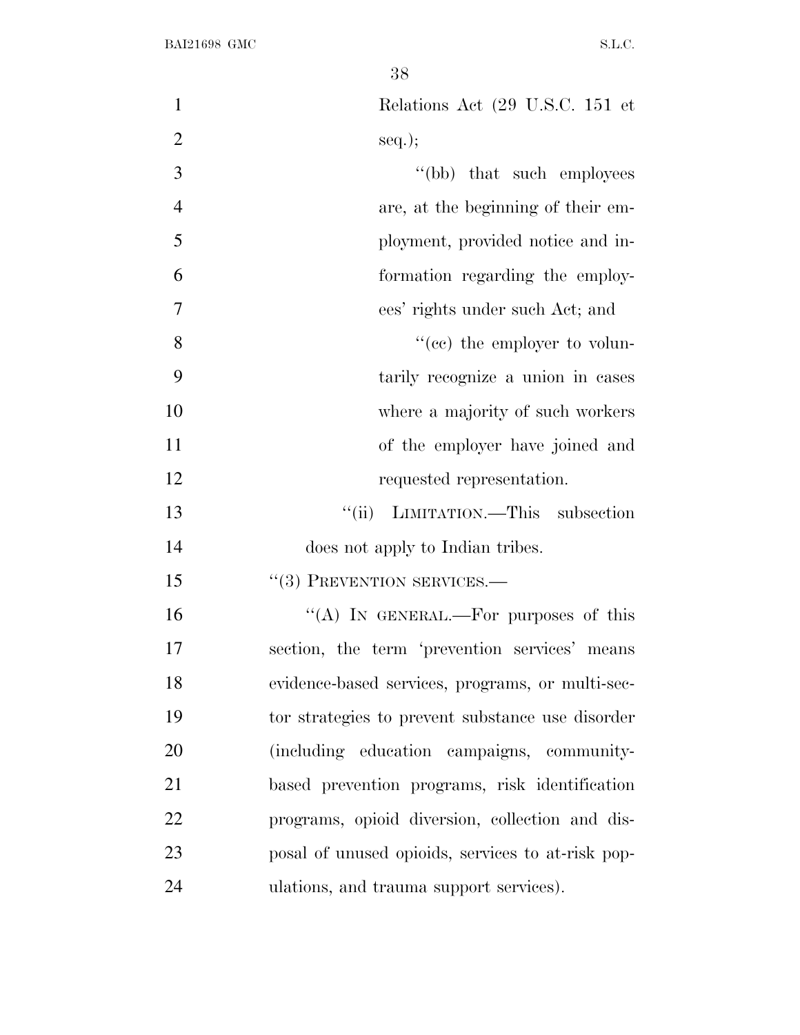Relations Act (29 U.S.C. 151 et seq.);

''(bb) that such employees are, at the beginning of their employment, provided notice and information regarding the employees' rights under such Act; and

''(cc) the employer to voluntarily recognize a union in cases where a majority of such workers of the employer have joined and requested representation.

''(ii) LIMITATION.—This subsection does not apply to Indian tribes.

''(3) PREVENTION SERVICES.—

''(A) IN GENERAL.—For purposes of this section, the term 'prevention services' means evidence-based services, programs, or multi-sector strategies to prevent substance use disorder (including education campaigns, community-based prevention programs, risk identification programs, opioid diversion, collection and disposal of unused opioids, services to at-risk populations, and trauma support services).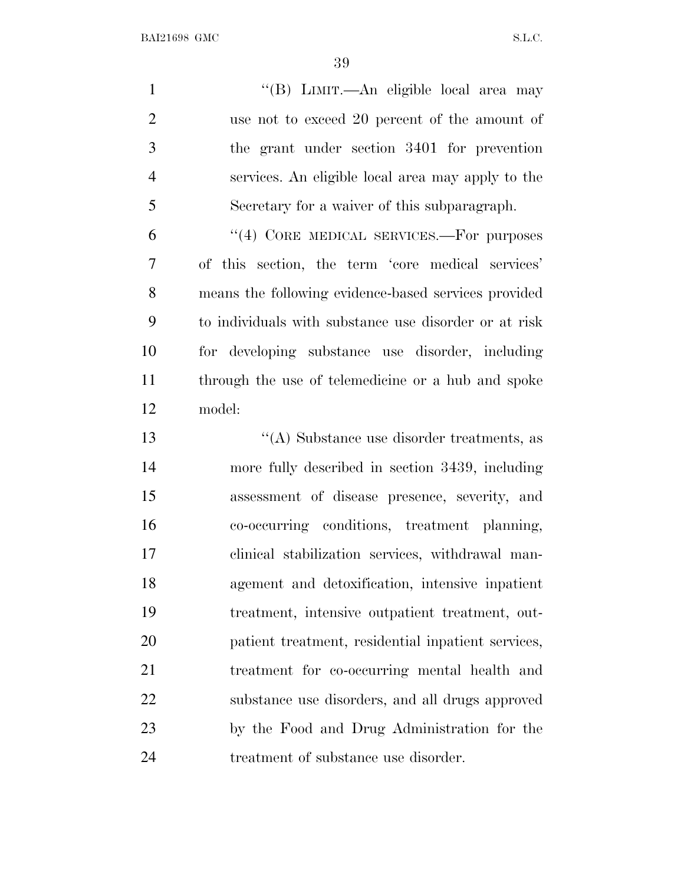''(B) LIMIT.—An eligible local area may use not to exceed 20 percent of the amount of the grant under section 3401 for prevention services. An eligible local area may apply to the Secretary for a waiver of this subparagraph.

''(4) CORE MEDICAL SERVICES.—For purposes of this section, the term 'core medical services' means the following evidence-based services provided to individuals with substance use disorder or at risk for developing substance use disorder, including through the use of telemedicine or a hub and spoke model:

''(A) Substance use disorder treatments, as more fully described in section 3439, including assessment of disease presence, severity, and co-occurring conditions, treatment planning, clinical stabilization services, withdrawal management and detoxification, intensive inpatient treatment, intensive outpatient treatment, outpatient treatment, residential inpatient services, treatment for co-occurring mental health and substance use disorders, and all drugs approved by the Food and Drug Administration for the treatment of substance use disorder.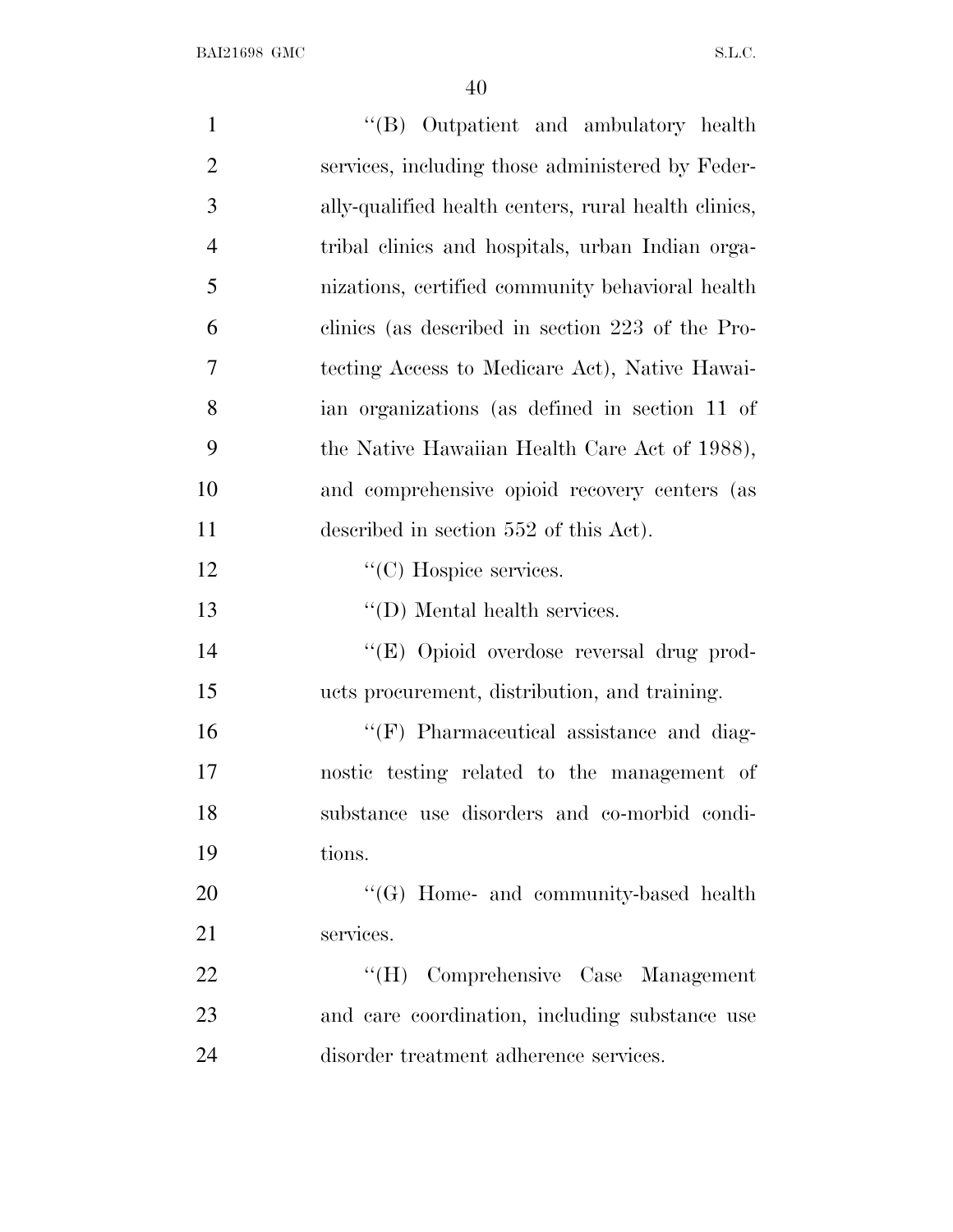"(B) Outpatient and ambulatory health services, including those administered by Federally-qualified health centers, rural health clinics, tribal clinics and hospitals, urban Indian organizations, certified community behavioral health clinics (as described in section 223 of the Protecting Access to Medicare Act), Native Hawaiian organizations (as defined in section 11 of the Native Hawaiian Health Care Act of 1988), and comprehensive opioid recovery centers (as described in section 552 of this Act).

"(C) Hospice services.

"(D) Mental health services.

"(E) Opioid overdose reversal drug products procurement, distribution, and training.

"(F) Pharmaceutical assistance and diagnostic testing related to the management of substance use disorders and co-morbid conditions.

"(G) Home- and community-based health services.

"(H) Comprehensive Case Management and care coordination, including substance use disorder treatment adherence services.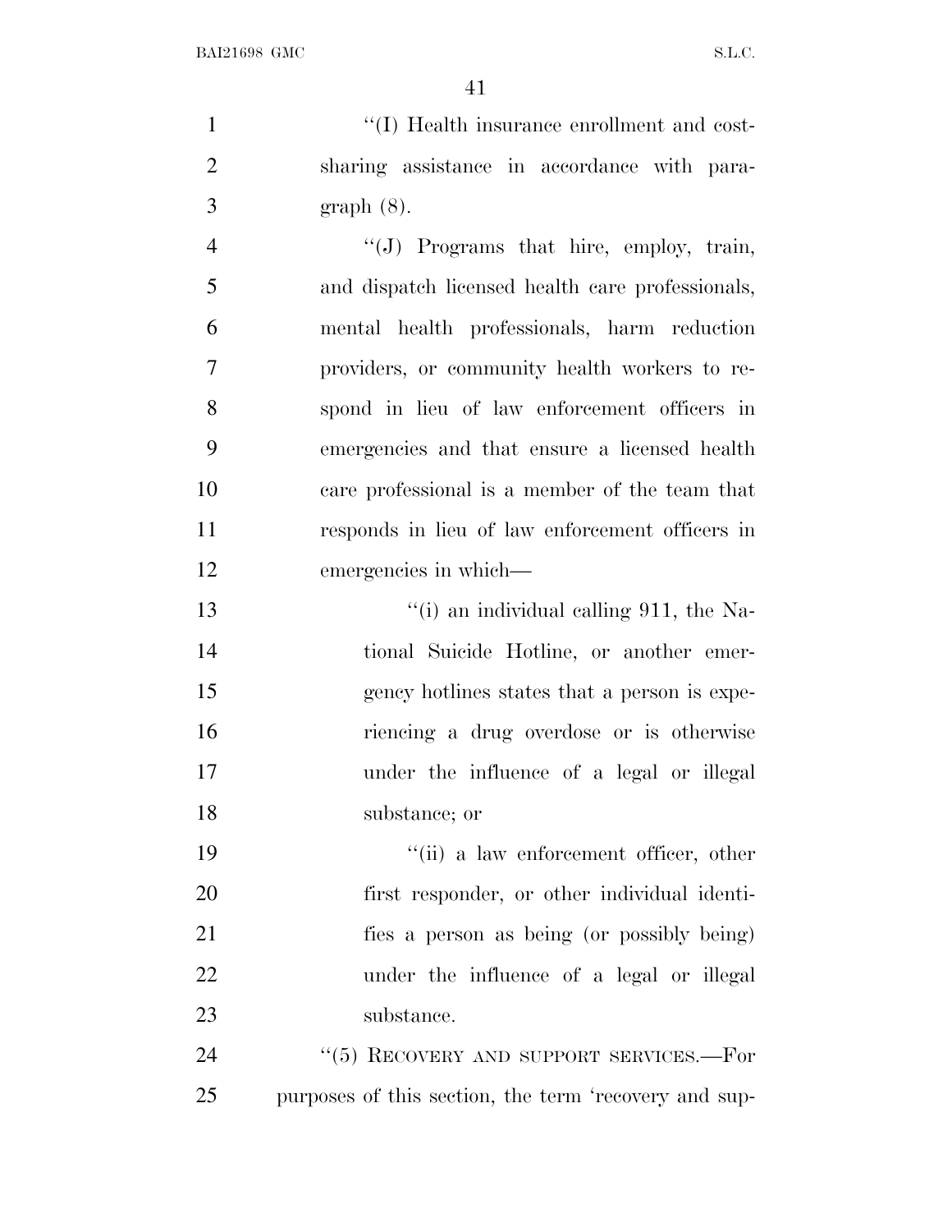"(I) Health insurance enrollment and cost-sharing assistance in accordance with paragraph (8).

"(J) Programs that hire, employ, train, and dispatch licensed health care professionals, mental health professionals, harm reduction providers, or community health workers to respond in lieu of law enforcement officers in emergencies and that ensure a licensed health care professional is a member of the team that responds in lieu of law enforcement officers in emergencies in which—

"(i) an individual calling 911, the National Suicide Hotline, or another emergency hotlines states that a person is experiencing a drug overdose or is otherwise under the influence of a legal or illegal substance; or

"(ii) a law enforcement officer, other first responder, or other individual identifies a person as being (or possibly being) under the influence of a legal or illegal substance.

"(5) RECOVERY AND SUPPORT SERVICES.—For purposes of this section, the term 'recovery and sup-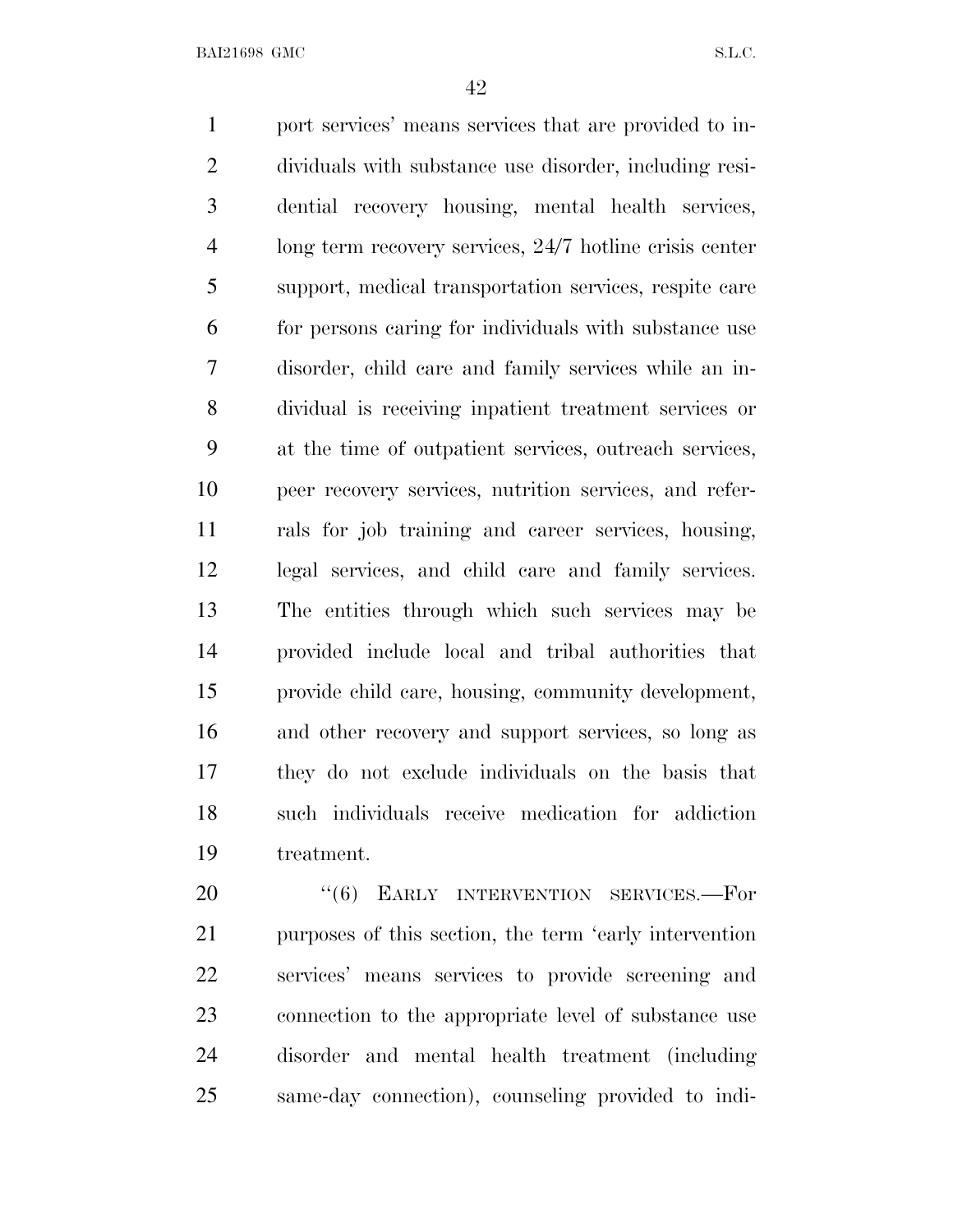port services' means services that are provided to individuals with substance use disorder, including residential recovery housing, mental health services, long term recovery services, 24/7 hotline crisis center support, medical transportation services, respite care for persons caring for individuals with substance use disorder, child care and family services while an individual is receiving inpatient treatment services or at the time of outpatient services, outreach services, peer recovery services, nutrition services, and referrals for job training and career services, housing, legal services, and child care and family services. The entities through which such services may be provided include local and tribal authorities that provide child care, housing, community development, and other recovery and support services, so long as they do not exclude individuals on the basis that such individuals receive medication for addiction treatment.

"(6) EARLY INTERVENTION SERVICES.—For purposes of this section, the term 'early intervention services' means services to provide screening and connection to the appropriate level of substance use disorder and mental health treatment (including same-day connection), counseling provided to indi-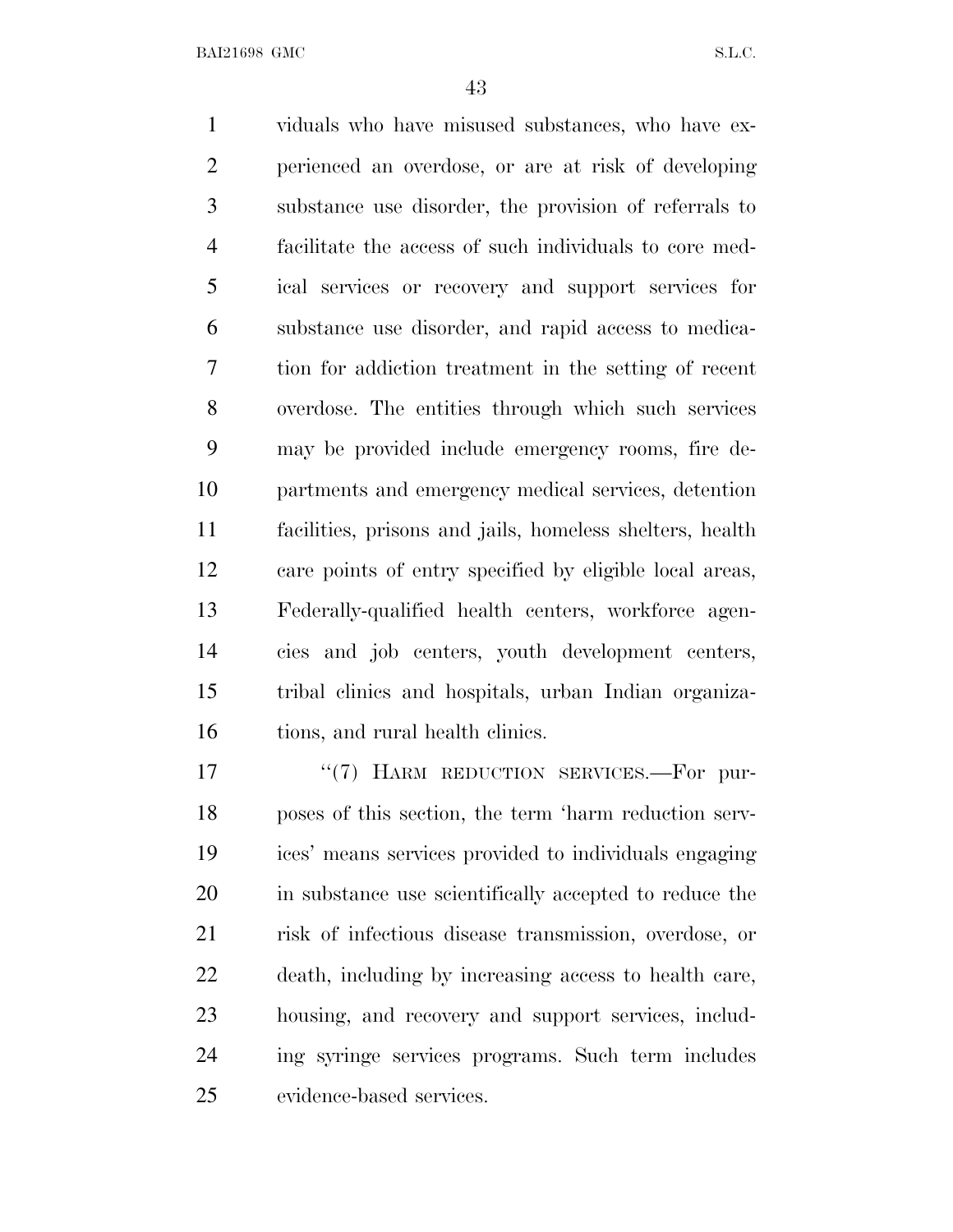viduals who have misused substances, who have experienced an overdose, or are at risk of developing substance use disorder, the provision of referrals to facilitate the access of such individuals to core medical services or recovery and support services for substance use disorder, and rapid access to medication for addiction treatment in the setting of recent overdose. The entities through which such services may be provided include emergency rooms, fire departments and emergency medical services, detention facilities, prisons and jails, homeless shelters, health care points of entry specified by eligible local areas, Federally-qualified health centers, workforce agencies and job centers, youth development centers, tribal clinics and hospitals, urban Indian organizations, and rural health clinics.

"(7) HARM REDUCTION SERVICES.—For purposes of this section, the term 'harm reduction services' means services provided to individuals engaging in substance use scientifically accepted to reduce the risk of infectious disease transmission, overdose, or death, including by increasing access to health care, housing, and recovery and support services, including syringe services programs. Such term includes evidence-based services.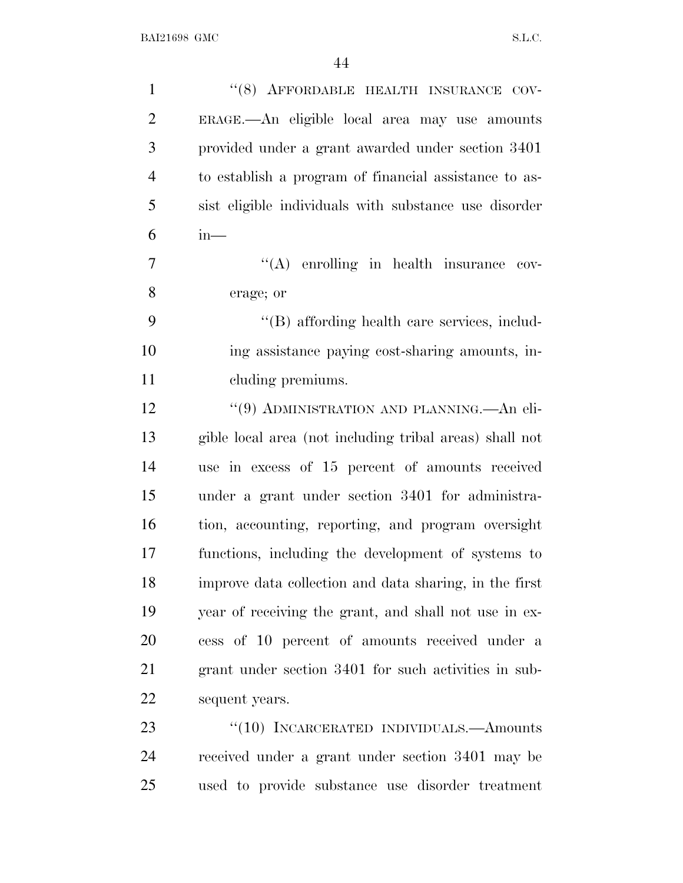"(8) AFFORDABLE HEALTH INSURANCE COVERAGE.—An eligible local area may use amounts provided under a grant awarded under section 3401 to establish a program of financial assistance to assist eligible individuals with substance use disorder in—

"(A) enrolling in health insurance coverage; or

"(B) affording health care services, including assistance paying cost-sharing amounts, including premiums.

"(9) ADMINISTRATION AND PLANNING.—An eligible local area (not including tribal areas) shall not use in excess of 15 percent of amounts received under a grant under section 3401 for administration, accounting, reporting, and program oversight functions, including the development of systems to improve data collection and data sharing, in the first year of receiving the grant, and shall not use in excess of 10 percent of amounts received under a grant under section 3401 for such activities in subsequent years.

"(10) INCARCERATED INDIVIDUALS.—Amounts received under a grant under section 3401 may be used to provide substance use disorder treatment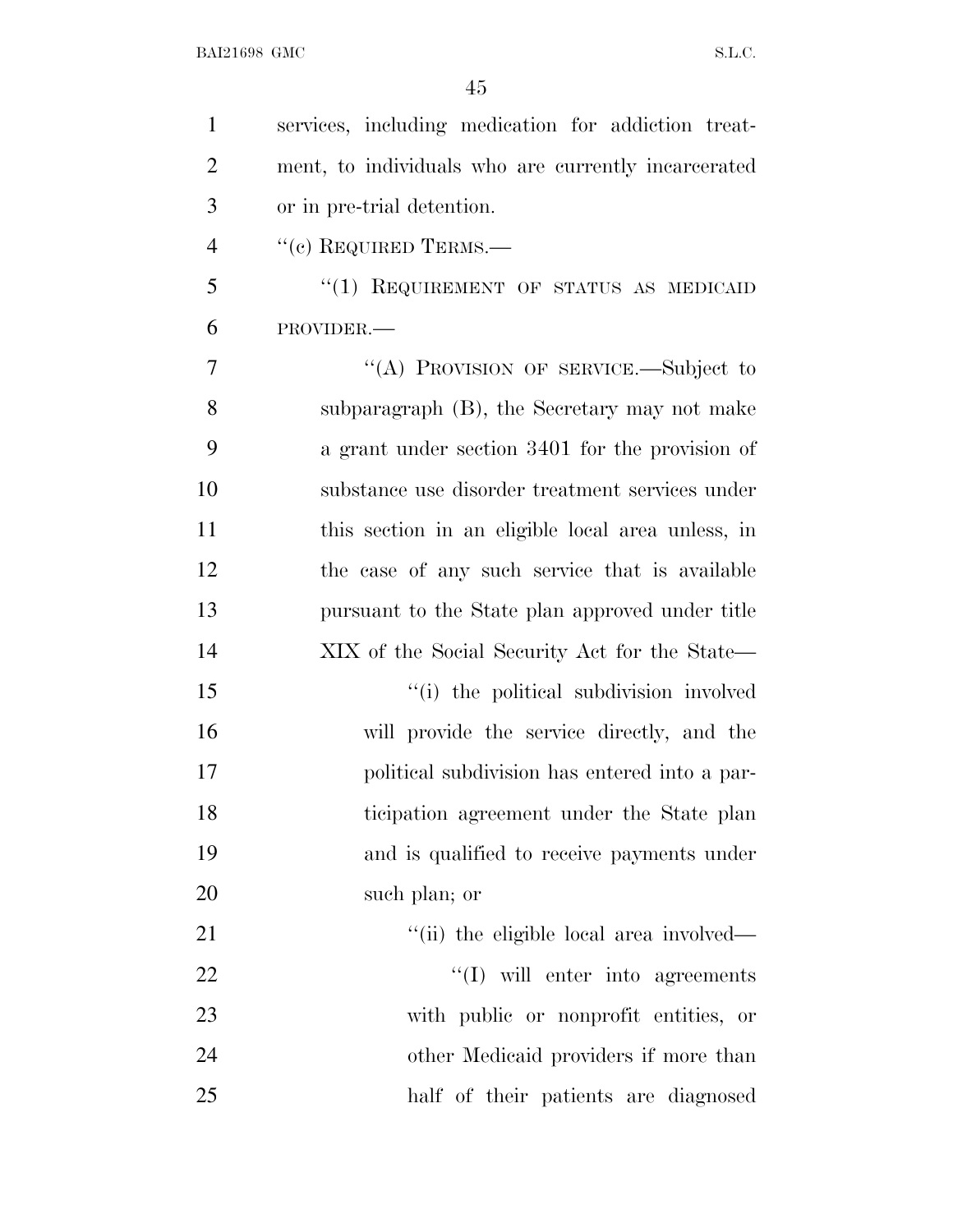services, including medication for addiction treatment, to individuals who are currently incarcerated or in pre-trial detention.

"(c) REQUIRED TERMS.—

"(1) REQUIREMENT OF STATUS AS MEDICAID PROVIDER.—

"(A) PROVISION OF SERVICE.—Subject to subparagraph (B), the Secretary may not make a grant under section 3401 for the provision of substance use disorder treatment services under this section in an eligible local area unless, in the case of any such service that is available pursuant to the State plan approved under title XIX of the Social Security Act for the State—

"(i) the political subdivision involved will provide the service directly, and the political subdivision has entered into a participation agreement under the State plan and is qualified to receive payments under such plan; or

"(ii) the eligible local area involved—

"(I) will enter into agreements with public or nonprofit entities, or other Medicaid providers if more than half of their patients are diagnosed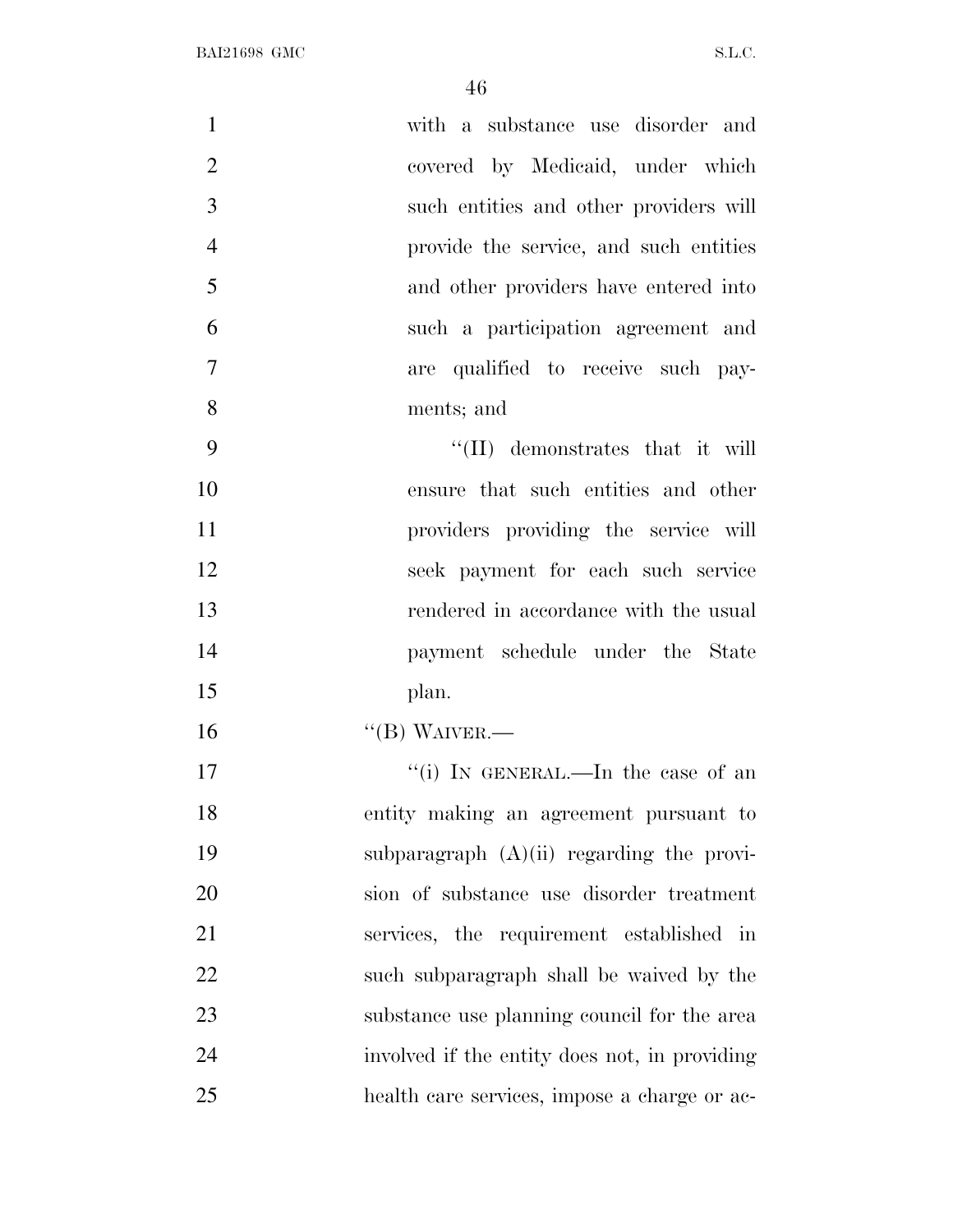with a substance use disorder and covered by Medicaid, under which such entities and other providers will provide the service, and such entities and other providers have entered into such a participation agreement and are qualified to receive such payments; and

''(II) demonstrates that it will ensure that such entities and other providers providing the service will seek payment for each such service rendered in accordance with the usual payment schedule under the State plan.

''(B) WAIVER.—

''(i) IN GENERAL.—In the case of an entity making an agreement pursuant to subparagraph (A)(ii) regarding the provision of substance use disorder treatment services, the requirement established in such subparagraph shall be waived by the substance use planning council for the area involved if the entity does not, in providing health care services, impose a charge or ac-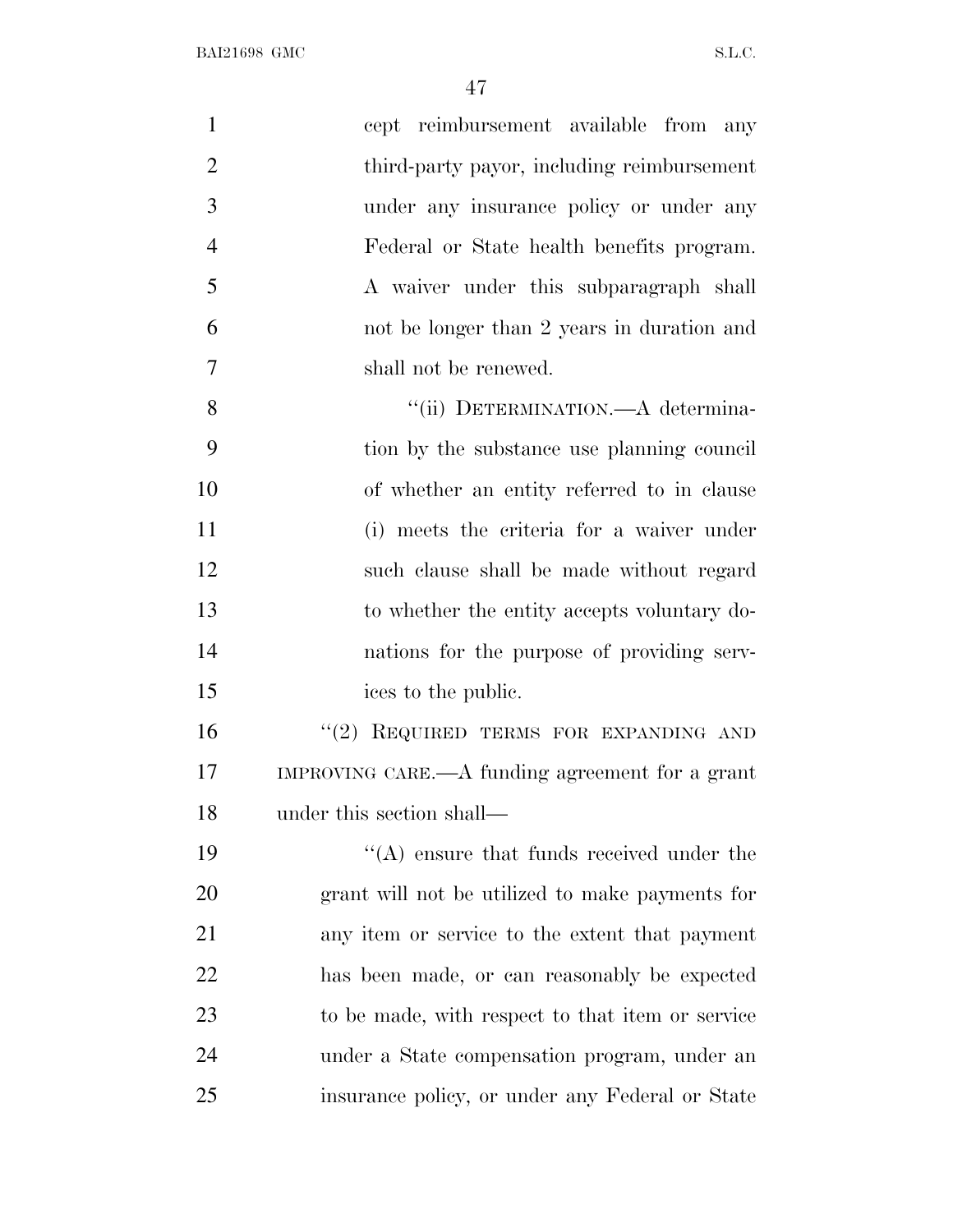cept reimbursement available from any third-party payor, including reimbursement under any insurance policy or under any Federal or State health benefits program. A waiver under this subparagraph shall not be longer than 2 years in duration and shall not be renewed.

''(ii) DETERMINATION.—A determination by the substance use planning council of whether an entity referred to in clause (i) meets the criteria for a waiver under such clause shall be made without regard to whether the entity accepts voluntary donations for the purpose of providing services to the public.

''(2) REQUIRED TERMS FOR EXPANDING AND IMPROVING CARE.—A funding agreement for a grant under this section shall—

''(A) ensure that funds received under the grant will not be utilized to make payments for any item or service to the extent that payment has been made, or can reasonably be expected to be made, with respect to that item or service under a State compensation program, under an insurance policy, or under any Federal or State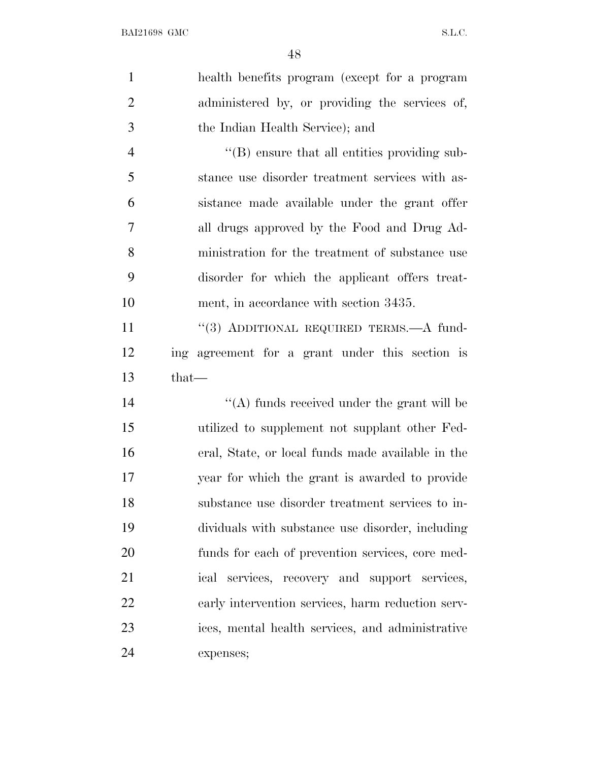health benefits program (except for a program administered by, or providing the services of, the Indian Health Service); and

"(B) ensure that all entities providing substance use disorder treatment services with assistance made available under the grant offer all drugs approved by the Food and Drug Administration for the treatment of substance use disorder for which the applicant offers treatment, in accordance with section 3435.

"(3) ADDITIONAL REQUIRED TERMS.—A funding agreement for a grant under this section is that—

"(A) funds received under the grant will be utilized to supplement not supplant other Federal, State, or local funds made available in the year for which the grant is awarded to provide substance use disorder treatment services to individuals with substance use disorder, including funds for each of prevention services, core medical services, recovery and support services, early intervention services, harm reduction services, mental health services, and administrative expenses;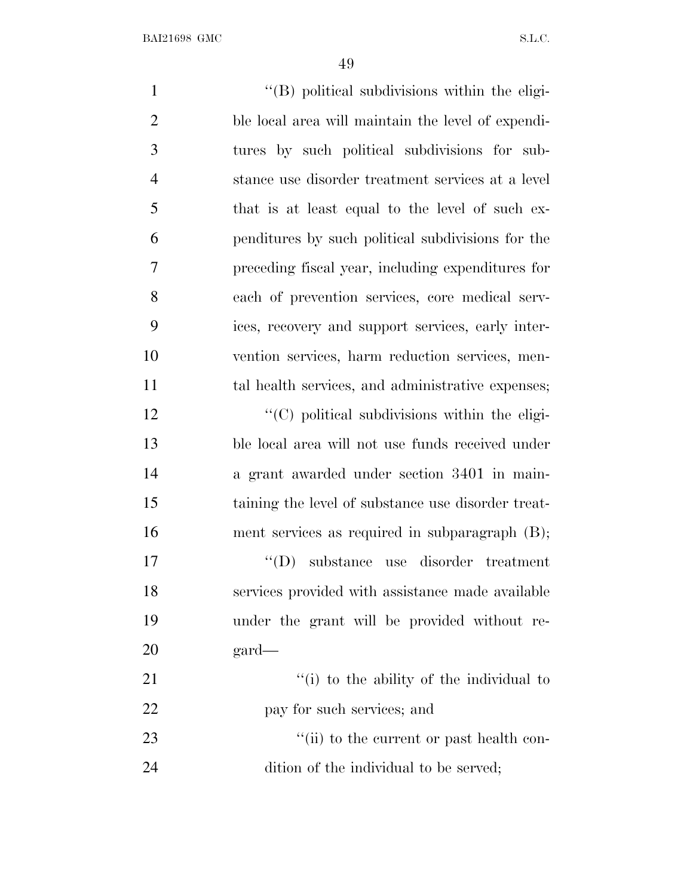''(B) political subdivisions within the eligible local area will maintain the level of expenditures by such political subdivisions for substance use disorder treatment services at a level that is at least equal to the level of such expenditures by such political subdivisions for the preceding fiscal year, including expenditures for each of prevention services, core medical services, recovery and support services, early intervention services, harm reduction services, mental health services, and administrative expenses;

''(C) political subdivisions within the eligible local area will not use funds received under a grant awarded under section 3401 in maintaining the level of substance use disorder treatment services as required in subparagraph (B);

''(D) substance use disorder treatment services provided with assistance made available under the grant will be provided without regard—

''(i) to the ability of the individual to pay for such services; and

''(ii) to the current or past health condition of the individual to be served;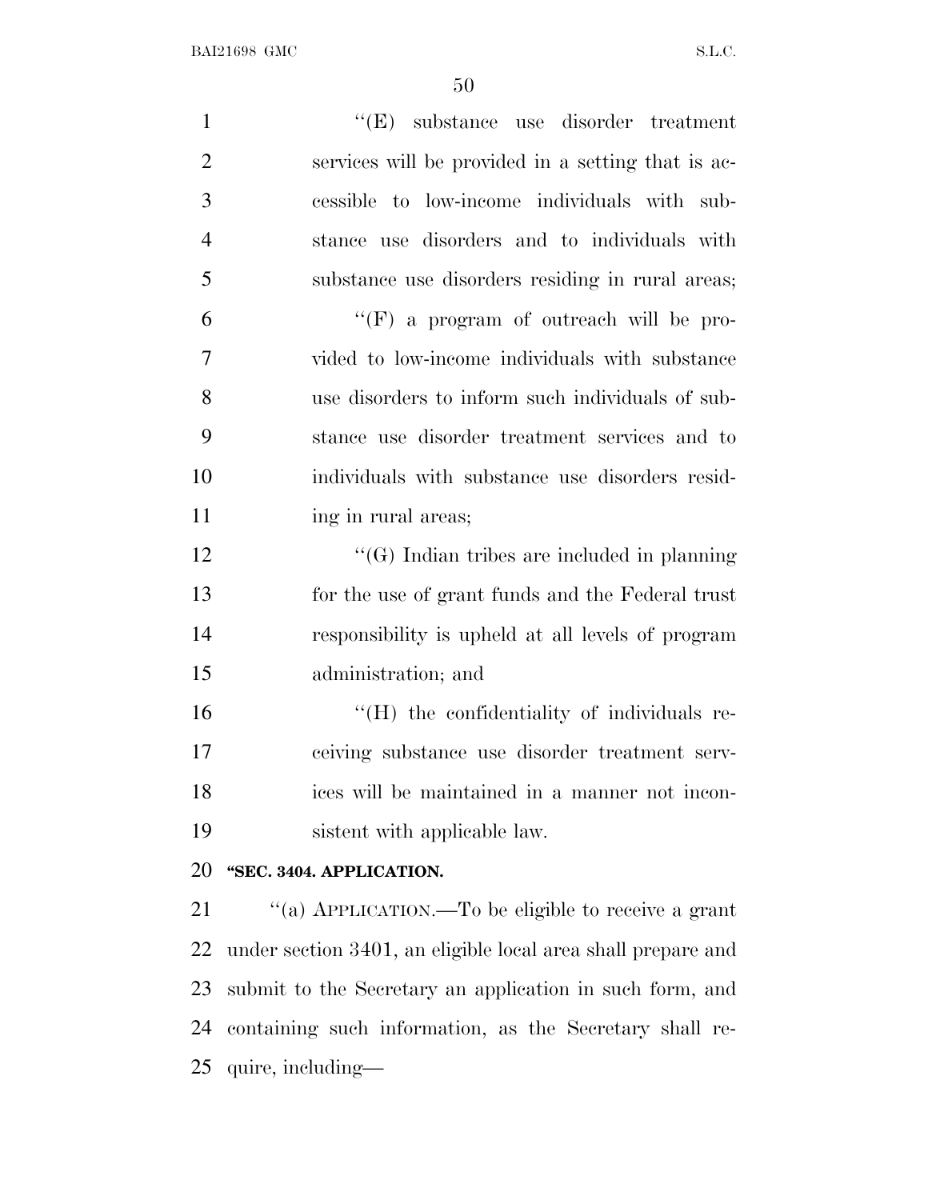''(E) substance use disorder treatment services will be provided in a setting that is accessible to low-income individuals with substance use disorders and to individuals with substance use disorders residing in rural areas;

''(F) a program of outreach will be provided to low-income individuals with substance use disorders to inform such individuals of substance use disorder treatment services and to individuals with substance use disorders residing in rural areas;

''(G) Indian tribes are included in planning for the use of grant funds and the Federal trust responsibility is upheld at all levels of program administration; and

''(H) the confidentiality of individuals receiving substance use disorder treatment services will be maintained in a manner not inconsistent with applicable law.

**''SEC. 3404. APPLICATION.**

''(a) APPLICATION.—To be eligible to receive a grant under section 3401, an eligible local area shall prepare and submit to the Secretary an application in such form, and containing such information, as the Secretary shall require, including—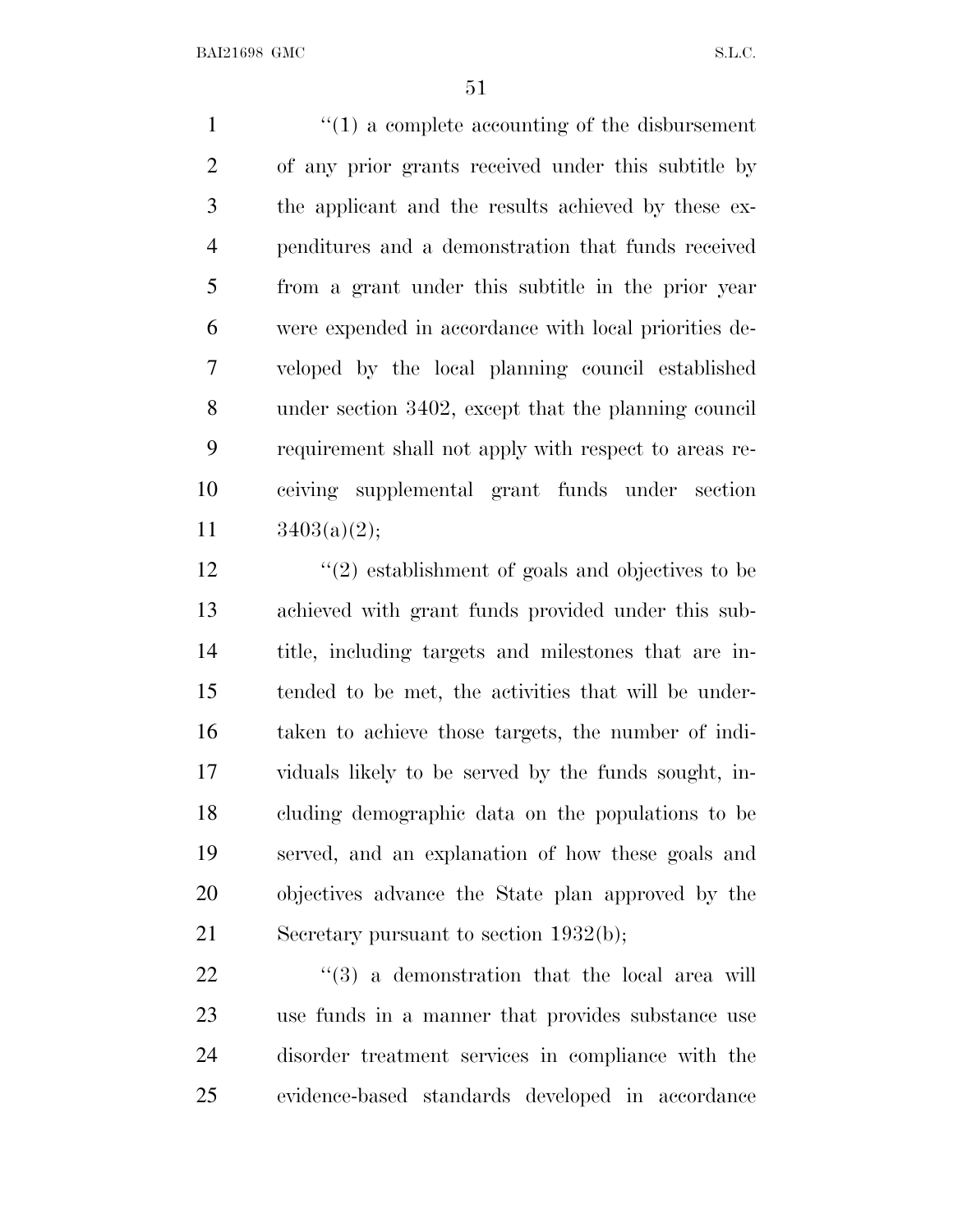''(1) a complete accounting of the disbursement of any prior grants received under this subtitle by the applicant and the results achieved by these expenditures and a demonstration that funds received from a grant under this subtitle in the prior year were expended in accordance with local priorities developed by the local planning council established under section 3402, except that the planning council requirement shall not apply with respect to areas receiving supplemental grant funds under section 3403(a)(2);

''(2) establishment of goals and objectives to be achieved with grant funds provided under this subtitle, including targets and milestones that are intended to be met, the activities that will be undertaken to achieve those targets, the number of individuals likely to be served by the funds sought, including demographic data on the populations to be served, and an explanation of how these goals and objectives advance the State plan approved by the Secretary pursuant to section 1932(b);

''(3) a demonstration that the local area will use funds in a manner that provides substance use disorder treatment services in compliance with the evidence-based standards developed in accordance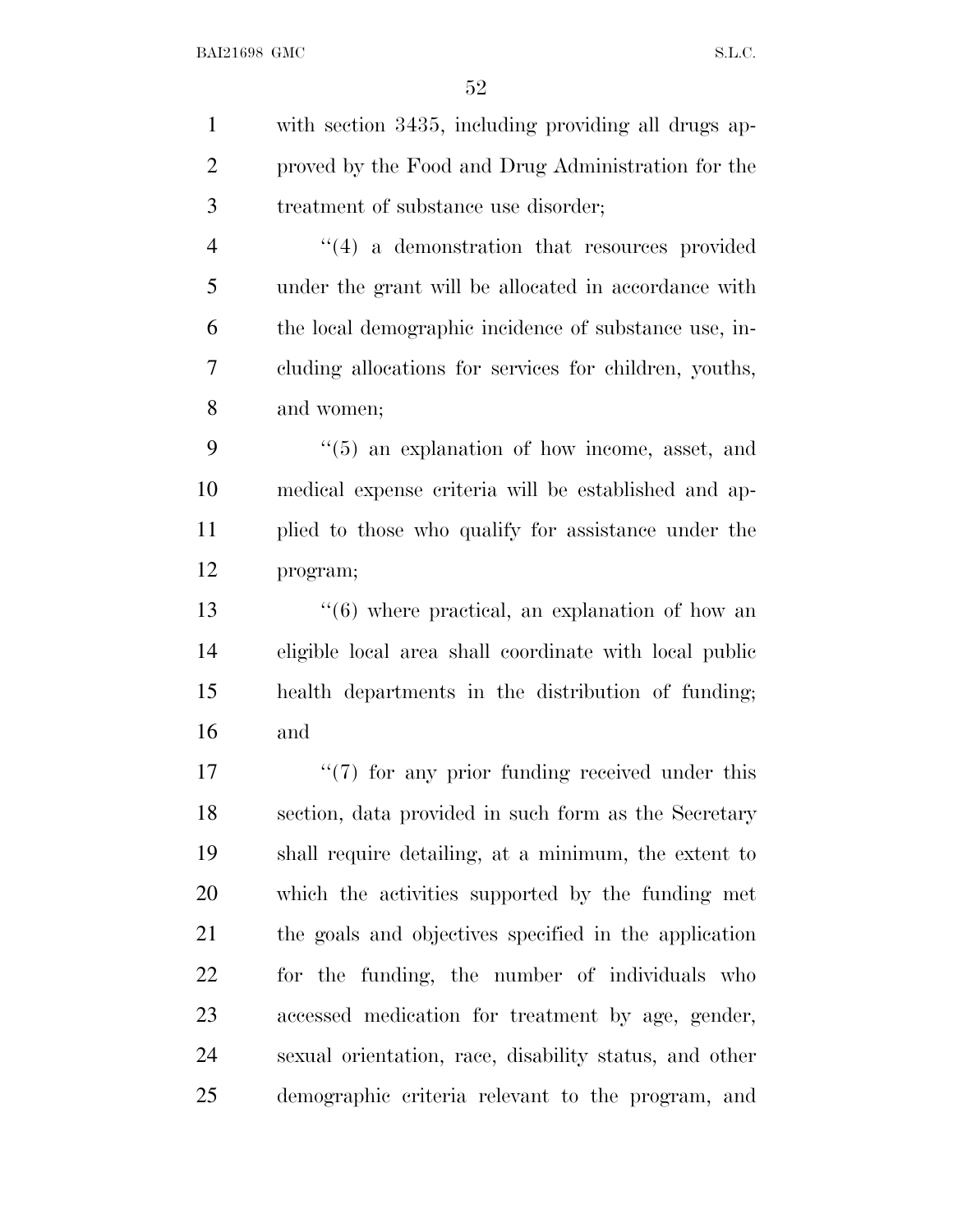with section 3435, including providing all drugs approved by the Food and Drug Administration for the treatment of substance use disorder;

"(4) a demonstration that resources provided under the grant will be allocated in accordance with the local demographic incidence of substance use, including allocations for services for children, youths, and women;

"(5) an explanation of how income, asset, and medical expense criteria will be established and applied to those who qualify for assistance under the program;

"(6) where practical, an explanation of how an eligible local area shall coordinate with local public health departments in the distribution of funding; and

"(7) for any prior funding received under this section, data provided in such form as the Secretary shall require detailing, at a minimum, the extent to which the activities supported by the funding met the goals and objectives specified in the application for the funding, the number of individuals who accessed medication for treatment by age, gender, sexual orientation, race, disability status, and other demographic criteria relevant to the program, and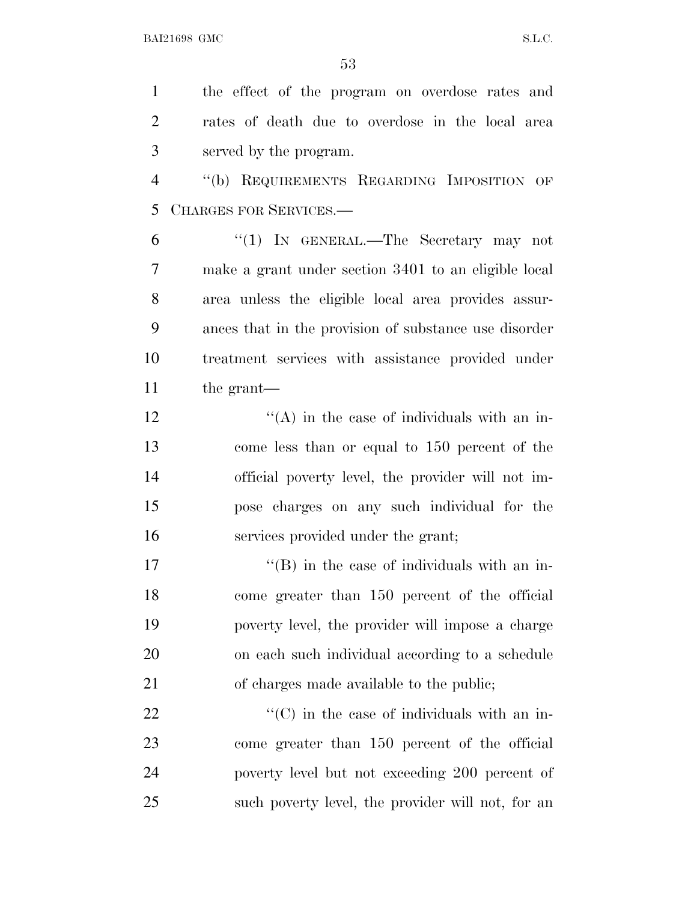the effect of the program on overdose rates and rates of death due to overdose in the local area served by the program.

"(b) REQUIREMENTS REGARDING IMPOSITION OF CHARGES FOR SERVICES.—

"(1) IN GENERAL.—The Secretary may not make a grant under section 3401 to an eligible local area unless the eligible local area provides assurances that in the provision of substance use disorder treatment services with assistance provided under the grant—

"(A) in the case of individuals with an income less than or equal to 150 percent of the official poverty level, the provider will not impose charges on any such individual for the services provided under the grant;

"(B) in the case of individuals with an income greater than 150 percent of the official poverty level, the provider will impose a charge on each such individual according to a schedule of charges made available to the public;

"(C) in the case of individuals with an income greater than 150 percent of the official poverty level but not exceeding 200 percent of such poverty level, the provider will not, for an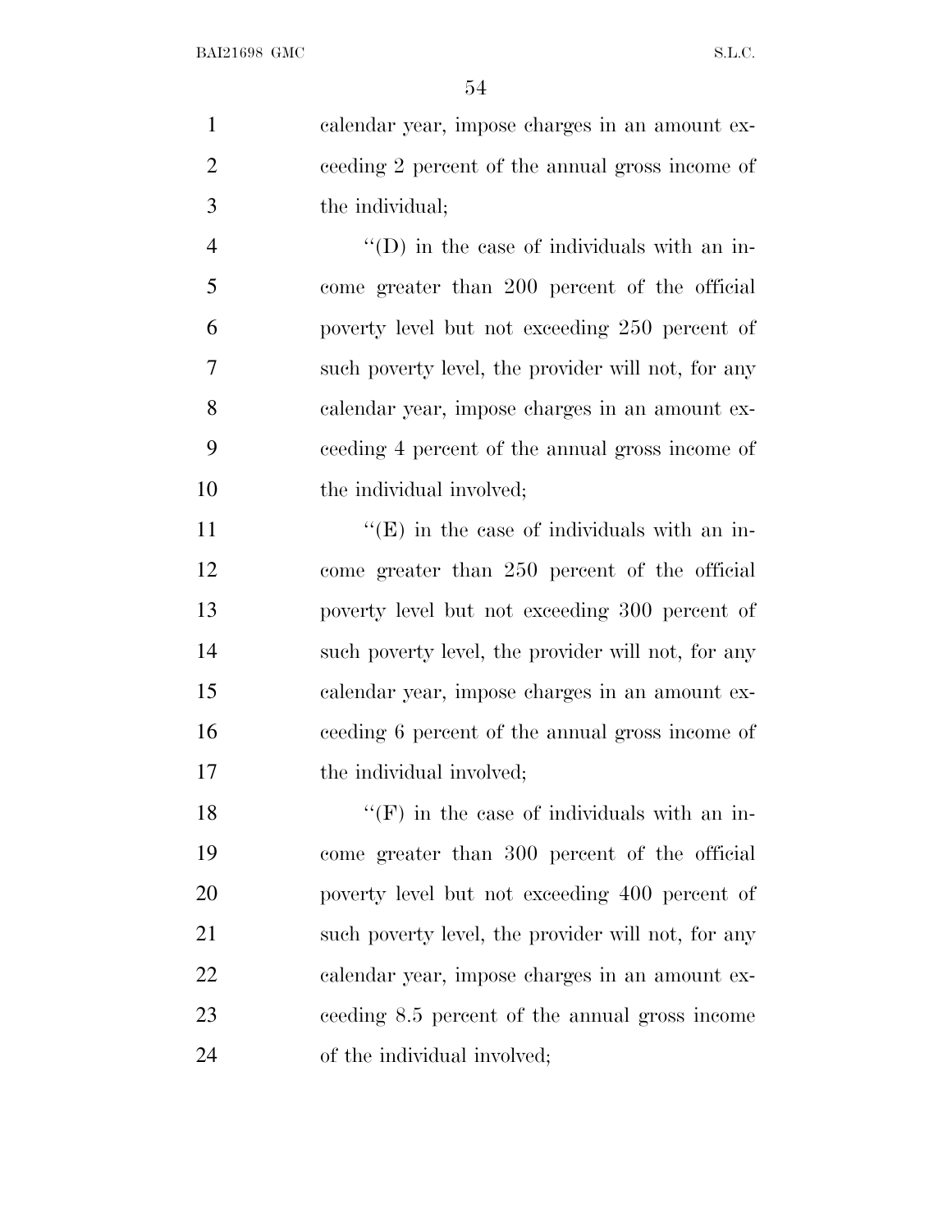calendar year, impose charges in an amount exceeding 2 percent of the annual gross income of the individual;

''(D) in the case of individuals with an income greater than 200 percent of the official poverty level but not exceeding 250 percent of such poverty level, the provider will not, for any calendar year, impose charges in an amount exceeding 4 percent of the annual gross income of the individual involved;

''(E) in the case of individuals with an income greater than 250 percent of the official poverty level but not exceeding 300 percent of such poverty level, the provider will not, for any calendar year, impose charges in an amount exceeding 6 percent of the annual gross income of the individual involved;

''(F) in the case of individuals with an income greater than 300 percent of the official poverty level but not exceeding 400 percent of such poverty level, the provider will not, for any calendar year, impose charges in an amount exceeding 8.5 percent of the annual gross income of the individual involved;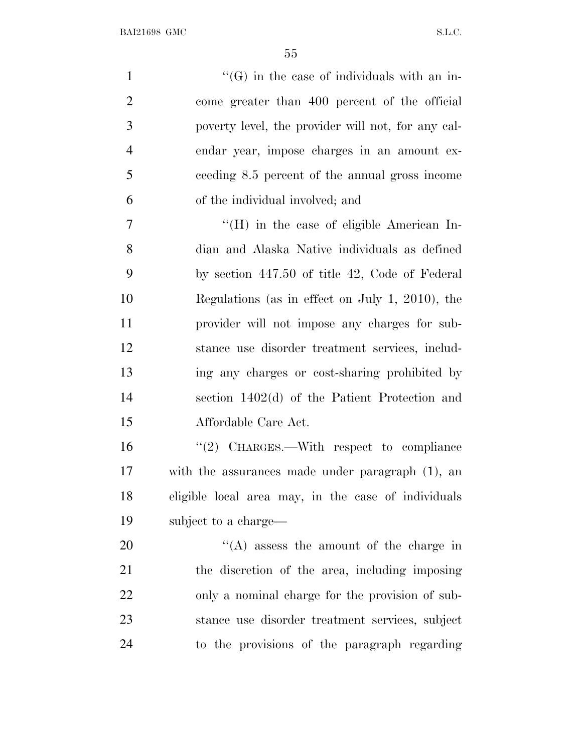"(G) in the case of individuals with an income greater than 400 percent of the official poverty level, the provider will not, for any calendar year, impose charges in an amount exceeding 8.5 percent of the annual gross income of the individual involved; and

"(H) in the case of eligible American Indian and Alaska Native individuals as defined by section 447.50 of title 42, Code of Federal Regulations (as in effect on July 1, 2010), the provider will not impose any charges for substance use disorder treatment services, including any charges or cost-sharing prohibited by section 1402(d) of the Patient Protection and Affordable Care Act.

"(2) CHARGES.—With respect to compliance with the assurances made under paragraph (1), an eligible local area may, in the case of individuals subject to a charge—

"(A) assess the amount of the charge in the discretion of the area, including imposing only a nominal charge for the provision of substance use disorder treatment services, subject to the provisions of the paragraph regarding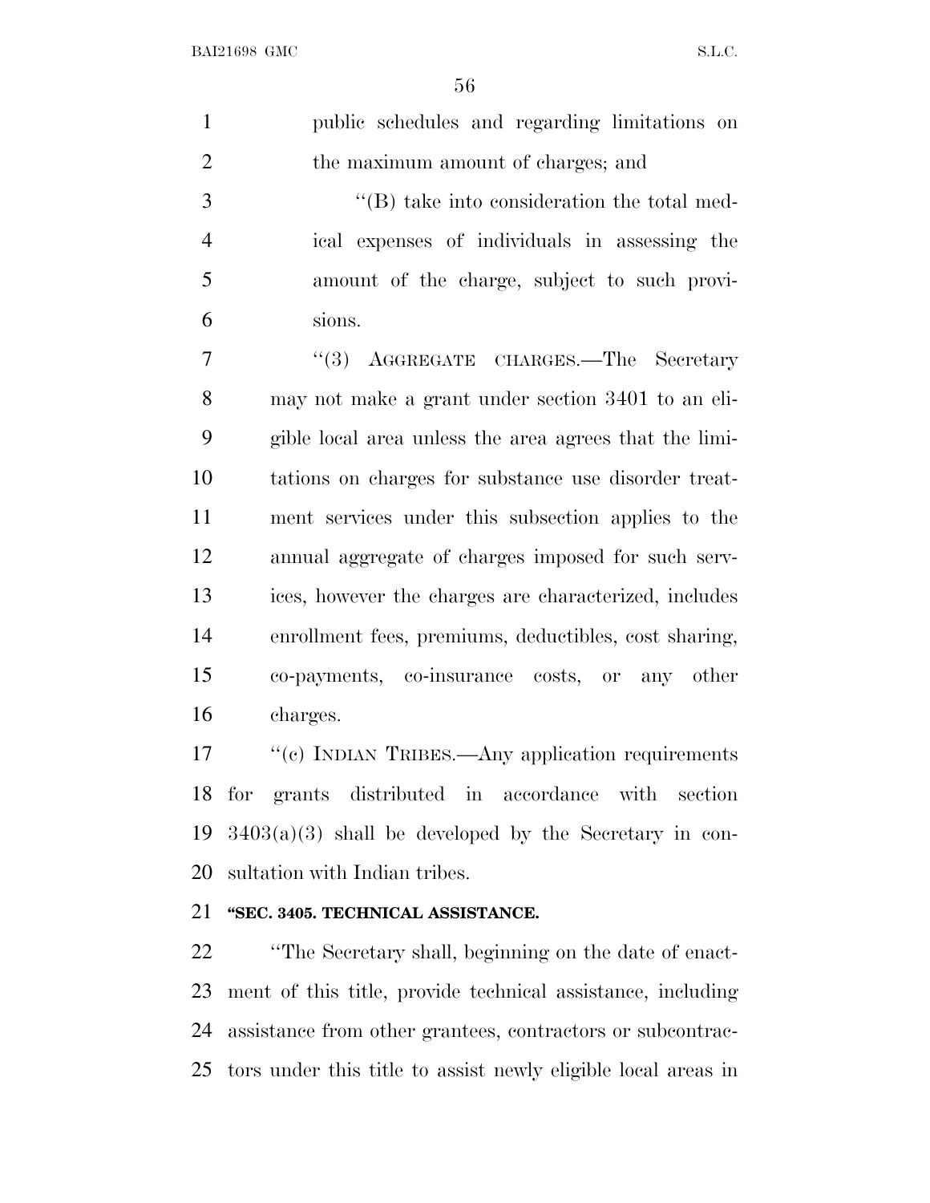public schedules and regarding limitations on the maximum amount of charges; and

"(B) take into consideration the total medical expenses of individuals in assessing the amount of the charge, subject to such provisions.

"(3) AGGREGATE CHARGES.—The Secretary may not make a grant under section 3401 to an eligible local area unless the area agrees that the limitations on charges for substance use disorder treatment services under this subsection applies to the annual aggregate of charges imposed for such services, however the charges are characterized, includes enrollment fees, premiums, deductibles, cost sharing, co-payments, co-insurance costs, or any other charges.

"(c) INDIAN TRIBES.—Any application requirements for grants distributed in accordance with section 3403(a)(3) shall be developed by the Secretary in consultation with Indian tribes.

**"SEC. 3405. TECHNICAL ASSISTANCE.**

"The Secretary shall, beginning on the date of enactment of this title, provide technical assistance, including assistance from other grantees, contractors or subcontractors under this title to assist newly eligible local areas in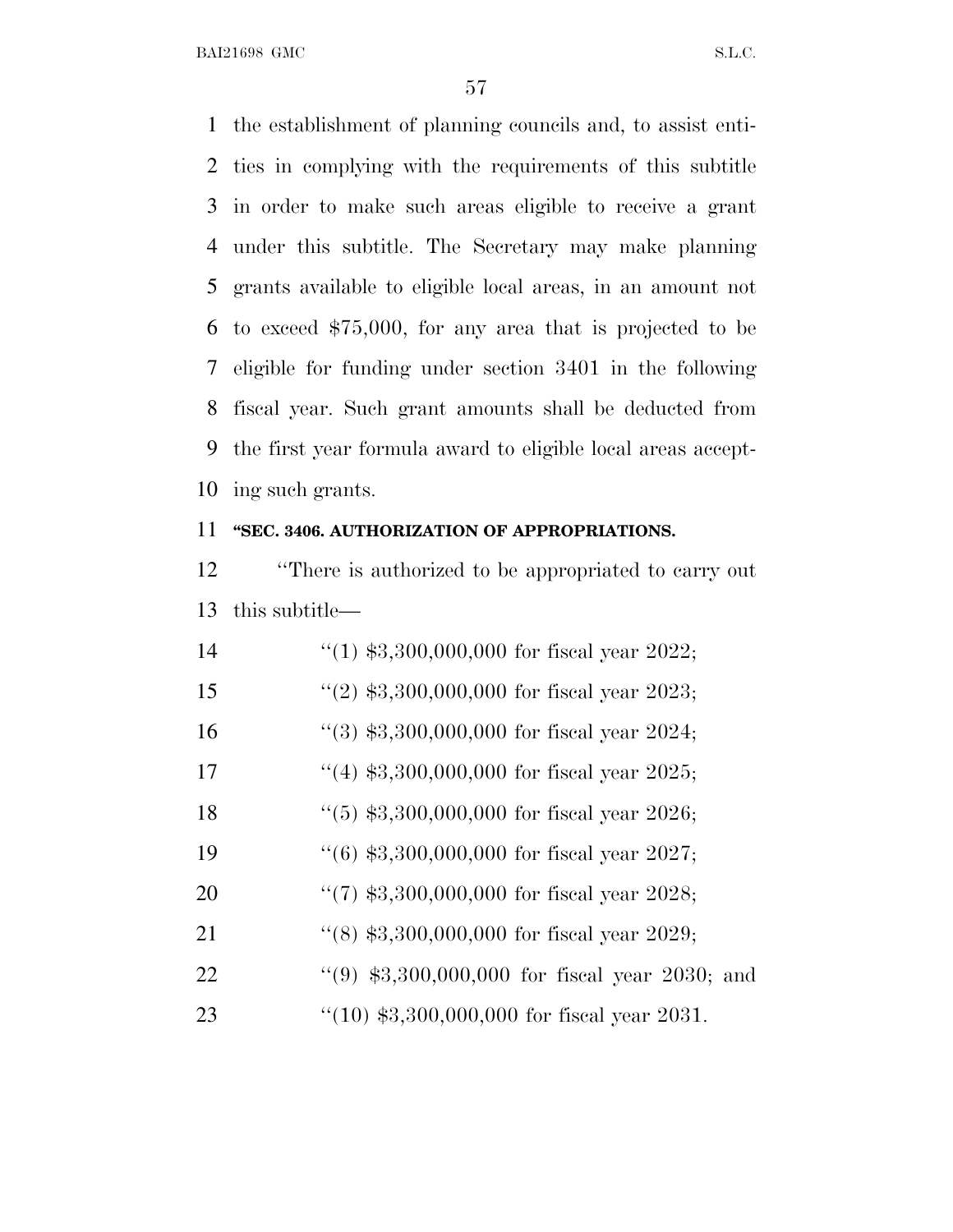the establishment of planning councils and, to assist entities in complying with the requirements of this subtitle in order to make such areas eligible to receive a grant under this subtitle. The Secretary may make planning grants available to eligible local areas, in an amount not to exceed $75,000, for any area that is projected to be eligible for funding under section 3401 in the following fiscal year. Such grant amounts shall be deducted from the first year formula award to eligible local areas accepting such grants.

**"SEC. 3406. AUTHORIZATION OF APPROPRIATIONS.**

"There is authorized to be appropriated to carry out this subtitle—

"(1) $3,300,000,000 for fiscal year 2022;

"(2) $3,300,000,000 for fiscal year 2023;

"(3) $3,300,000,000 for fiscal year 2024;

"(4) $3,300,000,000 for fiscal year 2025;

"(5) $3,300,000,000 for fiscal year 2026;

"(6) $3,300,000,000 for fiscal year 2027;

"(7) $3,300,000,000 for fiscal year 2028;

"(8) $3,300,000,000 for fiscal year 2029;

"(9) $3,300,000,000 for fiscal year 2030; and

"(10) $3,300,000,000 for fiscal year 2031.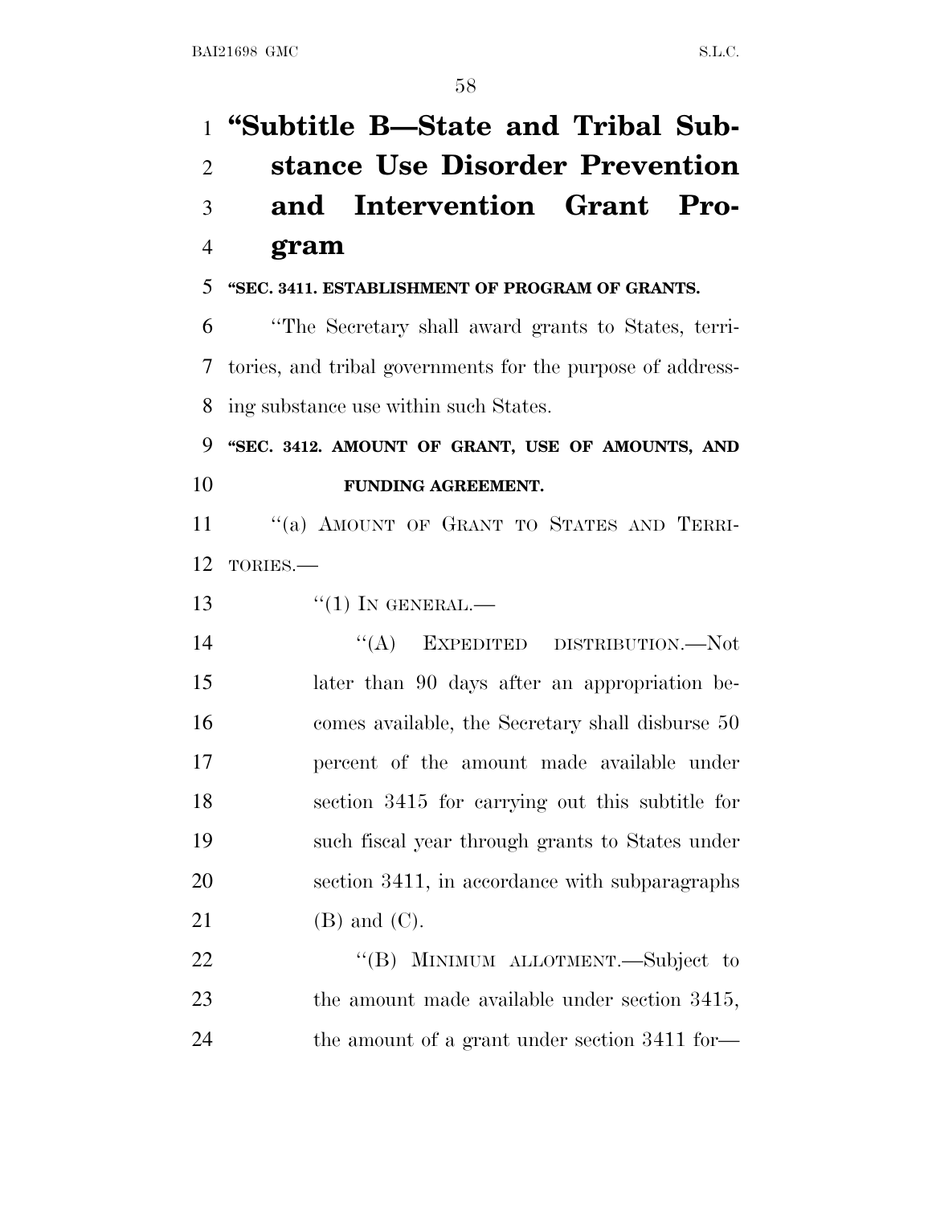# "Subtitle B—State and Tribal Substance Use Disorder Prevention and Intervention Grant Program

**"SEC. 3411. ESTABLISHMENT OF PROGRAM OF GRANTS.**

"The Secretary shall award grants to States, territories, and tribal governments for the purpose of addressing substance use within such States.

**"SEC. 3412. AMOUNT OF GRANT, USE OF AMOUNTS, AND FUNDING AGREEMENT.**

"(a) AMOUNT OF GRANT TO STATES AND TERRITORIES.—

"(1) IN GENERAL.—

"(A) EXPEDITED DISTRIBUTION.—Not later than 90 days after an appropriation becomes available, the Secretary shall disburse 50 percent of the amount made available under section 3415 for carrying out this subtitle for such fiscal year through grants to States under section 3411, in accordance with subparagraphs (B) and (C).

"(B) MINIMUM ALLOTMENT.—Subject to the amount made available under section 3415, the amount of a grant under section 3411 for—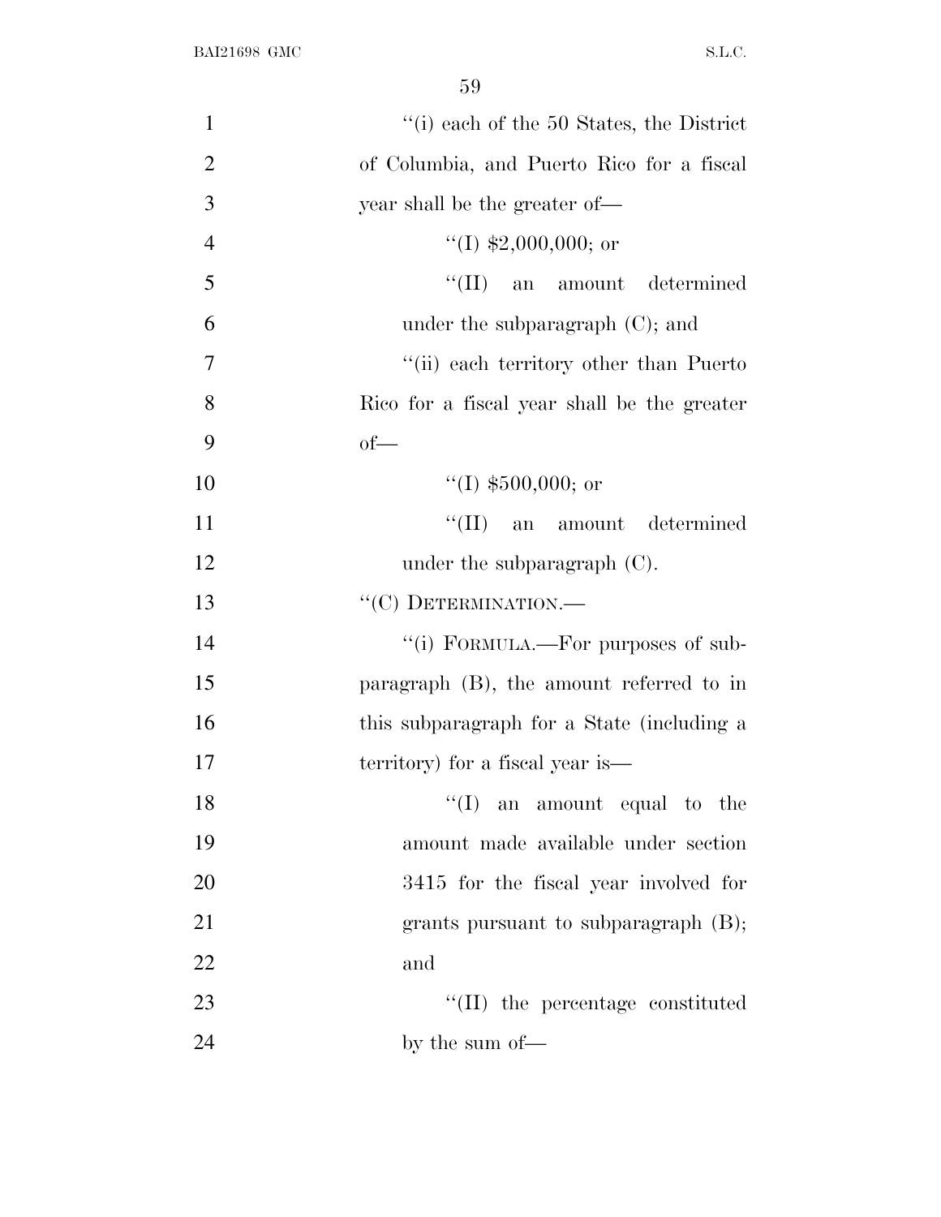"(i) each of the 50 States, the District of Columbia, and Puerto Rico for a fiscal year shall be the greater of—

"(I) $2,000,000; or

"(II) an amount determined under the subparagraph (C); and

"(ii) each territory other than Puerto Rico for a fiscal year shall be the greater of—

"(I) $500,000; or

"(II) an amount determined under the subparagraph (C).

"(C) DETERMINATION.—

"(i) FORMULA.—For purposes of subparagraph (B), the amount referred to in this subparagraph for a State (including a territory) for a fiscal year is—

"(I) an amount equal to the amount made available under section 3415 for the fiscal year involved for grants pursuant to subparagraph (B); and

"(II) the percentage constituted by the sum of—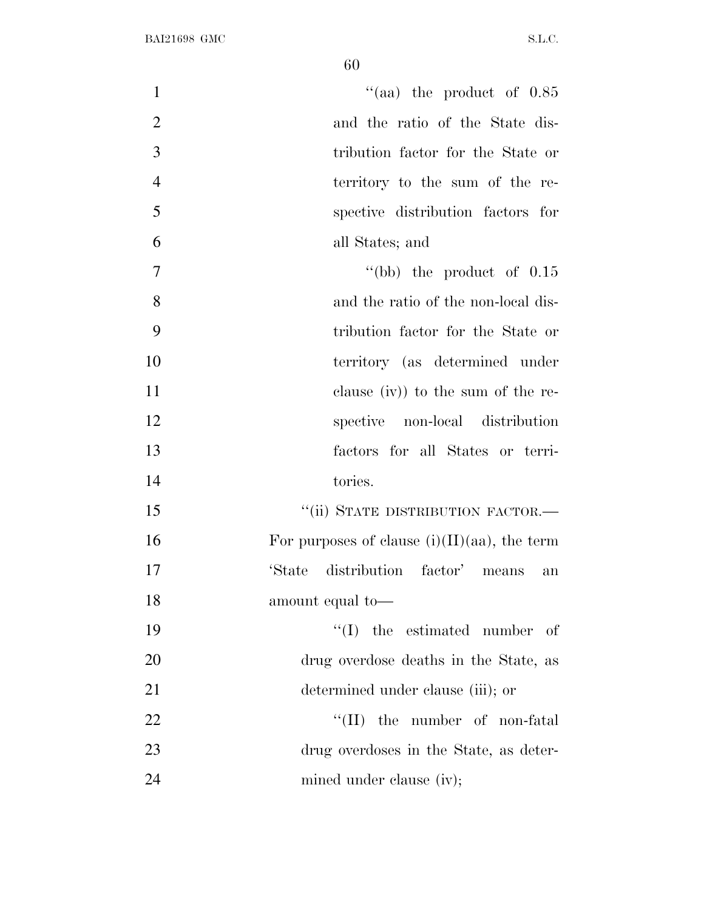"(aa) the product of 0.85 and the ratio of the State distribution factor for the State or territory to the sum of the respective distribution factors for all States; and

"(bb) the product of 0.15 and the ratio of the non-local distribution factor for the State or territory (as determined under clause (iv)) to the sum of the respective non-local distribution factors for all States or territories.

"(ii) STATE DISTRIBUTION FACTOR.—For purposes of clause (i)(II)(aa), the term 'State distribution factor' means an amount equal to—

"(I) the estimated number of drug overdose deaths in the State, as determined under clause (iii); or

"(II) the number of non-fatal drug overdoses in the State, as determined under clause (iv);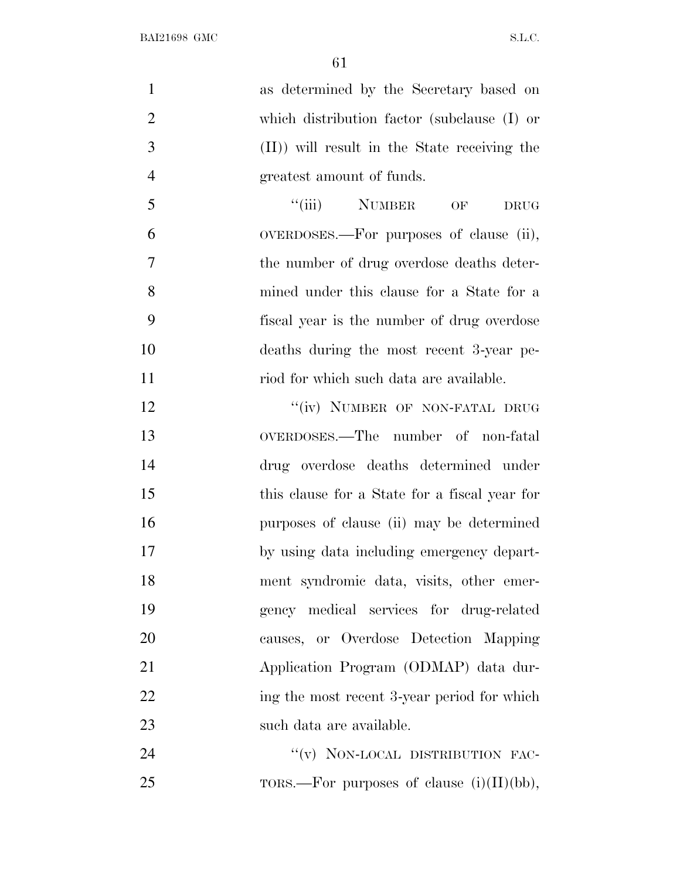as determined by the Secretary based on which distribution factor (subclause (I) or (II)) will result in the State receiving the greatest amount of funds.

"(iii) NUMBER OF DRUG OVERDOSES.—For purposes of clause (ii), the number of drug overdose deaths determined under this clause for a State for a fiscal year is the number of drug overdose deaths during the most recent 3-year period for which such data are available.

"(iv) NUMBER OF NON-FATAL DRUG OVERDOSES.—The number of non-fatal drug overdose deaths determined under this clause for a State for a fiscal year for purposes of clause (ii) may be determined by using data including emergency department syndromic data, visits, other emergency medical services for drug-related causes, or Overdose Detection Mapping Application Program (ODMAP) data during the most recent 3-year period for which such data are available.

"(v) NON-LOCAL DISTRIBUTION FACTORS.—For purposes of clause (i)(II)(bb),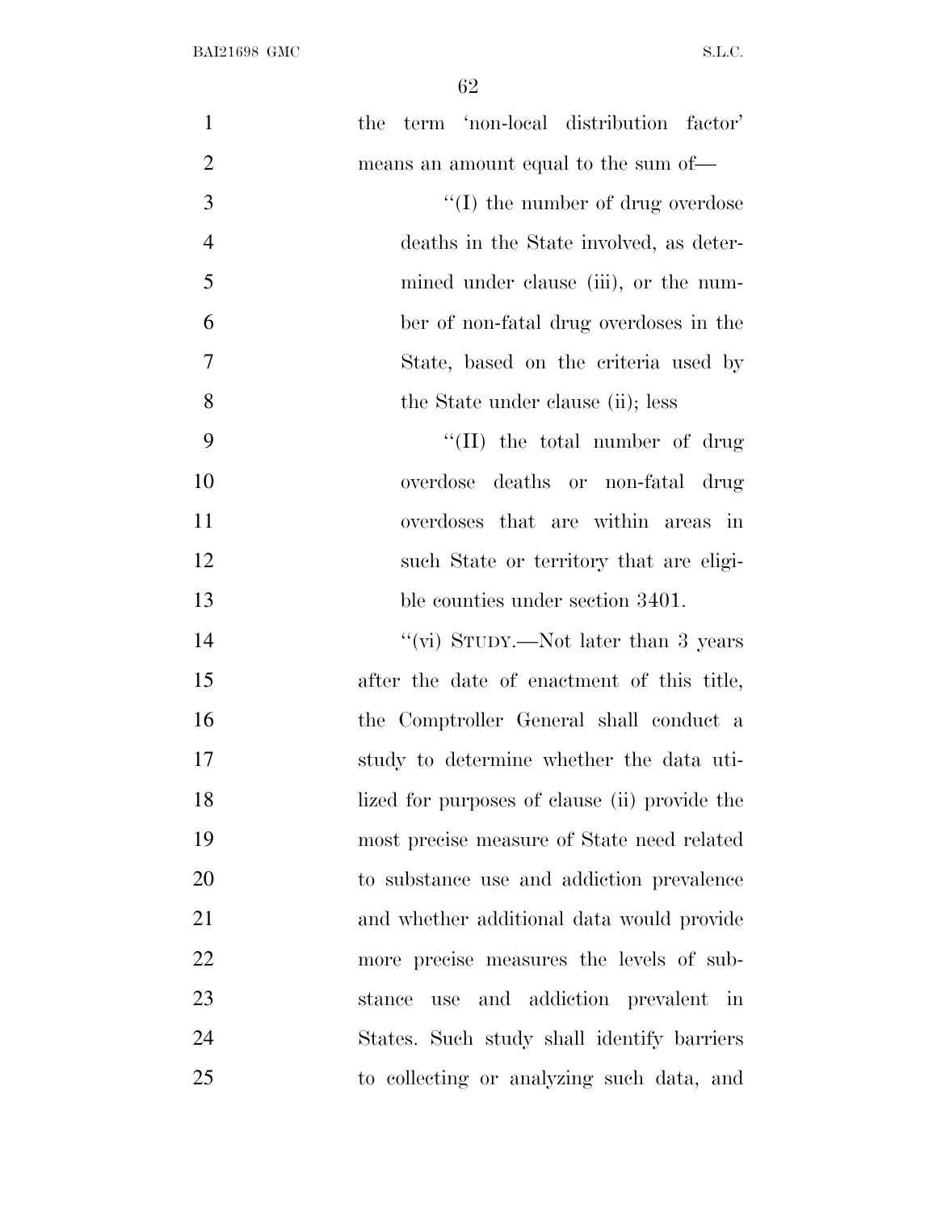the term 'non-local distribution factor' means an amount equal to the sum of—

''(I) the number of drug overdose deaths in the State involved, as determined under clause (iii), or the number of non-fatal drug overdoses in the State, based on the criteria used by the State under clause (ii); less

''(II) the total number of drug overdose deaths or non-fatal drug overdoses that are within areas in such State or territory that are eligible counties under section 3401.

''(vi) STUDY.—Not later than 3 years after the date of enactment of this title, the Comptroller General shall conduct a study to determine whether the data utilized for purposes of clause (ii) provide the most precise measure of State need related to substance use and addiction prevalence and whether additional data would provide more precise measures the levels of substance use and addiction prevalent in States. Such study shall identify barriers to collecting or analyzing such data, and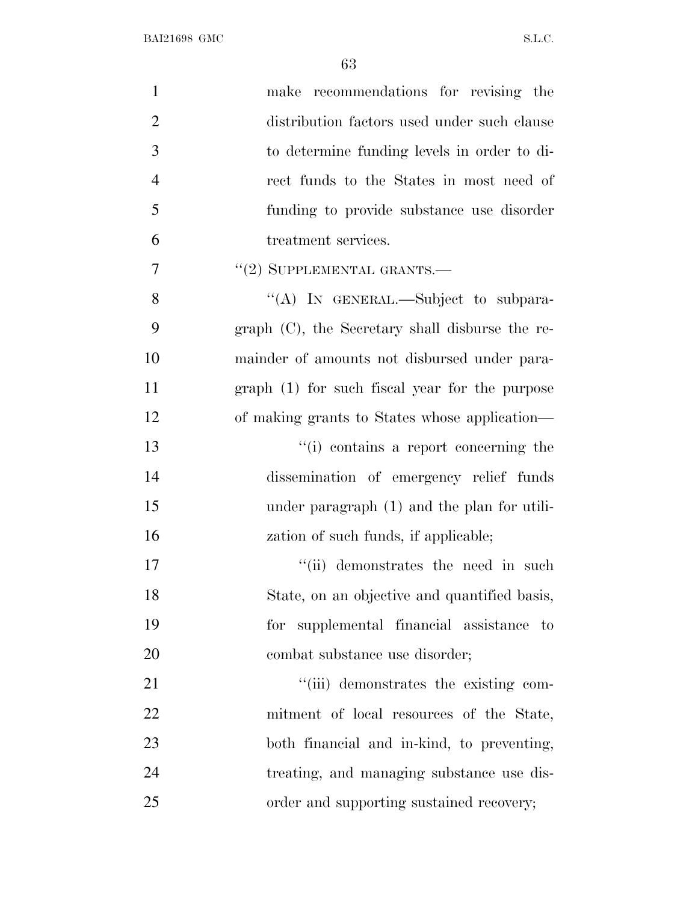make recommendations for revising the distribution factors used under such clause to determine funding levels in order to direct funds to the States in most need of funding to provide substance use disorder treatment services.

''(2) SUPPLEMENTAL GRANTS.—

''(A) IN GENERAL.—Subject to subparagraph (C), the Secretary shall disburse the remainder of amounts not disbursed under paragraph (1) for such fiscal year for the purpose of making grants to States whose application—

''(i) contains a report concerning the dissemination of emergency relief funds under paragraph (1) and the plan for utilization of such funds, if applicable;

''(ii) demonstrates the need in such State, on an objective and quantified basis, for supplemental financial assistance to combat substance use disorder;

''(iii) demonstrates the existing commitment of local resources of the State, both financial and in-kind, to preventing, treating, and managing substance use disorder and supporting sustained recovery;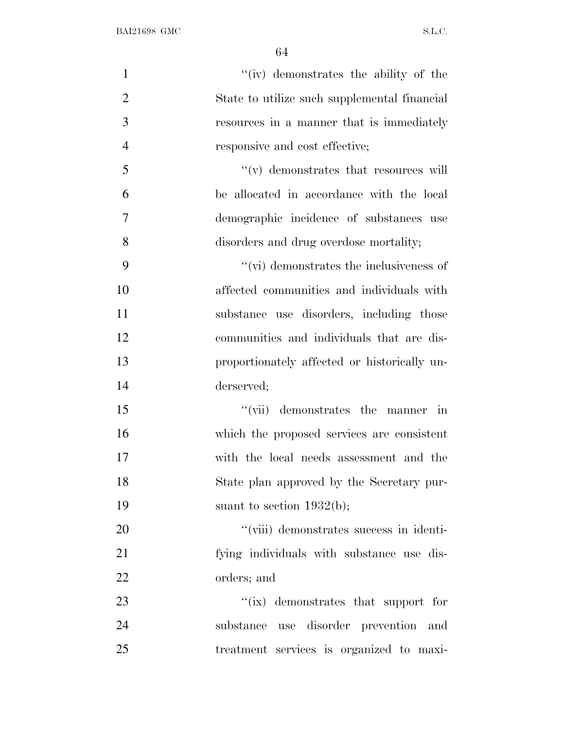''(iv) demonstrates the ability of the State to utilize such supplemental financial resources in a manner that is immediately responsive and cost effective;

''(v) demonstrates that resources will be allocated in accordance with the local demographic incidence of substances use disorders and drug overdose mortality;

''(vi) demonstrates the inclusiveness of affected communities and individuals with substance use disorders, including those communities and individuals that are disproportionately affected or historically underserved;

''(vii) demonstrates the manner in which the proposed services are consistent with the local needs assessment and the State plan approved by the Secretary pursuant to section 1932(b);

''(viii) demonstrates success in identifying individuals with substance use disorders; and

''(ix) demonstrates that support for substance use disorder prevention and treatment services is organized to maxi-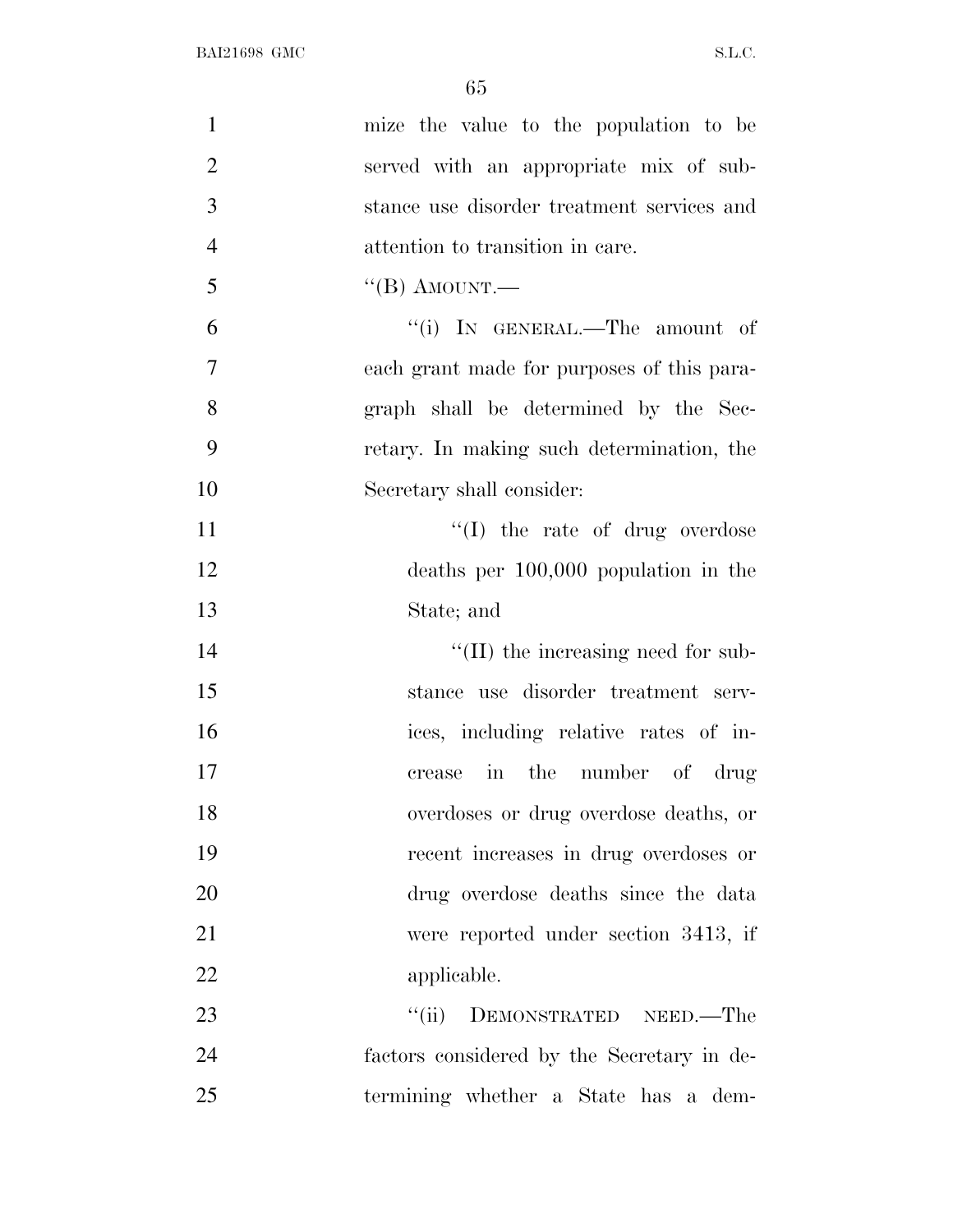mize the value to the population to be served with an appropriate mix of substance use disorder treatment services and attention to transition in care.

''(B) AMOUNT.—

''(i) IN GENERAL.—The amount of each grant made for purposes of this paragraph shall be determined by the Secretary. In making such determination, the Secretary shall consider:

''(I) the rate of drug overdose deaths per 100,000 population in the State; and

''(II) the increasing need for substance use disorder treatment services, including relative rates of increase in the number of drug overdoses or drug overdose deaths, or recent increases in drug overdoses or drug overdose deaths since the data were reported under section 3413, if applicable.

''(ii) DEMONSTRATED NEED.—The factors considered by the Secretary in determining whether a State has a dem-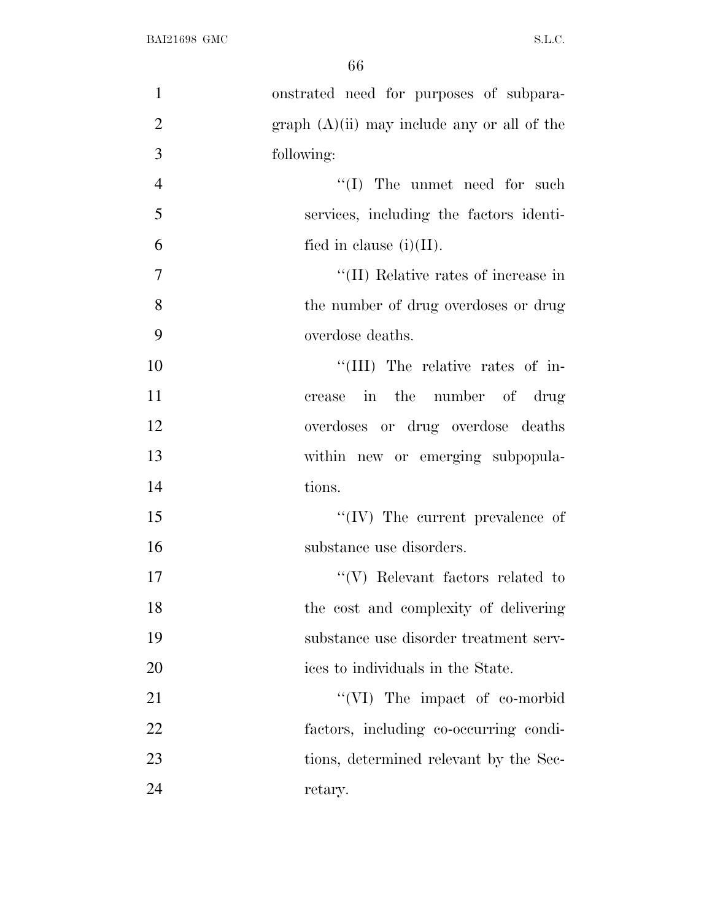onstrated need for purposes of subparagraph (A)(ii) may include any or all of the following:

''(I) The unmet need for such services, including the factors identified in clause (i)(II).

''(II) Relative rates of increase in the number of drug overdoses or drug overdose deaths.

''(III) The relative rates of increase in the number of drug overdoses or drug overdose deaths within new or emerging subpopulations.

''(IV) The current prevalence of substance use disorders.

''(V) Relevant factors related to the cost and complexity of delivering substance use disorder treatment services to individuals in the State.

''(VI) The impact of co-morbid factors, including co-occurring conditions, determined relevant by the Secretary.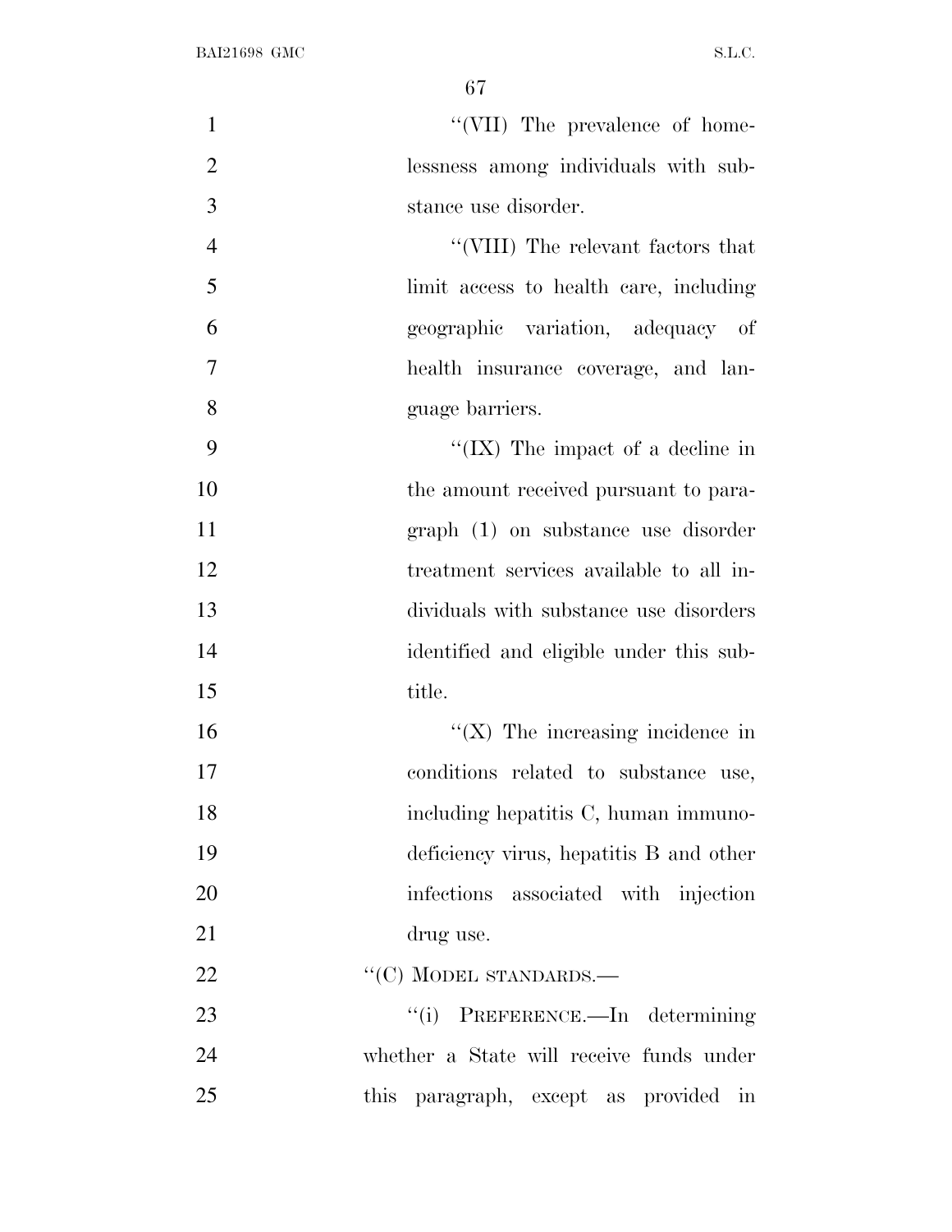"(VII) The prevalence of homelessness among individuals with substance use disorder.

"(VIII) The relevant factors that limit access to health care, including geographic variation, adequacy of health insurance coverage, and language barriers.

"(IX) The impact of a decline in the amount received pursuant to paragraph (1) on substance use disorder treatment services available to all individuals with substance use disorders identified and eligible under this subtitle.

"(X) The increasing incidence in conditions related to substance use, including hepatitis C, human immunodeficiency virus, hepatitis B and other infections associated with injection drug use.

"(C) MODEL STANDARDS.—

"(i) PREFERENCE.—In determining whether a State will receive funds under this paragraph, except as provided in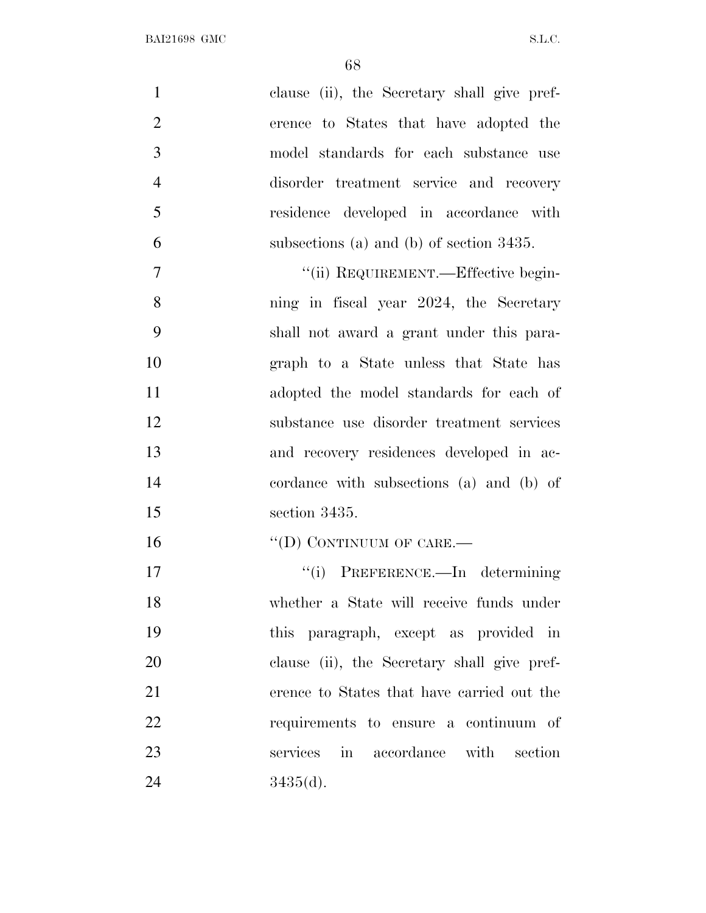clause (ii), the Secretary shall give preference to States that have adopted the model standards for each substance use disorder treatment service and recovery residence developed in accordance with subsections (a) and (b) of section 3435.

"(ii) REQUIREMENT.—Effective beginning in fiscal year 2024, the Secretary shall not award a grant under this paragraph to a State unless that State has adopted the model standards for each of substance use disorder treatment services and recovery residences developed in accordance with subsections (a) and (b) of section 3435.

"(D) CONTINUUM OF CARE.—

"(i) PREFERENCE.—In determining whether a State will receive funds under this paragraph, except as provided in clause (ii), the Secretary shall give preference to States that have carried out the requirements to ensure a continuum of services in accordance with section 3435(d).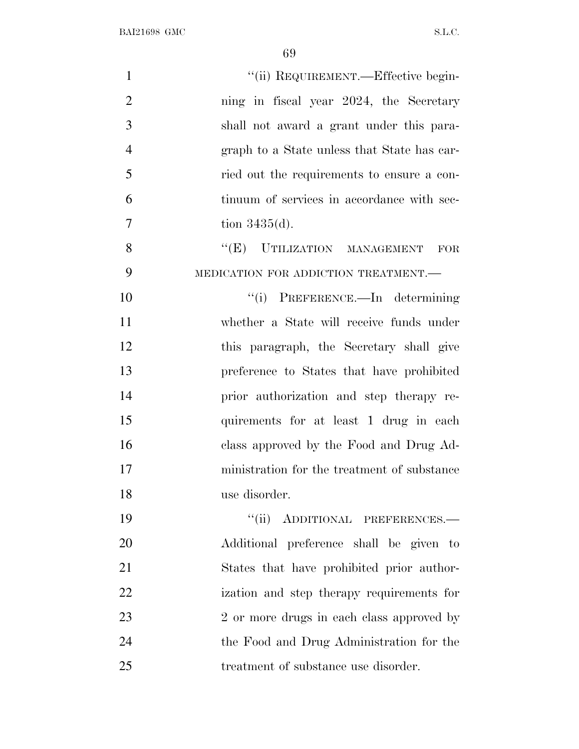''(ii) REQUIREMENT.—Effective beginning in fiscal year 2024, the Secretary shall not award a grant under this paragraph to a State unless that State has carried out the requirements to ensure a continuum of services in accordance with section 3435(d).

''(E) UTILIZATION MANAGEMENT FOR MEDICATION FOR ADDICTION TREATMENT.—

''(i) PREFERENCE.—In determining whether a State will receive funds under this paragraph, the Secretary shall give preference to States that have prohibited prior authorization and step therapy requirements for at least 1 drug in each class approved by the Food and Drug Administration for the treatment of substance use disorder.

''(ii) ADDITIONAL PREFERENCES.—Additional preference shall be given to States that have prohibited prior authorization and step therapy requirements for 2 or more drugs in each class approved by the Food and Drug Administration for the treatment of substance use disorder.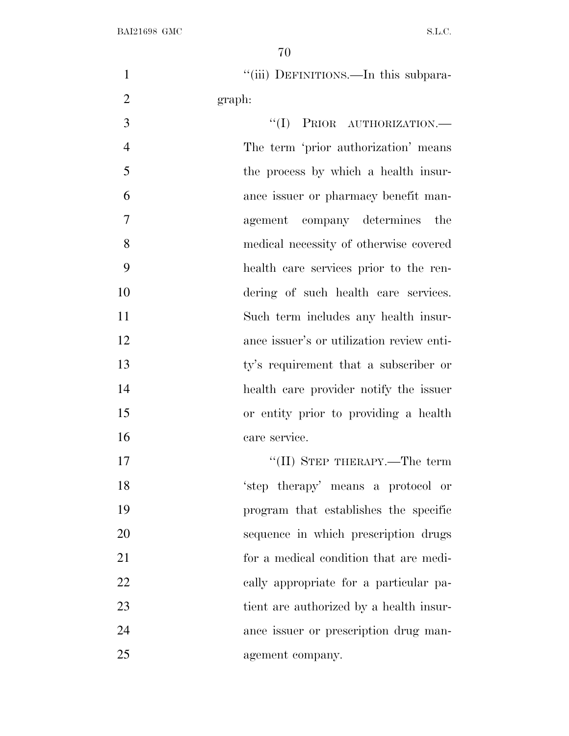"(iii) DEFINITIONS.—In this subparagraph:

"(I) PRIOR AUTHORIZATION.— The term 'prior authorization' means the process by which a health insurance issuer or pharmacy benefit management company determines the medical necessity of otherwise covered health care services prior to the rendering of such health care services. Such term includes any health insurance issuer's or utilization review entity's requirement that a subscriber or health care provider notify the issuer or entity prior to providing a health care service.

"(II) STEP THERAPY.—The term 'step therapy' means a protocol or program that establishes the specific sequence in which prescription drugs for a medical condition that are medically appropriate for a particular patient are authorized by a health insurance issuer or prescription drug management company.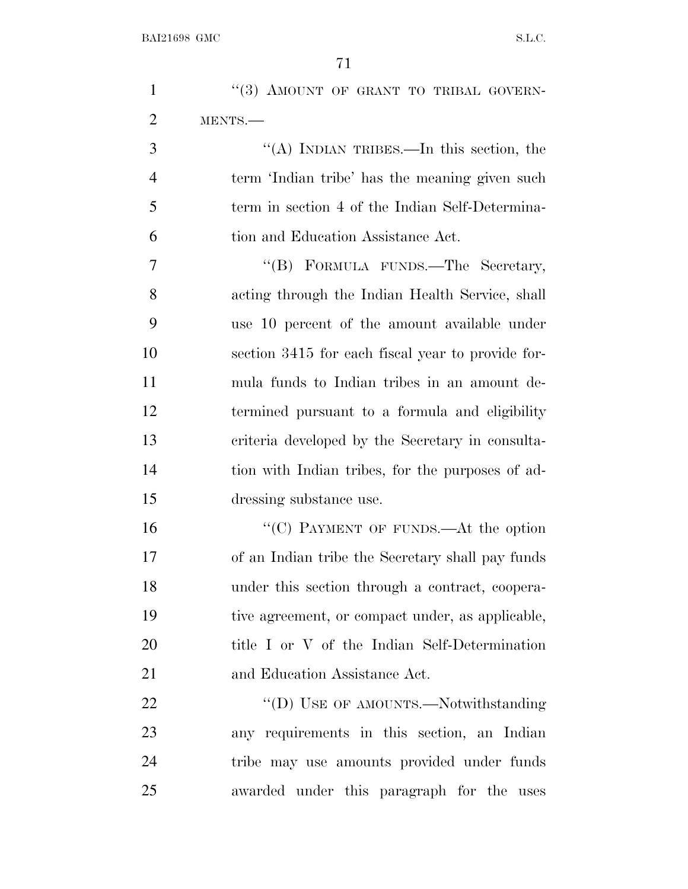''(3) AMOUNT OF GRANT TO TRIBAL GOVERNMENTS.—

''(A) INDIAN TRIBES.—In this section, the term 'Indian tribe' has the meaning given such term in section 4 of the Indian Self-Determination and Education Assistance Act.

''(B) FORMULA FUNDS.—The Secretary, acting through the Indian Health Service, shall use 10 percent of the amount available under section 3415 for each fiscal year to provide formula funds to Indian tribes in an amount determined pursuant to a formula and eligibility criteria developed by the Secretary in consultation with Indian tribes, for the purposes of addressing substance use.

''(C) PAYMENT OF FUNDS.—At the option of an Indian tribe the Secretary shall pay funds under this section through a contract, cooperative agreement, or compact under, as applicable, title I or V of the Indian Self-Determination and Education Assistance Act.

''(D) USE OF AMOUNTS.—Notwithstanding any requirements in this section, an Indian tribe may use amounts provided under funds awarded under this paragraph for the uses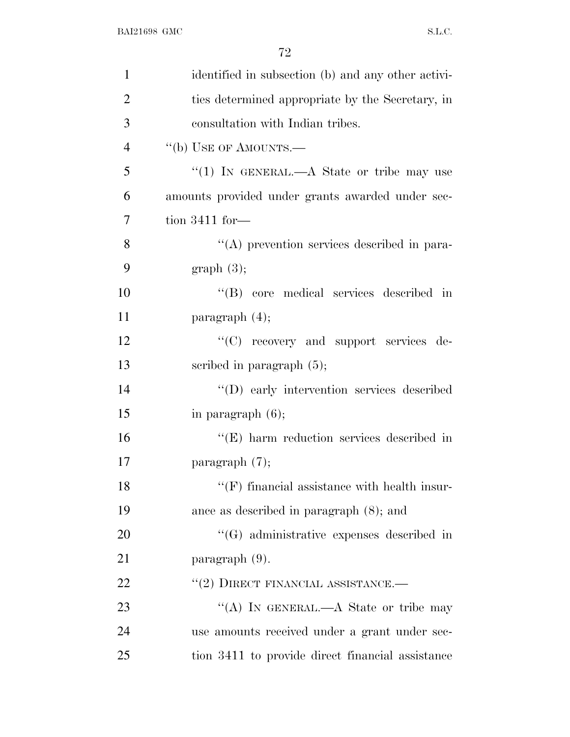identified in subsection (b) and any other activities determined appropriate by the Secretary, in consultation with Indian tribes.

"(b) USE OF AMOUNTS.—

"(1) IN GENERAL.—A State or tribe may use amounts provided under grants awarded under section 3411 for—

"(A) prevention services described in paragraph (3);

"(B) core medical services described in paragraph (4);

"(C) recovery and support services described in paragraph (5);

"(D) early intervention services described in paragraph (6);

"(E) harm reduction services described in paragraph (7);

"(F) financial assistance with health insurance as described in paragraph (8); and

"(G) administrative expenses described in paragraph (9).

"(2) DIRECT FINANCIAL ASSISTANCE.—

"(A) IN GENERAL.—A State or tribe may use amounts received under a grant under section 3411 to provide direct financial assistance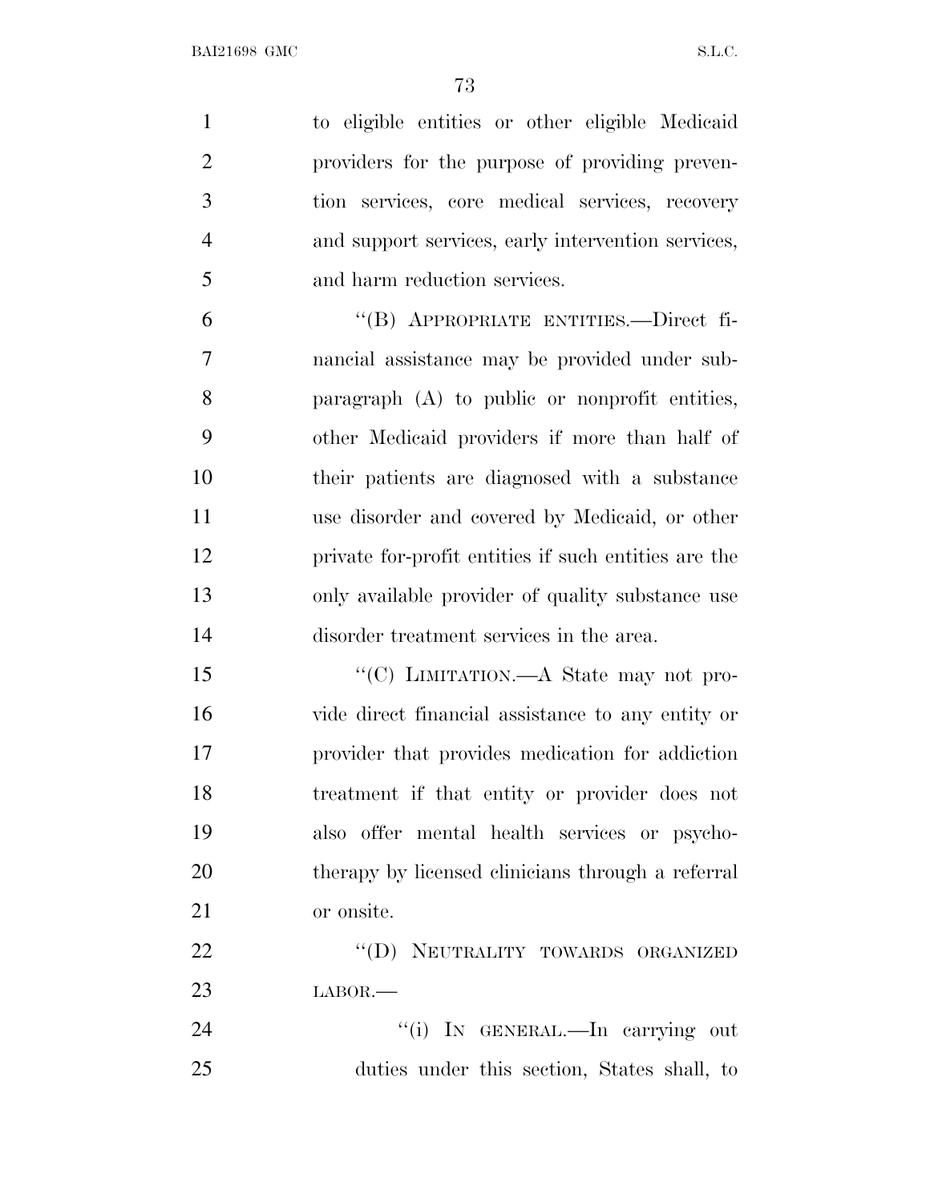to eligible entities or other eligible Medicaid providers for the purpose of providing prevention services, core medical services, recovery and support services, early intervention services, and harm reduction services.

"(B) APPROPRIATE ENTITIES.—Direct financial assistance may be provided under subparagraph (A) to public or nonprofit entities, other Medicaid providers if more than half of their patients are diagnosed with a substance use disorder and covered by Medicaid, or other private for-profit entities if such entities are the only available provider of quality substance use disorder treatment services in the area.

"(C) LIMITATION.—A State may not provide direct financial assistance to any entity or provider that provides medication for addiction treatment if that entity or provider does not also offer mental health services or psychotherapy by licensed clinicians through a referral or onsite.

"(D) NEUTRALITY TOWARDS ORGANIZED LABOR.—

"(i) IN GENERAL.—In carrying out duties under this section, States shall, to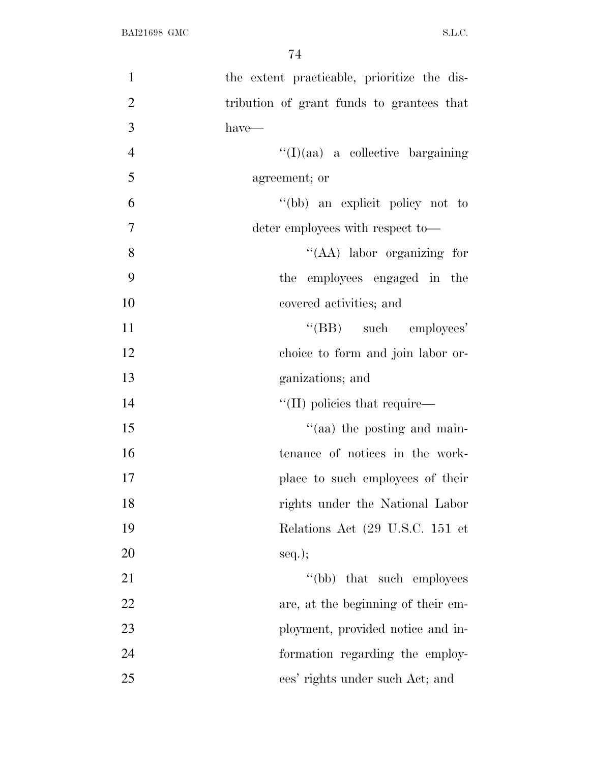the extent practicable, prioritize the distribution of grant funds to grantees that have—

''(I)(aa) a collective bargaining agreement; or

''(bb) an explicit policy not to deter employees with respect to—

''(AA) labor organizing for the employees engaged in the covered activities; and

''(BB) such employees' choice to form and join labor organizations; and

''(II) policies that require—

''(aa) the posting and maintenance of notices in the workplace to such employees of their rights under the National Labor Relations Act (29 U.S.C. 151 et seq.);

''(bb) that such employees are, at the beginning of their employment, provided notice and information regarding the employees' rights under such Act; and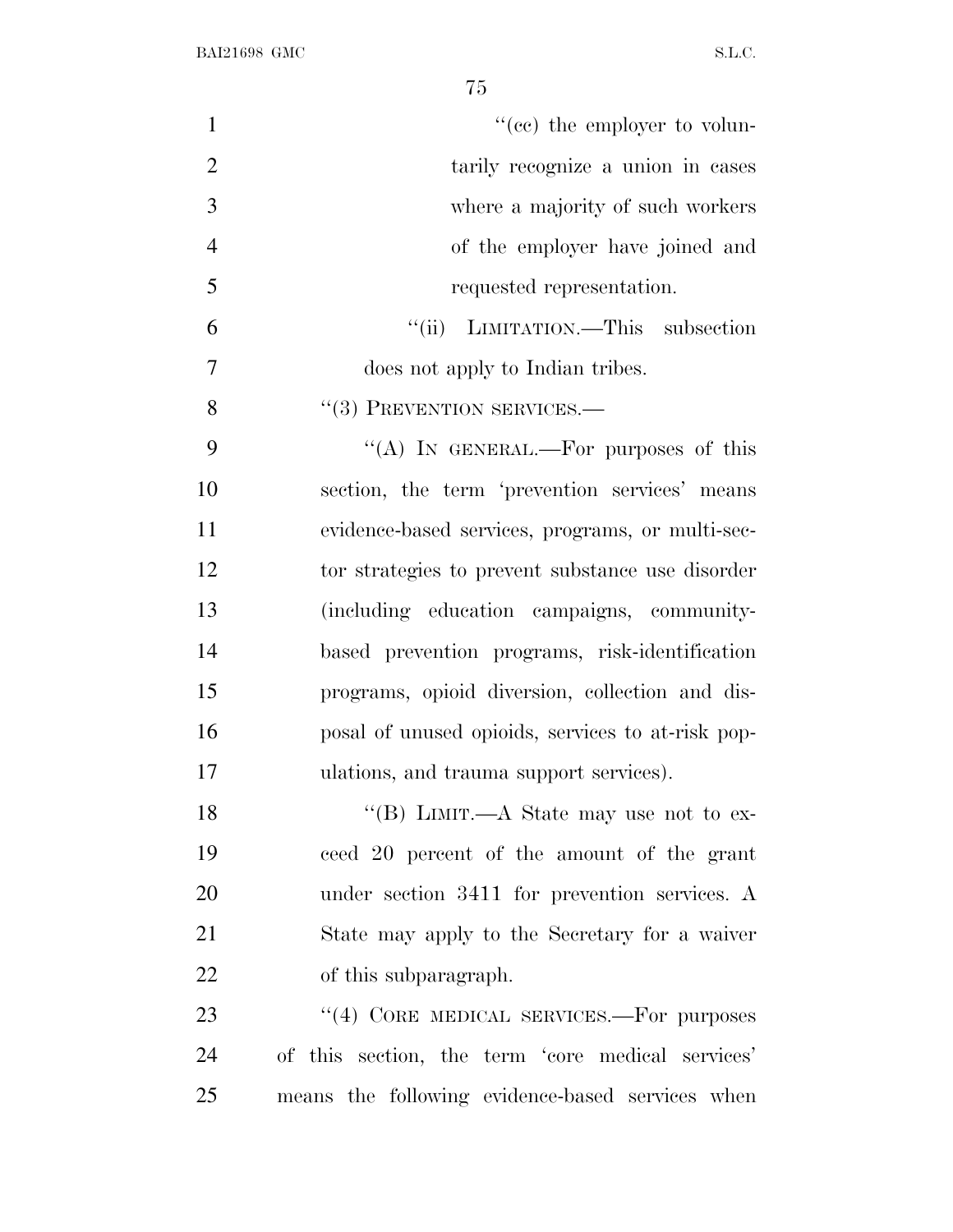''(cc) the employer to voluntarily recognize a union in cases where a majority of such workers of the employer have joined and requested representation.

''(ii) LIMITATION.—This subsection does not apply to Indian tribes.

''(3) PREVENTION SERVICES.—

''(A) IN GENERAL.—For purposes of this section, the term 'prevention services' means evidence-based services, programs, or multi-sector strategies to prevent substance use disorder (including education campaigns, community-based prevention programs, risk-identification programs, opioid diversion, collection and disposal of unused opioids, services to at-risk populations, and trauma support services).

''(B) LIMIT.—A State may use not to exceed 20 percent of the amount of the grant under section 3411 for prevention services. A State may apply to the Secretary for a waiver of this subparagraph.

''(4) CORE MEDICAL SERVICES.—For purposes of this section, the term 'core medical services' means the following evidence-based services when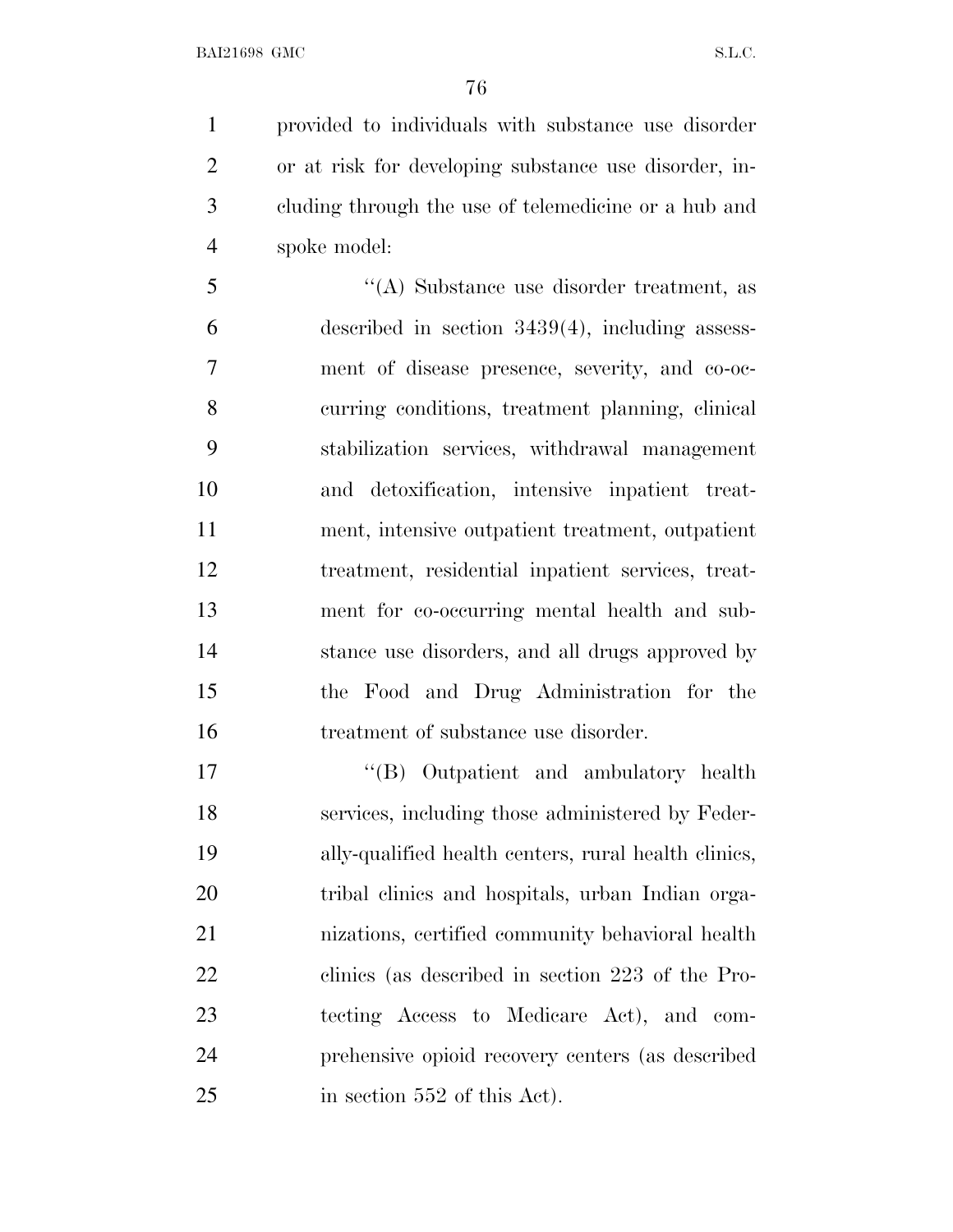provided to individuals with substance use disorder or at risk for developing substance use disorder, including through the use of telemedicine or a hub and spoke model:

''(A) Substance use disorder treatment, as described in section 3439(4), including assessment of disease presence, severity, and co-occurring conditions, treatment planning, clinical stabilization services, withdrawal management and detoxification, intensive inpatient treatment, intensive outpatient treatment, outpatient treatment, residential inpatient services, treatment for co-occurring mental health and substance use disorders, and all drugs approved by the Food and Drug Administration for the treatment of substance use disorder.

''(B) Outpatient and ambulatory health services, including those administered by Federally-qualified health centers, rural health clinics, tribal clinics and hospitals, urban Indian organizations, certified community behavioral health clinics (as described in section 223 of the Protecting Access to Medicare Act), and comprehensive opioid recovery centers (as described in section 552 of this Act).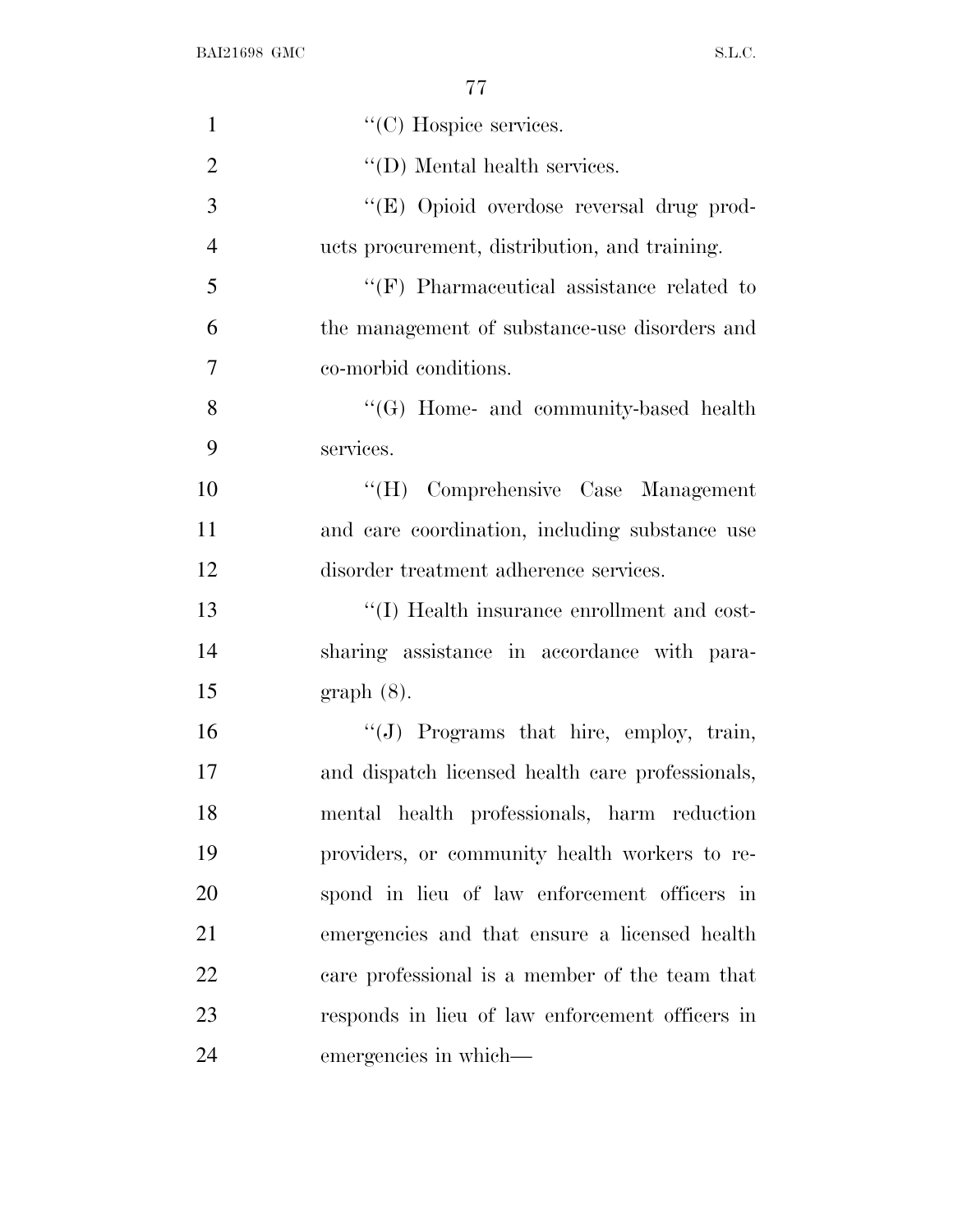''(C) Hospice services.

''(D) Mental health services.

''(E) Opioid overdose reversal drug products procurement, distribution, and training.

''(F) Pharmaceutical assistance related to the management of substance-use disorders and co-morbid conditions.

''(G) Home- and community-based health services.

''(H) Comprehensive Case Management and care coordination, including substance use disorder treatment adherence services.

''(I) Health insurance enrollment and cost-sharing assistance in accordance with paragraph (8).

''(J) Programs that hire, employ, train, and dispatch licensed health care professionals, mental health professionals, harm reduction providers, or community health workers to respond in lieu of law enforcement officers in emergencies and that ensure a licensed health care professional is a member of the team that responds in lieu of law enforcement officers in emergencies in which—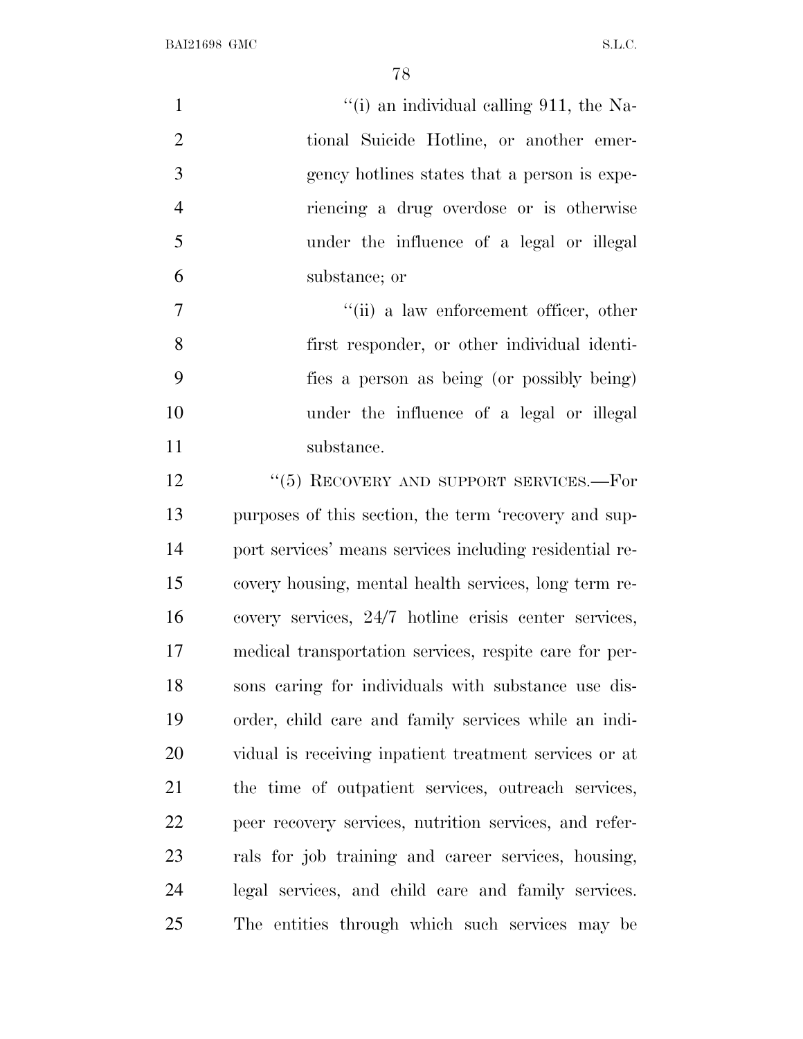"(i) an individual calling 911, the National Suicide Hotline, or another emergency hotlines states that a person is experiencing a drug overdose or is otherwise under the influence of a legal or illegal substance; or

"(ii) a law enforcement officer, other first responder, or other individual identifies a person as being (or possibly being) under the influence of a legal or illegal substance.

"(5) RECOVERY AND SUPPORT SERVICES.—For purposes of this section, the term 'recovery and support services' means services including residential recovery housing, mental health services, long term recovery services, 24/7 hotline crisis center services, medical transportation services, respite care for persons caring for individuals with substance use disorder, child care and family services while an individual is receiving inpatient treatment services or at the time of outpatient services, outreach services, peer recovery services, nutrition services, and referrals for job training and career services, housing, legal services, and child care and family services. The entities through which such services may be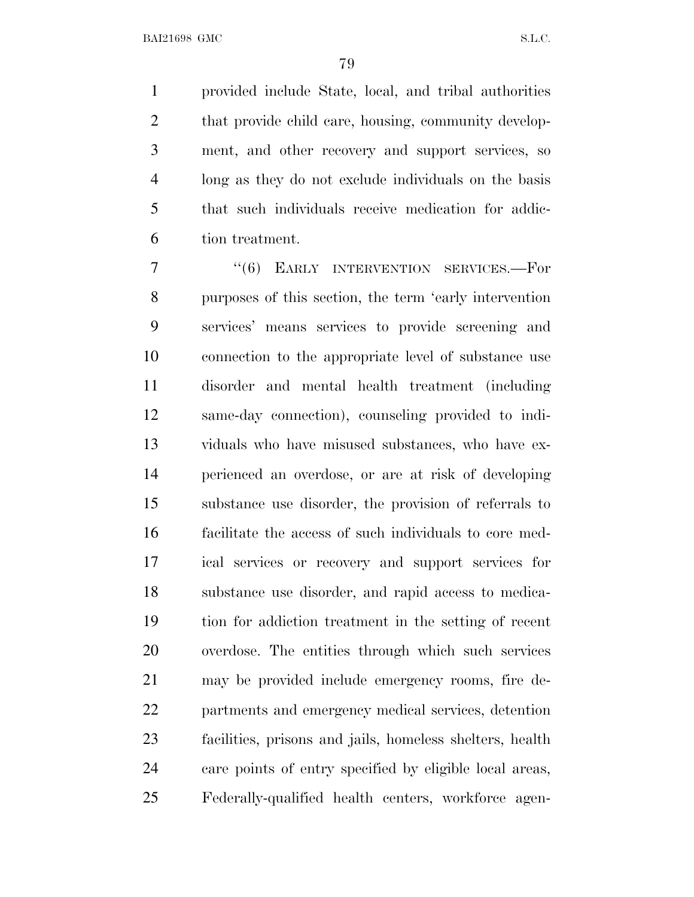provided include State, local, and tribal authorities that provide child care, housing, community development, and other recovery and support services, so long as they do not exclude individuals on the basis that such individuals receive medication for addiction treatment.

"(6) EARLY INTERVENTION SERVICES.—For purposes of this section, the term 'early intervention services' means services to provide screening and connection to the appropriate level of substance use disorder and mental health treatment (including same-day connection), counseling provided to individuals who have misused substances, who have experienced an overdose, or are at risk of developing substance use disorder, the provision of referrals to facilitate the access of such individuals to core medical services or recovery and support services for substance use disorder, and rapid access to medication for addiction treatment in the setting of recent overdose. The entities through which such services may be provided include emergency rooms, fire departments and emergency medical services, detention facilities, prisons and jails, homeless shelters, health care points of entry specified by eligible local areas, Federally-qualified health centers, workforce agen-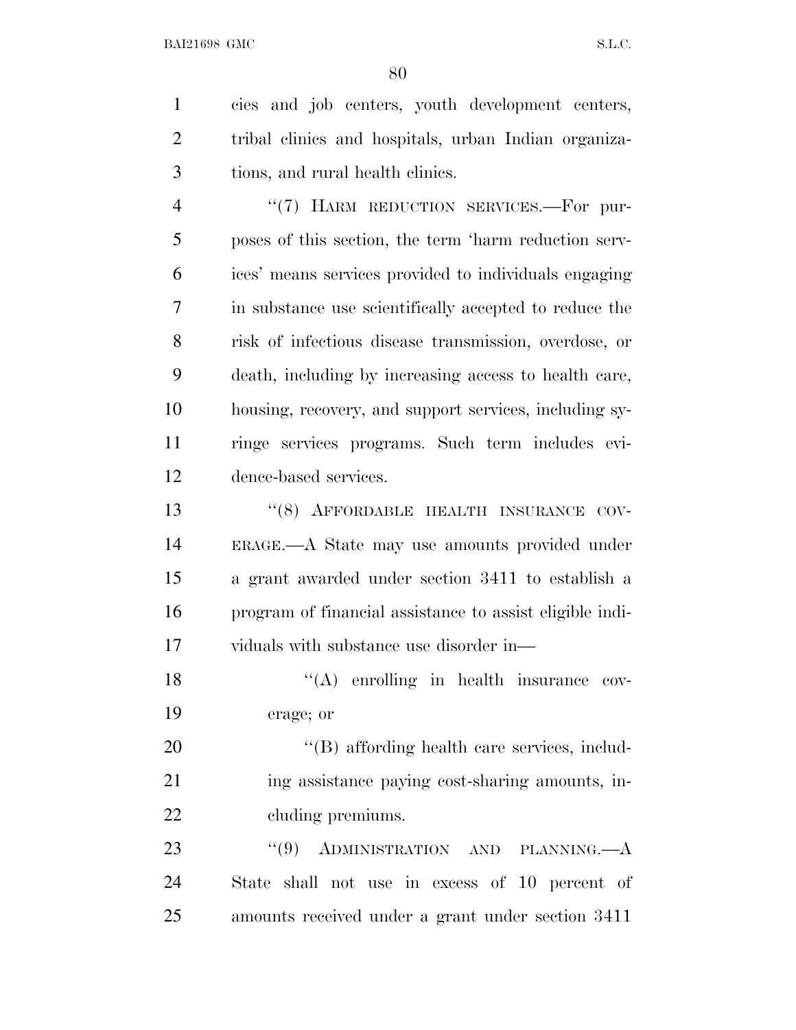cies and job centers, youth development centers, tribal clinics and hospitals, urban Indian organizations, and rural health clinics.

''(7) HARM REDUCTION SERVICES.—For purposes of this section, the term 'harm reduction services' means services provided to individuals engaging in substance use scientifically accepted to reduce the risk of infectious disease transmission, overdose, or death, including by increasing access to health care, housing, recovery, and support services, including syringe services programs. Such term includes evidence-based services.

''(8) AFFORDABLE HEALTH INSURANCE COVERAGE.—A State may use amounts provided under a grant awarded under section 3411 to establish a program of financial assistance to assist eligible individuals with substance use disorder in—

''(A) enrolling in health insurance coverage; or

''(B) affording health care services, including assistance paying cost-sharing amounts, including premiums.

''(9) ADMINISTRATION AND PLANNING.—A State shall not use in excess of 10 percent of amounts received under a grant under section 3411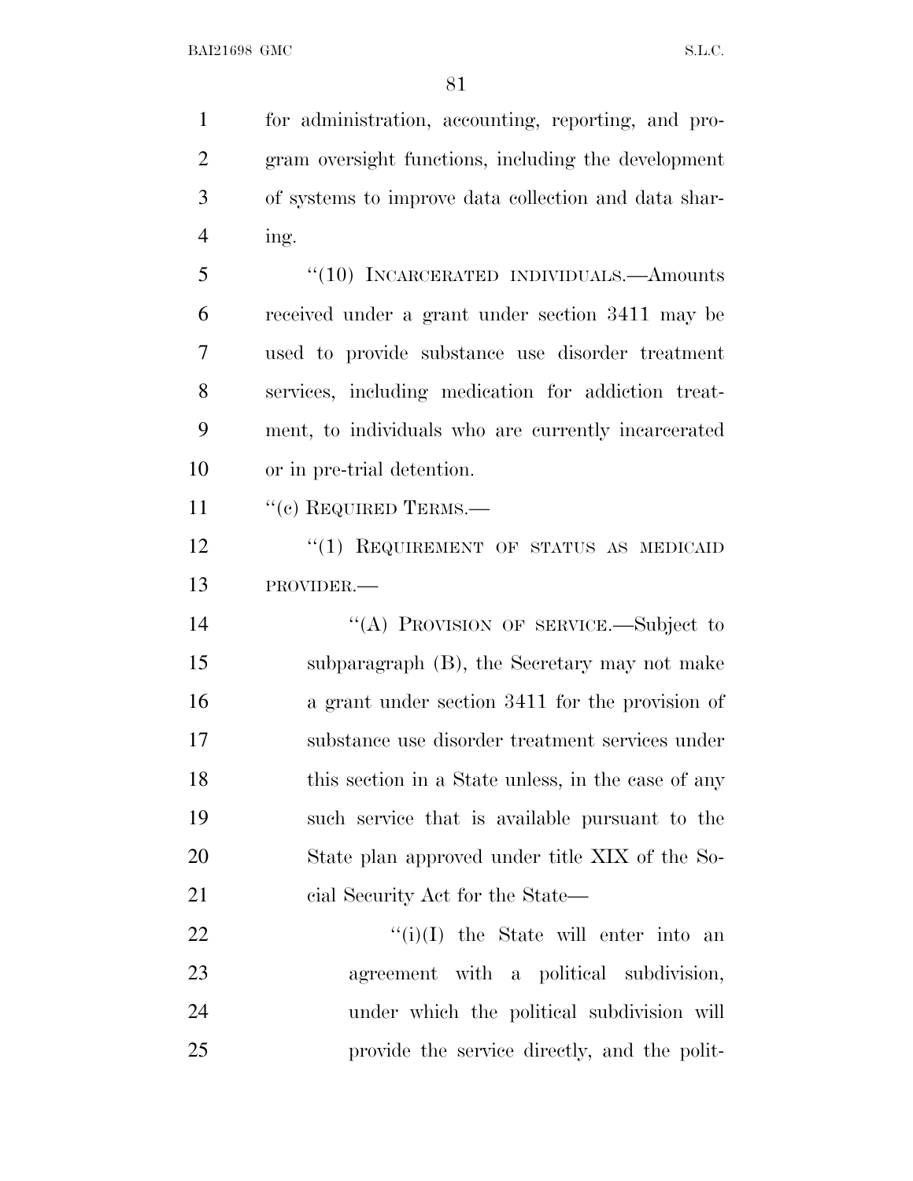for administration, accounting, reporting, and program oversight functions, including the development of systems to improve data collection and data sharing.

"(10) INCARCERATED INDIVIDUALS.—Amounts received under a grant under section 3411 may be used to provide substance use disorder treatment services, including medication for addiction treatment, to individuals who are currently incarcerated or in pre-trial detention.

"(c) REQUIRED TERMS.—

"(1) REQUIREMENT OF STATUS AS MEDICAID PROVIDER.—

"(A) PROVISION OF SERVICE.—Subject to subparagraph (B), the Secretary may not make a grant under section 3411 for the provision of substance use disorder treatment services under this section in a State unless, in the case of any such service that is available pursuant to the State plan approved under title XIX of the Social Security Act for the State—

"(i)(I) the State will enter into an agreement with a political subdivision, under which the political subdivision will provide the service directly, and the polit-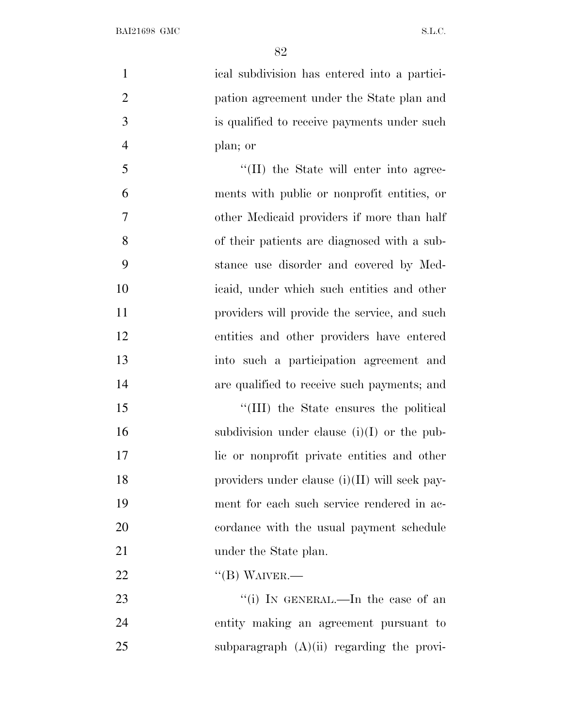ical subdivision has entered into a participation agreement under the State plan and is qualified to receive payments under such plan; or

"(II) the State will enter into agreements with public or nonprofit entities, or other Medicaid providers if more than half of their patients are diagnosed with a substance use disorder and covered by Medicaid, under which such entities and other providers will provide the service, and such entities and other providers have entered into such a participation agreement and are qualified to receive such payments; and

"(III) the State ensures the political subdivision under clause (i)(I) or the public or nonprofit private entities and other providers under clause (i)(II) will seek payment for each such service rendered in accordance with the usual payment schedule under the State plan.

"(B) WAIVER.—

"(i) IN GENERAL.—In the case of an entity making an agreement pursuant to subparagraph (A)(ii) regarding the provi-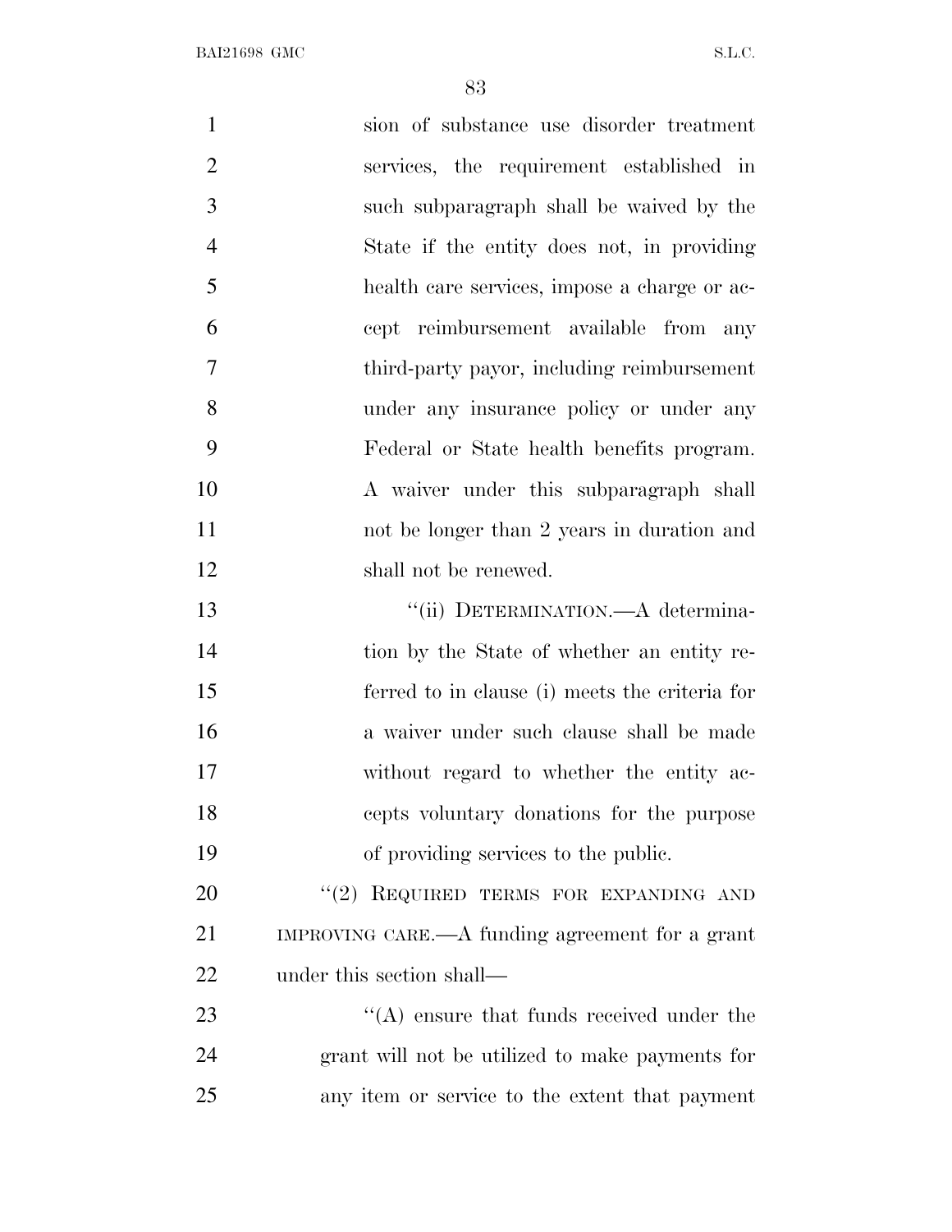sion of substance use disorder treatment services, the requirement established in such subparagraph shall be waived by the State if the entity does not, in providing health care services, impose a charge or accept reimbursement available from any third-party payor, including reimbursement under any insurance policy or under any Federal or State health benefits program. A waiver under this subparagraph shall not be longer than 2 years in duration and shall not be renewed.

"(ii) DETERMINATION.—A determination by the State of whether an entity referred to in clause (i) meets the criteria for a waiver under such clause shall be made without regard to whether the entity accepts voluntary donations for the purpose of providing services to the public.

"(2) REQUIRED TERMS FOR EXPANDING AND IMPROVING CARE.—A funding agreement for a grant under this section shall—

"(A) ensure that funds received under the grant will not be utilized to make payments for any item or service to the extent that payment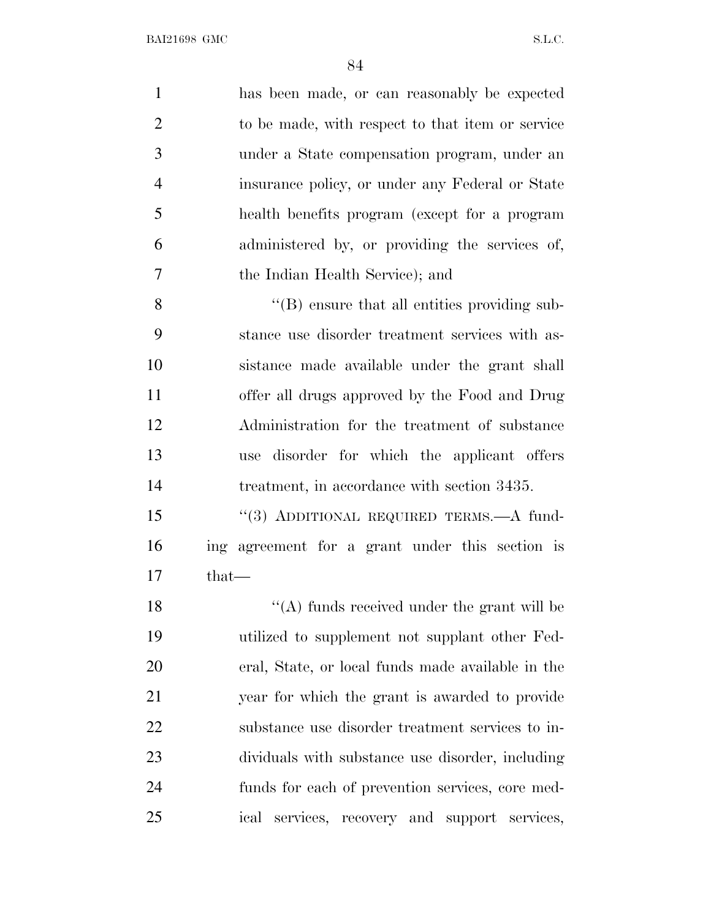has been made, or can reasonably be expected to be made, with respect to that item or service under a State compensation program, under an insurance policy, or under any Federal or State health benefits program (except for a program administered by, or providing the services of, the Indian Health Service); and

''(B) ensure that all entities providing substance use disorder treatment services with assistance made available under the grant shall offer all drugs approved by the Food and Drug Administration for the treatment of substance use disorder for which the applicant offers treatment, in accordance with section 3435.

''(3) ADDITIONAL REQUIRED TERMS.—A funding agreement for a grant under this section is that—

''(A) funds received under the grant will be utilized to supplement not supplant other Federal, State, or local funds made available in the year for which the grant is awarded to provide substance use disorder treatment services to individuals with substance use disorder, including funds for each of prevention services, core medical services, recovery and support services,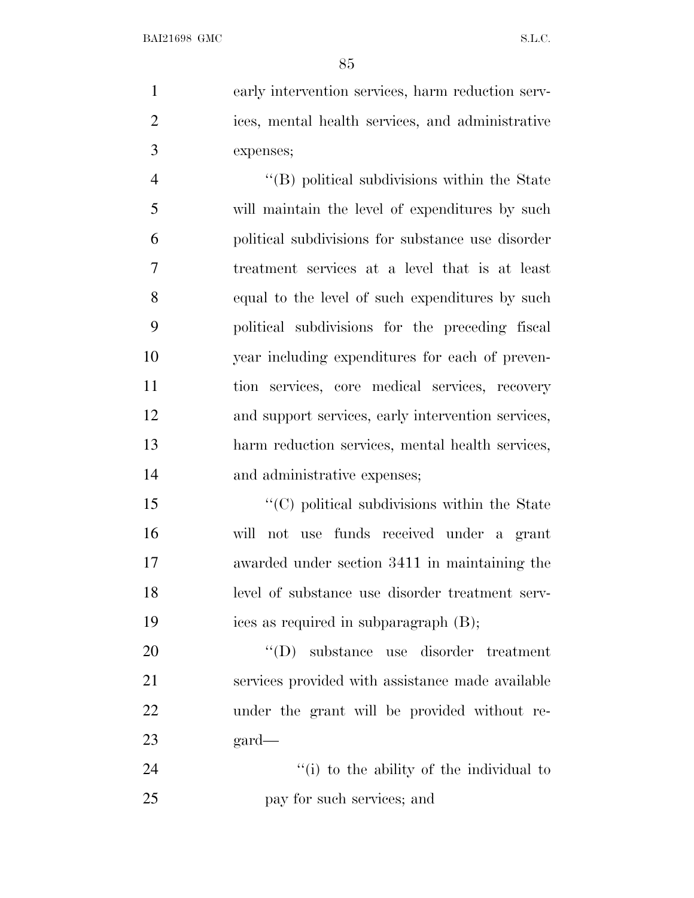early intervention services, harm reduction services, mental health services, and administrative expenses;

''(B) political subdivisions within the State will maintain the level of expenditures by such political subdivisions for substance use disorder treatment services at a level that is at least equal to the level of such expenditures by such political subdivisions for the preceding fiscal year including expenditures for each of prevention services, core medical services, recovery and support services, early intervention services, harm reduction services, mental health services, and administrative expenses;

''(C) political subdivisions within the State will not use funds received under a grant awarded under section 3411 in maintaining the level of substance use disorder treatment services as required in subparagraph (B);

''(D) substance use disorder treatment services provided with assistance made available under the grant will be provided without regard—

''(i) to the ability of the individual to pay for such services; and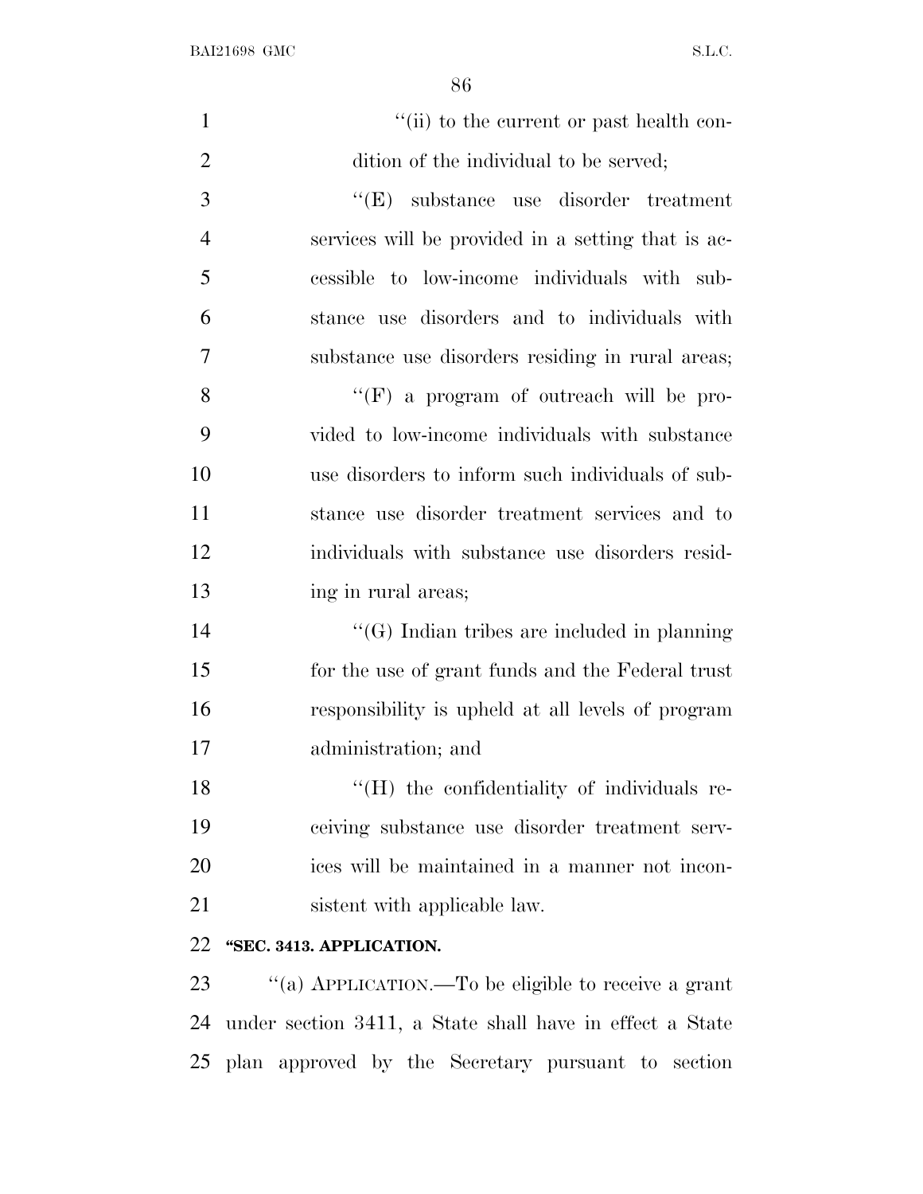"(ii) to the current or past health condition of the individual to be served;

"(E) substance use disorder treatment services will be provided in a setting that is accessible to low-income individuals with substance use disorders and to individuals with substance use disorders residing in rural areas;

"(F) a program of outreach will be provided to low-income individuals with substance use disorders to inform such individuals of substance use disorder treatment services and to individuals with substance use disorders residing in rural areas;

"(G) Indian tribes are included in planning for the use of grant funds and the Federal trust responsibility is upheld at all levels of program administration; and

"(H) the confidentiality of individuals receiving substance use disorder treatment services will be maintained in a manner not inconsistent with applicable law.

**"SEC. 3413. APPLICATION.**

"(a) APPLICATION.—To be eligible to receive a grant under section 3411, a State shall have in effect a State plan approved by the Secretary pursuant to section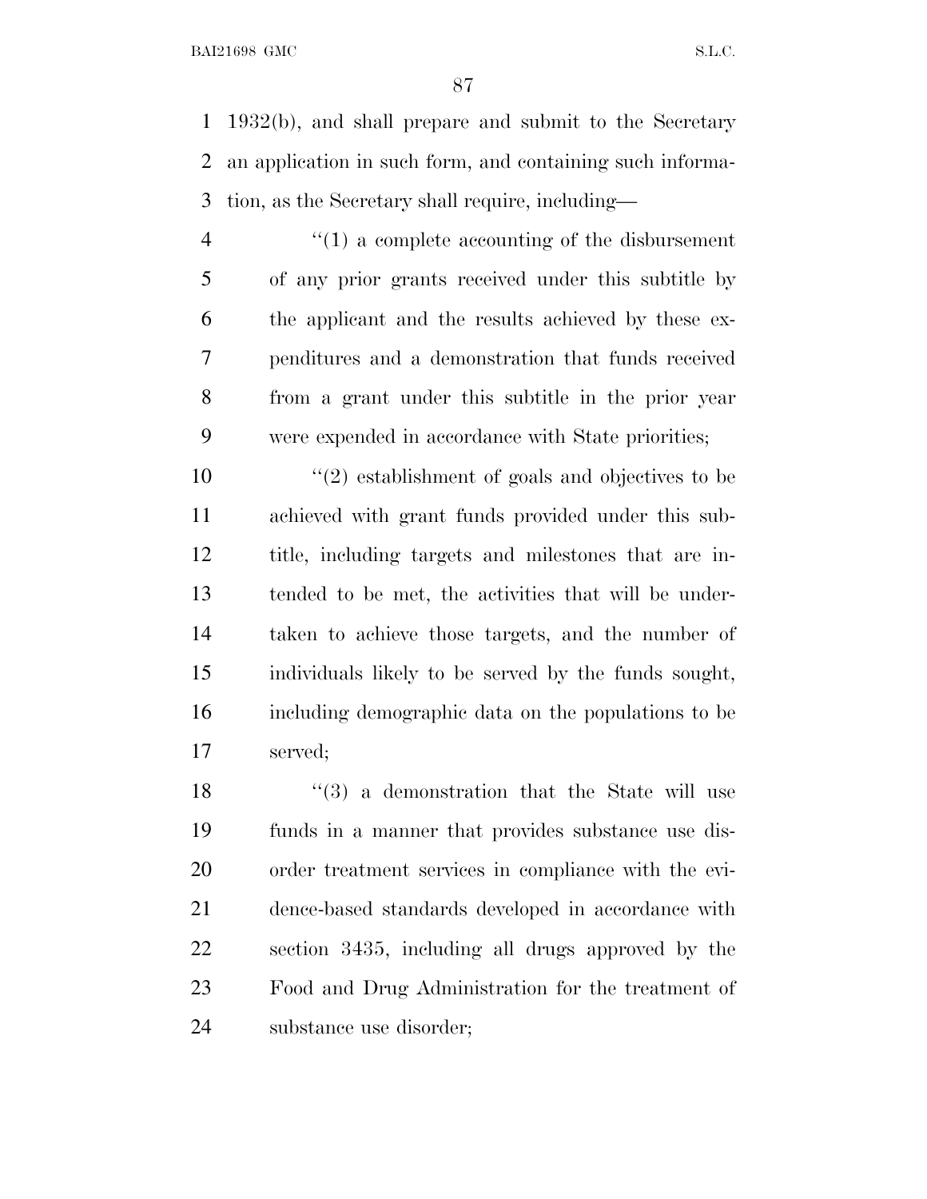1932(b), and shall prepare and submit to the Secretary an application in such form, and containing such information, as the Secretary shall require, including—

"(1) a complete accounting of the disbursement of any prior grants received under this subtitle by the applicant and the results achieved by these expenditures and a demonstration that funds received from a grant under this subtitle in the prior year were expended in accordance with State priorities;

"(2) establishment of goals and objectives to be achieved with grant funds provided under this subtitle, including targets and milestones that are intended to be met, the activities that will be undertaken to achieve those targets, and the number of individuals likely to be served by the funds sought, including demographic data on the populations to be served;

"(3) a demonstration that the State will use funds in a manner that provides substance use disorder treatment services in compliance with the evidence-based standards developed in accordance with section 3435, including all drugs approved by the Food and Drug Administration for the treatment of substance use disorder;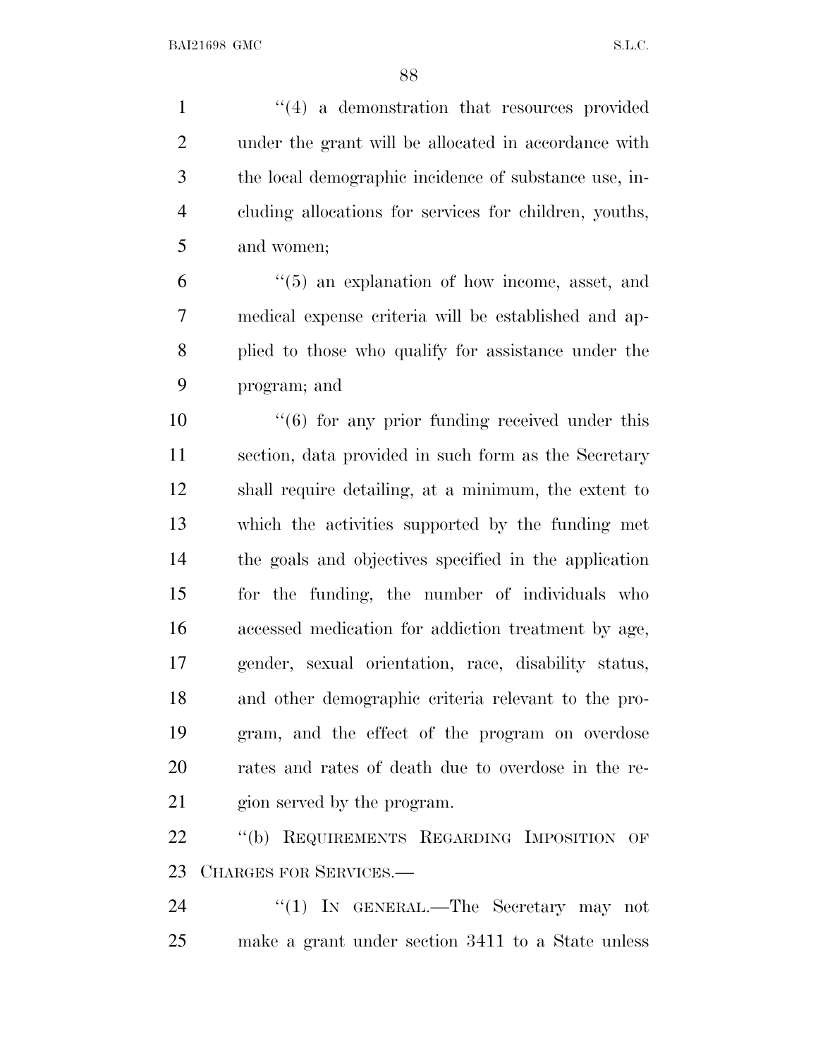"(4) a demonstration that resources provided under the grant will be allocated in accordance with the local demographic incidence of substance use, including allocations for services for children, youths, and women;

"(5) an explanation of how income, asset, and medical expense criteria will be established and applied to those who qualify for assistance under the program; and

"(6) for any prior funding received under this section, data provided in such form as the Secretary shall require detailing, at a minimum, the extent to which the activities supported by the funding met the goals and objectives specified in the application for the funding, the number of individuals who accessed medication for addiction treatment by age, gender, sexual orientation, race, disability status, and other demographic criteria relevant to the program, and the effect of the program on overdose rates and rates of death due to overdose in the region served by the program.

"(b) REQUIREMENTS REGARDING IMPOSITION OF CHARGES FOR SERVICES.—

"(1) IN GENERAL.—The Secretary may not make a grant under section 3411 to a State unless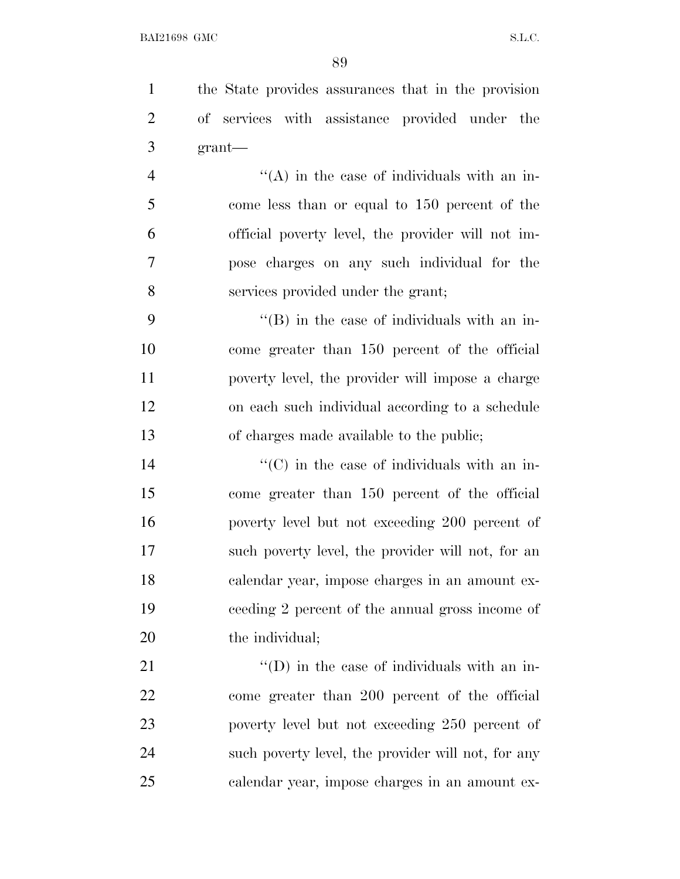the State provides assurances that in the provision of services with assistance provided under the grant—

''(A) in the case of individuals with an income less than or equal to 150 percent of the official poverty level, the provider will not impose charges on any such individual for the services provided under the grant;

''(B) in the case of individuals with an income greater than 150 percent of the official poverty level, the provider will impose a charge on each such individual according to a schedule of charges made available to the public;

''(C) in the case of individuals with an income greater than 150 percent of the official poverty level but not exceeding 200 percent of such poverty level, the provider will not, for an calendar year, impose charges in an amount exceeding 2 percent of the annual gross income of the individual;

''(D) in the case of individuals with an income greater than 200 percent of the official poverty level but not exceeding 250 percent of such poverty level, the provider will not, for any calendar year, impose charges in an amount ex-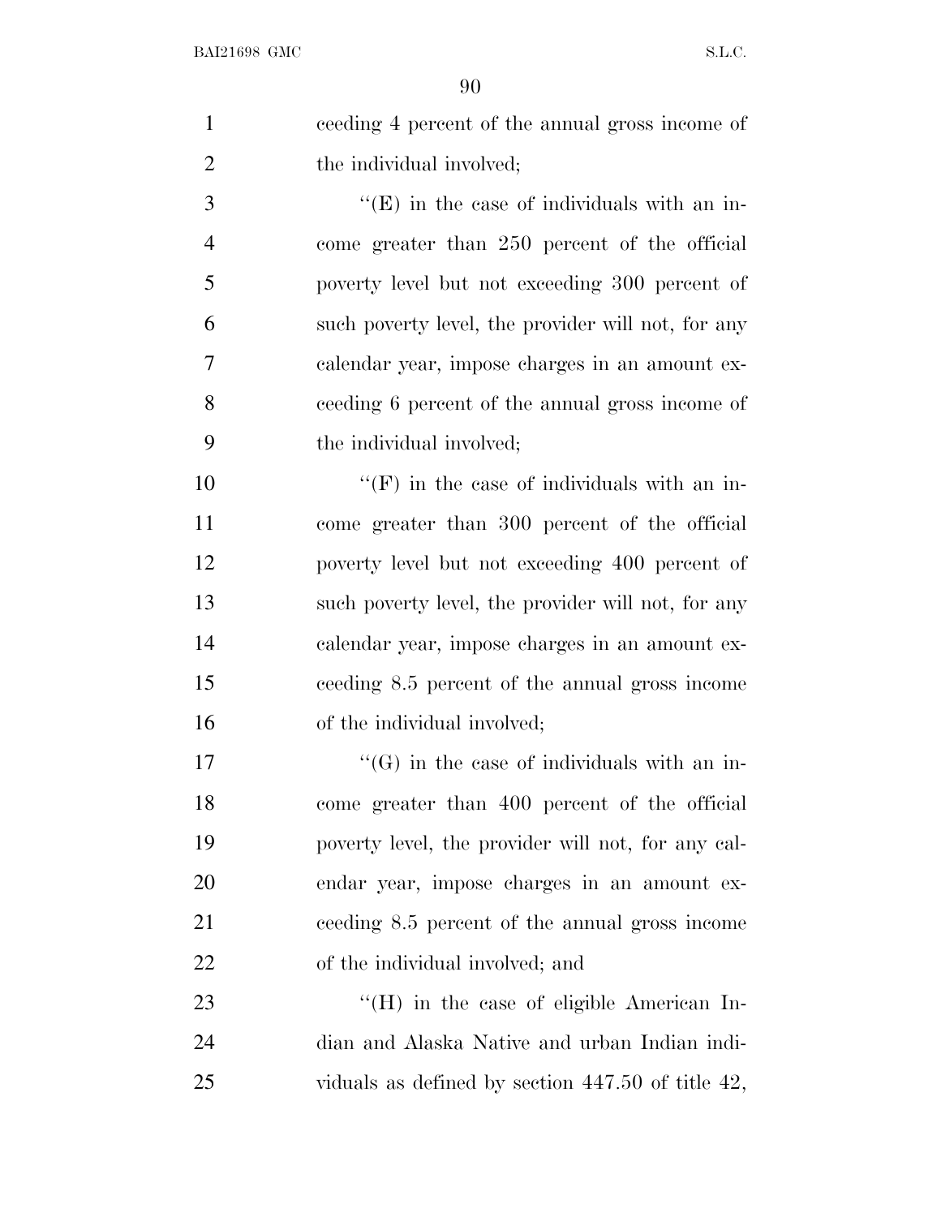ceeding 4 percent of the annual gross income of the individual involved;

''(E) in the case of individuals with an income greater than 250 percent of the official poverty level but not exceeding 300 percent of such poverty level, the provider will not, for any calendar year, impose charges in an amount exceeding 6 percent of the annual gross income of the individual involved;

''(F) in the case of individuals with an income greater than 300 percent of the official poverty level but not exceeding 400 percent of such poverty level, the provider will not, for any calendar year, impose charges in an amount exceeding 8.5 percent of the annual gross income of the individual involved;

''(G) in the case of individuals with an income greater than 400 percent of the official poverty level, the provider will not, for any calendar year, impose charges in an amount exceeding 8.5 percent of the annual gross income of the individual involved; and

''(H) in the case of eligible American Indian and Alaska Native and urban Indian individuals as defined by section 447.50 of title 42,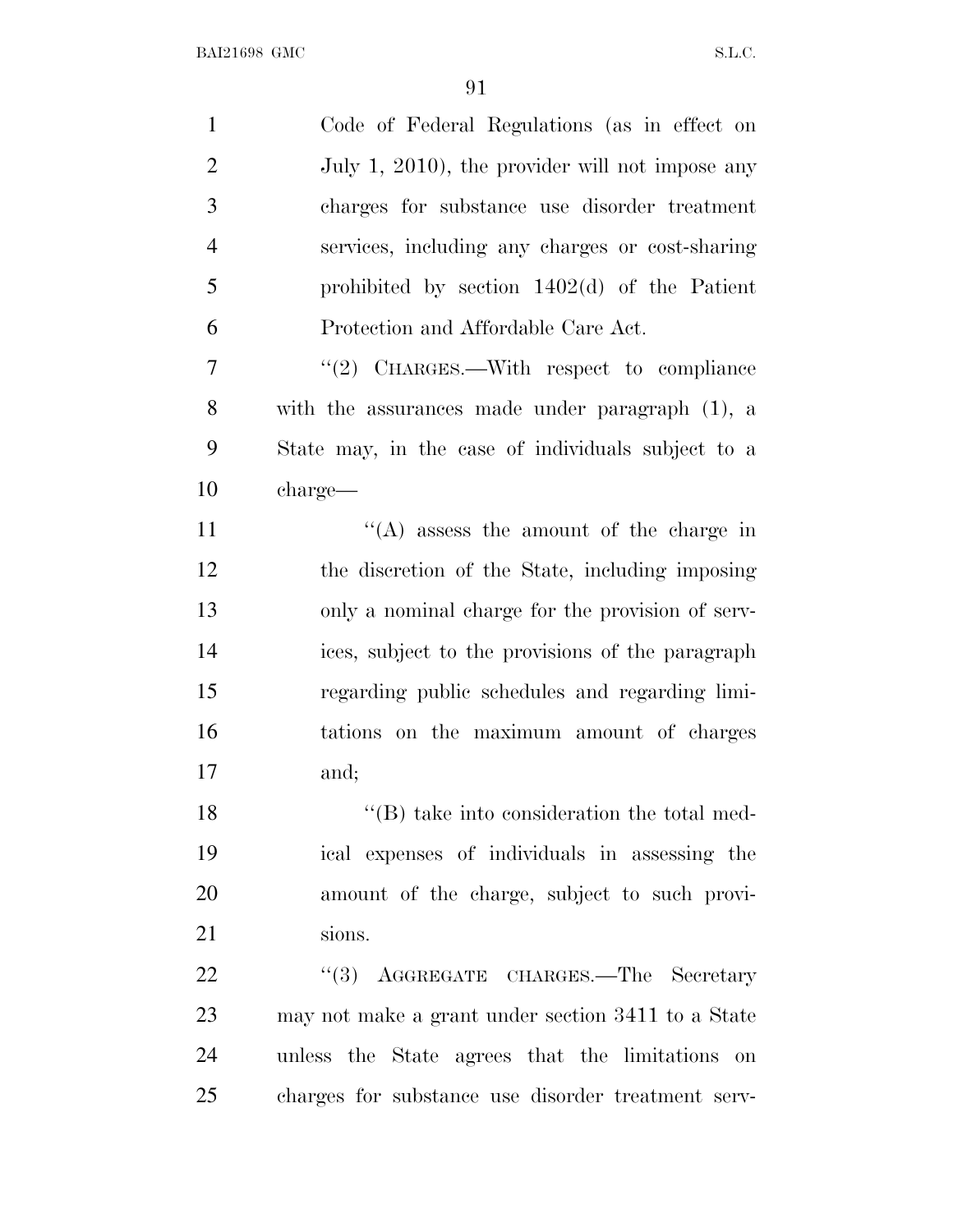Code of Federal Regulations (as in effect on July 1, 2010), the provider will not impose any charges for substance use disorder treatment services, including any charges or cost-sharing prohibited by section 1402(d) of the Patient Protection and Affordable Care Act.

''(2) CHARGES.—With respect to compliance with the assurances made under paragraph (1), a State may, in the case of individuals subject to a charge—

''(A) assess the amount of the charge in the discretion of the State, including imposing only a nominal charge for the provision of services, subject to the provisions of the paragraph regarding public schedules and regarding limitations on the maximum amount of charges and;

''(B) take into consideration the total medical expenses of individuals in assessing the amount of the charge, subject to such provisions.

''(3) AGGREGATE CHARGES.—The Secretary may not make a grant under section 3411 to a State unless the State agrees that the limitations on charges for substance use disorder treatment serv-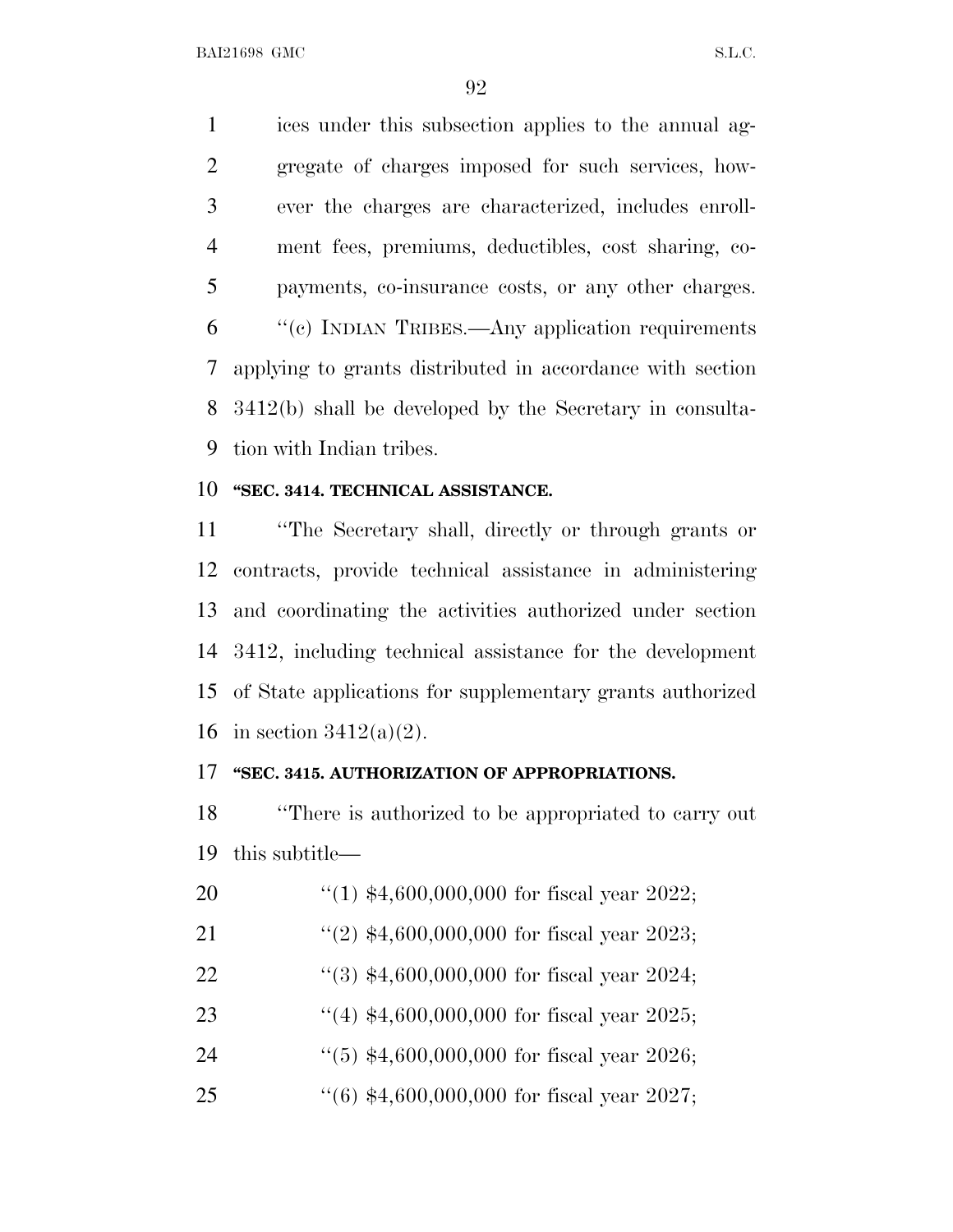ices under this subsection applies to the annual aggregate of charges imposed for such services, however the charges are characterized, includes enrollment fees, premiums, deductibles, cost sharing, copayments, co-insurance costs, or any other charges.

''(c) INDIAN TRIBES.—Any application requirements applying to grants distributed in accordance with section 3412(b) shall be developed by the Secretary in consultation with Indian tribes.

**''SEC. 3414. TECHNICAL ASSISTANCE.**

''The Secretary shall, directly or through grants or contracts, provide technical assistance in administering and coordinating the activities authorized under section 3412, including technical assistance for the development of State applications for supplementary grants authorized in section 3412(a)(2).

**''SEC. 3415. AUTHORIZATION OF APPROPRIATIONS.**

''There is authorized to be appropriated to carry out this subtitle—

''(1) $4,600,000,000 for fiscal year 2022;

''(2) $4,600,000,000 for fiscal year 2023;

''(3) $4,600,000,000 for fiscal year 2024;

''(4) $4,600,000,000 for fiscal year 2025;

''(5) $4,600,000,000 for fiscal year 2026;

''(6) $4,600,000,000 for fiscal year 2027;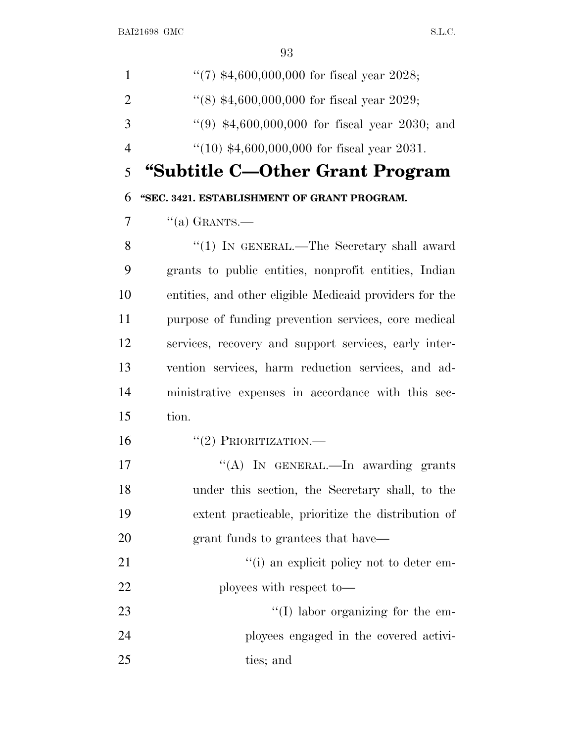''(7) $4,600,000,000 for fiscal year 2028;

''(8) $4,600,000,000 for fiscal year 2029;

''(9) $4,600,000,000 for fiscal year 2030; and

''(10) $4,600,000,000 for fiscal year 2031.

## "Subtitle C—Other Grant Program

### "SEC. 3421. ESTABLISHMENT OF GRANT PROGRAM.

''(a) GRANTS.—

''(1) IN GENERAL.—The Secretary shall award grants to public entities, nonprofit entities, Indian entities, and other eligible Medicaid providers for the purpose of funding prevention services, core medical services, recovery and support services, early intervention services, harm reduction services, and administrative expenses in accordance with this section.

''(2) PRIORITIZATION.—

''(A) IN GENERAL.—In awarding grants under this section, the Secretary shall, to the extent practicable, prioritize the distribution of grant funds to grantees that have—

''(i) an explicit policy not to deter employees with respect to—

''(I) labor organizing for the employees engaged in the covered activities; and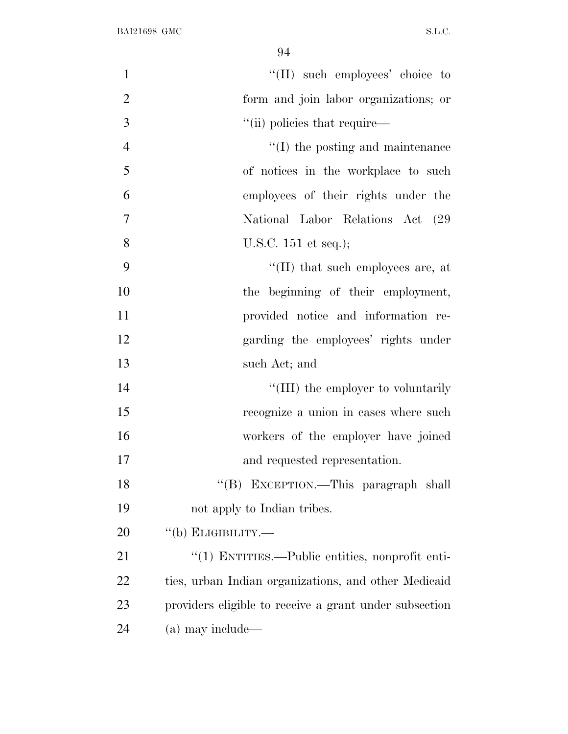''(II) such employees' choice to form and join labor organizations; or

''(ii) policies that require—

''(I) the posting and maintenance of notices in the workplace to such employees of their rights under the National Labor Relations Act (29 U.S.C. 151 et seq.);

''(II) that such employees are, at the beginning of their employment, provided notice and information regarding the employees' rights under such Act; and

''(III) the employer to voluntarily recognize a union in cases where such workers of the employer have joined and requested representation.

''(B) EXCEPTION.—This paragraph shall not apply to Indian tribes.

''(b) ELIGIBILITY.—

''(1) ENTITIES.—Public entities, nonprofit entities, urban Indian organizations, and other Medicaid providers eligible to receive a grant under subsection (a) may include—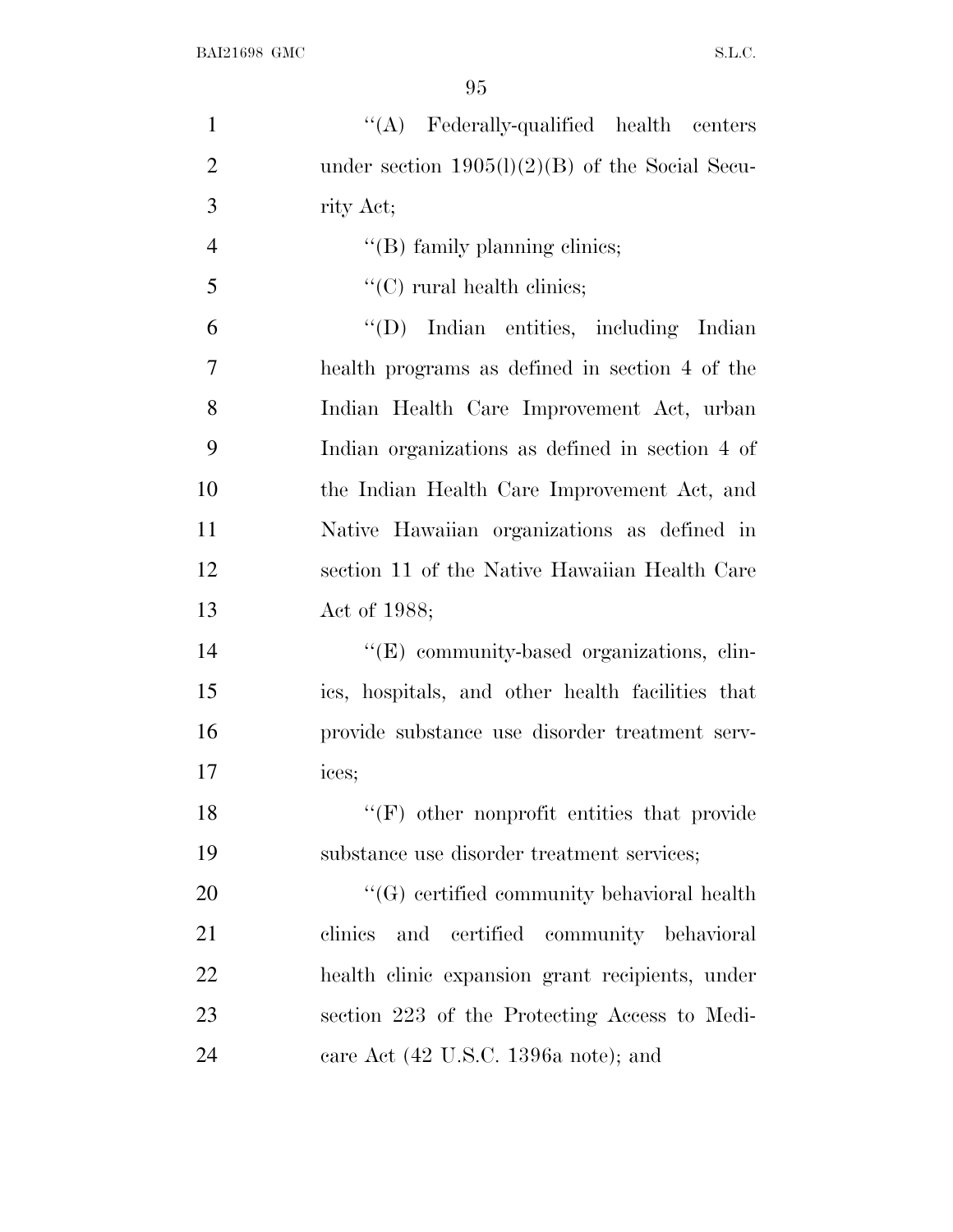''(A) Federally-qualified health centers under section 1905(l)(2)(B) of the Social Security Act;

''(B) family planning clinics;

''(C) rural health clinics;

''(D) Indian entities, including Indian health programs as defined in section 4 of the Indian Health Care Improvement Act, urban Indian organizations as defined in section 4 of the Indian Health Care Improvement Act, and Native Hawaiian organizations as defined in section 11 of the Native Hawaiian Health Care Act of 1988;

''(E) community-based organizations, clinics, hospitals, and other health facilities that provide substance use disorder treatment services;

''(F) other nonprofit entities that provide substance use disorder treatment services;

''(G) certified community behavioral health clinics and certified community behavioral health clinic expansion grant recipients, under section 223 of the Protecting Access to Medicare Act (42 U.S.C. 1396a note); and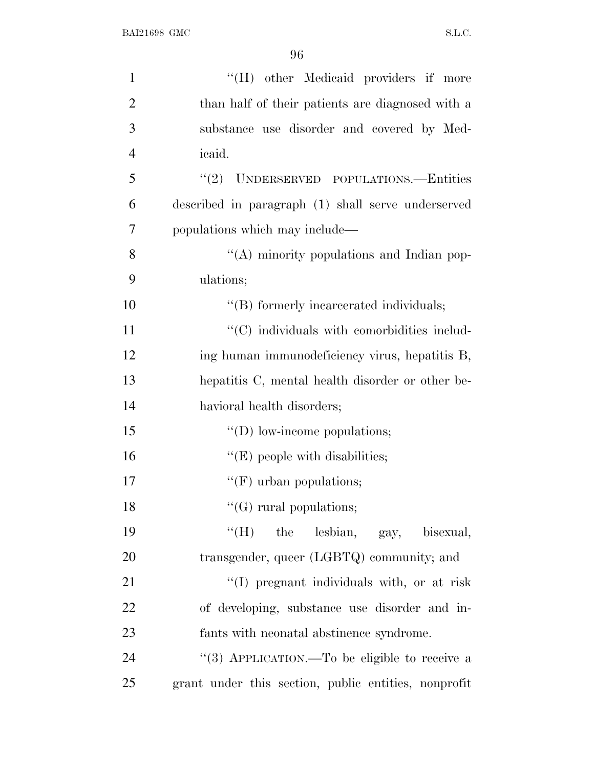''(H) other Medicaid providers if more than half of their patients are diagnosed with a substance use disorder and covered by Medicaid.

''(2) UNDERSERVED POPULATIONS.—Entities described in paragraph (1) shall serve underserved populations which may include—

''(A) minority populations and Indian populations;

''(B) formerly incarcerated individuals;

''(C) individuals with comorbidities including human immunodeficiency virus, hepatitis B, hepatitis C, mental health disorder or other behavioral health disorders;

''(D) low-income populations;

''(E) people with disabilities;

''(F) urban populations;

''(G) rural populations;

''(H) the lesbian, gay, bisexual, transgender, queer (LGBTQ) community; and

''(I) pregnant individuals with, or at risk of developing, substance use disorder and infants with neonatal abstinence syndrome.

''(3) APPLICATION.—To be eligible to receive a grant under this section, public entities, nonprofit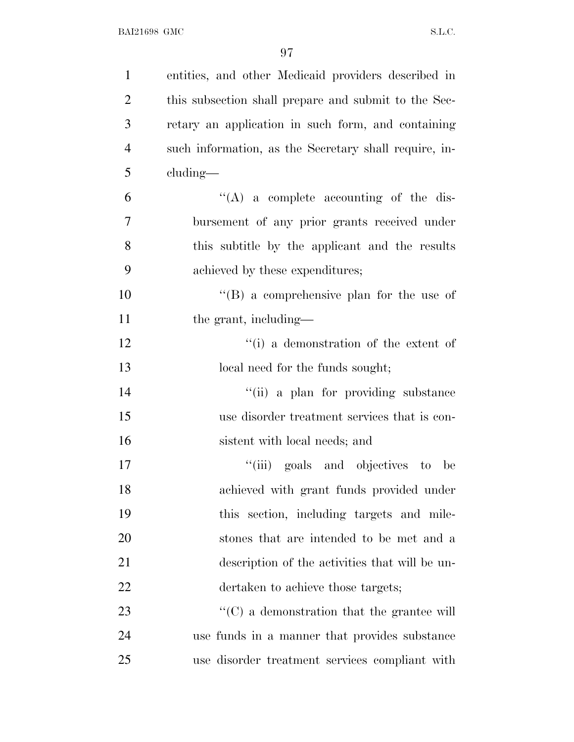entities, and other Medicaid providers described in this subsection shall prepare and submit to the Secretary an application in such form, and containing such information, as the Secretary shall require, including—

> ''(A) a complete accounting of the disbursement of any prior grants received under this subtitle by the applicant and the results achieved by these expenditures;
>
> ''(B) a comprehensive plan for the use of the grant, including—
>
>> ''(i) a demonstration of the extent of local need for the funds sought;
>>
>> ''(ii) a plan for providing substance use disorder treatment services that is consistent with local needs; and
>>
>> ''(iii) goals and objectives to be achieved with grant funds provided under this section, including targets and milestones that are intended to be met and a description of the activities that will be undertaken to achieve those targets;
>
> ''(C) a demonstration that the grantee will use funds in a manner that provides substance use disorder treatment services compliant with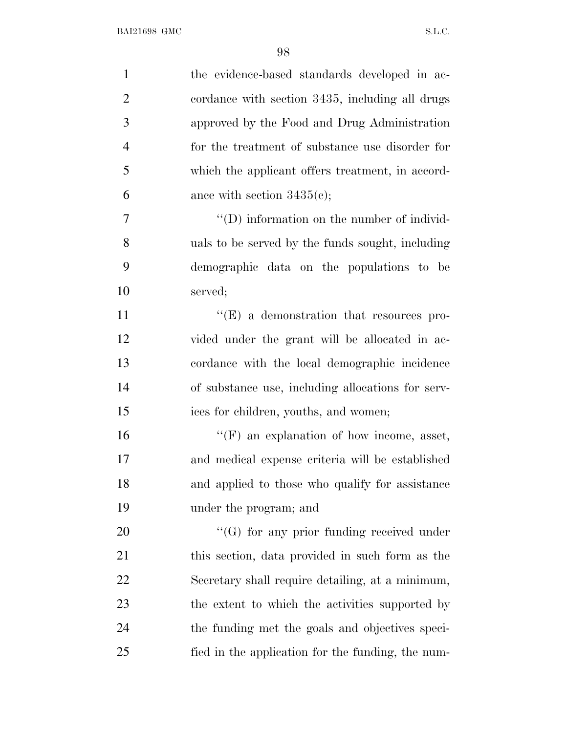the evidence-based standards developed in accordance with section 3435, including all drugs approved by the Food and Drug Administration for the treatment of substance use disorder for which the applicant offers treatment, in accordance with section 3435(c);

"(D) information on the number of individuals to be served by the funds sought, including demographic data on the populations to be served;

"(E) a demonstration that resources provided under the grant will be allocated in accordance with the local demographic incidence of substance use, including allocations for services for children, youths, and women;

"(F) an explanation of how income, asset, and medical expense criteria will be established and applied to those who qualify for assistance under the program; and

"(G) for any prior funding received under this section, data provided in such form as the Secretary shall require detailing, at a minimum, the extent to which the activities supported by the funding met the goals and objectives specified in the application for the funding, the num-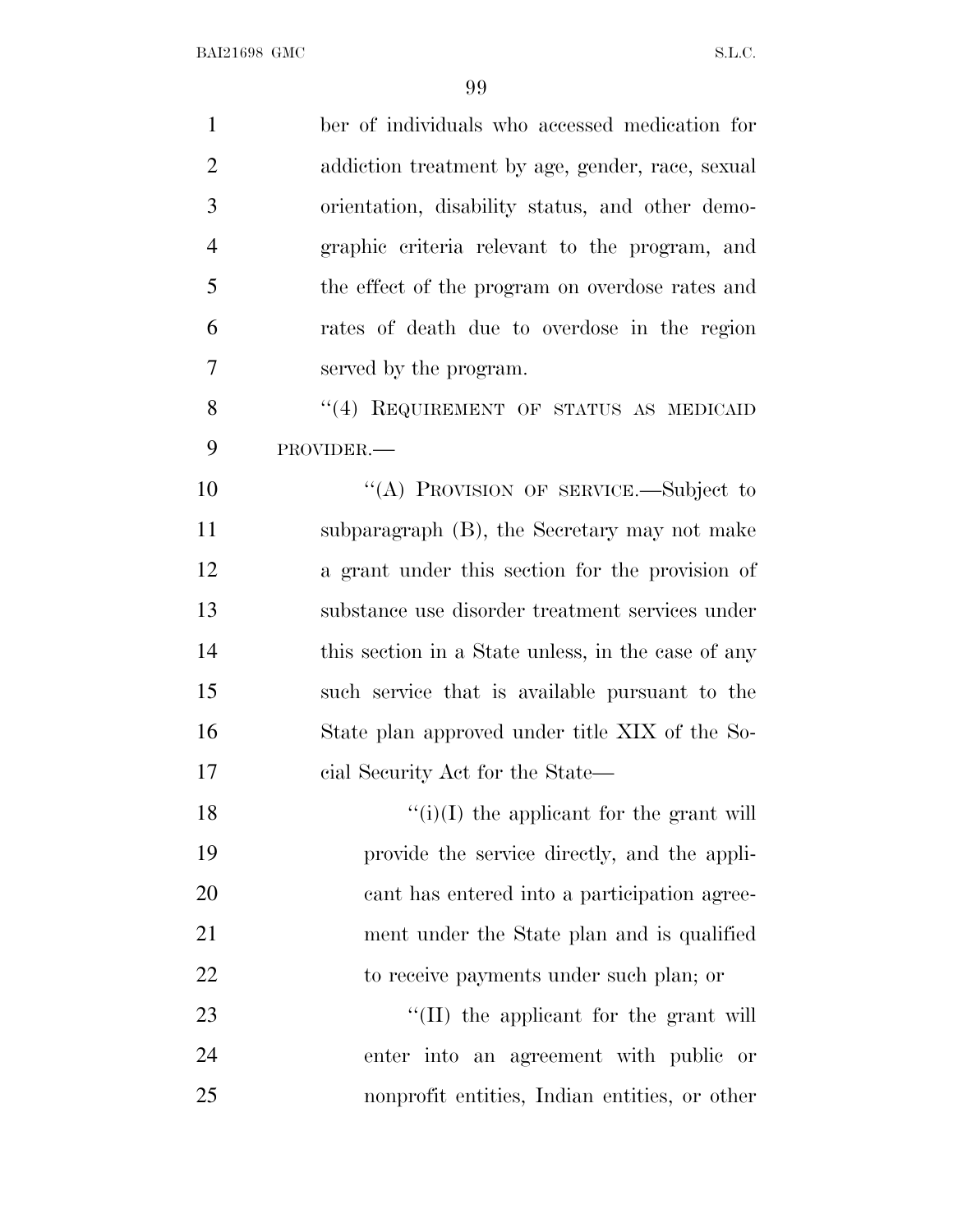ber of individuals who accessed medication for addiction treatment by age, gender, race, sexual orientation, disability status, and other demographic criteria relevant to the program, and the effect of the program on overdose rates and rates of death due to overdose in the region served by the program.

"(4) REQUIREMENT OF STATUS AS MEDICAID PROVIDER.—

"(A) PROVISION OF SERVICE.—Subject to subparagraph (B), the Secretary may not make a grant under this section for the provision of substance use disorder treatment services under this section in a State unless, in the case of any such service that is available pursuant to the State plan approved under title XIX of the Social Security Act for the State—

"(i)(I) the applicant for the grant will provide the service directly, and the applicant has entered into a participation agreement under the State plan and is qualified to receive payments under such plan; or

"(II) the applicant for the grant will enter into an agreement with public or nonprofit entities, Indian entities, or other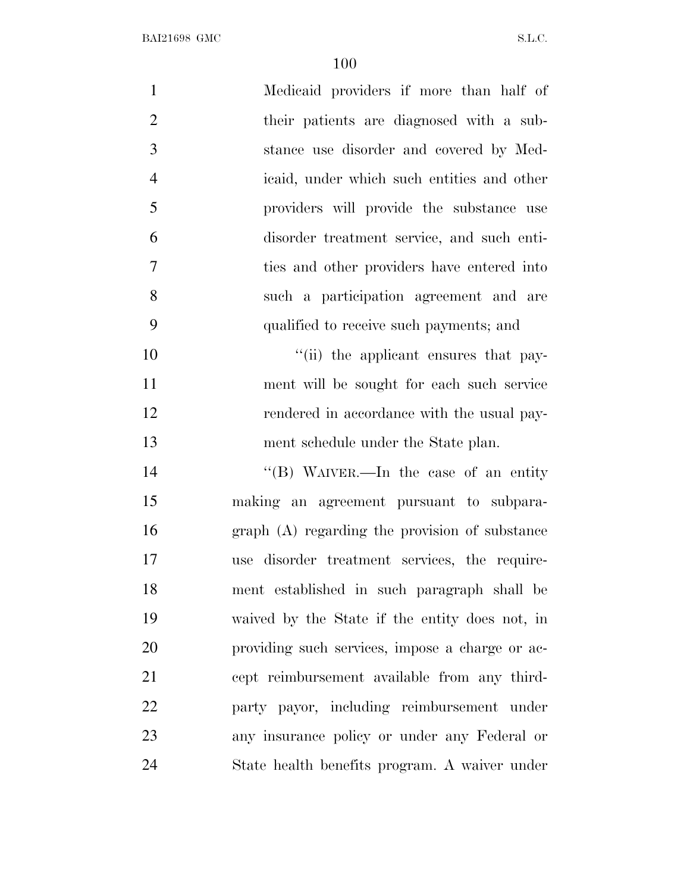Medicaid providers if more than half of their patients are diagnosed with a substance use disorder and covered by Medicaid, under which such entities and other providers will provide the substance use disorder treatment service, and such entities and other providers have entered into such a participation agreement and are qualified to receive such payments; and

"(ii) the applicant ensures that payment will be sought for each such service rendered in accordance with the usual payment schedule under the State plan.

"(B) WAIVER.—In the case of an entity making an agreement pursuant to subparagraph (A) regarding the provision of substance use disorder treatment services, the requirement established in such paragraph shall be waived by the State if the entity does not, in providing such services, impose a charge or accept reimbursement available from any third-party payor, including reimbursement under any insurance policy or under any Federal or State health benefits program. A waiver under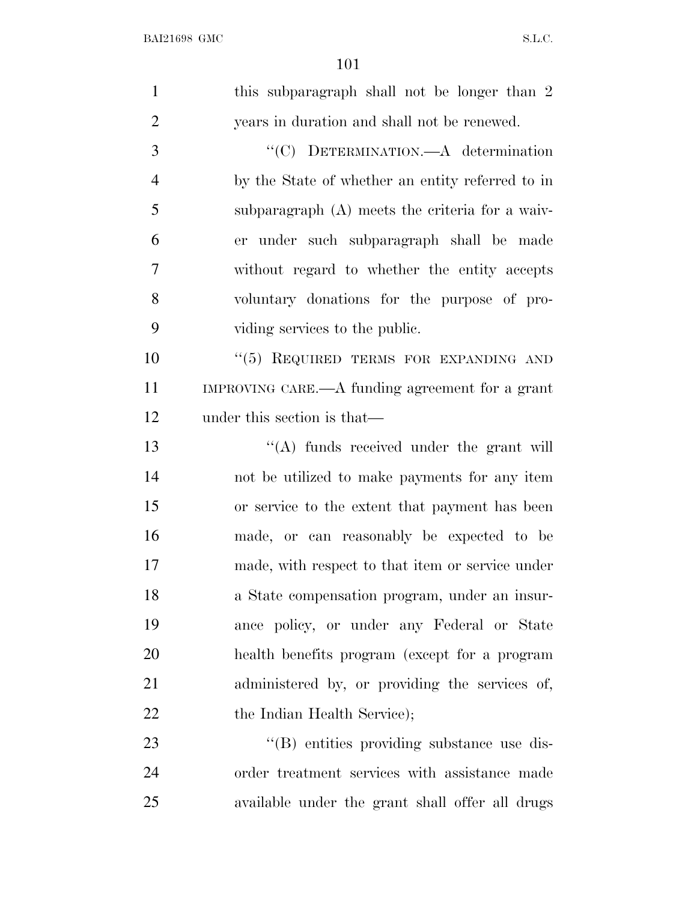this subparagraph shall not be longer than 2 years in duration and shall not be renewed.

''(C) DETERMINATION.—A determination by the State of whether an entity referred to in subparagraph (A) meets the criteria for a waiver under such subparagraph shall be made without regard to whether the entity accepts voluntary donations for the purpose of providing services to the public.

''(5) REQUIRED TERMS FOR EXPANDING AND IMPROVING CARE.—A funding agreement for a grant under this section is that—

''(A) funds received under the grant will not be utilized to make payments for any item or service to the extent that payment has been made, or can reasonably be expected to be made, with respect to that item or service under a State compensation program, under an insurance policy, or under any Federal or State health benefits program (except for a program administered by, or providing the services of, the Indian Health Service);

''(B) entities providing substance use disorder treatment services with assistance made available under the grant shall offer all drugs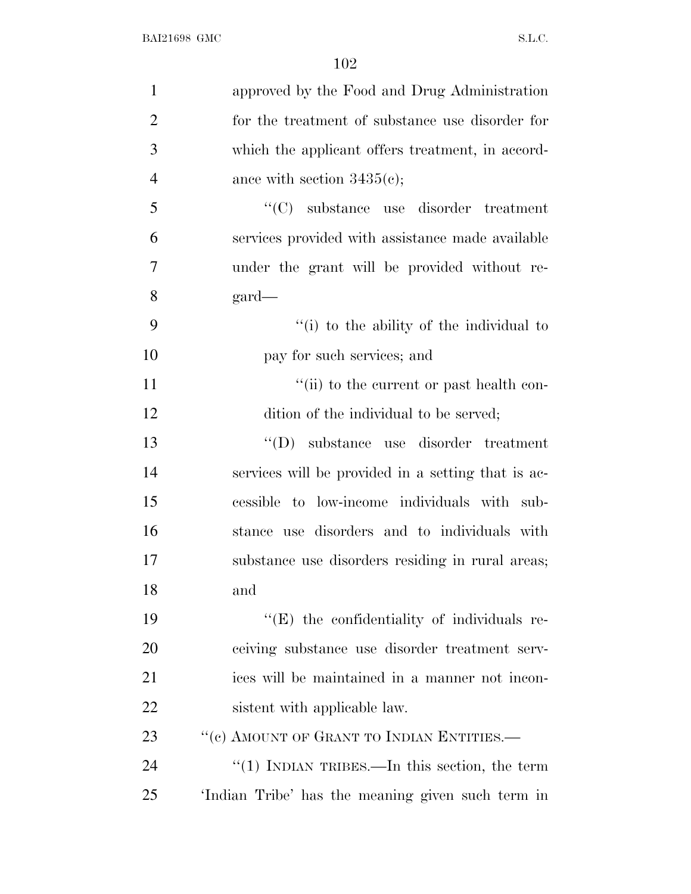approved by the Food and Drug Administration for the treatment of substance use disorder for which the applicant offers treatment, in accordance with section 3435(c);

''(C) substance use disorder treatment services provided with assistance made available under the grant will be provided without regard—

''(i) to the ability of the individual to pay for such services; and

''(ii) to the current or past health condition of the individual to be served;

''(D) substance use disorder treatment services will be provided in a setting that is accessible to low-income individuals with substance use disorders and to individuals with substance use disorders residing in rural areas; and

''(E) the confidentiality of individuals receiving substance use disorder treatment services will be maintained in a manner not inconsistent with applicable law.

''(c) AMOUNT OF GRANT TO INDIAN ENTITIES.—

''(1) INDIAN TRIBES.—In this section, the term 'Indian Tribe' has the meaning given such term in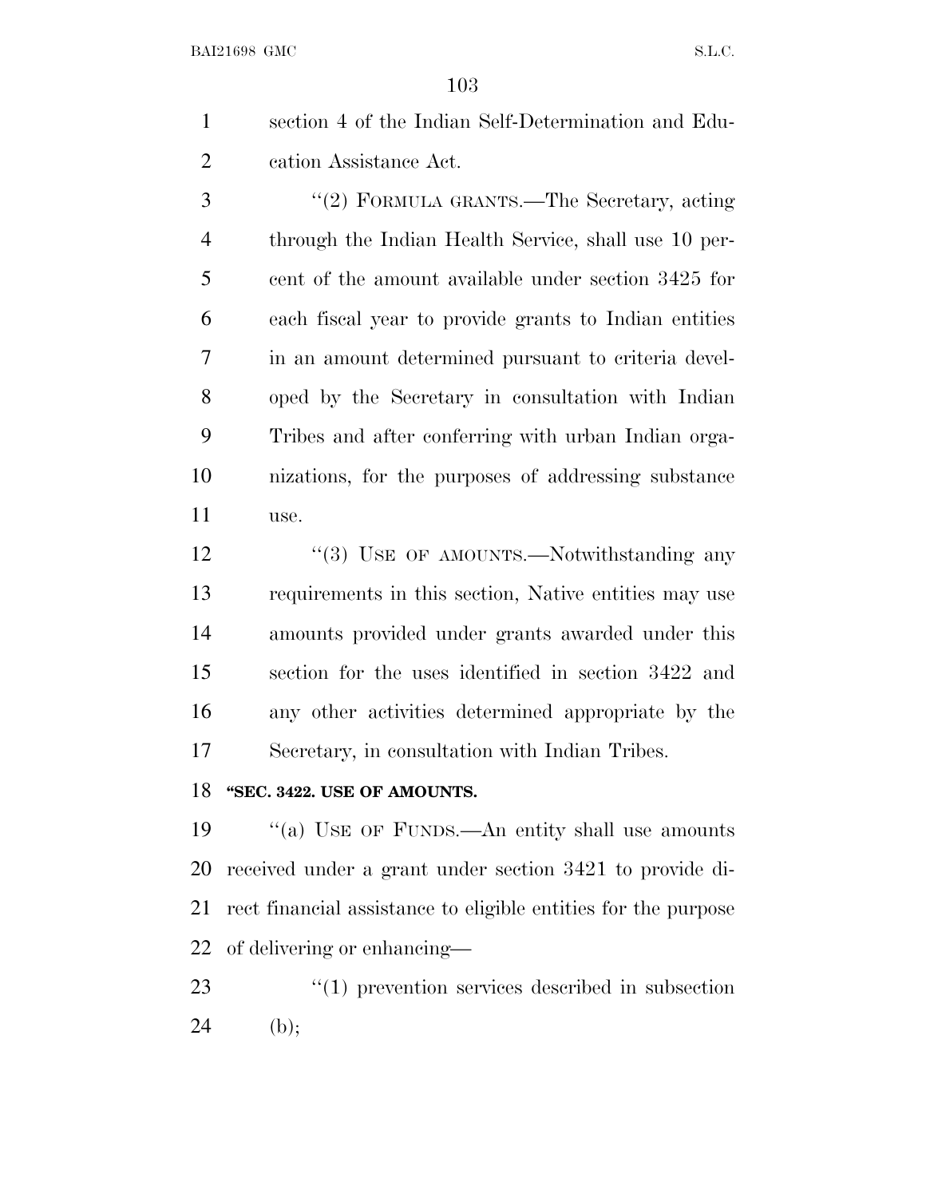section 4 of the Indian Self-Determination and Education Assistance Act.

"(2) FORMULA GRANTS.—The Secretary, acting through the Indian Health Service, shall use 10 percent of the amount available under section 3425 for each fiscal year to provide grants to Indian entities in an amount determined pursuant to criteria developed by the Secretary in consultation with Indian Tribes and after conferring with urban Indian organizations, for the purposes of addressing substance use.

"(3) USE OF AMOUNTS.—Notwithstanding any requirements in this section, Native entities may use amounts provided under grants awarded under this section for the uses identified in section 3422 and any other activities determined appropriate by the Secretary, in consultation with Indian Tribes.

**"SEC. 3422. USE OF AMOUNTS.**

"(a) USE OF FUNDS.—An entity shall use amounts received under a grant under section 3421 to provide direct financial assistance to eligible entities for the purpose of delivering or enhancing—

"(1) prevention services described in subsection (b);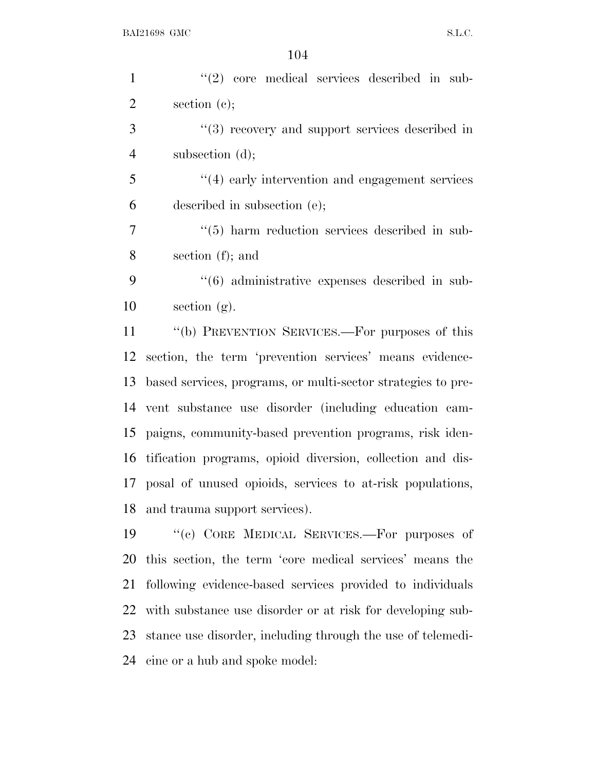"(2) core medical services described in subsection (c);

"(3) recovery and support services described in subsection (d);

"(4) early intervention and engagement services described in subsection (e);

"(5) harm reduction services described in subsection (f); and

"(6) administrative expenses described in subsection (g).

"(b) PREVENTION SERVICES.—For purposes of this section, the term 'prevention services' means evidence-based services, programs, or multi-sector strategies to prevent substance use disorder (including education campaigns, community-based prevention programs, risk identification programs, opioid diversion, collection and disposal of unused opioids, services to at-risk populations, and trauma support services).

"(c) CORE MEDICAL SERVICES.—For purposes of this section, the term 'core medical services' means the following evidence-based services provided to individuals with substance use disorder or at risk for developing substance use disorder, including through the use of telemedicine or a hub and spoke model: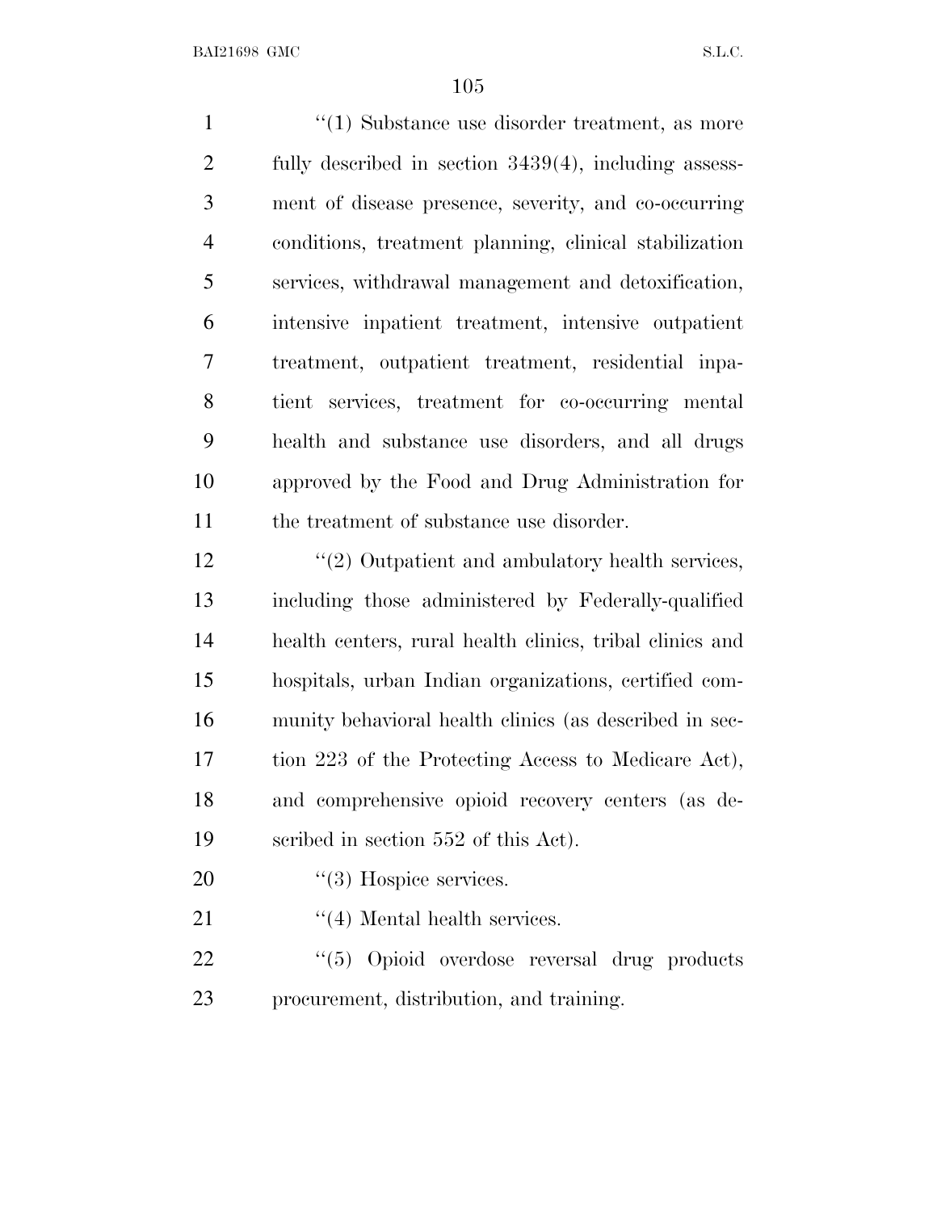"(1) Substance use disorder treatment, as more fully described in section 3439(4), including assessment of disease presence, severity, and co-occurring conditions, treatment planning, clinical stabilization services, withdrawal management and detoxification, intensive inpatient treatment, intensive outpatient treatment, outpatient treatment, residential inpatient services, treatment for co-occurring mental health and substance use disorders, and all drugs approved by the Food and Drug Administration for the treatment of substance use disorder.

"(2) Outpatient and ambulatory health services, including those administered by Federally-qualified health centers, rural health clinics, tribal clinics and hospitals, urban Indian organizations, certified community behavioral health clinics (as described in section 223 of the Protecting Access to Medicare Act), and comprehensive opioid recovery centers (as described in section 552 of this Act).

"(3) Hospice services.

"(4) Mental health services.

"(5) Opioid overdose reversal drug products procurement, distribution, and training.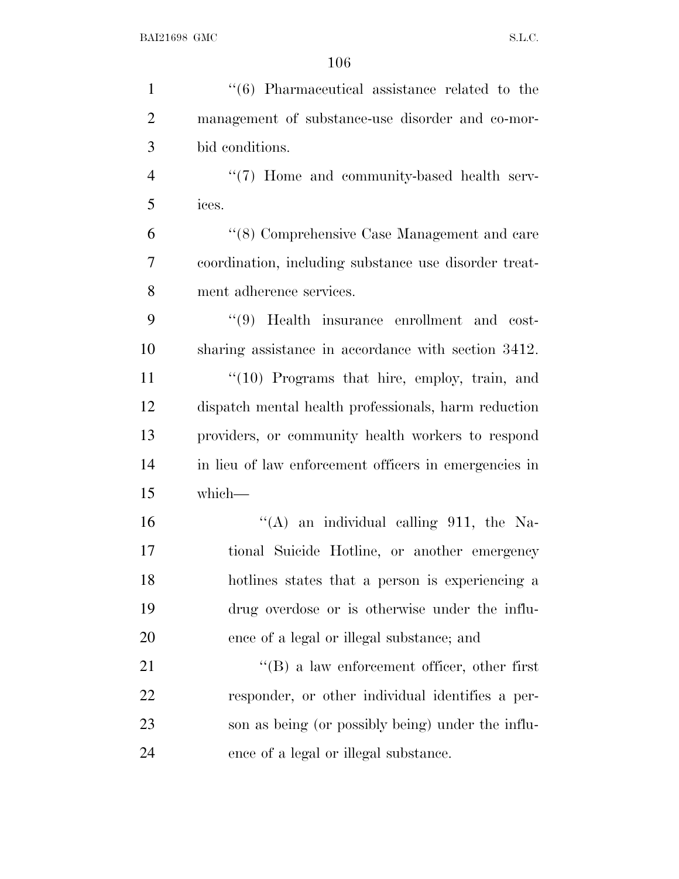''(6) Pharmaceutical assistance related to the management of substance-use disorder and co-morbid conditions.

''(7) Home and community-based health services.

''(8) Comprehensive Case Management and care coordination, including substance use disorder treatment adherence services.

''(9) Health insurance enrollment and cost-sharing assistance in accordance with section 3412.

''(10) Programs that hire, employ, train, and dispatch mental health professionals, harm reduction providers, or community health workers to respond in lieu of law enforcement officers in emergencies in which—

''(A) an individual calling 911, the National Suicide Hotline, or another emergency hotlines states that a person is experiencing a drug overdose or is otherwise under the influence of a legal or illegal substance; and

''(B) a law enforcement officer, other first responder, or other individual identifies a person as being (or possibly being) under the influence of a legal or illegal substance.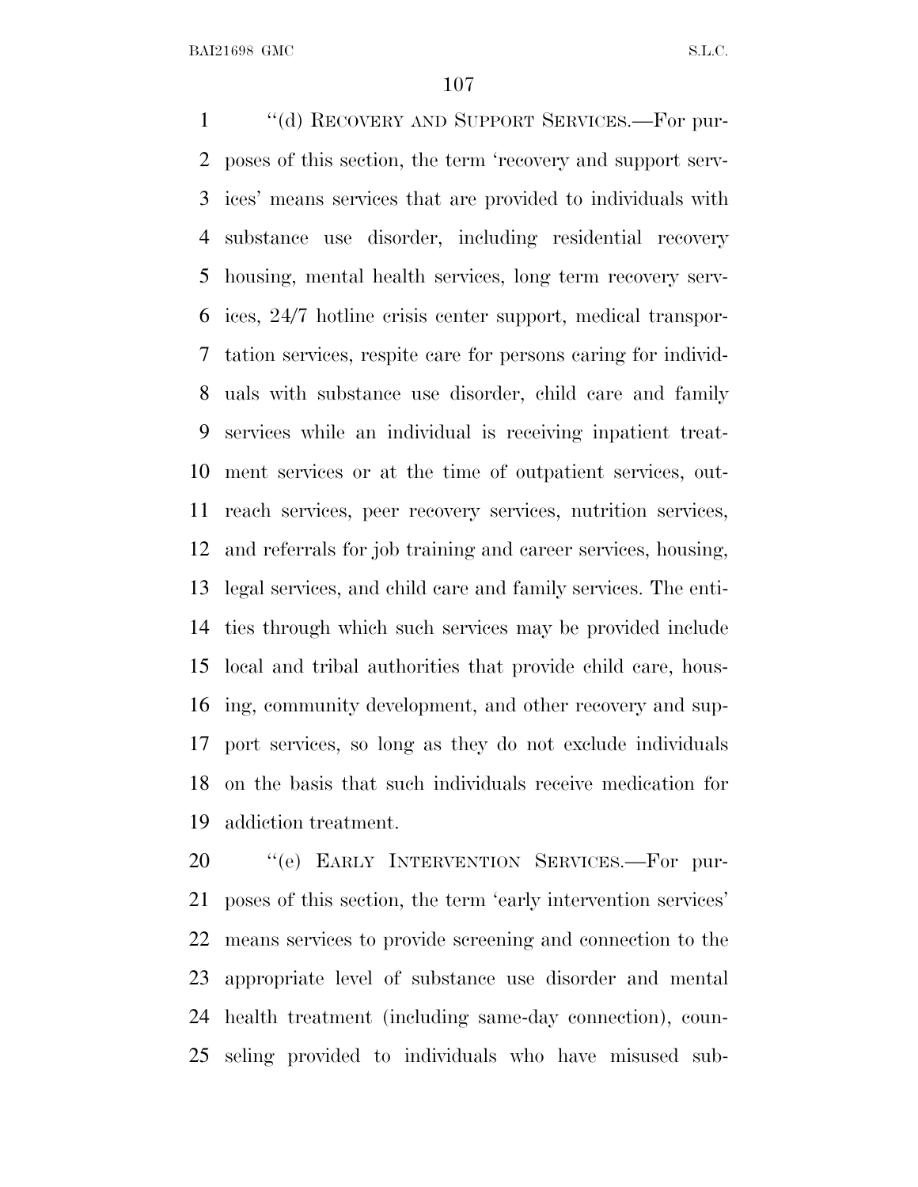"(d) RECOVERY AND SUPPORT SERVICES.—For purposes of this section, the term 'recovery and support services' means services that are provided to individuals with substance use disorder, including residential recovery housing, mental health services, long term recovery services, 24/7 hotline crisis center support, medical transportation services, respite care for persons caring for individuals with substance use disorder, child care and family services while an individual is receiving inpatient treatment services or at the time of outpatient services, outreach services, peer recovery services, nutrition services, and referrals for job training and career services, housing, legal services, and child care and family services. The entities through which such services may be provided include local and tribal authorities that provide child care, housing, community development, and other recovery and support services, so long as they do not exclude individuals on the basis that such individuals receive medication for addiction treatment.

"(e) EARLY INTERVENTION SERVICES.—For purposes of this section, the term 'early intervention services' means services to provide screening and connection to the appropriate level of substance use disorder and mental health treatment (including same-day connection), counseling provided to individuals who have misused sub-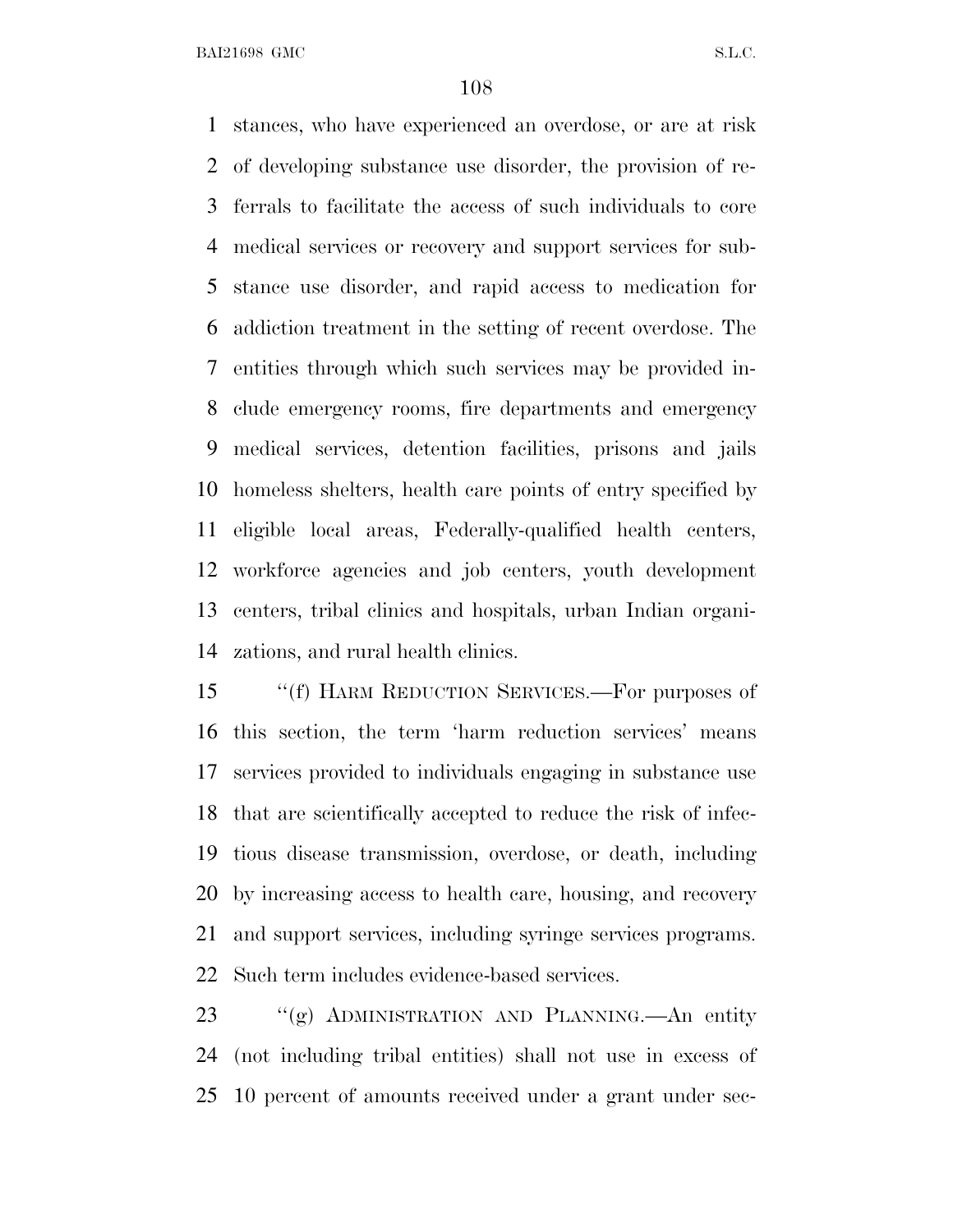stances, who have experienced an overdose, or are at risk of developing substance use disorder, the provision of referrals to facilitate the access of such individuals to core medical services or recovery and support services for substance use disorder, and rapid access to medication for addiction treatment in the setting of recent overdose. The entities through which such services may be provided include emergency rooms, fire departments and emergency medical services, detention facilities, prisons and jails homeless shelters, health care points of entry specified by eligible local areas, Federally-qualified health centers, workforce agencies and job centers, youth development centers, tribal clinics and hospitals, urban Indian organizations, and rural health clinics.

"(f) HARM REDUCTION SERVICES.—For purposes of this section, the term 'harm reduction services' means services provided to individuals engaging in substance use that are scientifically accepted to reduce the risk of infectious disease transmission, overdose, or death, including by increasing access to health care, housing, and recovery and support services, including syringe services programs. Such term includes evidence-based services.

"(g) ADMINISTRATION AND PLANNING.—An entity (not including tribal entities) shall not use in excess of 10 percent of amounts received under a grant under sec-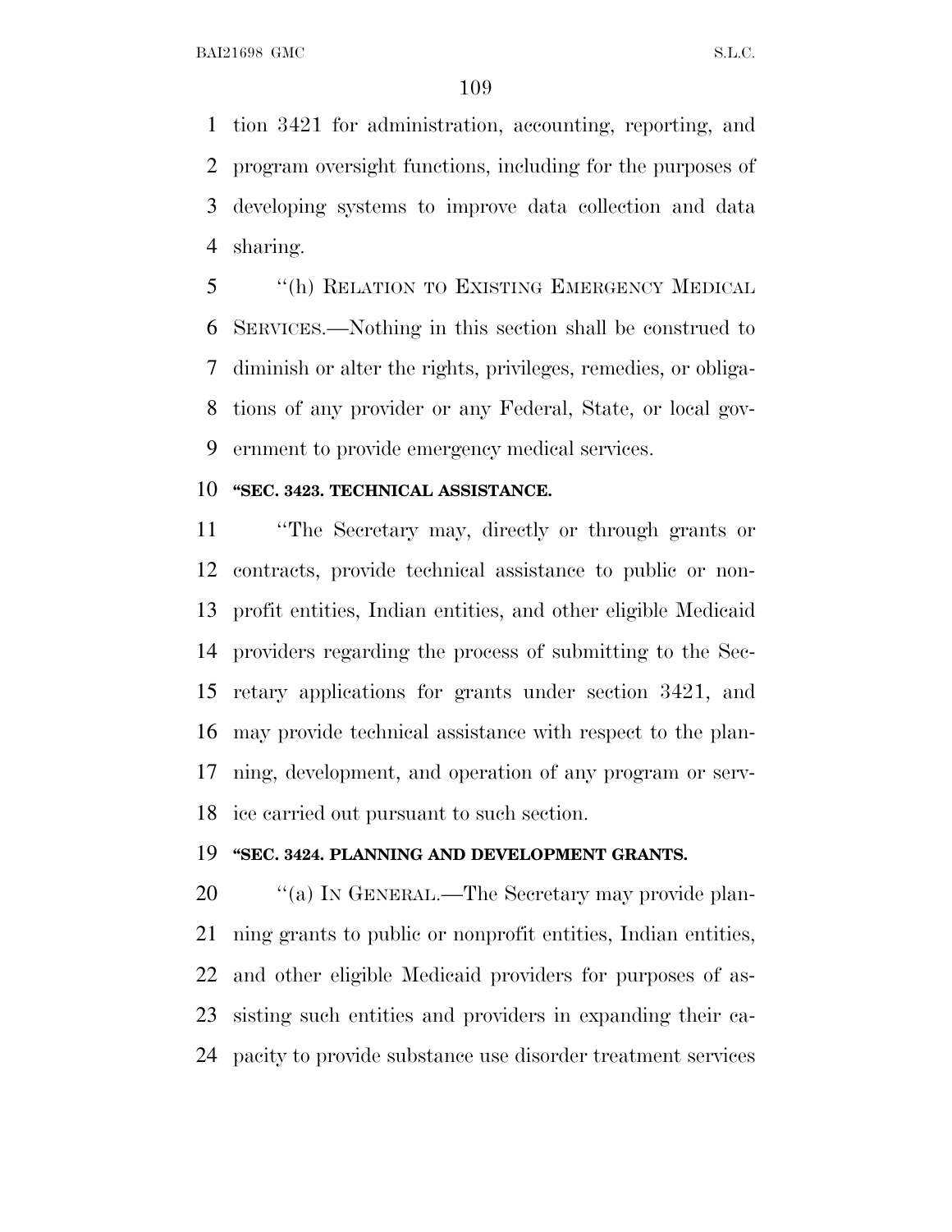tion 3421 for administration, accounting, reporting, and program oversight functions, including for the purposes of developing systems to improve data collection and data sharing.

"(h) RELATION TO EXISTING EMERGENCY MEDICAL SERVICES.—Nothing in this section shall be construed to diminish or alter the rights, privileges, remedies, or obligations of any provider or any Federal, State, or local government to provide emergency medical services.

**"SEC. 3423. TECHNICAL ASSISTANCE.**

"The Secretary may, directly or through grants or contracts, provide technical assistance to public or nonprofit entities, Indian entities, and other eligible Medicaid providers regarding the process of submitting to the Secretary applications for grants under section 3421, and may provide technical assistance with respect to the planning, development, and operation of any program or service carried out pursuant to such section.

**"SEC. 3424. PLANNING AND DEVELOPMENT GRANTS.**

"(a) IN GENERAL.—The Secretary may provide planning grants to public or nonprofit entities, Indian entities, and other eligible Medicaid providers for purposes of assisting such entities and providers in expanding their capacity to provide substance use disorder treatment services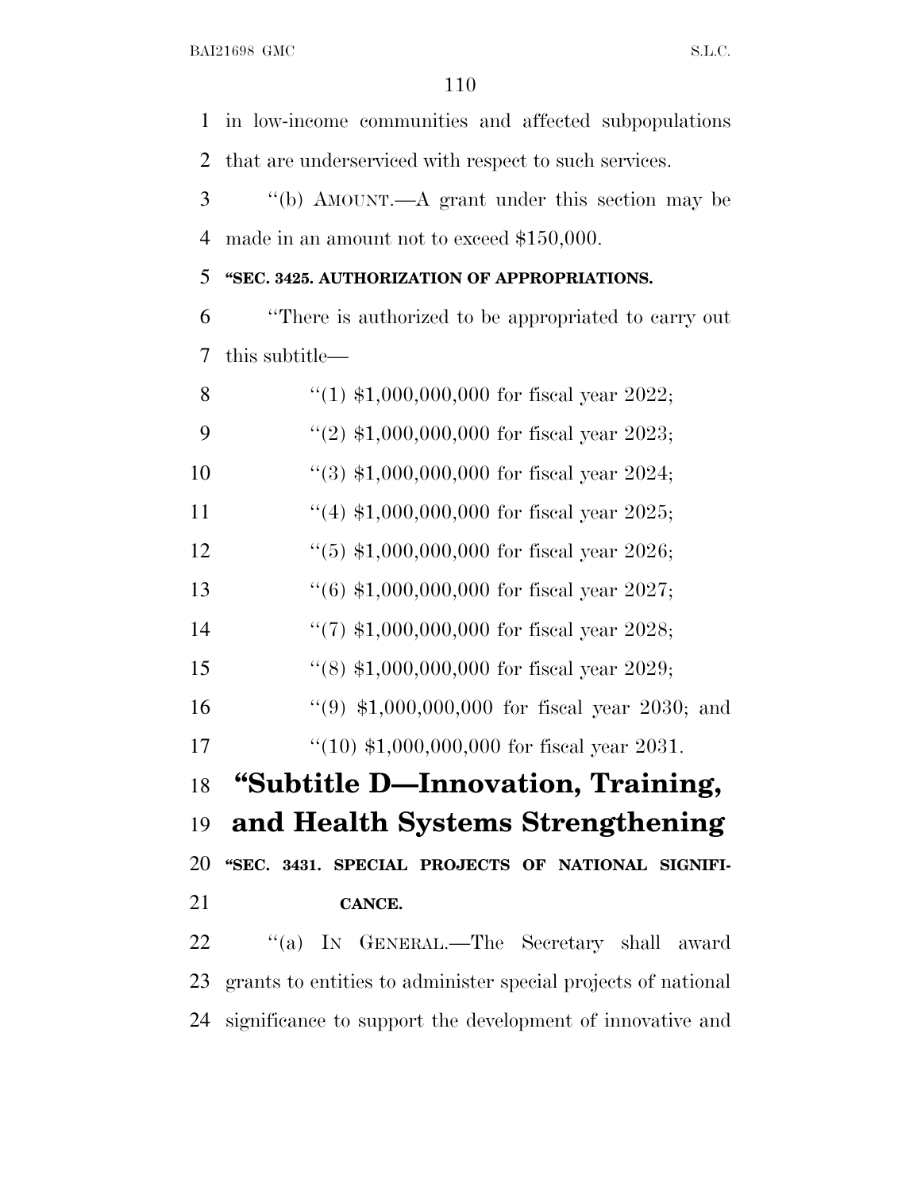in low-income communities and affected subpopulations that are underserviced with respect to such services.

''(b) AMOUNT.—A grant under this section may be made in an amount not to exceed $150,000.

**''SEC. 3425. AUTHORIZATION OF APPROPRIATIONS.**

''There is authorized to be appropriated to carry out this subtitle—

''(1) $1,000,000,000 for fiscal year 2022;

''(2) $1,000,000,000 for fiscal year 2023;

''(3) $1,000,000,000 for fiscal year 2024;

''(4) $1,000,000,000 for fiscal year 2025;

''(5) $1,000,000,000 for fiscal year 2026;

''(6) $1,000,000,000 for fiscal year 2027;

''(7) $1,000,000,000 for fiscal year 2028;

''(8) $1,000,000,000 for fiscal year 2029;

''(9) $1,000,000,000 for fiscal year 2030; and

''(10) $1,000,000,000 for fiscal year 2031.

# ''Subtitle D—Innovation, Training, and Health Systems Strengthening

**''SEC. 3431. SPECIAL PROJECTS OF NATIONAL SIGNIFICANCE.**

''(a) IN GENERAL.—The Secretary shall award grants to entities to administer special projects of national significance to support the development of innovative and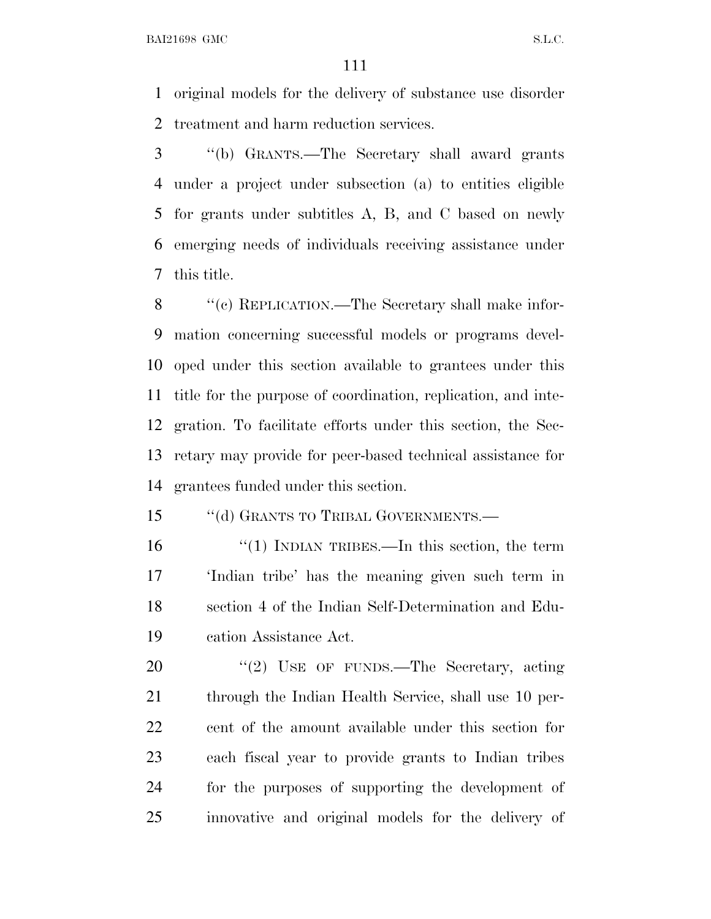original models for the delivery of substance use disorder treatment and harm reduction services.

''(b) GRANTS.—The Secretary shall award grants under a project under subsection (a) to entities eligible for grants under subtitles A, B, and C based on newly emerging needs of individuals receiving assistance under this title.

''(c) REPLICATION.—The Secretary shall make information concerning successful models or programs developed under this section available to grantees under this title for the purpose of coordination, replication, and integration. To facilitate efforts under this section, the Secretary may provide for peer-based technical assistance for grantees funded under this section.

''(d) GRANTS TO TRIBAL GOVERNMENTS.—

''(1) INDIAN TRIBES.—In this section, the term 'Indian tribe' has the meaning given such term in section 4 of the Indian Self-Determination and Education Assistance Act.

''(2) USE OF FUNDS.—The Secretary, acting through the Indian Health Service, shall use 10 percent of the amount available under this section for each fiscal year to provide grants to Indian tribes for the purposes of supporting the development of innovative and original models for the delivery of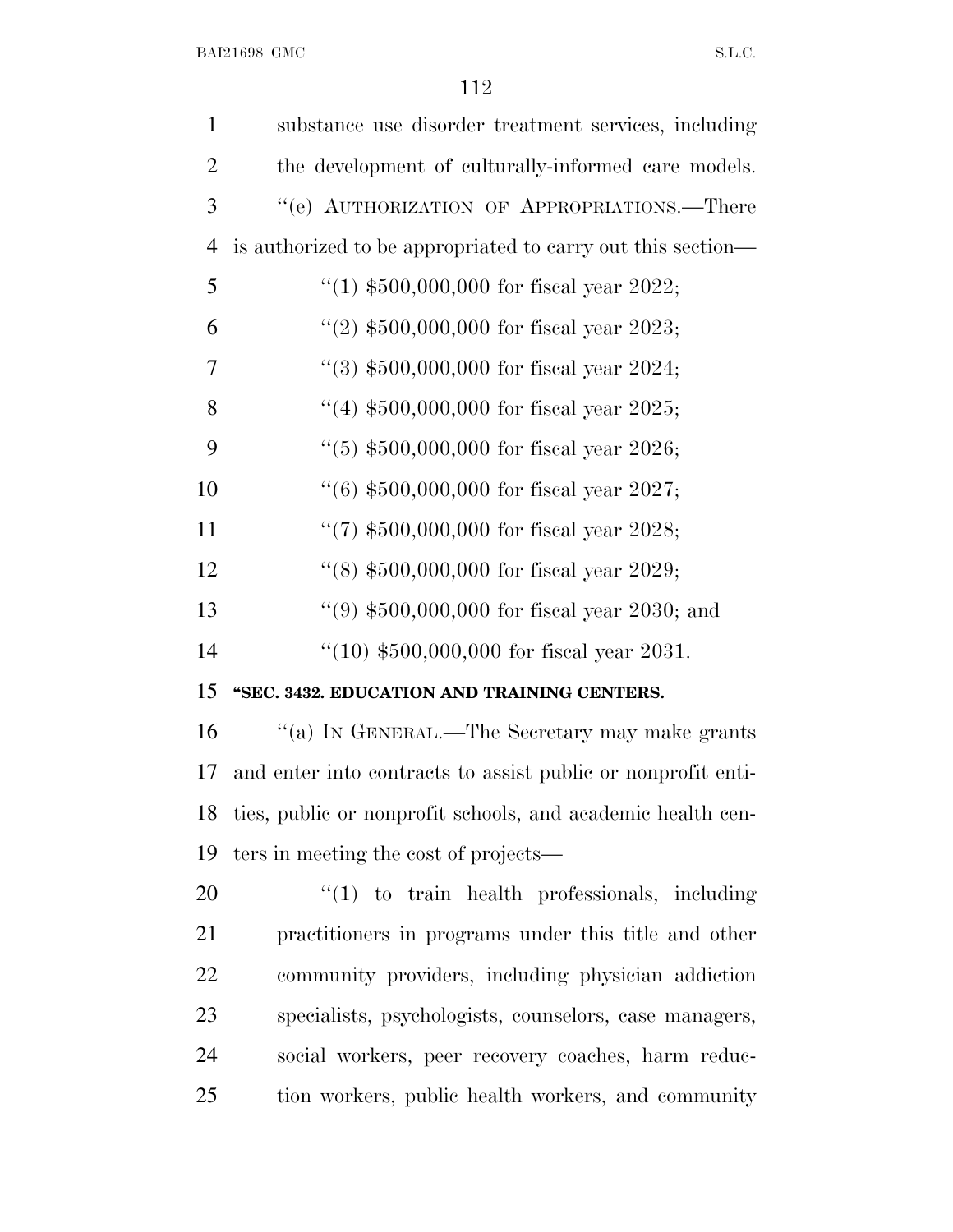substance use disorder treatment services, including the development of culturally-informed care models.

"(e) AUTHORIZATION OF APPROPRIATIONS.—There is authorized to be appropriated to carry out this section—

"(1) $500,000,000 for fiscal year 2022;

"(2) $500,000,000 for fiscal year 2023;

"(3) $500,000,000 for fiscal year 2024;

"(4) $500,000,000 for fiscal year 2025;

"(5) $500,000,000 for fiscal year 2026;

"(6) $500,000,000 for fiscal year 2027;

"(7) $500,000,000 for fiscal year 2028;

"(8) $500,000,000 for fiscal year 2029;

"(9) $500,000,000 for fiscal year 2030; and

"(10) $500,000,000 for fiscal year 2031.

**"SEC. 3432. EDUCATION AND TRAINING CENTERS.**

"(a) IN GENERAL.—The Secretary may make grants and enter into contracts to assist public or nonprofit entities, public or nonprofit schools, and academic health centers in meeting the cost of projects—

"(1) to train health professionals, including practitioners in programs under this title and other community providers, including physician addiction specialists, psychologists, counselors, case managers, social workers, peer recovery coaches, harm reduction workers, public health workers, and community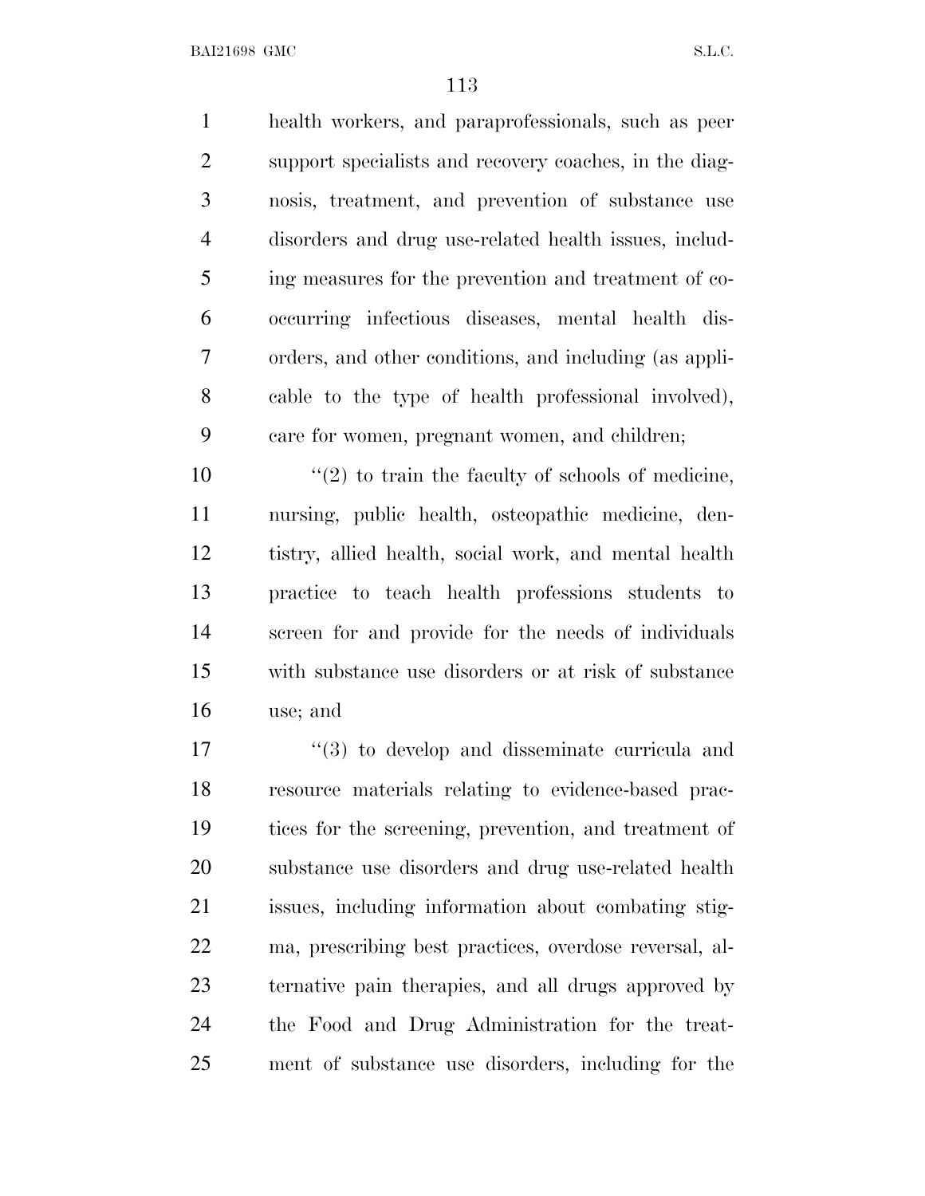health workers, and paraprofessionals, such as peer support specialists and recovery coaches, in the diagnosis, treatment, and prevention of substance use disorders and drug use-related health issues, including measures for the prevention and treatment of co-occurring infectious diseases, mental health disorders, and other conditions, and including (as applicable to the type of health professional involved), care for women, pregnant women, and children;

"(2) to train the faculty of schools of medicine, nursing, public health, osteopathic medicine, dentistry, allied health, social work, and mental health practice to teach health professions students to screen for and provide for the needs of individuals with substance use disorders or at risk of substance use; and

"(3) to develop and disseminate curricula and resource materials relating to evidence-based practices for the screening, prevention, and treatment of substance use disorders and drug use-related health issues, including information about combating stigma, prescribing best practices, overdose reversal, alternative pain therapies, and all drugs approved by the Food and Drug Administration for the treatment of substance use disorders, including for the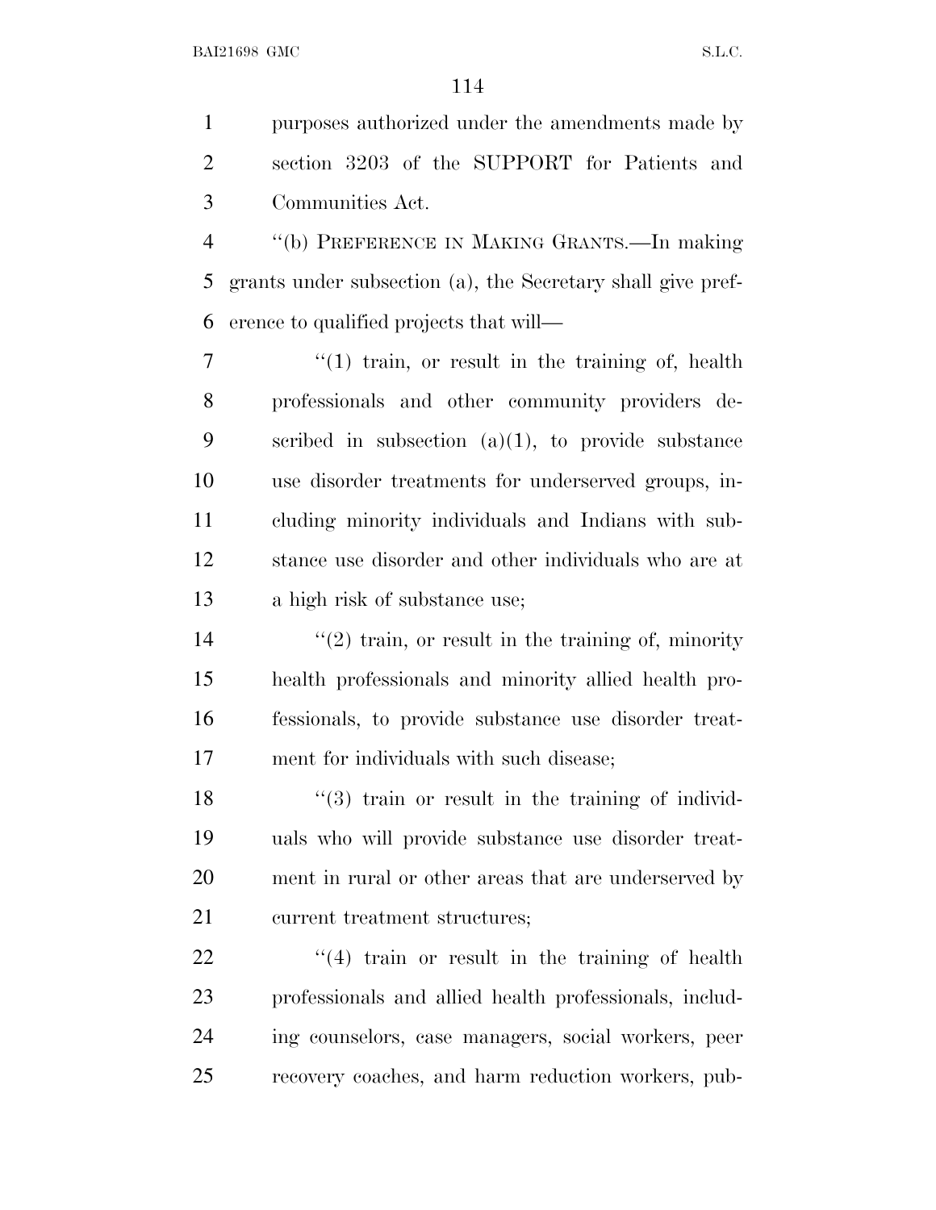purposes authorized under the amendments made by section 3203 of the SUPPORT for Patients and Communities Act.

''(b) PREFERENCE IN MAKING GRANTS.—In making grants under subsection (a), the Secretary shall give preference to qualified projects that will—

''(1) train, or result in the training of, health professionals and other community providers described in subsection (a)(1), to provide substance use disorder treatments for underserved groups, including minority individuals and Indians with substance use disorder and other individuals who are at a high risk of substance use;

''(2) train, or result in the training of, minority health professionals and minority allied health professionals, to provide substance use disorder treatment for individuals with such disease;

''(3) train or result in the training of individuals who will provide substance use disorder treatment in rural or other areas that are underserved by current treatment structures;

''(4) train or result in the training of health professionals and allied health professionals, including counselors, case managers, social workers, peer recovery coaches, and harm reduction workers, pub-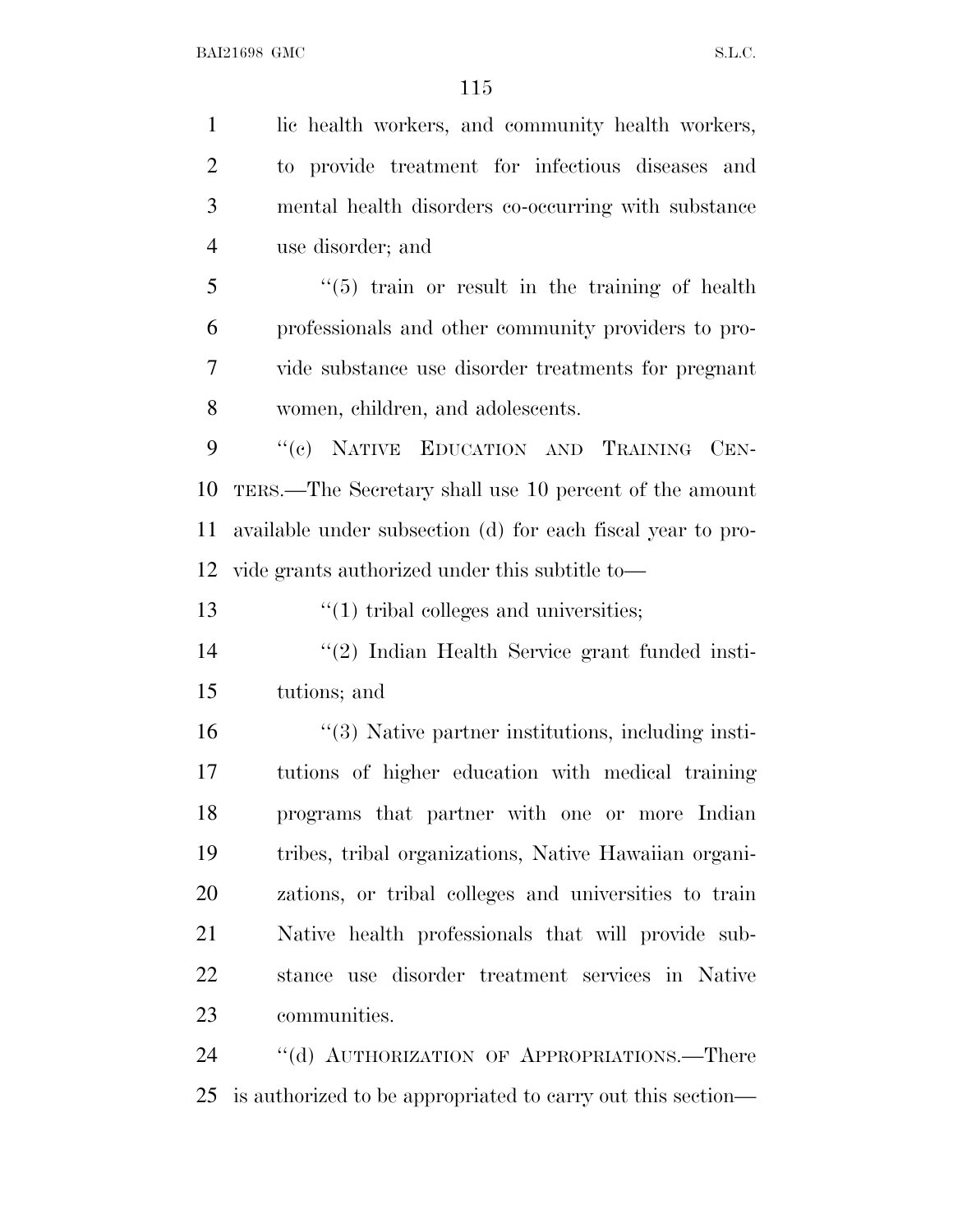lic health workers, and community health workers, to provide treatment for infectious diseases and mental health disorders co-occurring with substance use disorder; and

"(5) train or result in the training of health professionals and other community providers to provide substance use disorder treatments for pregnant women, children, and adolescents.

"(c) NATIVE EDUCATION AND TRAINING CENTERS.—The Secretary shall use 10 percent of the amount available under subsection (d) for each fiscal year to provide grants authorized under this subtitle to—

"(1) tribal colleges and universities;

"(2) Indian Health Service grant funded institutions; and

"(3) Native partner institutions, including institutions of higher education with medical training programs that partner with one or more Indian tribes, tribal organizations, Native Hawaiian organizations, or tribal colleges and universities to train Native health professionals that will provide substance use disorder treatment services in Native communities.

"(d) AUTHORIZATION OF APPROPRIATIONS.—There is authorized to be appropriated to carry out this section—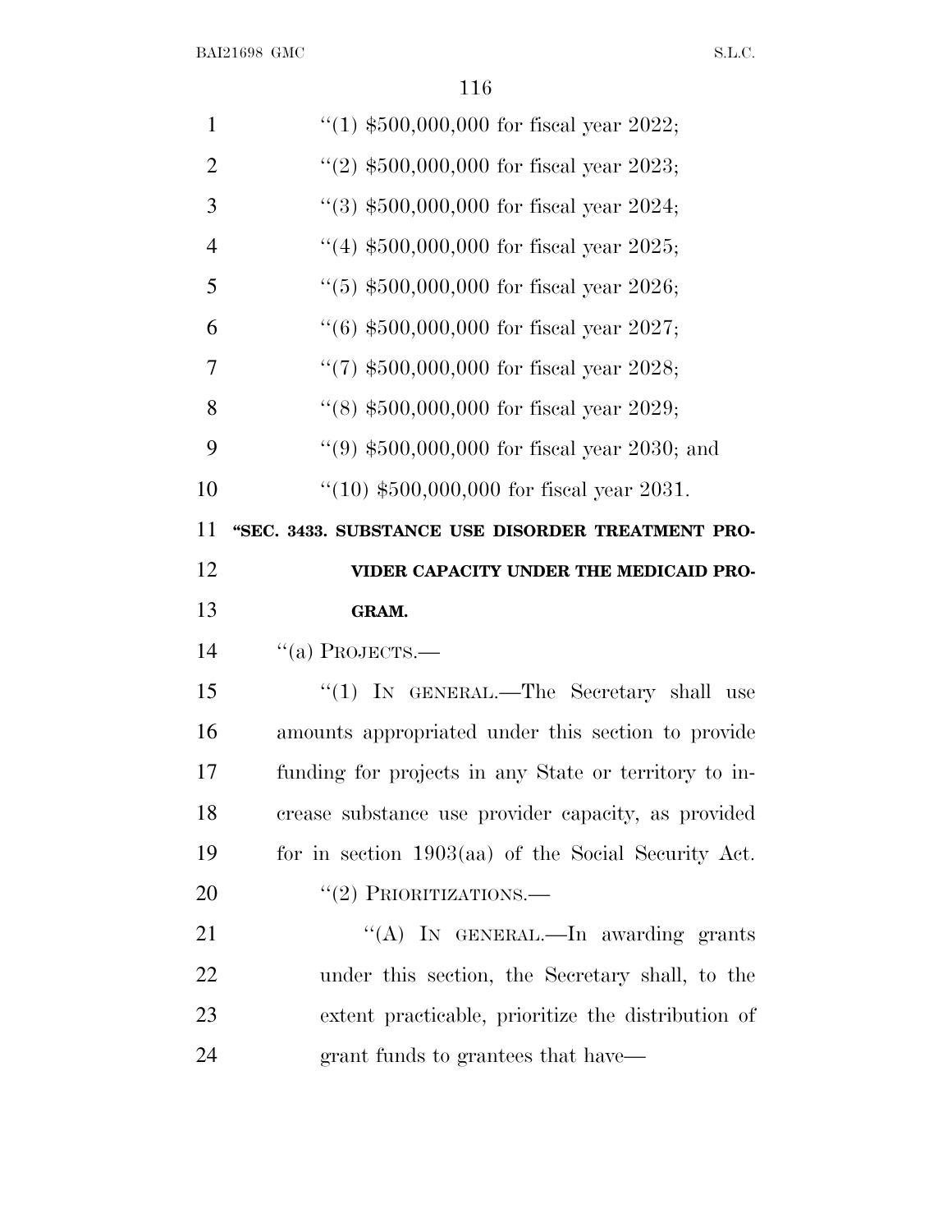"(1) $500,000,000 for fiscal year 2022;

"(2) $500,000,000 for fiscal year 2023;

"(3) $500,000,000 for fiscal year 2024;

"(4) $500,000,000 for fiscal year 2025;

"(5) $500,000,000 for fiscal year 2026;

"(6) $500,000,000 for fiscal year 2027;

"(7) $500,000,000 for fiscal year 2028;

"(8) $500,000,000 for fiscal year 2029;

"(9) $500,000,000 for fiscal year 2030; and

"(10) $500,000,000 for fiscal year 2031.

**"SEC. 3433. SUBSTANCE USE DISORDER TREATMENT PROVIDER CAPACITY UNDER THE MEDICAID PROGRAM.**

"(a) PROJECTS.—

"(1) IN GENERAL.—The Secretary shall use amounts appropriated under this section to provide funding for projects in any State or territory to increase substance use provider capacity, as provided for in section 1903(aa) of the Social Security Act.

"(2) PRIORITIZATIONS.—

"(A) IN GENERAL.—In awarding grants under this section, the Secretary shall, to the extent practicable, prioritize the distribution of grant funds to grantees that have—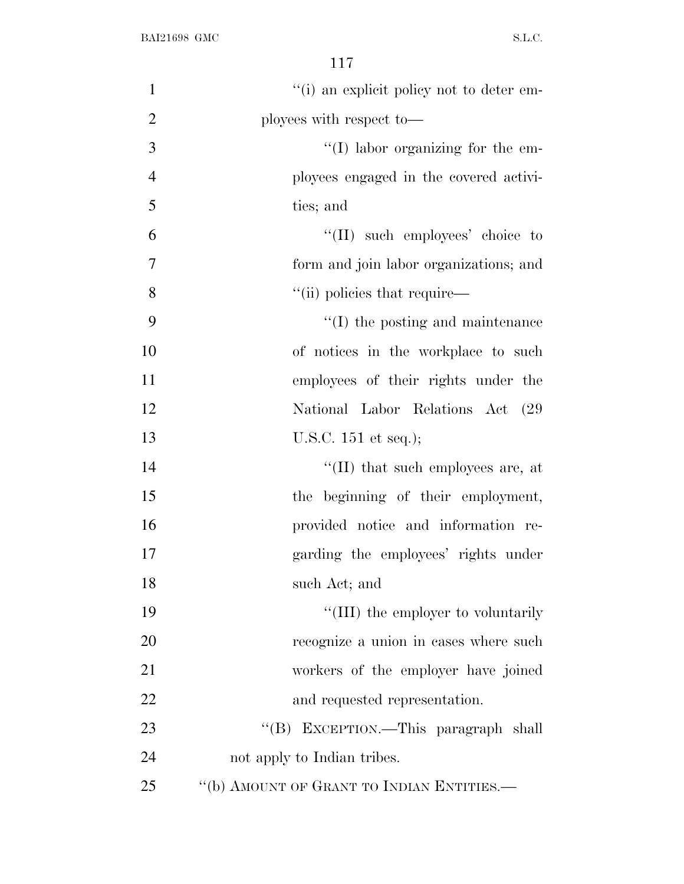"(i) an explicit policy not to deter employees with respect to—

"(I) labor organizing for the employees engaged in the covered activities; and

"(II) such employees' choice to form and join labor organizations; and

"(ii) policies that require—

"(I) the posting and maintenance of notices in the workplace to such employees of their rights under the National Labor Relations Act (29 U.S.C. 151 et seq.);

"(II) that such employees are, at the beginning of their employment, provided notice and information regarding the employees' rights under such Act; and

"(III) the employer to voluntarily recognize a union in cases where such workers of the employer have joined and requested representation.

"(B) EXCEPTION.—This paragraph shall not apply to Indian tribes.

"(b) AMOUNT OF GRANT TO INDIAN ENTITIES.—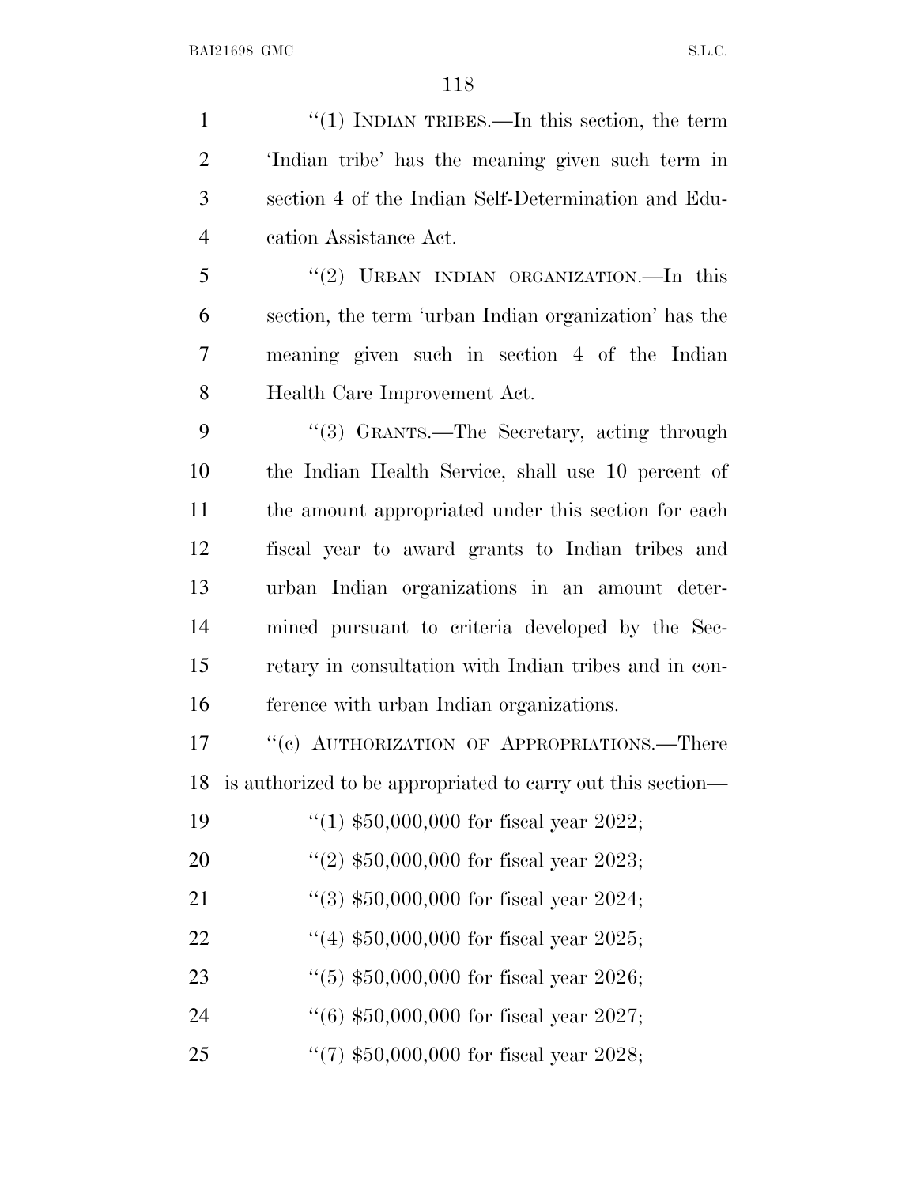"(1) INDIAN TRIBES.—In this section, the term 'Indian tribe' has the meaning given such term in section 4 of the Indian Self-Determination and Education Assistance Act.

"(2) URBAN INDIAN ORGANIZATION.—In this section, the term 'urban Indian organization' has the meaning given such in section 4 of the Indian Health Care Improvement Act.

"(3) GRANTS.—The Secretary, acting through the Indian Health Service, shall use 10 percent of the amount appropriated under this section for each fiscal year to award grants to Indian tribes and urban Indian organizations in an amount determined pursuant to criteria developed by the Secretary in consultation with Indian tribes and in conference with urban Indian organizations.

"(c) AUTHORIZATION OF APPROPRIATIONS.—There is authorized to be appropriated to carry out this section—

"(1) $50,000,000 for fiscal year 2022;

"(2) $50,000,000 for fiscal year 2023;

"(3) $50,000,000 for fiscal year 2024;

"(4) $50,000,000 for fiscal year 2025;

"(5) $50,000,000 for fiscal year 2026;

"(6) $50,000,000 for fiscal year 2027;

"(7) $50,000,000 for fiscal year 2028;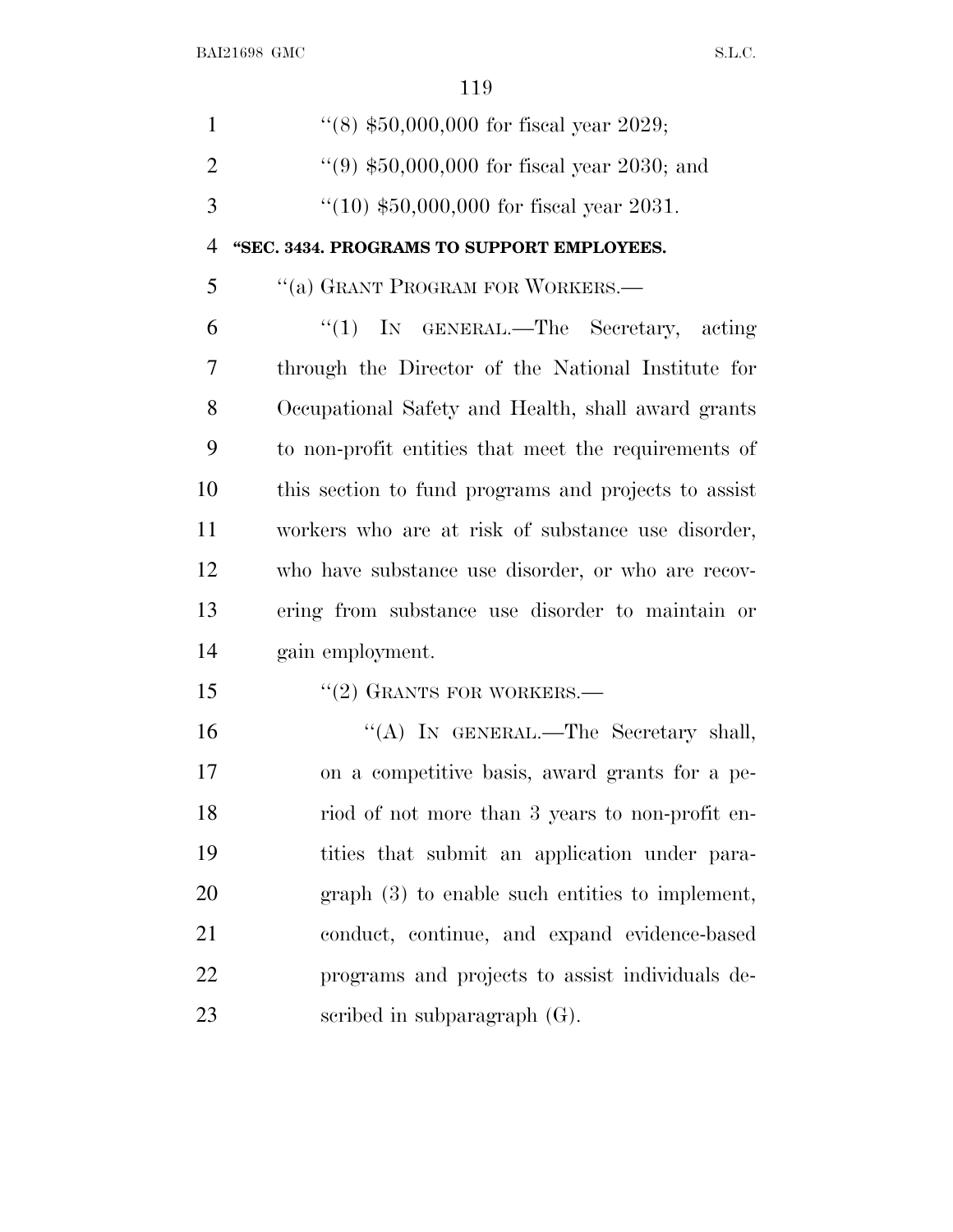''(8) $50,000,000 for fiscal year 2029;

''(9) $50,000,000 for fiscal year 2030; and

''(10) $50,000,000 for fiscal year 2031.

**''SEC. 3434. PROGRAMS TO SUPPORT EMPLOYEES.**

''(a) GRANT PROGRAM FOR WORKERS.—

''(1) IN GENERAL.—The Secretary, acting through the Director of the National Institute for Occupational Safety and Health, shall award grants to non-profit entities that meet the requirements of this section to fund programs and projects to assist workers who are at risk of substance use disorder, who have substance use disorder, or who are recovering from substance use disorder to maintain or gain employment.

''(2) GRANTS FOR WORKERS.—

''(A) IN GENERAL.—The Secretary shall, on a competitive basis, award grants for a period of not more than 3 years to non-profit entities that submit an application under paragraph (3) to enable such entities to implement, conduct, continue, and expand evidence-based programs and projects to assist individuals described in subparagraph (G).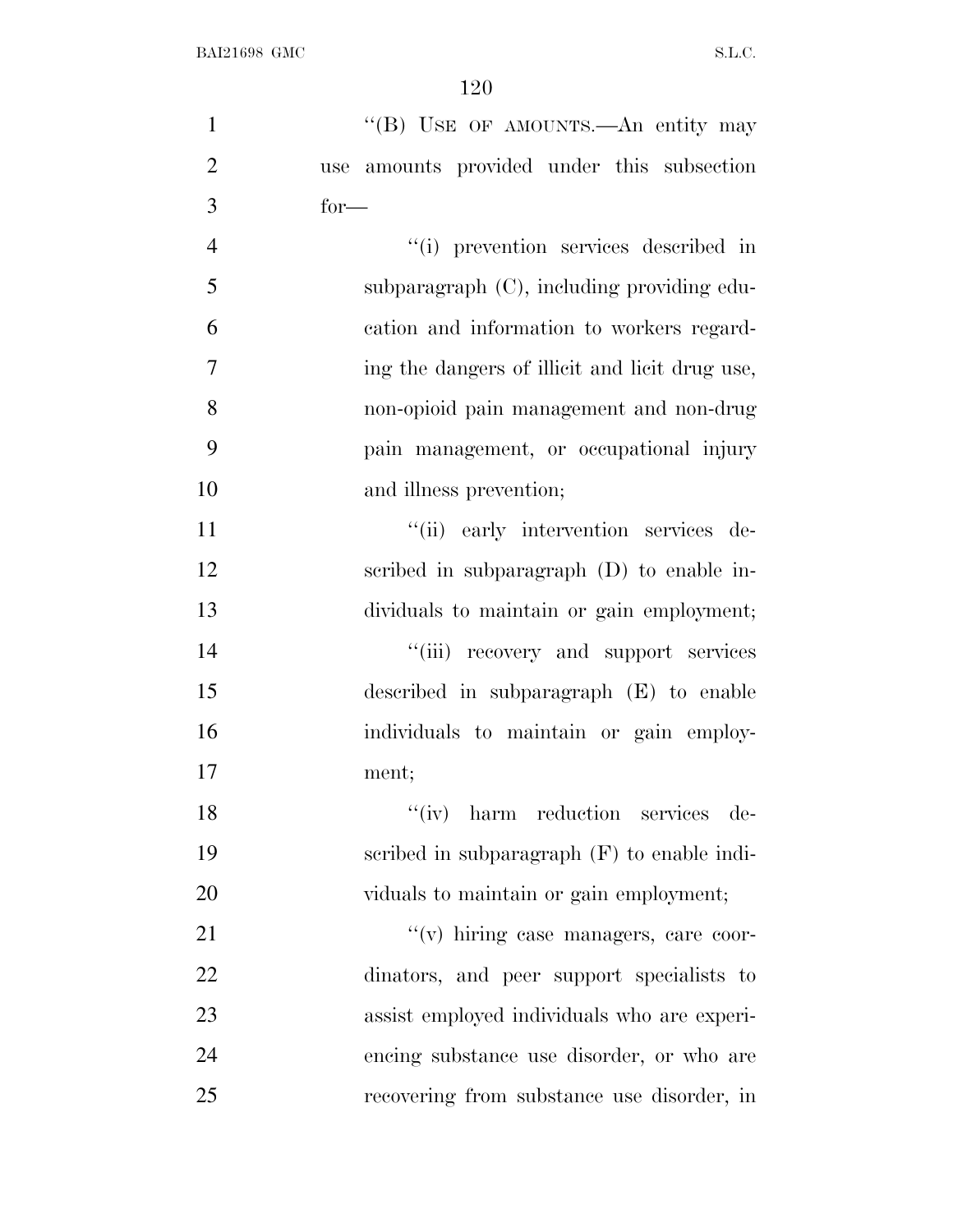"(B) USE OF AMOUNTS.—An entity may use amounts provided under this subsection for—

"(i) prevention services described in subparagraph (C), including providing education and information to workers regarding the dangers of illicit and licit drug use, non-opioid pain management and non-drug pain management, or occupational injury and illness prevention;

"(ii) early intervention services described in subparagraph (D) to enable individuals to maintain or gain employment;

"(iii) recovery and support services described in subparagraph (E) to enable individuals to maintain or gain employment;

"(iv) harm reduction services described in subparagraph (F) to enable individuals to maintain or gain employment;

"(v) hiring case managers, care coordinators, and peer support specialists to assist employed individuals who are experiencing substance use disorder, or who are recovering from substance use disorder, in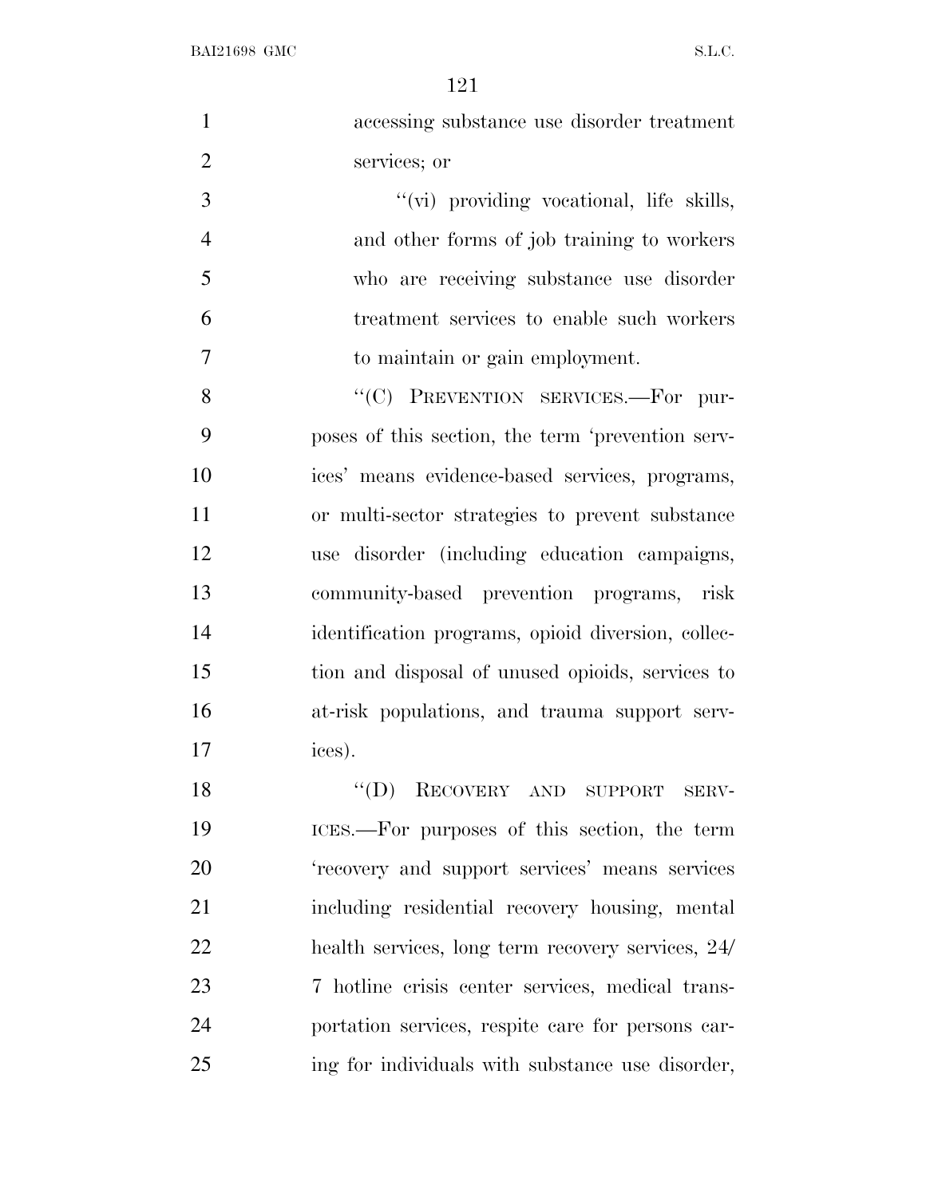accessing substance use disorder treatment services; or

''(vi) providing vocational, life skills, and other forms of job training to workers who are receiving substance use disorder treatment services to enable such workers to maintain or gain employment.

''(C) PREVENTION SERVICES.—For purposes of this section, the term 'prevention services' means evidence-based services, programs, or multi-sector strategies to prevent substance use disorder (including education campaigns, community-based prevention programs, risk identification programs, opioid diversion, collection and disposal of unused opioids, services to at-risk populations, and trauma support services).

''(D) RECOVERY AND SUPPORT SERVICES.—For purposes of this section, the term 'recovery and support services' means services including residential recovery housing, mental health services, long term recovery services, 24/7 hotline crisis center services, medical transportation services, respite care for persons caring for individuals with substance use disorder,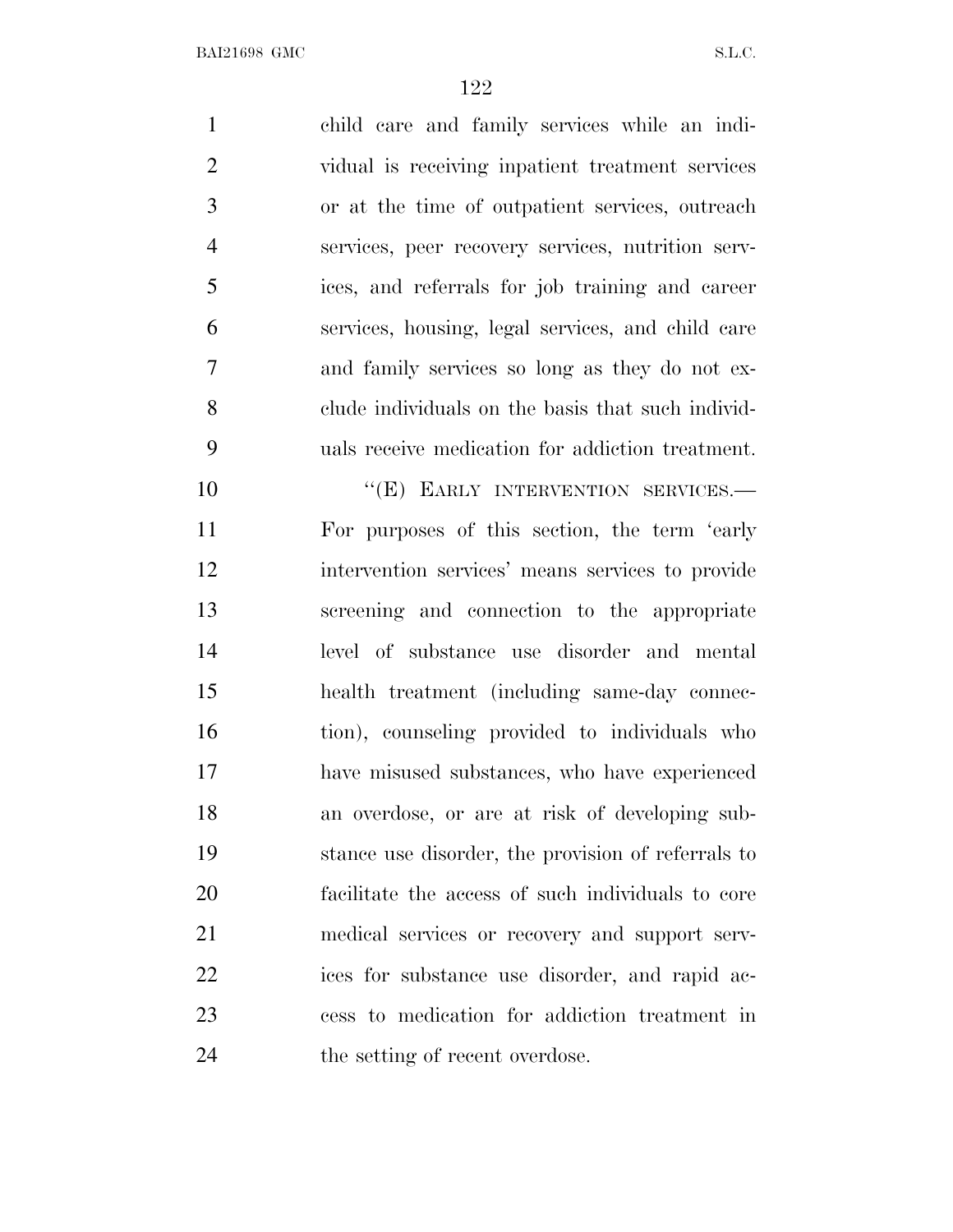child care and family services while an individual is receiving inpatient treatment services or at the time of outpatient services, outreach services, peer recovery services, nutrition services, and referrals for job training and career services, housing, legal services, and child care and family services so long as they do not exclude individuals on the basis that such individuals receive medication for addiction treatment.

"(E) EARLY INTERVENTION SERVICES.— For purposes of this section, the term 'early intervention services' means services to provide screening and connection to the appropriate level of substance use disorder and mental health treatment (including same-day connection), counseling provided to individuals who have misused substances, who have experienced an overdose, or are at risk of developing substance use disorder, the provision of referrals to facilitate the access of such individuals to core medical services or recovery and support services for substance use disorder, and rapid access to medication for addiction treatment in the setting of recent overdose.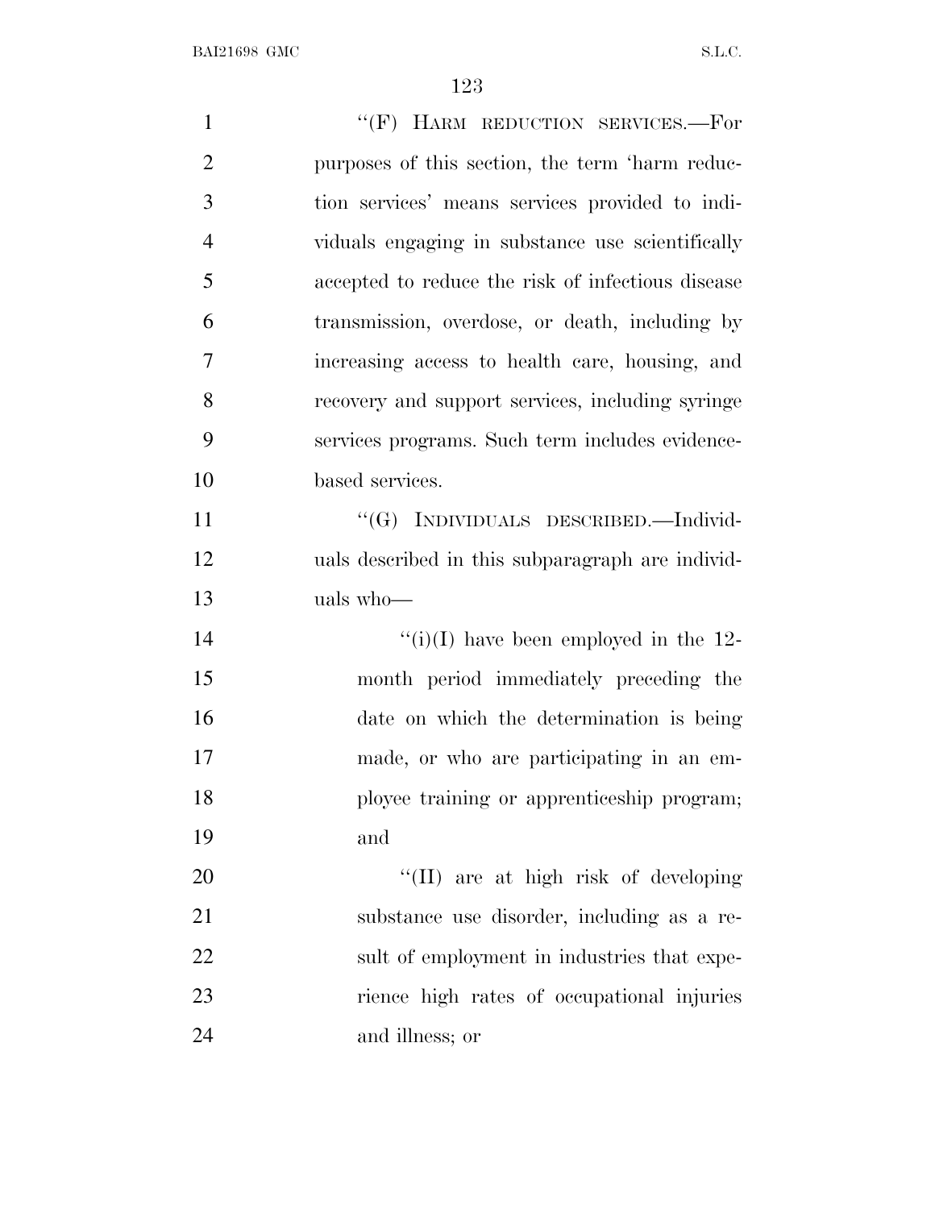''(F) HARM REDUCTION SERVICES.—For purposes of this section, the term 'harm reduction services' means services provided to individuals engaging in substance use scientifically accepted to reduce the risk of infectious disease transmission, overdose, or death, including by increasing access to health care, housing, and recovery and support services, including syringe services programs. Such term includes evidence-based services.

''(G) INDIVIDUALS DESCRIBED.—Individuals described in this subparagraph are individuals who—

''(i)(I) have been employed in the 12-month period immediately preceding the date on which the determination is being made, or who are participating in an employee training or apprenticeship program; and

''(II) are at high risk of developing substance use disorder, including as a result of employment in industries that experience high rates of occupational injuries and illness; or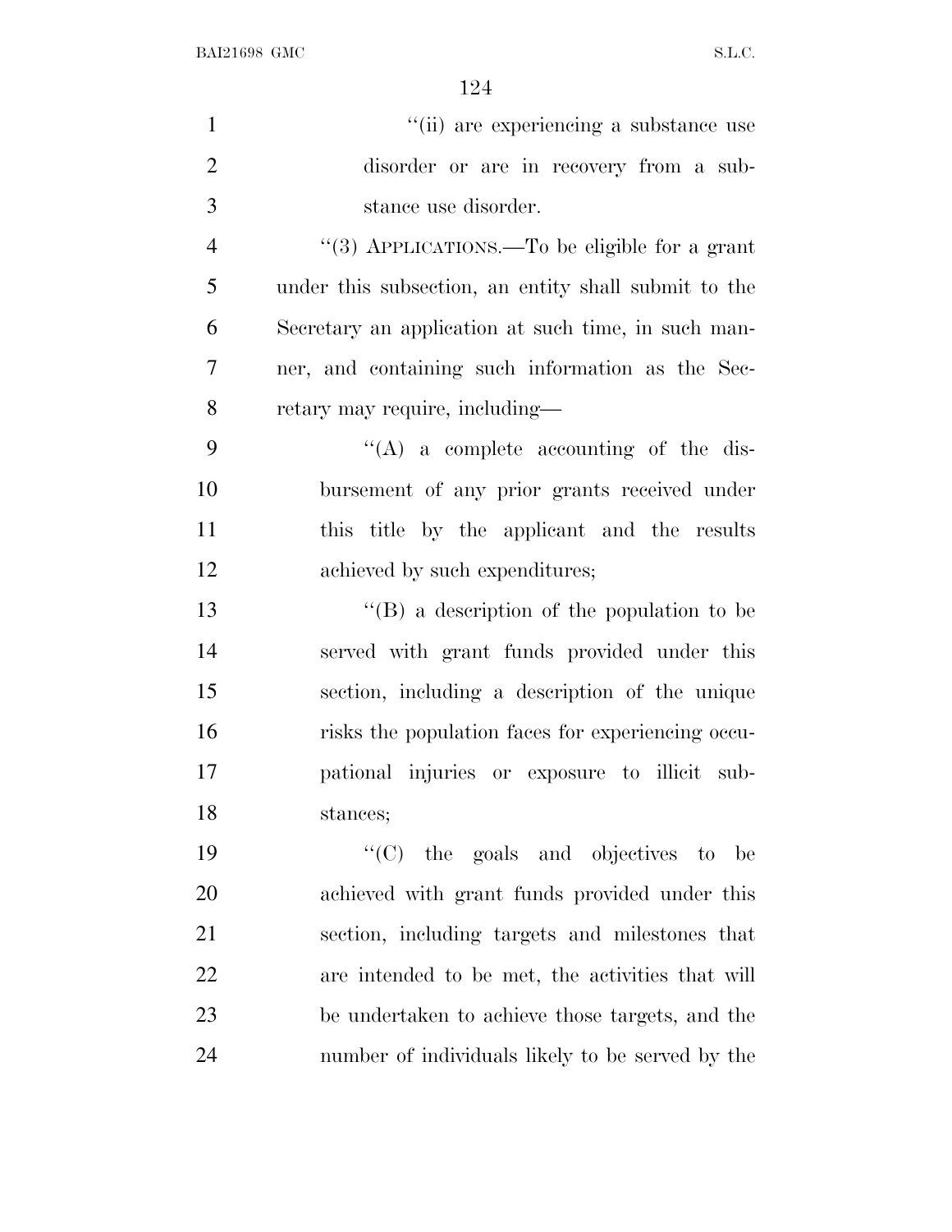''(ii) are experiencing a substance use disorder or are in recovery from a substance use disorder.

''(3) APPLICATIONS.—To be eligible for a grant under this subsection, an entity shall submit to the Secretary an application at such time, in such manner, and containing such information as the Secretary may require, including—

''(A) a complete accounting of the disbursement of any prior grants received under this title by the applicant and the results achieved by such expenditures;

''(B) a description of the population to be served with grant funds provided under this section, including a description of the unique risks the population faces for experiencing occupational injuries or exposure to illicit substances;

''(C) the goals and objectives to be achieved with grant funds provided under this section, including targets and milestones that are intended to be met, the activities that will be undertaken to achieve those targets, and the number of individuals likely to be served by the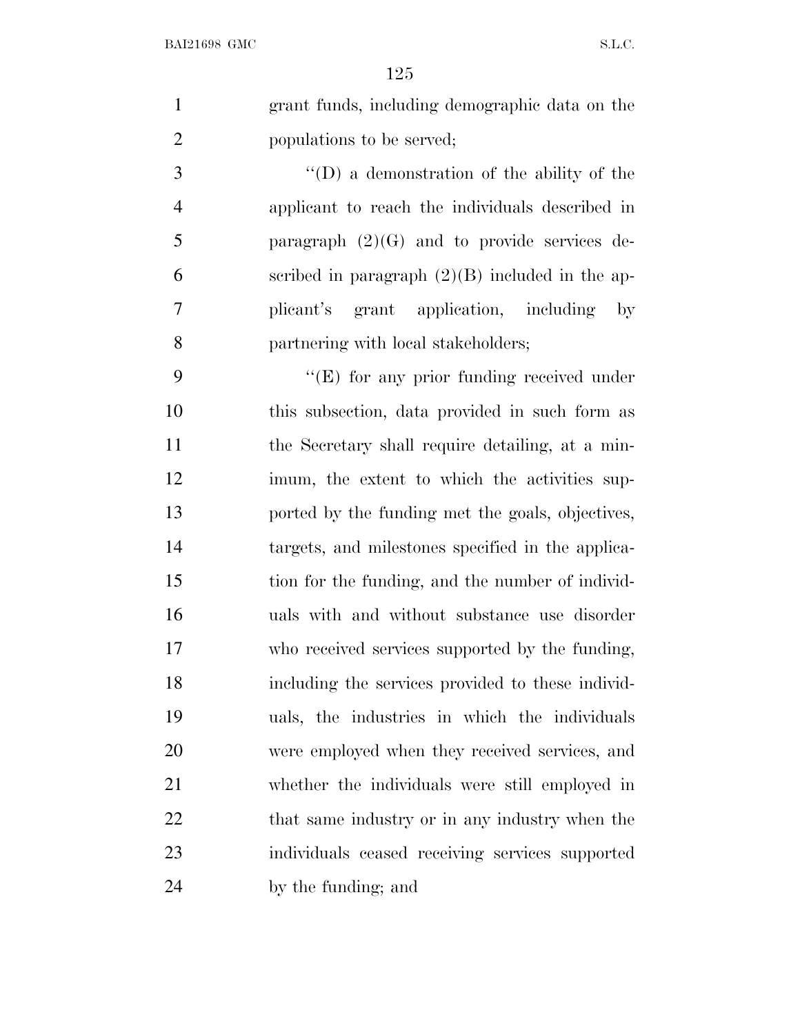grant funds, including demographic data on the populations to be served;

"(D) a demonstration of the ability of the applicant to reach the individuals described in paragraph (2)(G) and to provide services described in paragraph (2)(B) included in the applicant's grant application, including by partnering with local stakeholders;

"(E) for any prior funding received under this subsection, data provided in such form as the Secretary shall require detailing, at a minimum, the extent to which the activities supported by the funding met the goals, objectives, targets, and milestones specified in the application for the funding, and the number of individuals with and without substance use disorder who received services supported by the funding, including the services provided to these individuals, the industries in which the individuals were employed when they received services, and whether the individuals were still employed in that same industry or in any industry when the individuals ceased receiving services supported by the funding; and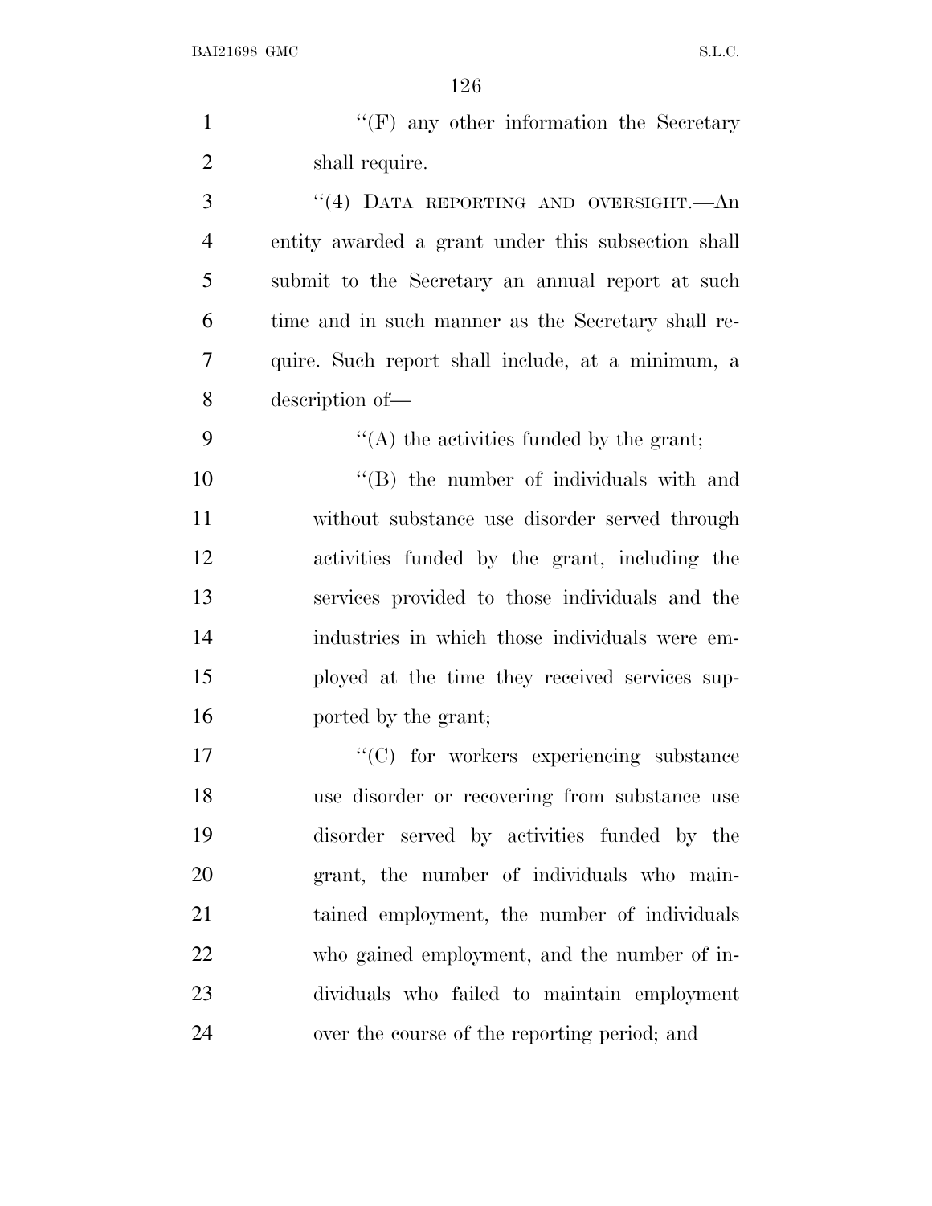''(F) any other information the Secretary shall require.

''(4) DATA REPORTING AND OVERSIGHT.—An entity awarded a grant under this subsection shall submit to the Secretary an annual report at such time and in such manner as the Secretary shall require. Such report shall include, at a minimum, a description of—

''(A) the activities funded by the grant;

''(B) the number of individuals with and without substance use disorder served through activities funded by the grant, including the services provided to those individuals and the industries in which those individuals were employed at the time they received services supported by the grant;

''(C) for workers experiencing substance use disorder or recovering from substance use disorder served by activities funded by the grant, the number of individuals who maintained employment, the number of individuals who gained employment, and the number of individuals who failed to maintain employment over the course of the reporting period; and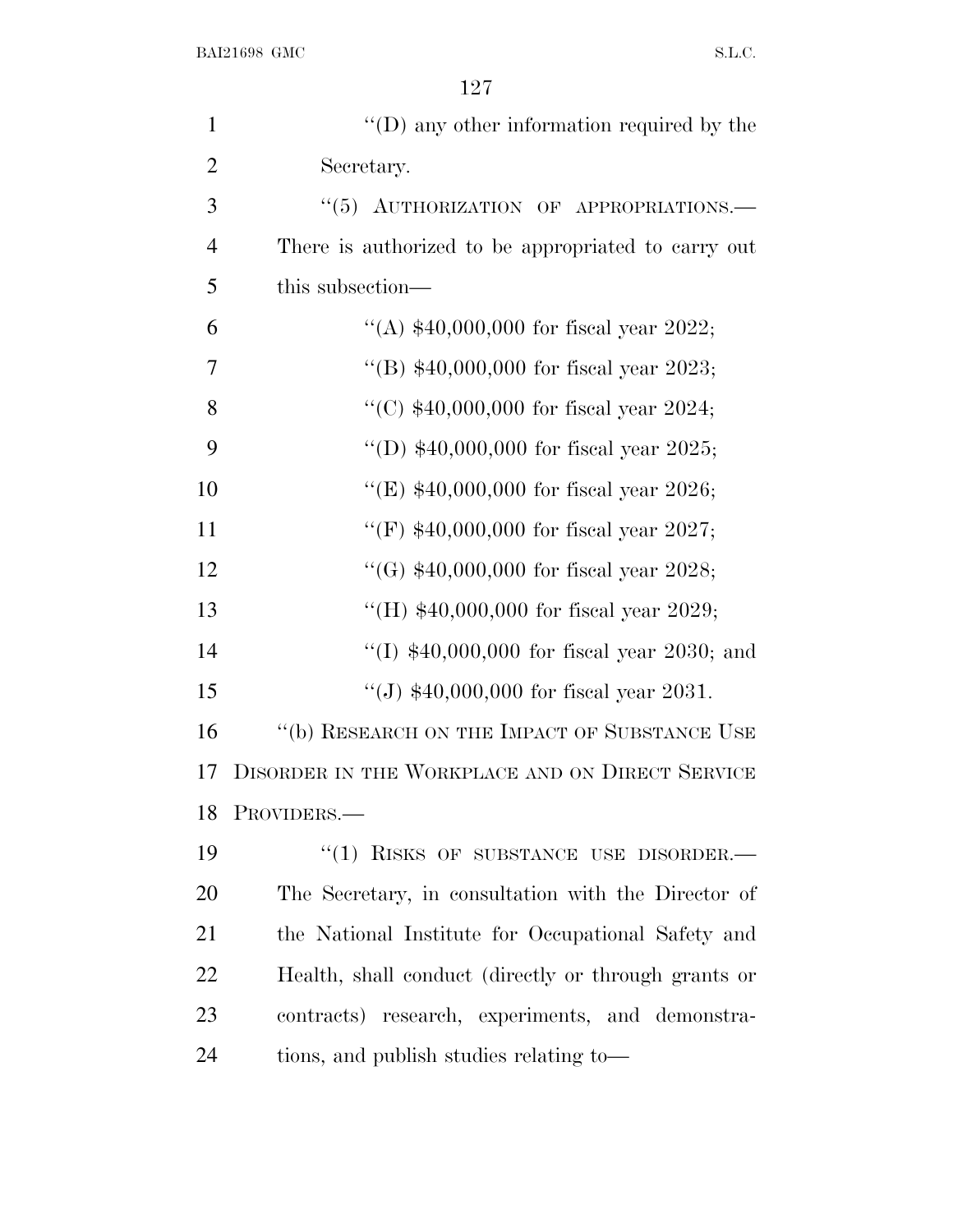''(D) any other information required by the Secretary.

''(5) AUTHORIZATION OF APPROPRIATIONS.— There is authorized to be appropriated to carry out this subsection—

''(A) $40,000,000 for fiscal year 2022;

''(B) $40,000,000 for fiscal year 2023;

''(C) $40,000,000 for fiscal year 2024;

''(D) $40,000,000 for fiscal year 2025;

''(E) $40,000,000 for fiscal year 2026;

''(F) $40,000,000 for fiscal year 2027;

''(G) $40,000,000 for fiscal year 2028;

''(H) $40,000,000 for fiscal year 2029;

''(I) $40,000,000 for fiscal year 2030; and

''(J) $40,000,000 for fiscal year 2031.

''(b) RESEARCH ON THE IMPACT OF SUBSTANCE USE DISORDER IN THE WORKPLACE AND ON DIRECT SERVICE PROVIDERS.—

''(1) RISKS OF SUBSTANCE USE DISORDER.— The Secretary, in consultation with the Director of the National Institute for Occupational Safety and Health, shall conduct (directly or through grants or contracts) research, experiments, and demonstrations, and publish studies relating to—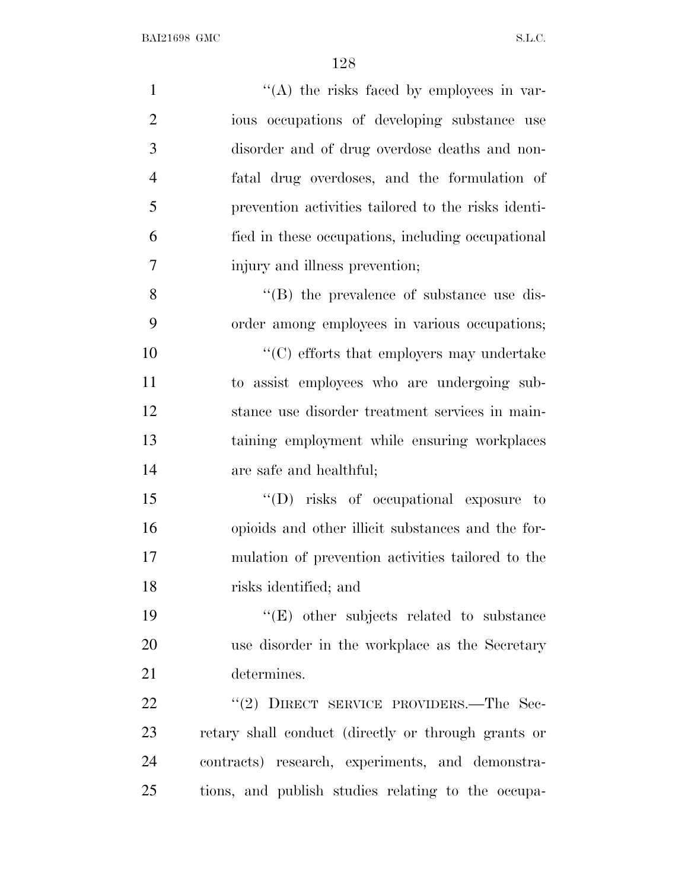''(A) the risks faced by employees in various occupations of developing substance use disorder and of drug overdose deaths and nonfatal drug overdoses, and the formulation of prevention activities tailored to the risks identified in these occupations, including occupational injury and illness prevention;

''(B) the prevalence of substance use disorder among employees in various occupations;

''(C) efforts that employers may undertake to assist employees who are undergoing substance use disorder treatment services in maintaining employment while ensuring workplaces are safe and healthful;

''(D) risks of occupational exposure to opioids and other illicit substances and the formulation of prevention activities tailored to the risks identified; and

''(E) other subjects related to substance use disorder in the workplace as the Secretary determines.

''(2) DIRECT SERVICE PROVIDERS.—The Secretary shall conduct (directly or through grants or contracts) research, experiments, and demonstrations, and publish studies relating to the occupa-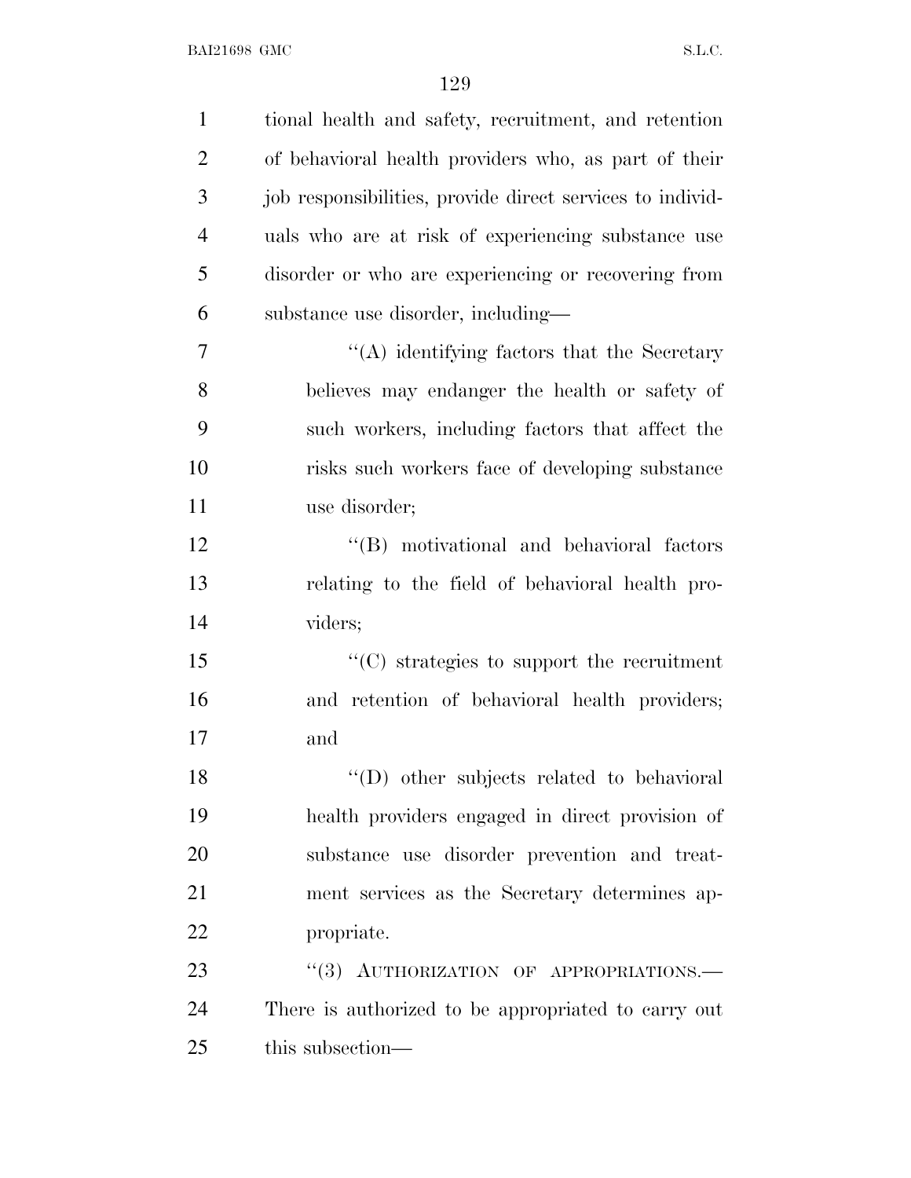tional health and safety, recruitment, and retention of behavioral health providers who, as part of their job responsibilities, provide direct services to individuals who are at risk of experiencing substance use disorder or who are experiencing or recovering from substance use disorder, including—

"(A) identifying factors that the Secretary believes may endanger the health or safety of such workers, including factors that affect the risks such workers face of developing substance use disorder;

"(B) motivational and behavioral factors relating to the field of behavioral health providers;

"(C) strategies to support the recruitment and retention of behavioral health providers; and

"(D) other subjects related to behavioral health providers engaged in direct provision of substance use disorder prevention and treatment services as the Secretary determines appropriate.

"(3) AUTHORIZATION OF APPROPRIATIONS.— There is authorized to be appropriated to carry out this subsection—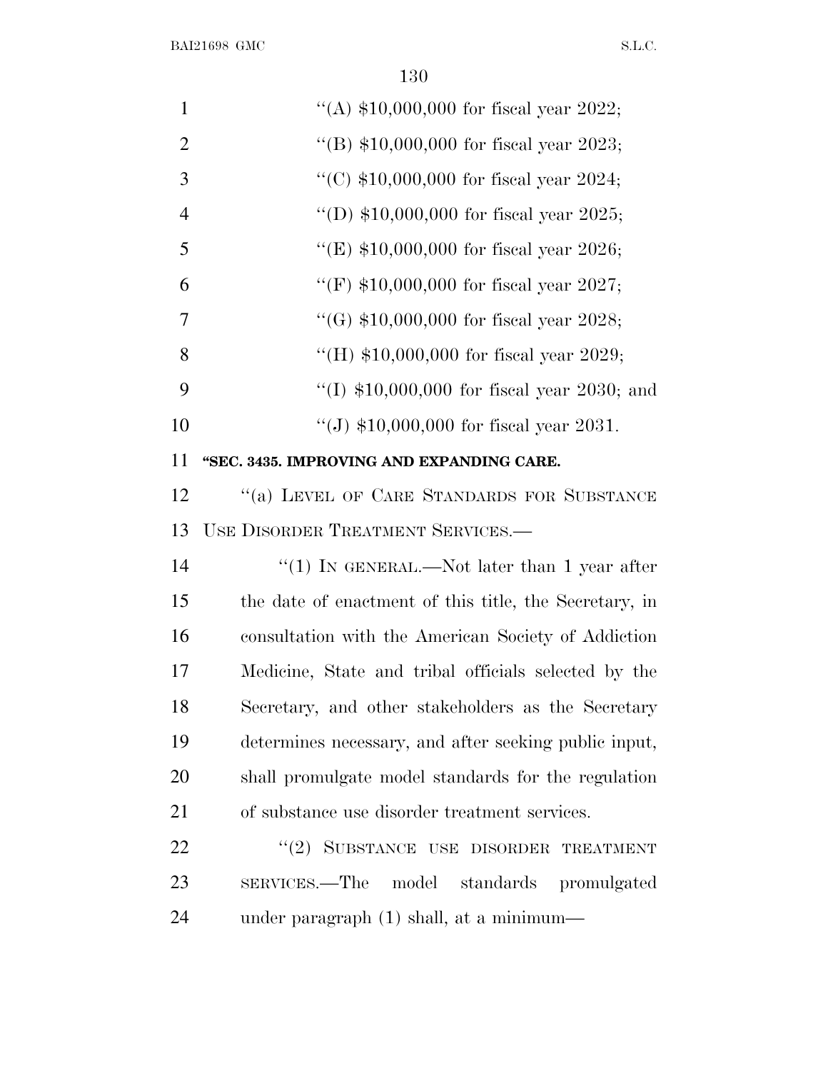"(A) $10,000,000 for fiscal year 2022;

"(B) $10,000,000 for fiscal year 2023;

"(C) $10,000,000 for fiscal year 2024;

"(D) $10,000,000 for fiscal year 2025;

"(E) $10,000,000 for fiscal year 2026;

"(F) $10,000,000 for fiscal year 2027;

"(G) $10,000,000 for fiscal year 2028;

"(H) $10,000,000 for fiscal year 2029;

"(I) $10,000,000 for fiscal year 2030; and

"(J) $10,000,000 for fiscal year 2031.

**"SEC. 3435. IMPROVING AND EXPANDING CARE.**

"(a) LEVEL OF CARE STANDARDS FOR SUBSTANCE USE DISORDER TREATMENT SERVICES.—

"(1) IN GENERAL.—Not later than 1 year after the date of enactment of this title, the Secretary, in consultation with the American Society of Addiction Medicine, State and tribal officials selected by the Secretary, and other stakeholders as the Secretary determines necessary, and after seeking public input, shall promulgate model standards for the regulation of substance use disorder treatment services.

"(2) SUBSTANCE USE DISORDER TREATMENT SERVICES.—The model standards promulgated under paragraph (1) shall, at a minimum—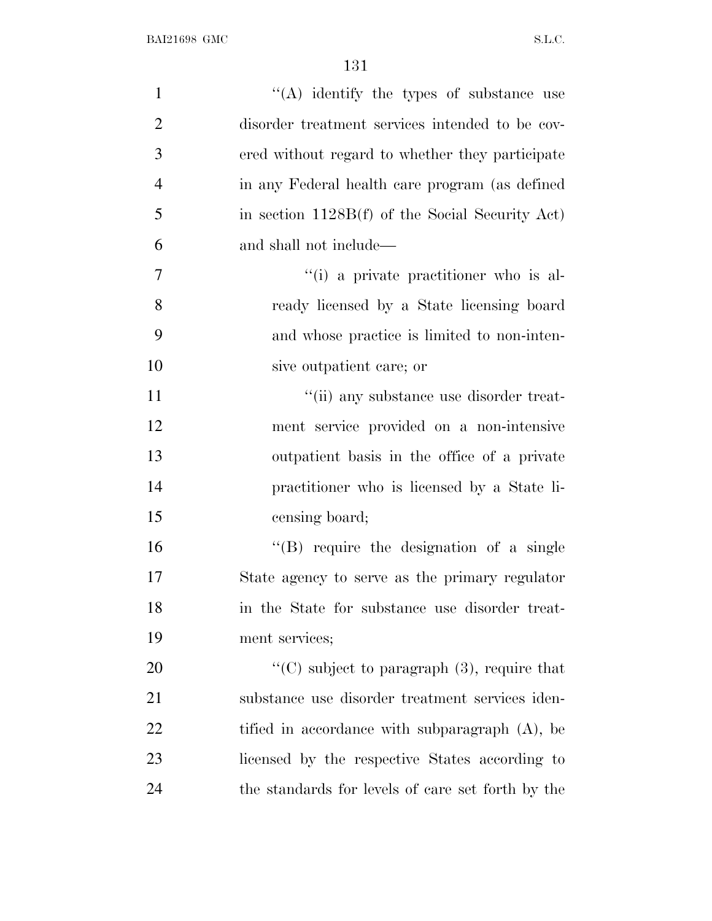''(A) identify the types of substance use disorder treatment services intended to be covered without regard to whether they participate in any Federal health care program (as defined in section 1128B(f) of the Social Security Act) and shall not include—

''(i) a private practitioner who is already licensed by a State licensing board and whose practice is limited to non-intensive outpatient care; or

''(ii) any substance use disorder treatment service provided on a non-intensive outpatient basis in the office of a private practitioner who is licensed by a State licensing board;

''(B) require the designation of a single State agency to serve as the primary regulator in the State for substance use disorder treatment services;

''(C) subject to paragraph (3), require that substance use disorder treatment services identified in accordance with subparagraph (A), be licensed by the respective States according to the standards for levels of care set forth by the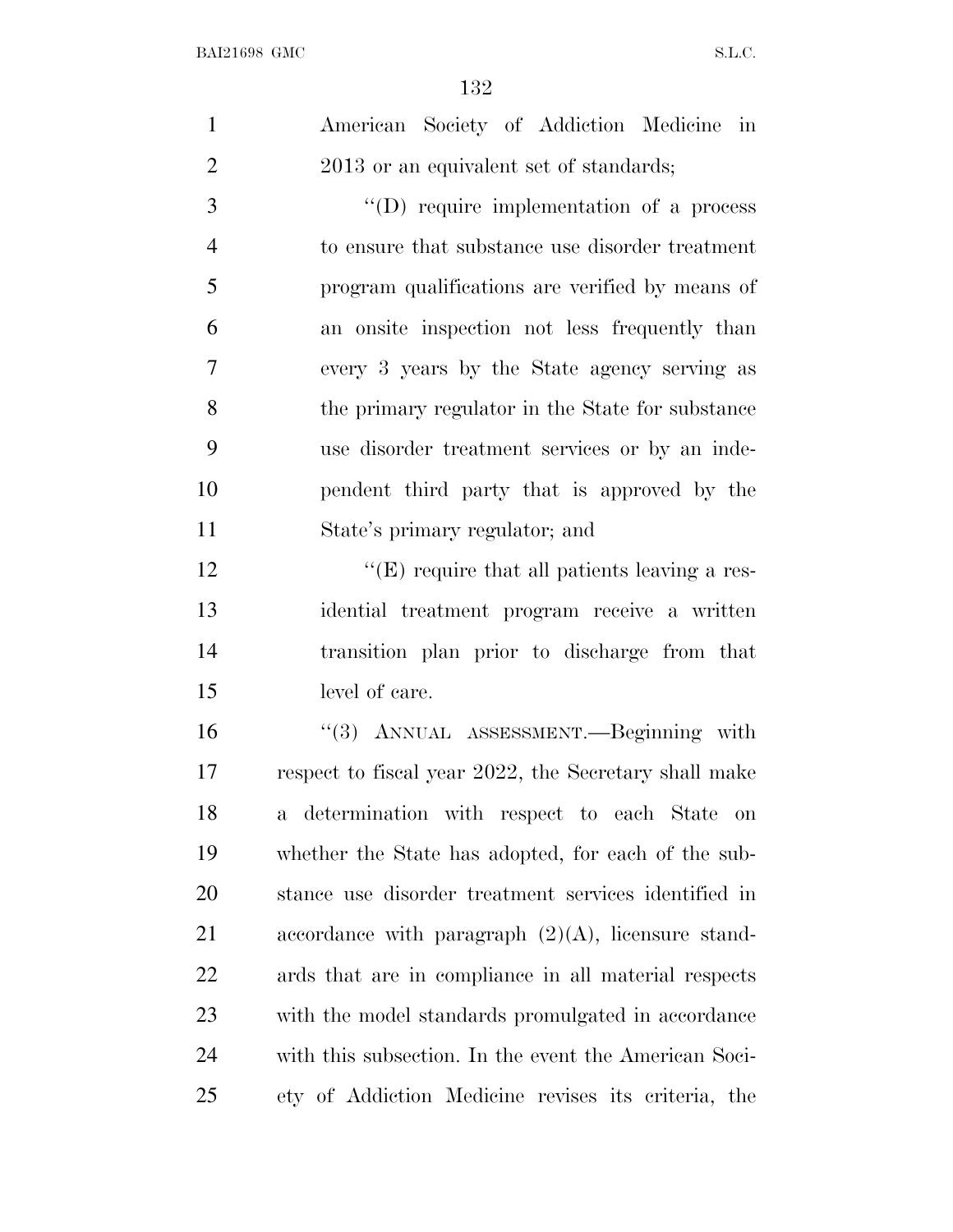American Society of Addiction Medicine in 2013 or an equivalent set of standards;

"(D) require implementation of a process to ensure that substance use disorder treatment program qualifications are verified by means of an onsite inspection not less frequently than every 3 years by the State agency serving as the primary regulator in the State for substance use disorder treatment services or by an independent third party that is approved by the State's primary regulator; and

"(E) require that all patients leaving a residential treatment program receive a written transition plan prior to discharge from that level of care.

"(3) ANNUAL ASSESSMENT.—Beginning with respect to fiscal year 2022, the Secretary shall make a determination with respect to each State on whether the State has adopted, for each of the substance use disorder treatment services identified in accordance with paragraph (2)(A), licensure standards that are in compliance in all material respects with the model standards promulgated in accordance with this subsection. In the event the American Society of Addiction Medicine revises its criteria, the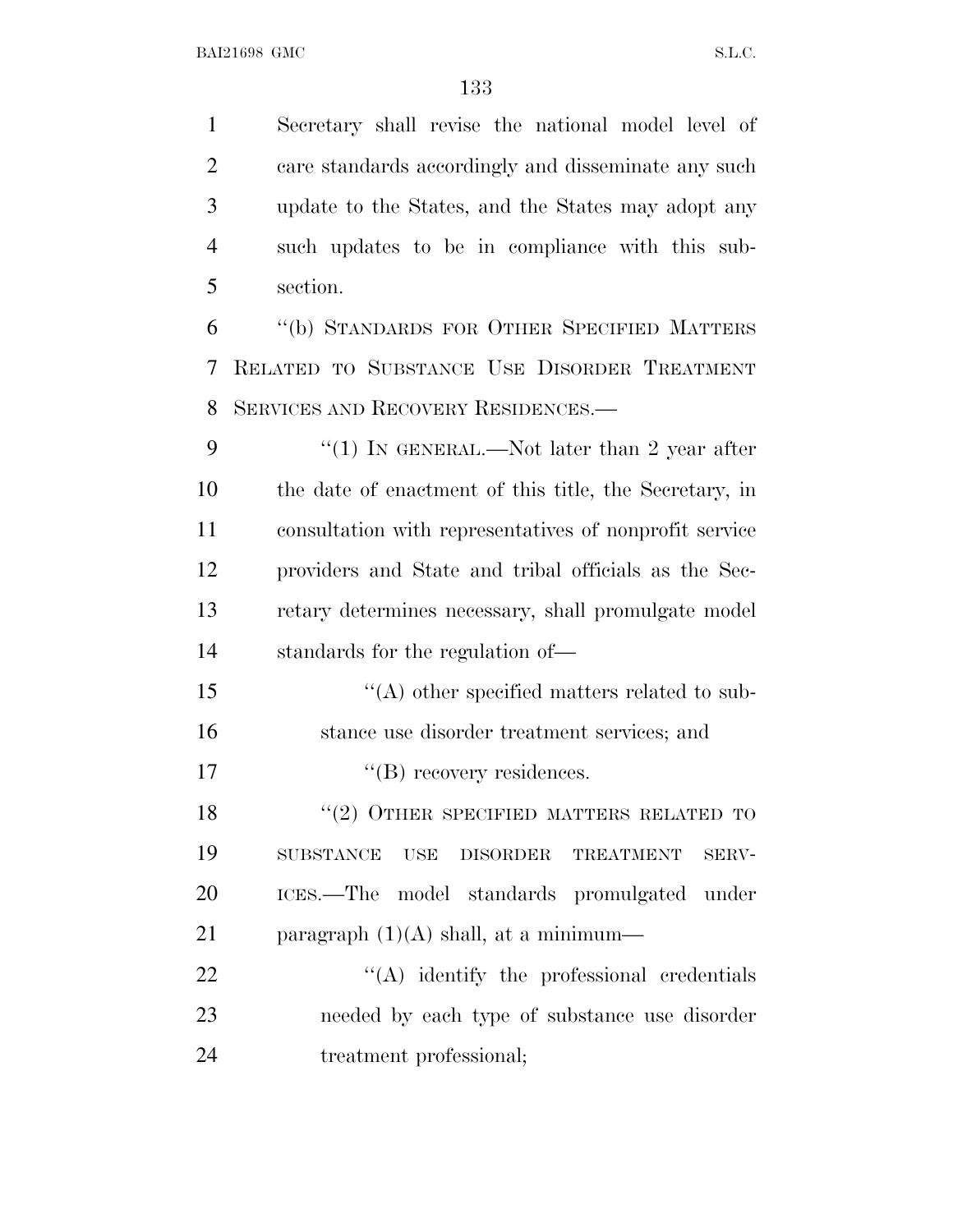Secretary shall revise the national model level of care standards accordingly and disseminate any such update to the States, and the States may adopt any such updates to be in compliance with this subsection.

"(b) STANDARDS FOR OTHER SPECIFIED MATTERS RELATED TO SUBSTANCE USE DISORDER TREATMENT SERVICES AND RECOVERY RESIDENCES.—

"(1) IN GENERAL.—Not later than 2 year after the date of enactment of this title, the Secretary, in consultation with representatives of nonprofit service providers and State and tribal officials as the Secretary determines necessary, shall promulgate model standards for the regulation of—

"(A) other specified matters related to substance use disorder treatment services; and

"(B) recovery residences.

"(2) OTHER SPECIFIED MATTERS RELATED TO SUBSTANCE USE DISORDER TREATMENT SERVICES.—The model standards promulgated under paragraph (1)(A) shall, at a minimum—

"(A) identify the professional credentials needed by each type of substance use disorder treatment professional;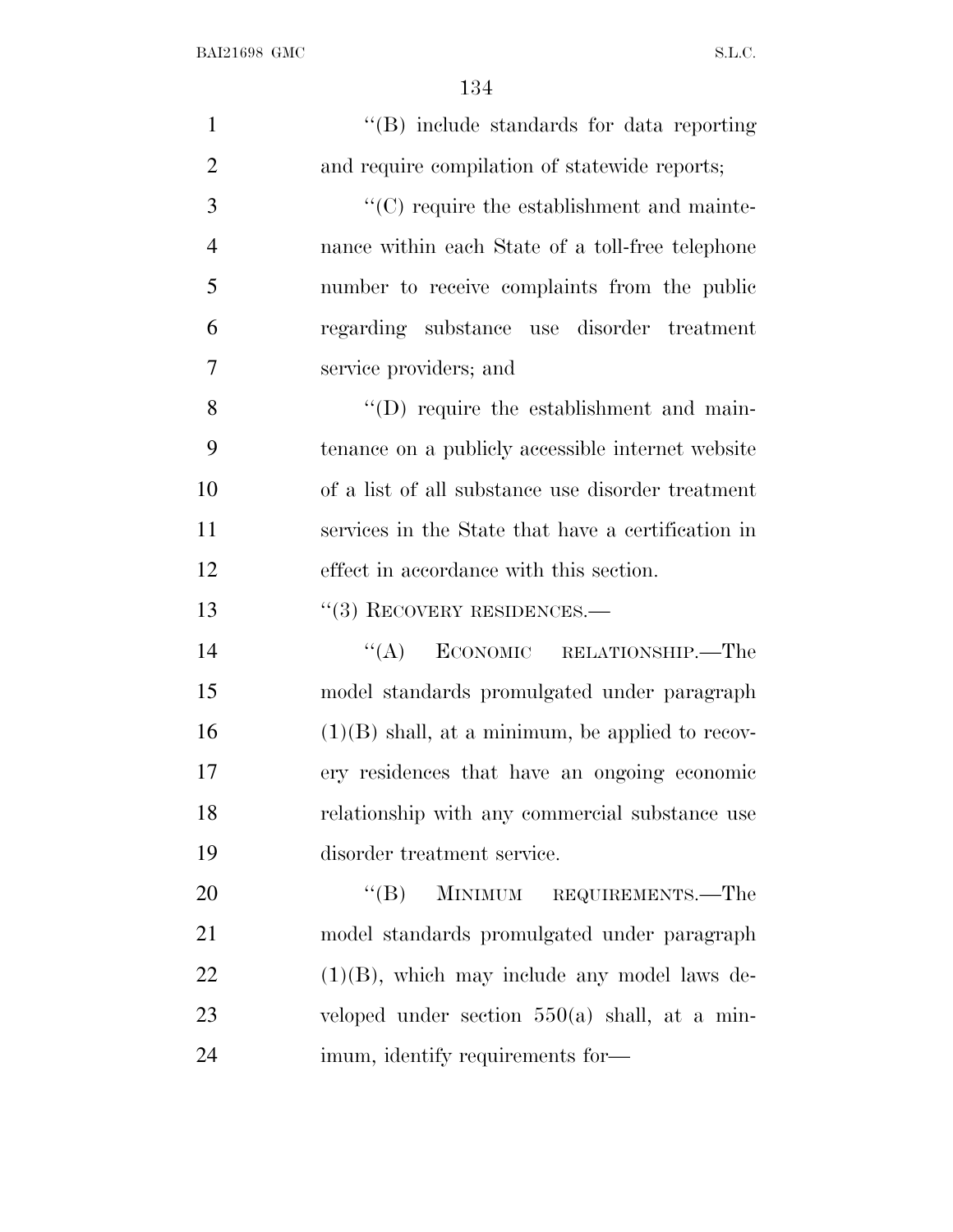''(B) include standards for data reporting and require compilation of statewide reports;

''(C) require the establishment and maintenance within each State of a toll-free telephone number to receive complaints from the public regarding substance use disorder treatment service providers; and

''(D) require the establishment and maintenance on a publicly accessible internet website of a list of all substance use disorder treatment services in the State that have a certification in effect in accordance with this section.

''(3) RECOVERY RESIDENCES.—

''(A) ECONOMIC RELATIONSHIP.—The model standards promulgated under paragraph (1)(B) shall, at a minimum, be applied to recovery residences that have an ongoing economic relationship with any commercial substance use disorder treatment service.

''(B) MINIMUM REQUIREMENTS.—The model standards promulgated under paragraph (1)(B), which may include any model laws developed under section 550(a) shall, at a minimum, identify requirements for—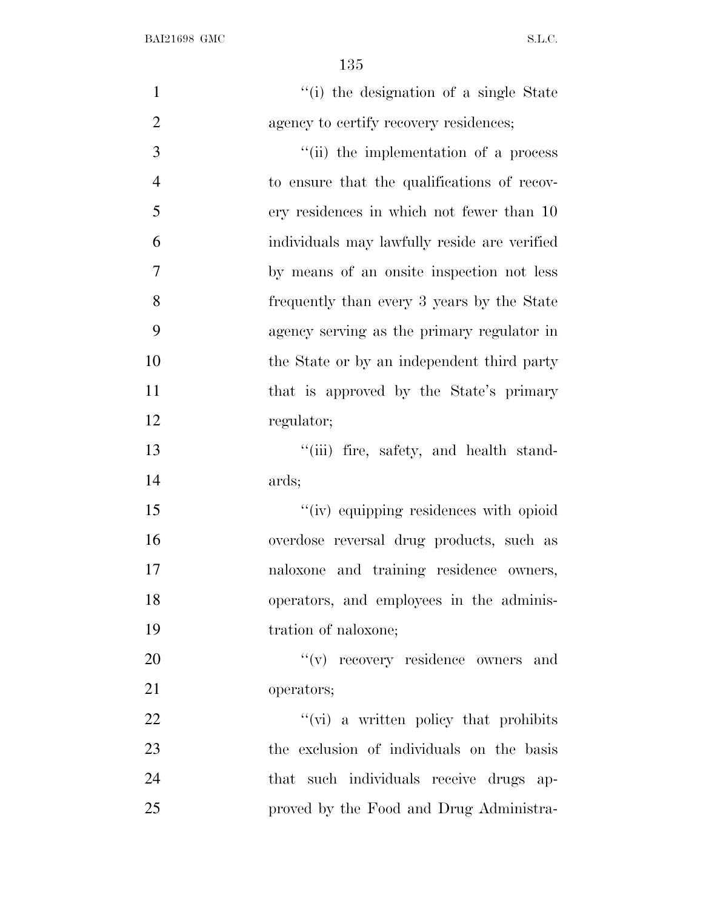''(i) the designation of a single State agency to certify recovery residences;

''(ii) the implementation of a process to ensure that the qualifications of recovery residences in which not fewer than 10 individuals may lawfully reside are verified by means of an onsite inspection not less frequently than every 3 years by the State agency serving as the primary regulator in the State or by an independent third party that is approved by the State's primary regulator;

''(iii) fire, safety, and health standards;

''(iv) equipping residences with opioid overdose reversal drug products, such as naloxone and training residence owners, operators, and employees in the administration of naloxone;

''(v) recovery residence owners and operators;

''(vi) a written policy that prohibits the exclusion of individuals on the basis that such individuals receive drugs approved by the Food and Drug Administra-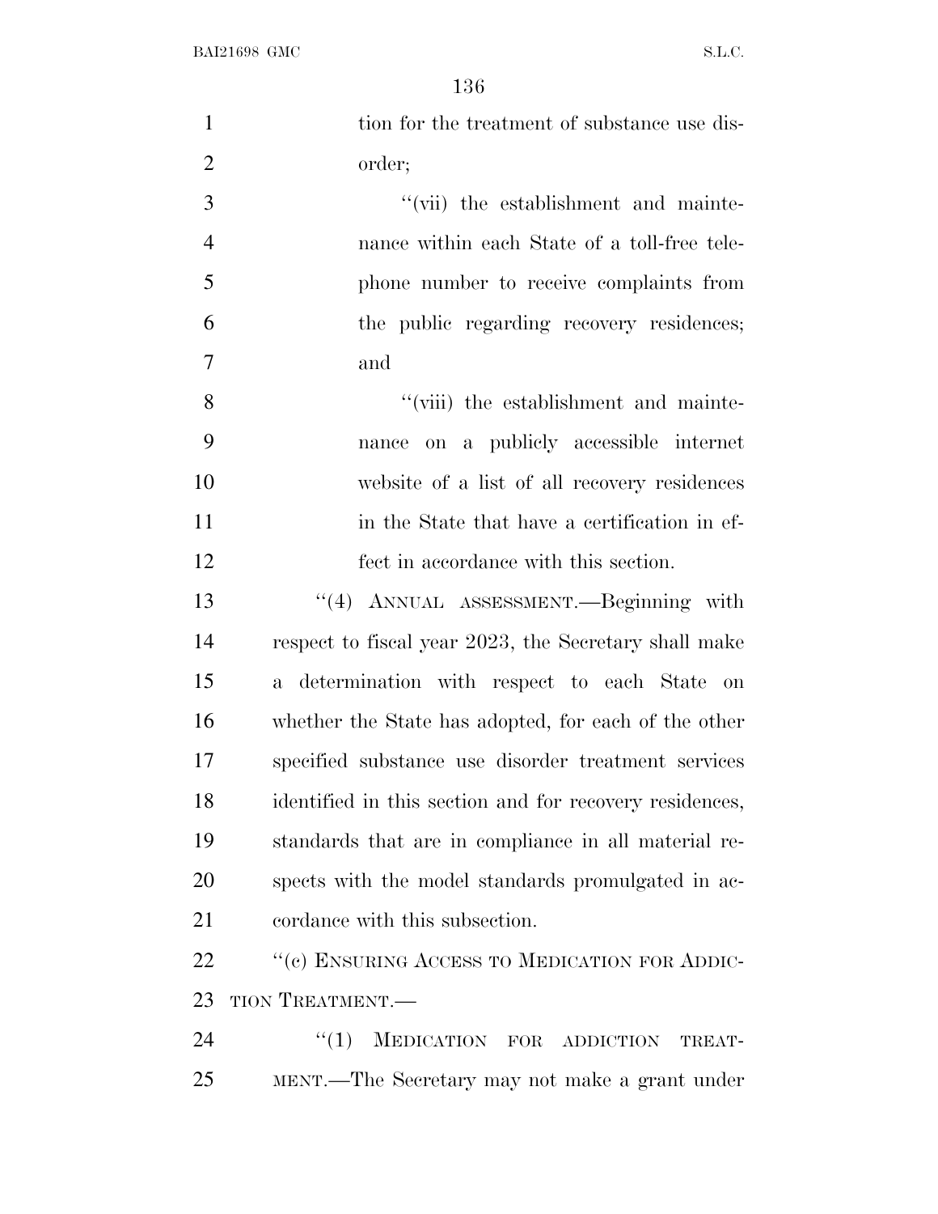tion for the treatment of substance use disorder;

''(vii) the establishment and maintenance within each State of a toll-free telephone number to receive complaints from the public regarding recovery residences; and

''(viii) the establishment and maintenance on a publicly accessible internet website of a list of all recovery residences in the State that have a certification in effect in accordance with this section.

''(4) ANNUAL ASSESSMENT.—Beginning with respect to fiscal year 2023, the Secretary shall make a determination with respect to each State on whether the State has adopted, for each of the other specified substance use disorder treatment services identified in this section and for recovery residences, standards that are in compliance in all material respects with the model standards promulgated in accordance with this subsection.

''(c) ENSURING ACCESS TO MEDICATION FOR ADDICTION TREATMENT.—

''(1) MEDICATION FOR ADDICTION TREATMENT.—The Secretary may not make a grant under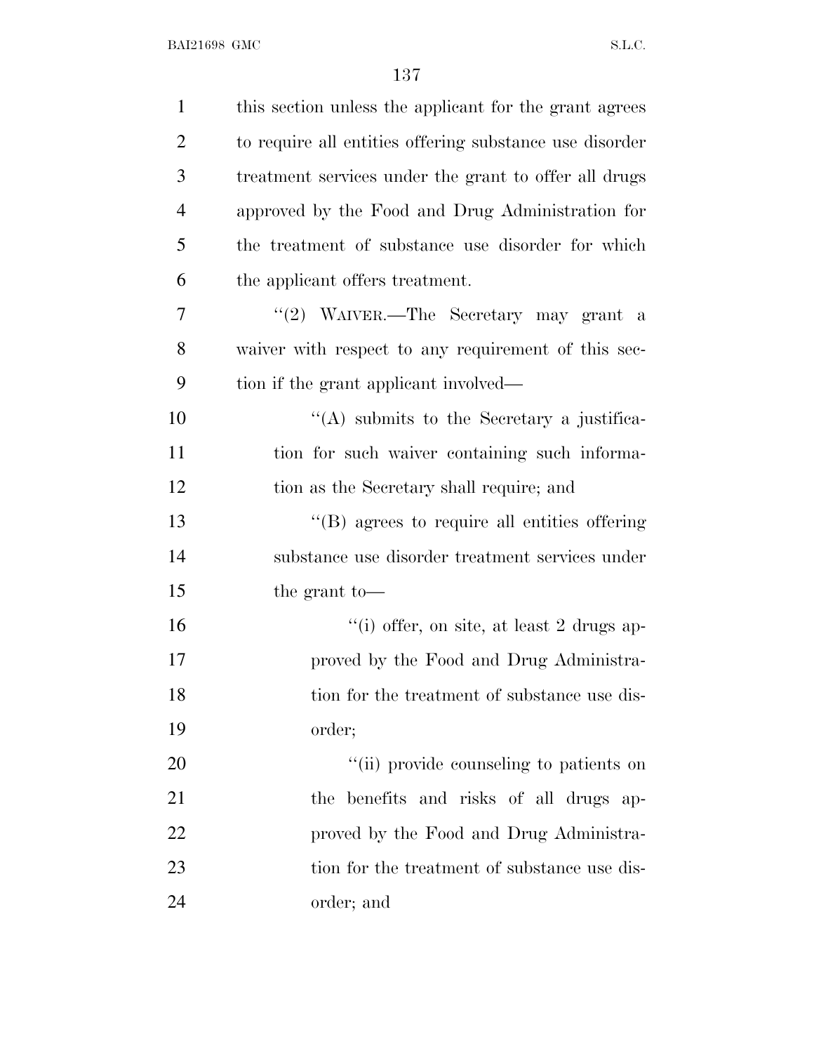this section unless the applicant for the grant agrees to require all entities offering substance use disorder treatment services under the grant to offer all drugs approved by the Food and Drug Administration for the treatment of substance use disorder for which the applicant offers treatment.

"(2) WAIVER.—The Secretary may grant a waiver with respect to any requirement of this section if the grant applicant involved—

"(A) submits to the Secretary a justification for such waiver containing such information as the Secretary shall require; and

"(B) agrees to require all entities offering substance use disorder treatment services under the grant to—

"(i) offer, on site, at least 2 drugs approved by the Food and Drug Administration for the treatment of substance use disorder;

"(ii) provide counseling to patients on the benefits and risks of all drugs approved by the Food and Drug Administration for the treatment of substance use disorder; and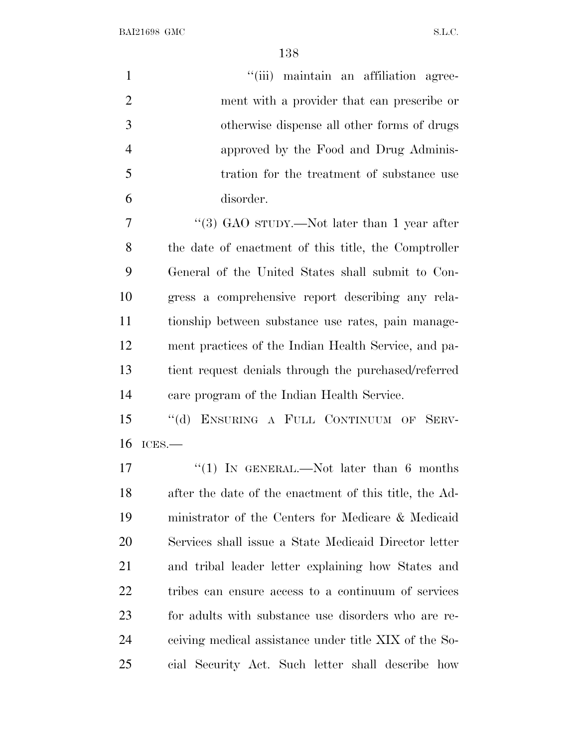"(iii) maintain an affiliation agreement with a provider that can prescribe or otherwise dispense all other forms of drugs approved by the Food and Drug Administration for the treatment of substance use disorder.

"(3) GAO STUDY.—Not later than 1 year after the date of enactment of this title, the Comptroller General of the United States shall submit to Congress a comprehensive report describing any relationship between substance use rates, pain management practices of the Indian Health Service, and patient request denials through the purchased/referred care program of the Indian Health Service.

"(d) ENSURING A FULL CONTINUUM OF SERVICES.—

"(1) IN GENERAL.—Not later than 6 months after the date of the enactment of this title, the Administrator of the Centers for Medicare & Medicaid Services shall issue a State Medicaid Director letter and tribal leader letter explaining how States and tribes can ensure access to a continuum of services for adults with substance use disorders who are receiving medical assistance under title XIX of the Social Security Act. Such letter shall describe how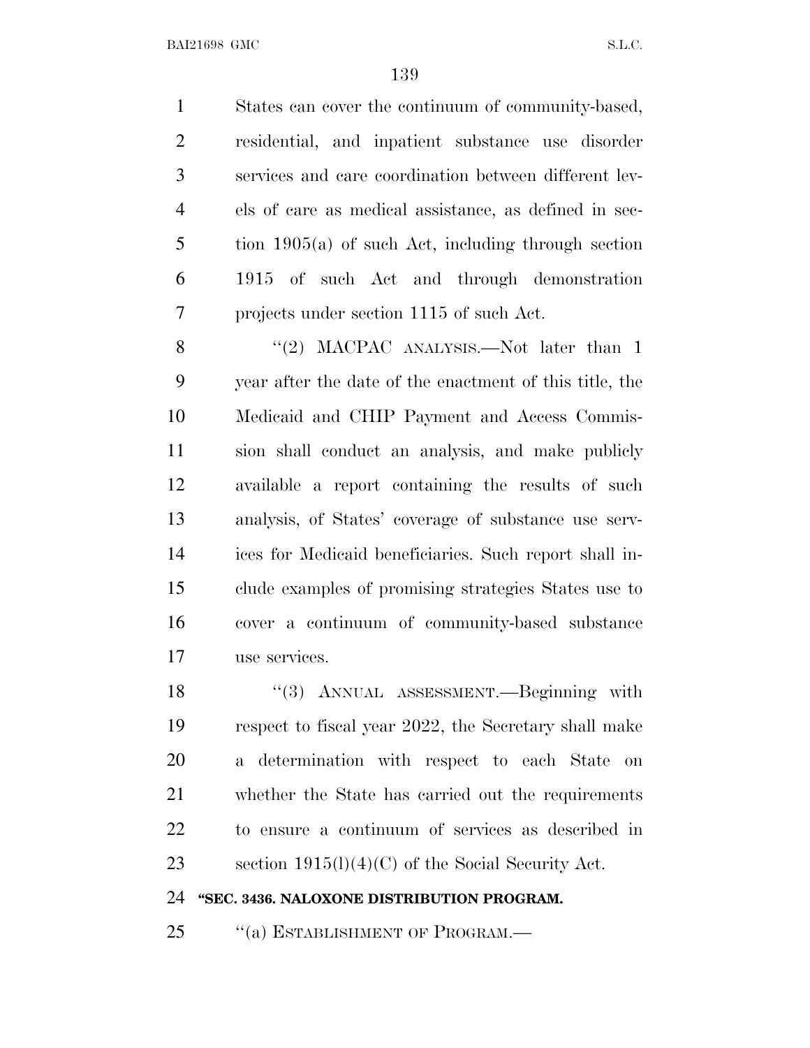States can cover the continuum of community-based, residential, and inpatient substance use disorder services and care coordination between different levels of care as medical assistance, as defined in section 1905(a) of such Act, including through section 1915 of such Act and through demonstration projects under section 1115 of such Act.

"(2) MACPAC ANALYSIS.—Not later than 1 year after the date of the enactment of this title, the Medicaid and CHIP Payment and Access Commission shall conduct an analysis, and make publicly available a report containing the results of such analysis, of States' coverage of substance use services for Medicaid beneficiaries. Such report shall include examples of promising strategies States use to cover a continuum of community-based substance use services.

"(3) ANNUAL ASSESSMENT.—Beginning with respect to fiscal year 2022, the Secretary shall make a determination with respect to each State on whether the State has carried out the requirements to ensure a continuum of services as described in section 1915(l)(4)(C) of the Social Security Act.

**"SEC. 3436. NALOXONE DISTRIBUTION PROGRAM.**

"(a) ESTABLISHMENT OF PROGRAM.—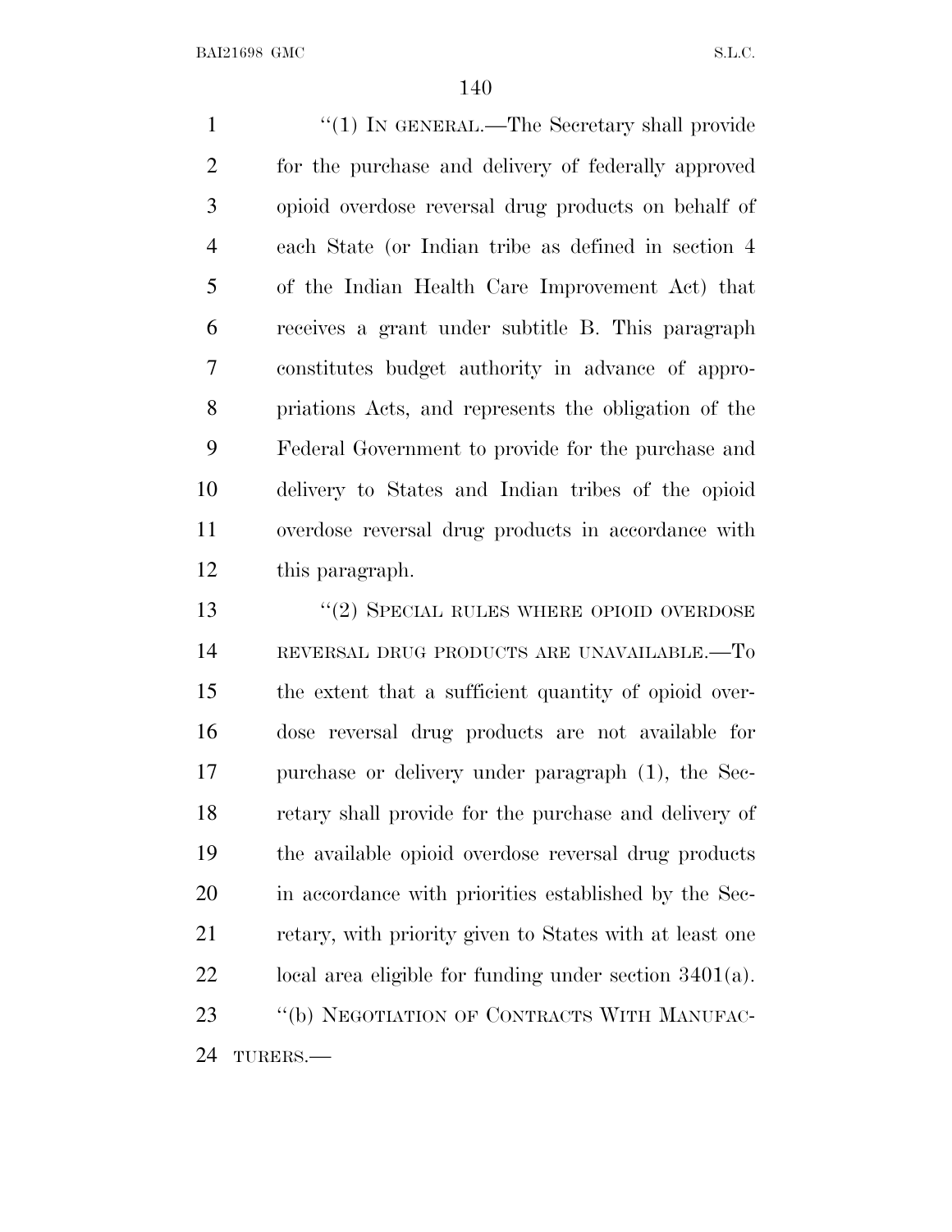''(1) IN GENERAL.—The Secretary shall provide for the purchase and delivery of federally approved opioid overdose reversal drug products on behalf of each State (or Indian tribe as defined in section 4 of the Indian Health Care Improvement Act) that receives a grant under subtitle B. This paragraph constitutes budget authority in advance of appropriations Acts, and represents the obligation of the Federal Government to provide for the purchase and delivery to States and Indian tribes of the opioid overdose reversal drug products in accordance with this paragraph.

''(2) SPECIAL RULES WHERE OPIOID OVERDOSE REVERSAL DRUG PRODUCTS ARE UNAVAILABLE.—To the extent that a sufficient quantity of opioid overdose reversal drug products are not available for purchase or delivery under paragraph (1), the Secretary shall provide for the purchase and delivery of the available opioid overdose reversal drug products in accordance with priorities established by the Secretary, with priority given to States with at least one local area eligible for funding under section 3401(a).

''(b) NEGOTIATION OF CONTRACTS WITH MANUFACTURERS.—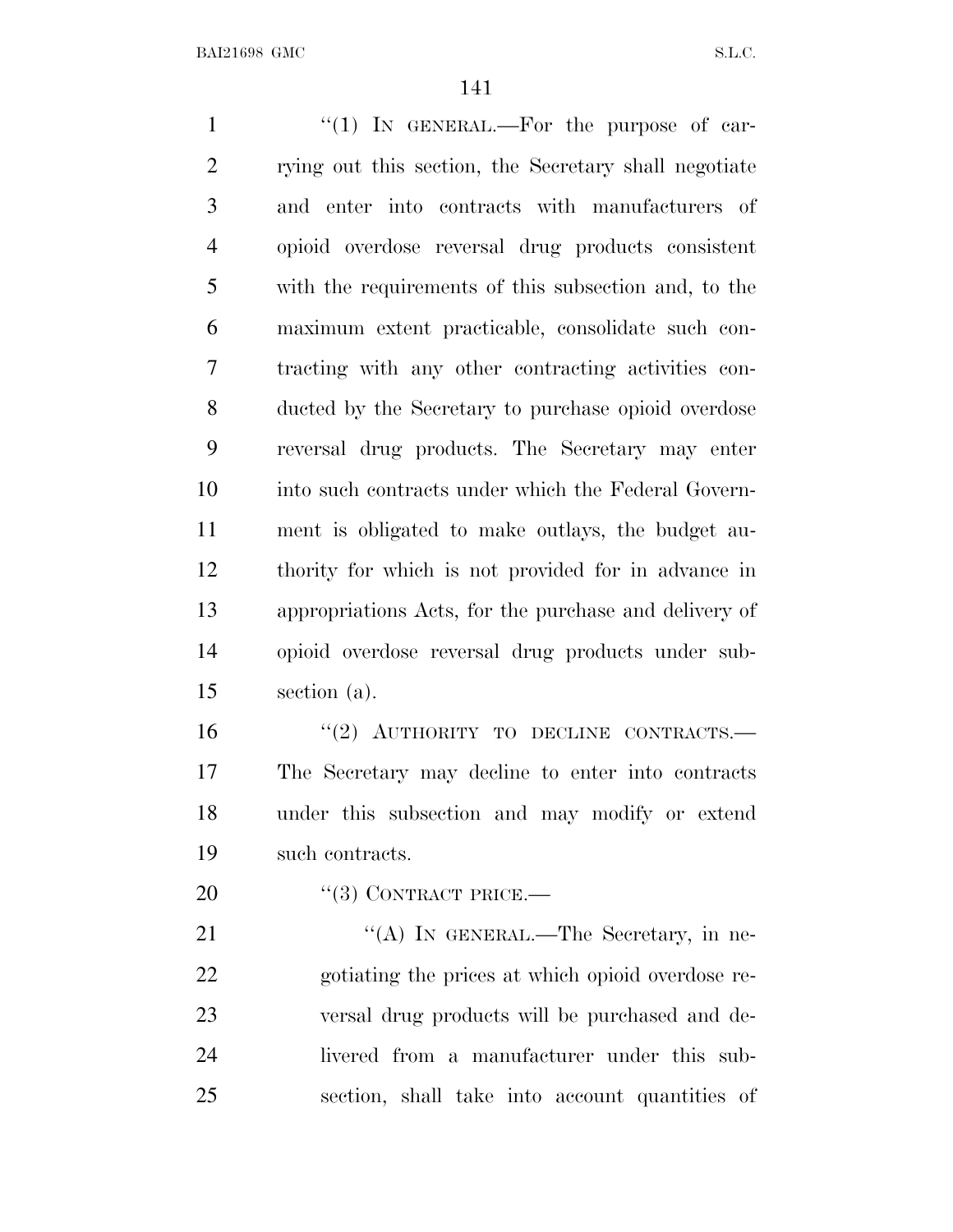"(1) IN GENERAL.—For the purpose of carrying out this section, the Secretary shall negotiate and enter into contracts with manufacturers of opioid overdose reversal drug products consistent with the requirements of this subsection and, to the maximum extent practicable, consolidate such contracting with any other contracting activities conducted by the Secretary to purchase opioid overdose reversal drug products. The Secretary may enter into such contracts under which the Federal Government is obligated to make outlays, the budget authority for which is not provided for in advance in appropriations Acts, for the purchase and delivery of opioid overdose reversal drug products under subsection (a).

"(2) AUTHORITY TO DECLINE CONTRACTS.—The Secretary may decline to enter into contracts under this subsection and may modify or extend such contracts.

"(3) CONTRACT PRICE.—

"(A) IN GENERAL.—The Secretary, in negotiating the prices at which opioid overdose reversal drug products will be purchased and delivered from a manufacturer under this subsection, shall take into account quantities of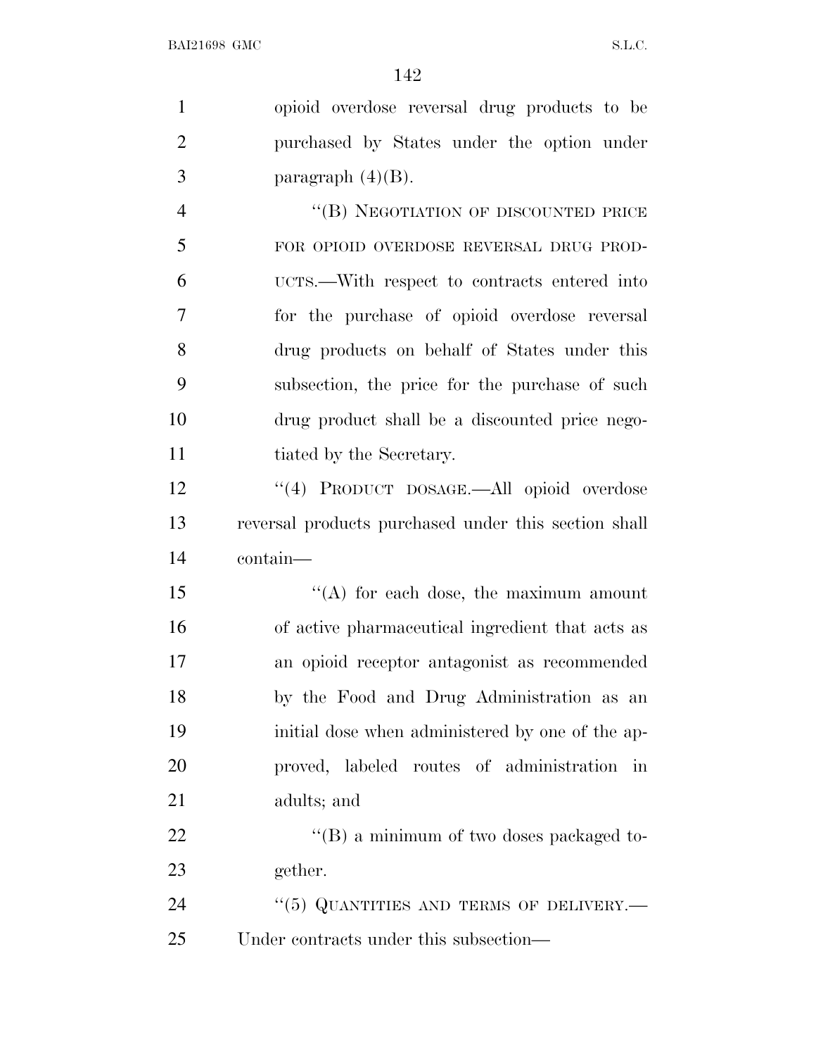opioid overdose reversal drug products to be purchased by States under the option under paragraph (4)(B).

"(B) NEGOTIATION OF DISCOUNTED PRICE FOR OPIOID OVERDOSE REVERSAL DRUG PRODUCTS.—With respect to contracts entered into for the purchase of opioid overdose reversal drug products on behalf of States under this subsection, the price for the purchase of such drug product shall be a discounted price negotiated by the Secretary.

"(4) PRODUCT DOSAGE.—All opioid overdose reversal products purchased under this section shall contain—

"(A) for each dose, the maximum amount of active pharmaceutical ingredient that acts as an opioid receptor antagonist as recommended by the Food and Drug Administration as an initial dose when administered by one of the approved, labeled routes of administration in adults; and

"(B) a minimum of two doses packaged together.

"(5) QUANTITIES AND TERMS OF DELIVERY.— Under contracts under this subsection—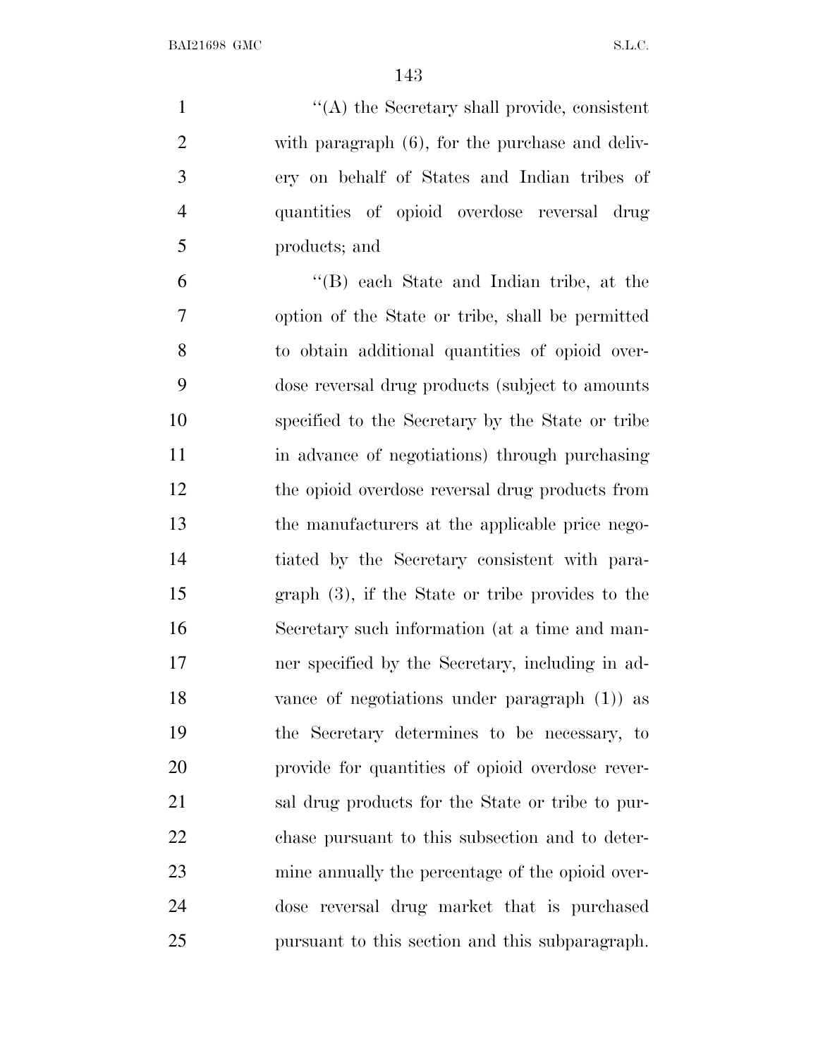''(A) the Secretary shall provide, consistent with paragraph (6), for the purchase and delivery on behalf of States and Indian tribes of quantities of opioid overdose reversal drug products; and

''(B) each State and Indian tribe, at the option of the State or tribe, shall be permitted to obtain additional quantities of opioid overdose reversal drug products (subject to amounts specified to the Secretary by the State or tribe in advance of negotiations) through purchasing the opioid overdose reversal drug products from the manufacturers at the applicable price negotiated by the Secretary consistent with paragraph (3), if the State or tribe provides to the Secretary such information (at a time and manner specified by the Secretary, including in advance of negotiations under paragraph (1)) as the Secretary determines to be necessary, to provide for quantities of opioid overdose reversal drug products for the State or tribe to purchase pursuant to this subsection and to determine annually the percentage of the opioid overdose reversal drug market that is purchased pursuant to this section and this subparagraph.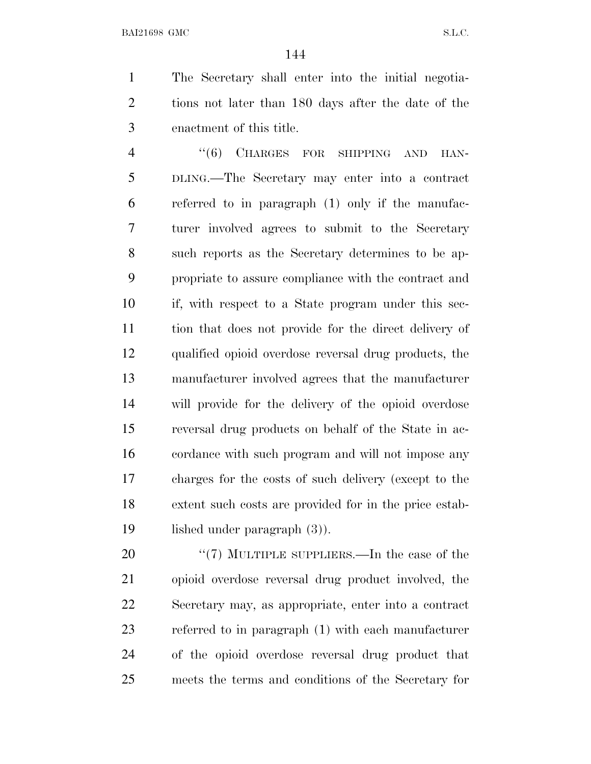The Secretary shall enter into the initial negotiations not later than 180 days after the date of the enactment of this title.

"(6) CHARGES FOR SHIPPING AND HANDLING.—The Secretary may enter into a contract referred to in paragraph (1) only if the manufacturer involved agrees to submit to the Secretary such reports as the Secretary determines to be appropriate to assure compliance with the contract and if, with respect to a State program under this section that does not provide for the direct delivery of qualified opioid overdose reversal drug products, the manufacturer involved agrees that the manufacturer will provide for the delivery of the opioid overdose reversal drug products on behalf of the State in accordance with such program and will not impose any charges for the costs of such delivery (except to the extent such costs are provided for in the price established under paragraph (3)).

"(7) MULTIPLE SUPPLIERS.—In the case of the opioid overdose reversal drug product involved, the Secretary may, as appropriate, enter into a contract referred to in paragraph (1) with each manufacturer of the opioid overdose reversal drug product that meets the terms and conditions of the Secretary for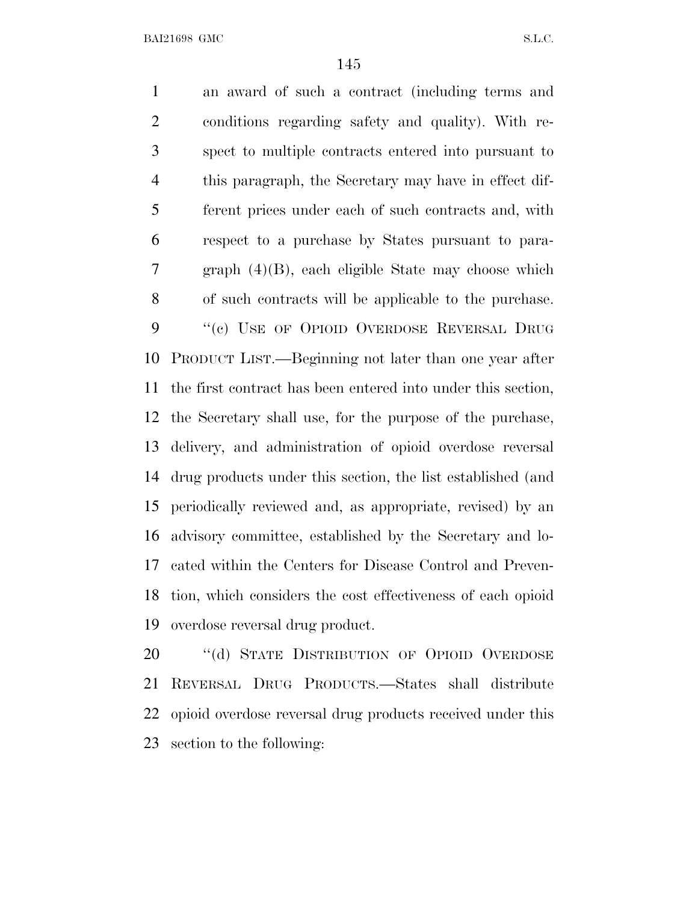an award of such a contract (including terms and conditions regarding safety and quality). With respect to multiple contracts entered into pursuant to this paragraph, the Secretary may have in effect different prices under each of such contracts and, with respect to a purchase by States pursuant to paragraph (4)(B), each eligible State may choose which of such contracts will be applicable to the purchase.

"(c) USE OF OPIOID OVERDOSE REVERSAL DRUG PRODUCT LIST.—Beginning not later than one year after the first contract has been entered into under this section, the Secretary shall use, for the purpose of the purchase, delivery, and administration of opioid overdose reversal drug products under this section, the list established (and periodically reviewed and, as appropriate, revised) by an advisory committee, established by the Secretary and located within the Centers for Disease Control and Prevention, which considers the cost effectiveness of each opioid overdose reversal drug product.

"(d) STATE DISTRIBUTION OF OPIOID OVERDOSE REVERSAL DRUG PRODUCTS.—States shall distribute opioid overdose reversal drug products received under this section to the following: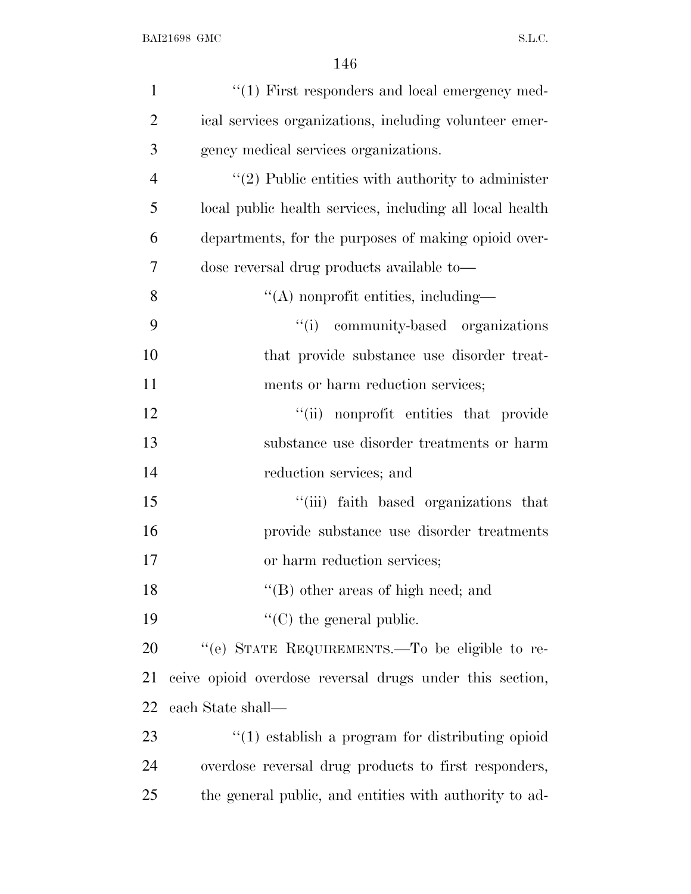''(1) First responders and local emergency medical services organizations, including volunteer emergency medical services organizations.

''(2) Public entities with authority to administer local public health services, including all local health departments, for the purposes of making opioid overdose reversal drug products available to—

''(A) nonprofit entities, including—

''(i) community-based organizations that provide substance use disorder treatments or harm reduction services;

''(ii) nonprofit entities that provide substance use disorder treatments or harm reduction services; and

''(iii) faith based organizations that provide substance use disorder treatments or harm reduction services;

''(B) other areas of high need; and

''(C) the general public.

''(e) STATE REQUIREMENTS.—To be eligible to receive opioid overdose reversal drugs under this section, each State shall—

''(1) establish a program for distributing opioid overdose reversal drug products to first responders, the general public, and entities with authority to ad-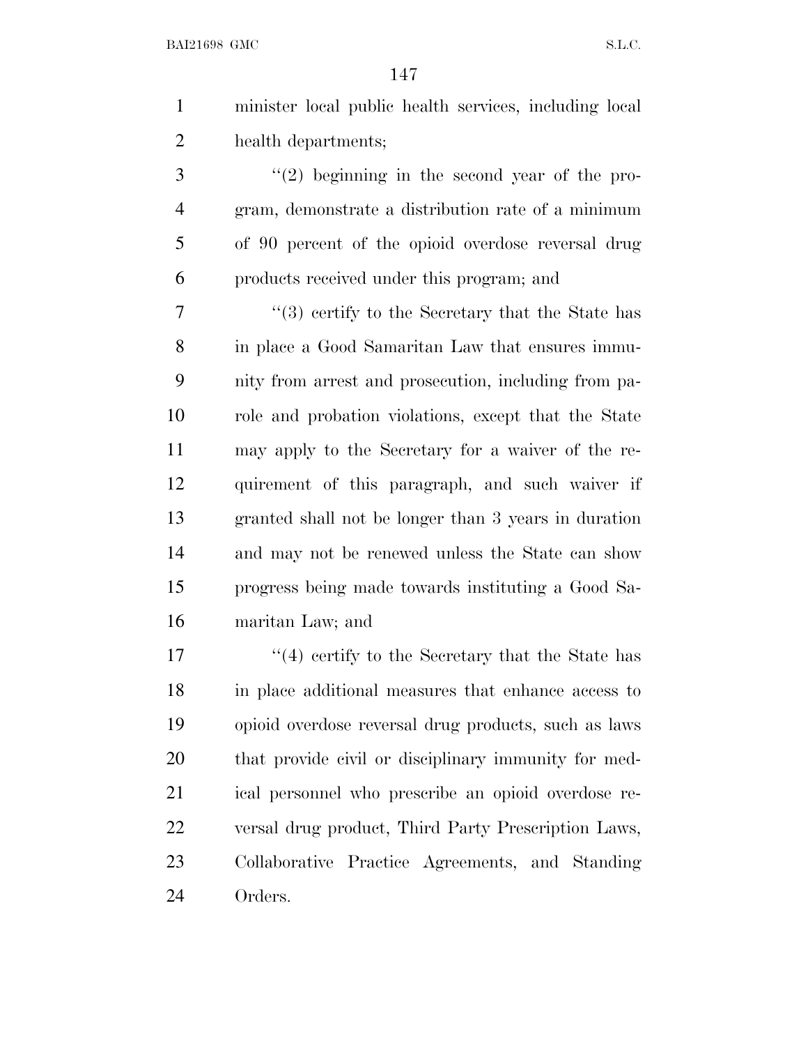minister local public health services, including local health departments;

''(2) beginning in the second year of the program, demonstrate a distribution rate of a minimum of 90 percent of the opioid overdose reversal drug products received under this program; and

''(3) certify to the Secretary that the State has in place a Good Samaritan Law that ensures immunity from arrest and prosecution, including from parole and probation violations, except that the State may apply to the Secretary for a waiver of the requirement of this paragraph, and such waiver if granted shall not be longer than 3 years in duration and may not be renewed unless the State can show progress being made towards instituting a Good Samaritan Law; and

''(4) certify to the Secretary that the State has in place additional measures that enhance access to opioid overdose reversal drug products, such as laws that provide civil or disciplinary immunity for medical personnel who prescribe an opioid overdose reversal drug product, Third Party Prescription Laws, Collaborative Practice Agreements, and Standing Orders.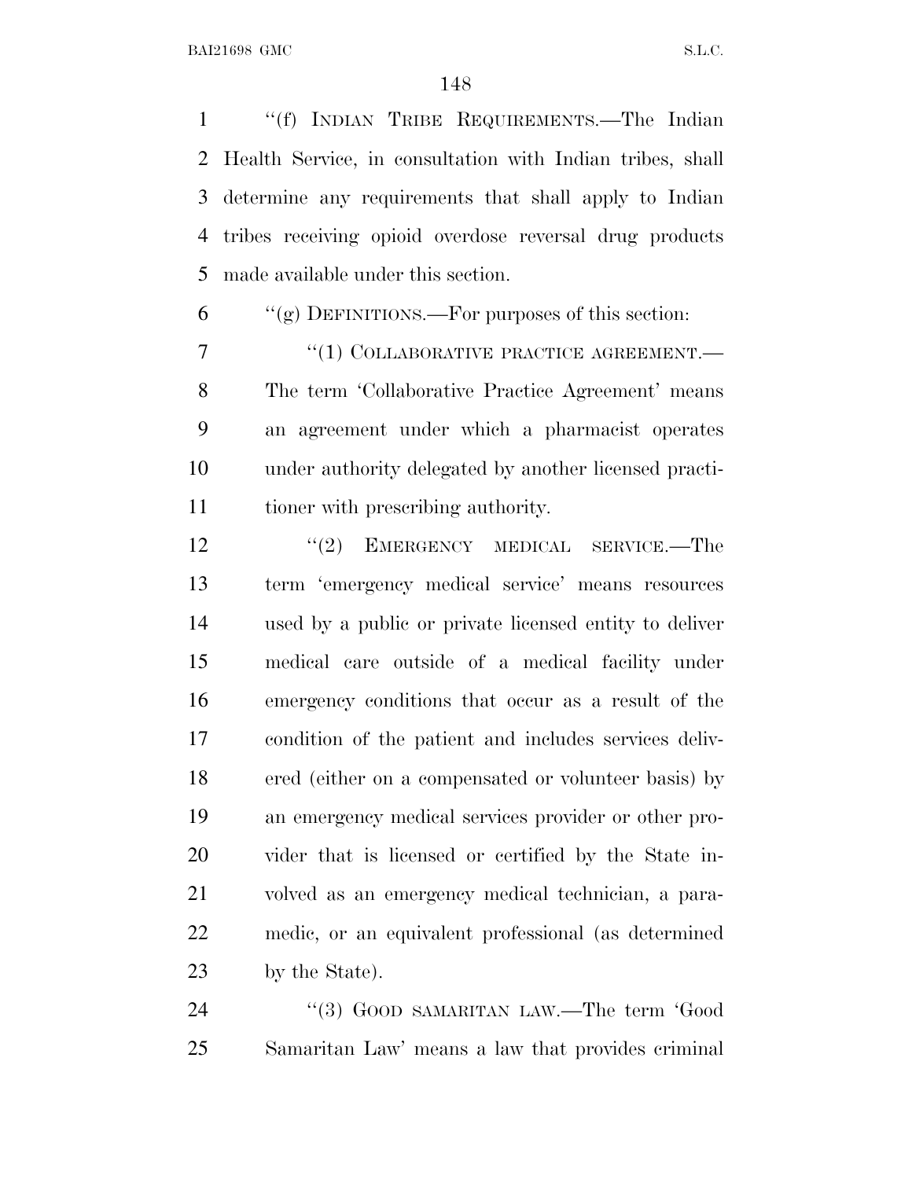"(f) INDIAN TRIBE REQUIREMENTS.—The Indian Health Service, in consultation with Indian tribes, shall determine any requirements that shall apply to Indian tribes receiving opioid overdose reversal drug products made available under this section.

"(g) DEFINITIONS.—For purposes of this section:

"(1) COLLABORATIVE PRACTICE AGREEMENT.—The term 'Collaborative Practice Agreement' means an agreement under which a pharmacist operates under authority delegated by another licensed practitioner with prescribing authority.

"(2) EMERGENCY MEDICAL SERVICE.—The term 'emergency medical service' means resources used by a public or private licensed entity to deliver medical care outside of a medical facility under emergency conditions that occur as a result of the condition of the patient and includes services delivered (either on a compensated or volunteer basis) by an emergency medical services provider or other provider that is licensed or certified by the State involved as an emergency medical technician, a paramedic, or an equivalent professional (as determined by the State).

"(3) GOOD SAMARITAN LAW.—The term 'Good Samaritan Law' means a law that provides criminal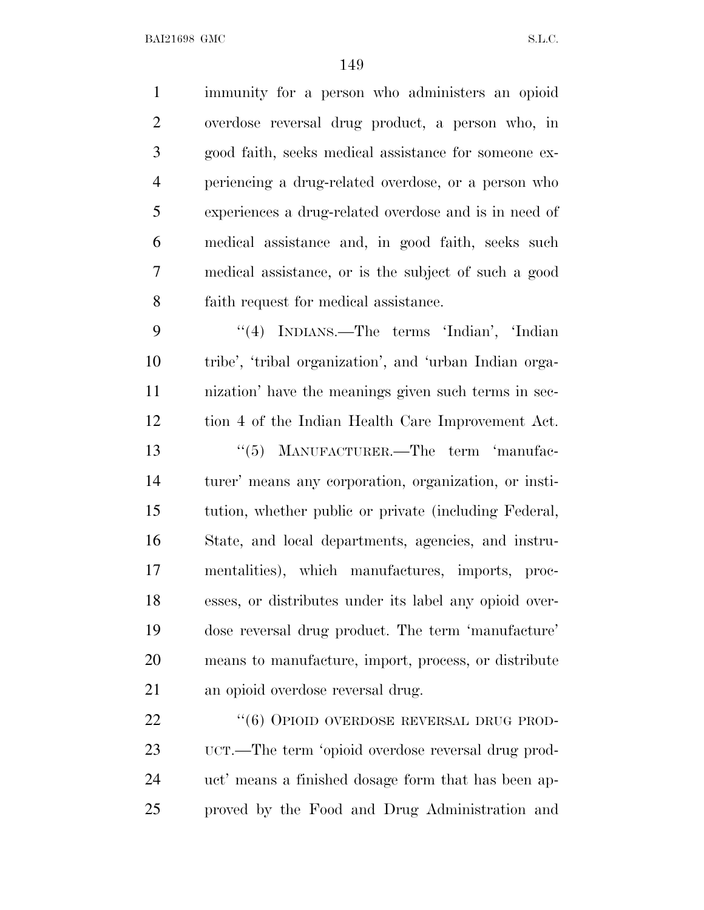immunity for a person who administers an opioid overdose reversal drug product, a person who, in good faith, seeks medical assistance for someone experiencing a drug-related overdose, or a person who experiences a drug-related overdose and is in need of medical assistance and, in good faith, seeks such medical assistance, or is the subject of such a good faith request for medical assistance.

"(4) INDIANS.—The terms 'Indian', 'Indian tribe', 'tribal organization', and 'urban Indian organization' have the meanings given such terms in section 4 of the Indian Health Care Improvement Act.

"(5) MANUFACTURER.—The term 'manufacturer' means any corporation, organization, or institution, whether public or private (including Federal, State, and local departments, agencies, and instrumentalities), which manufactures, imports, processes, or distributes under its label any opioid overdose reversal drug product. The term 'manufacture' means to manufacture, import, process, or distribute an opioid overdose reversal drug.

"(6) OPIOID OVERDOSE REVERSAL DRUG PRODUCT.—The term 'opioid overdose reversal drug product' means a finished dosage form that has been approved by the Food and Drug Administration and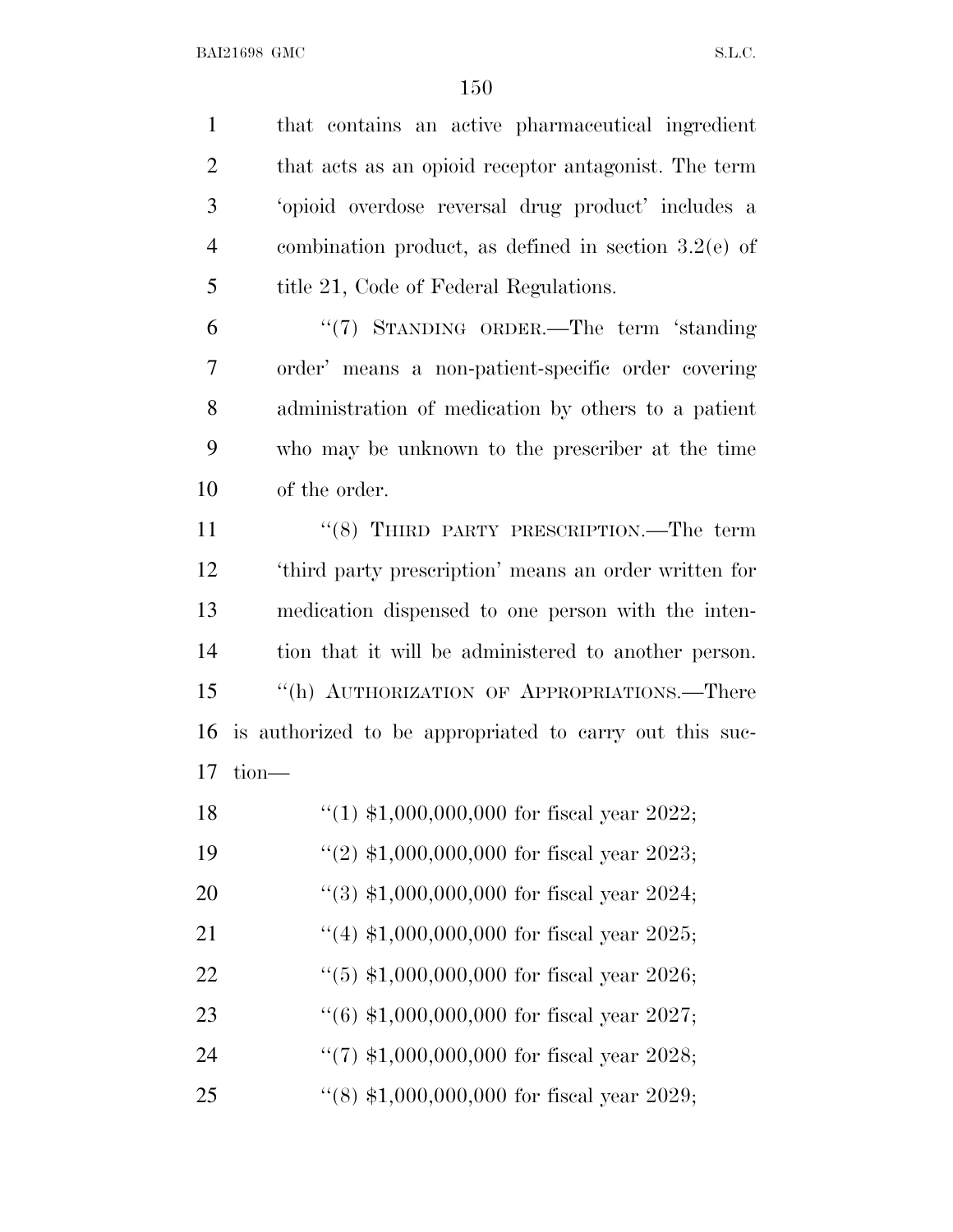that contains an active pharmaceutical ingredient that acts as an opioid receptor antagonist. The term 'opioid overdose reversal drug product' includes a combination product, as defined in section 3.2(e) of title 21, Code of Federal Regulations.

"(7) STANDING ORDER.—The term 'standing order' means a non-patient-specific order covering administration of medication by others to a patient who may be unknown to the prescriber at the time of the order.

"(8) THIRD PARTY PRESCRIPTION.—The term 'third party prescription' means an order written for medication dispensed to one person with the intention that it will be administered to another person.

"(h) AUTHORIZATION OF APPROPRIATIONS.—There is authorized to be appropriated to carry out this section—

"(1) $1,000,000,000 for fiscal year 2022;

"(2) $1,000,000,000 for fiscal year 2023;

"(3) $1,000,000,000 for fiscal year 2024;

"(4) $1,000,000,000 for fiscal year 2025;

"(5) $1,000,000,000 for fiscal year 2026;

"(6) $1,000,000,000 for fiscal year 2027;

"(7) $1,000,000,000 for fiscal year 2028;

"(8) $1,000,000,000 for fiscal year 2029;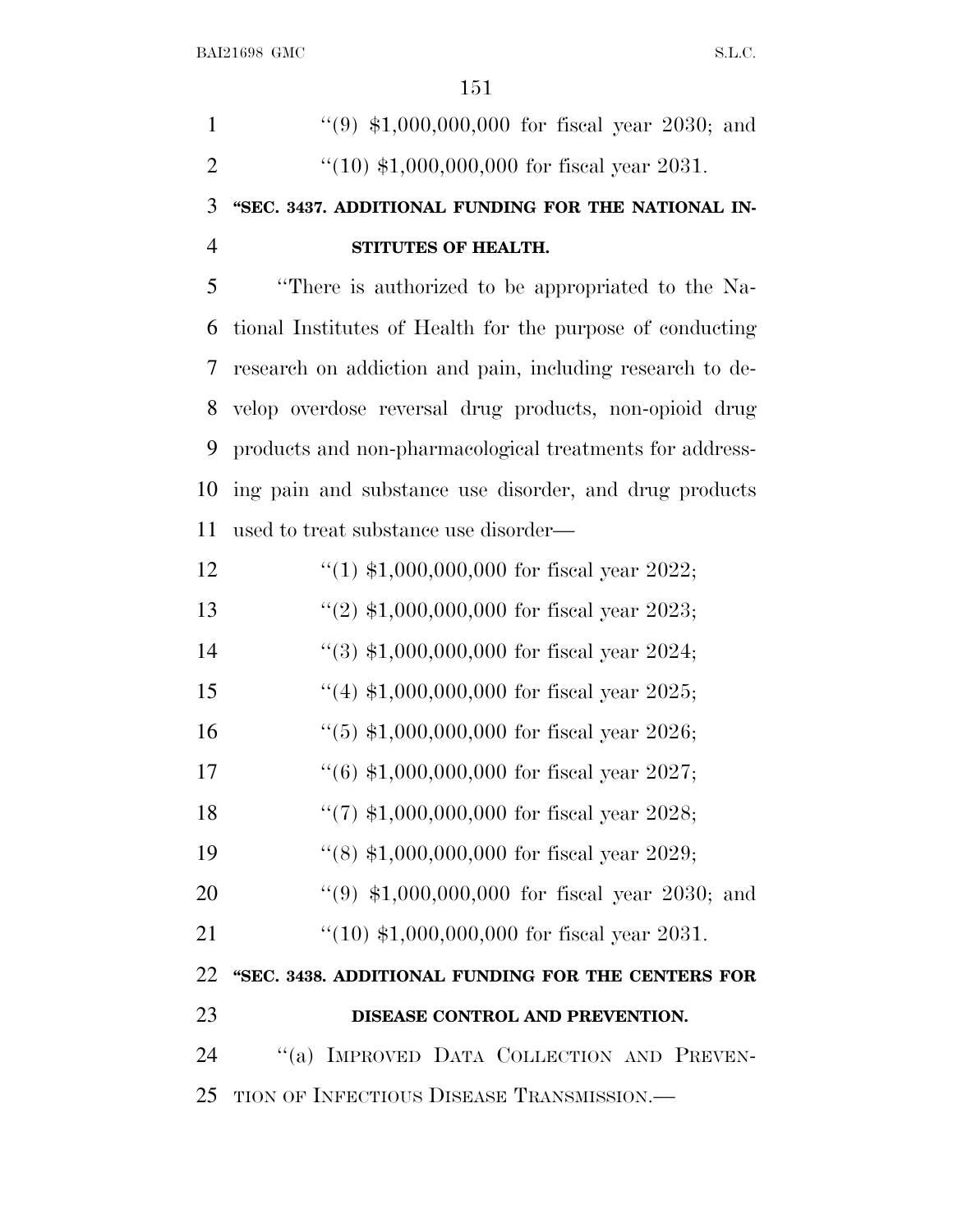''(9) $1,000,000,000 for fiscal year 2030; and

''(10) $1,000,000,000 for fiscal year 2031.

**''SEC. 3437. ADDITIONAL FUNDING FOR THE NATIONAL INSTITUTES OF HEALTH.**

''There is authorized to be appropriated to the National Institutes of Health for the purpose of conducting research on addiction and pain, including research to develop overdose reversal drug products, non-opioid drug products and non-pharmacological treatments for addressing pain and substance use disorder, and drug products used to treat substance use disorder—

''(1) $1,000,000,000 for fiscal year 2022;

''(2) $1,000,000,000 for fiscal year 2023;

''(3) $1,000,000,000 for fiscal year 2024;

''(4) $1,000,000,000 for fiscal year 2025;

''(5) $1,000,000,000 for fiscal year 2026;

''(6) $1,000,000,000 for fiscal year 2027;

''(7) $1,000,000,000 for fiscal year 2028;

''(8) $1,000,000,000 for fiscal year 2029;

''(9) $1,000,000,000 for fiscal year 2030; and

''(10) $1,000,000,000 for fiscal year 2031.

**''SEC. 3438. ADDITIONAL FUNDING FOR THE CENTERS FOR DISEASE CONTROL AND PREVENTION.**

''(a) IMPROVED DATA COLLECTION AND PREVENTION OF INFECTIOUS DISEASE TRANSMISSION.—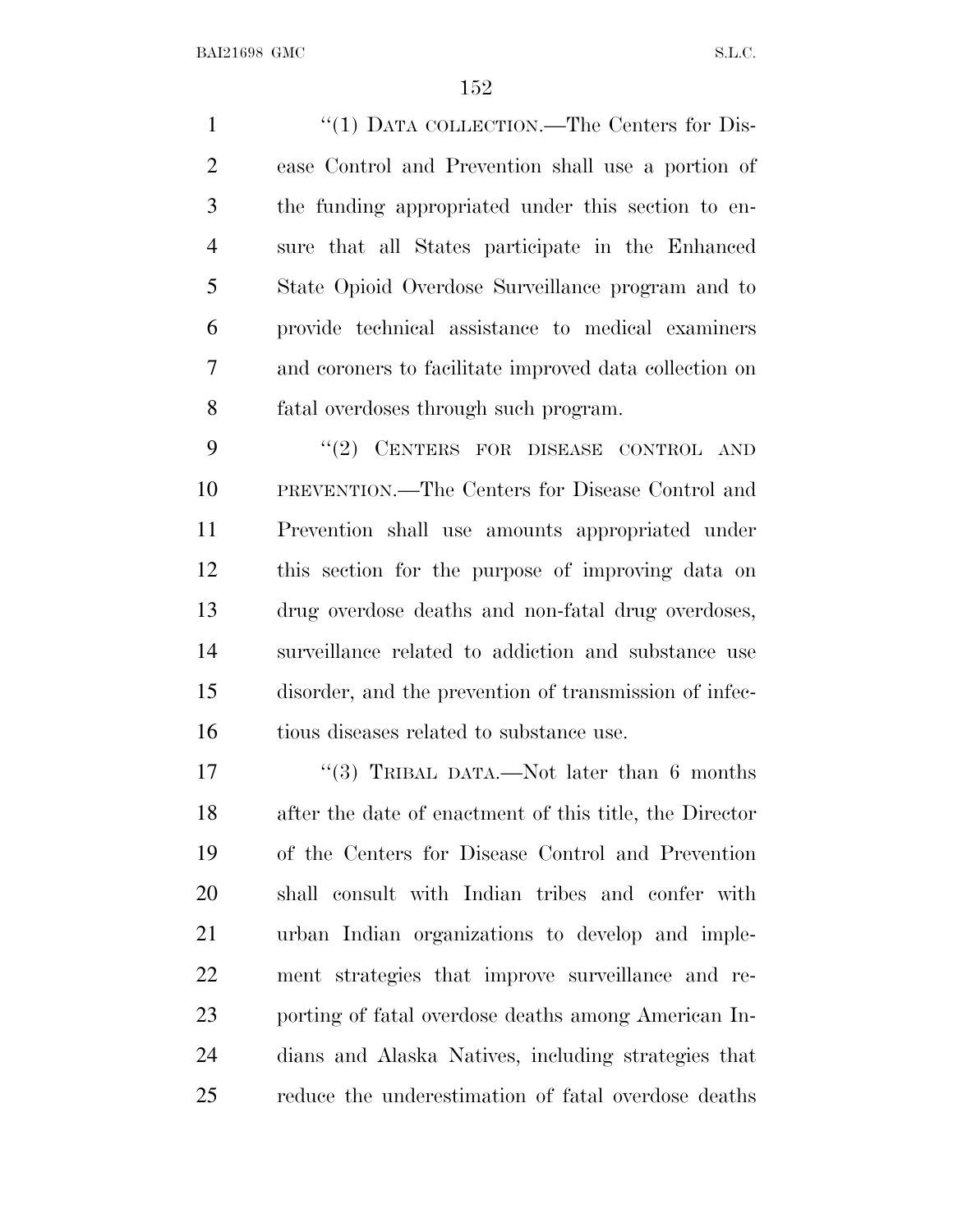"(1) DATA COLLECTION.—The Centers for Disease Control and Prevention shall use a portion of the funding appropriated under this section to ensure that all States participate in the Enhanced State Opioid Overdose Surveillance program and to provide technical assistance to medical examiners and coroners to facilitate improved data collection on fatal overdoses through such program.

"(2) CENTERS FOR DISEASE CONTROL AND PREVENTION.—The Centers for Disease Control and Prevention shall use amounts appropriated under this section for the purpose of improving data on drug overdose deaths and non-fatal drug overdoses, surveillance related to addiction and substance use disorder, and the prevention of transmission of infectious diseases related to substance use.

"(3) TRIBAL DATA.—Not later than 6 months after the date of enactment of this title, the Director of the Centers for Disease Control and Prevention shall consult with Indian tribes and confer with urban Indian organizations to develop and implement strategies that improve surveillance and reporting of fatal overdose deaths among American Indians and Alaska Natives, including strategies that reduce the underestimation of fatal overdose deaths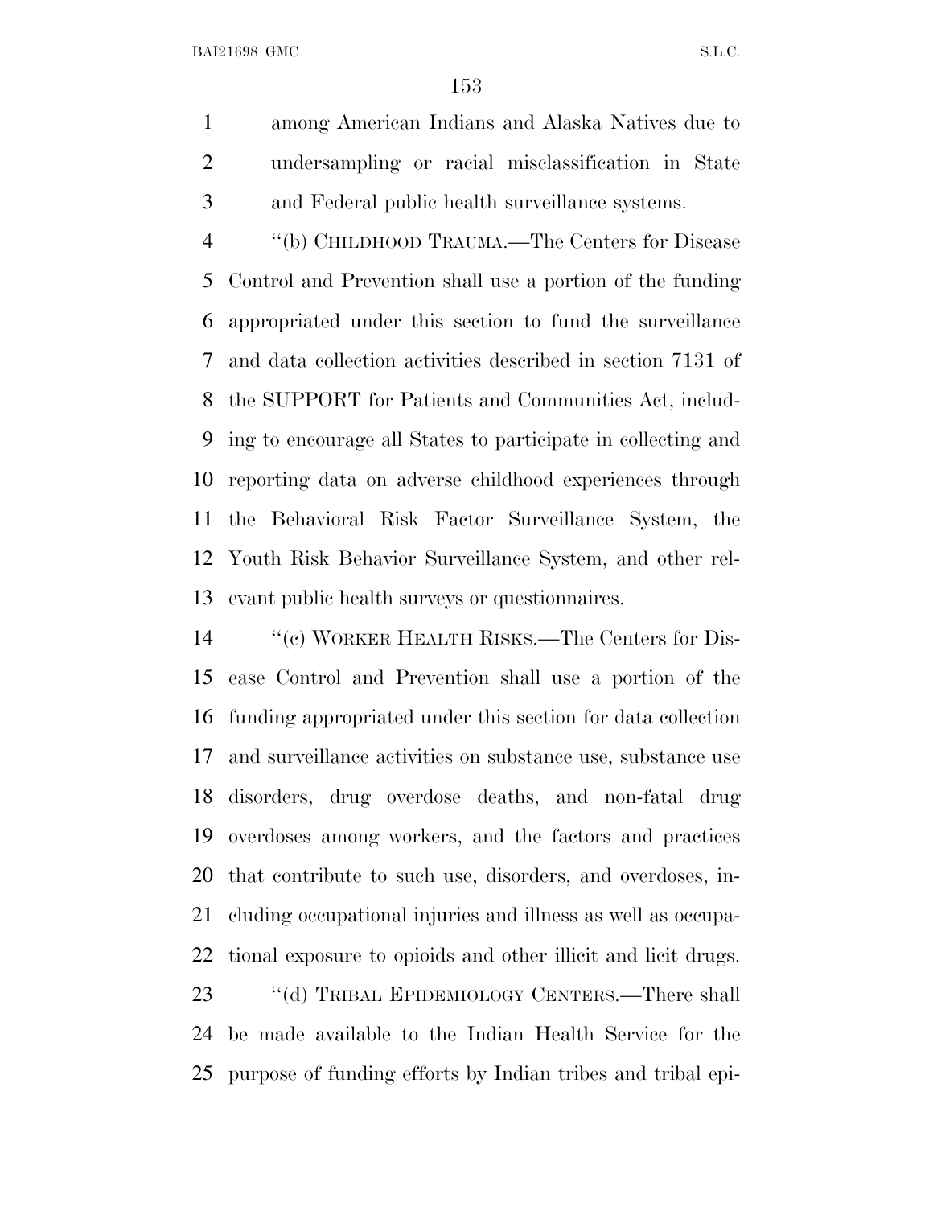among American Indians and Alaska Natives due to undersampling or racial misclassification in State and Federal public health surveillance systems.

''(b) CHILDHOOD TRAUMA.—The Centers for Disease Control and Prevention shall use a portion of the funding appropriated under this section to fund the surveillance and data collection activities described in section 7131 of the SUPPORT for Patients and Communities Act, including to encourage all States to participate in collecting and reporting data on adverse childhood experiences through the Behavioral Risk Factor Surveillance System, the Youth Risk Behavior Surveillance System, and other relevant public health surveys or questionnaires.

''(c) WORKER HEALTH RISKS.—The Centers for Disease Control and Prevention shall use a portion of the funding appropriated under this section for data collection and surveillance activities on substance use, substance use disorders, drug overdose deaths, and non-fatal drug overdoses among workers, and the factors and practices that contribute to such use, disorders, and overdoses, including occupational injuries and illness as well as occupational exposure to opioids and other illicit and licit drugs.

''(d) TRIBAL EPIDEMIOLOGY CENTERS.—There shall be made available to the Indian Health Service for the purpose of funding efforts by Indian tribes and tribal epi-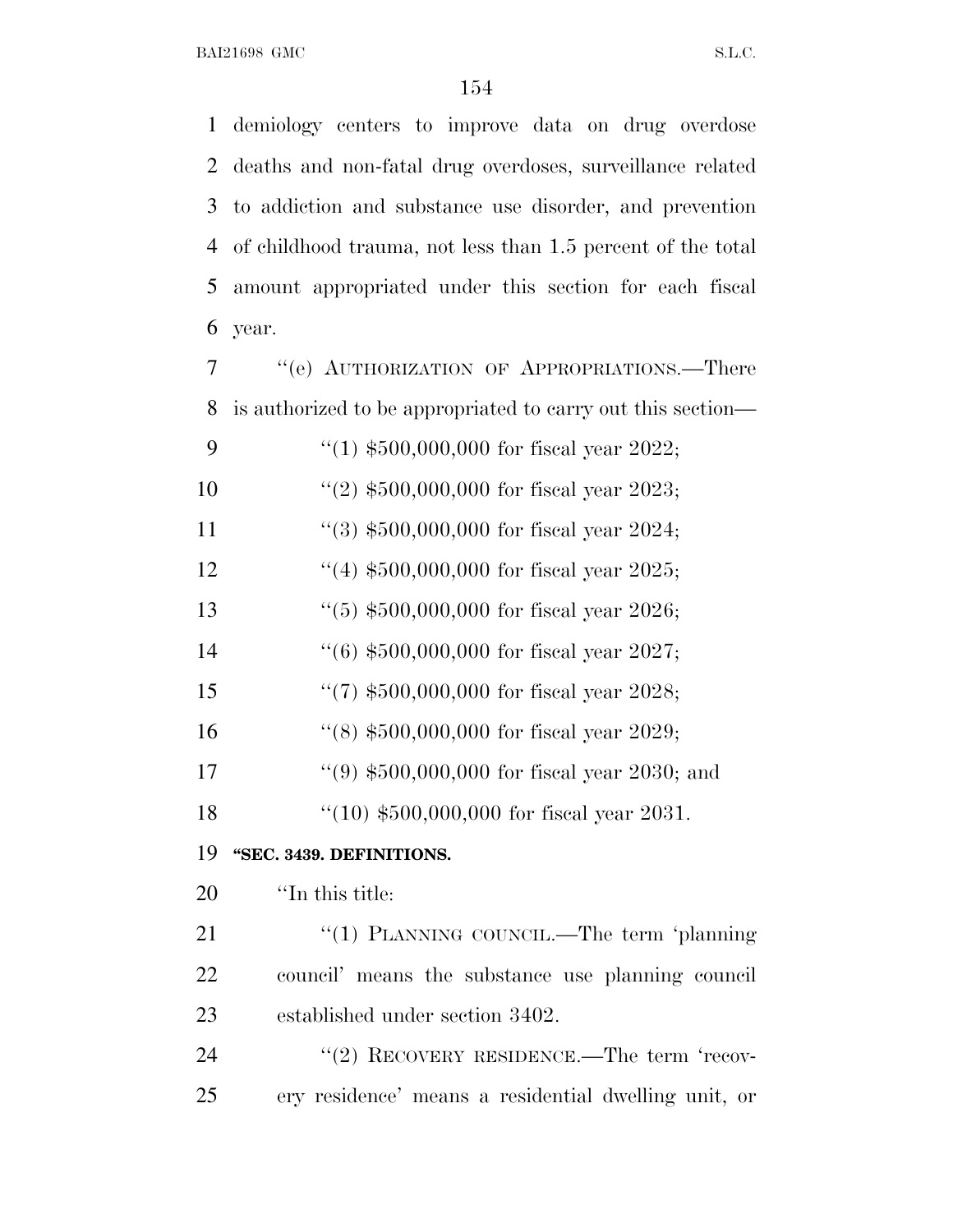demiology centers to improve data on drug overdose deaths and non-fatal drug overdoses, surveillance related to addiction and substance use disorder, and prevention of childhood trauma, not less than 1.5 percent of the total amount appropriated under this section for each fiscal year.

"(e) AUTHORIZATION OF APPROPRIATIONS.—There is authorized to be appropriated to carry out this section—

"(1) $500,000,000 for fiscal year 2022;

"(2) $500,000,000 for fiscal year 2023;

"(3) $500,000,000 for fiscal year 2024;

"(4) $500,000,000 for fiscal year 2025;

"(5) $500,000,000 for fiscal year 2026;

"(6) $500,000,000 for fiscal year 2027;

"(7) $500,000,000 for fiscal year 2028;

"(8) $500,000,000 for fiscal year 2029;

"(9) $500,000,000 for fiscal year 2030; and

"(10) $500,000,000 for fiscal year 2031.

**"SEC. 3439. DEFINITIONS.**

"In this title:

"(1) PLANNING COUNCIL.—The term 'planning council' means the substance use planning council established under section 3402.

"(2) RECOVERY RESIDENCE.—The term 'recovery residence' means a residential dwelling unit, or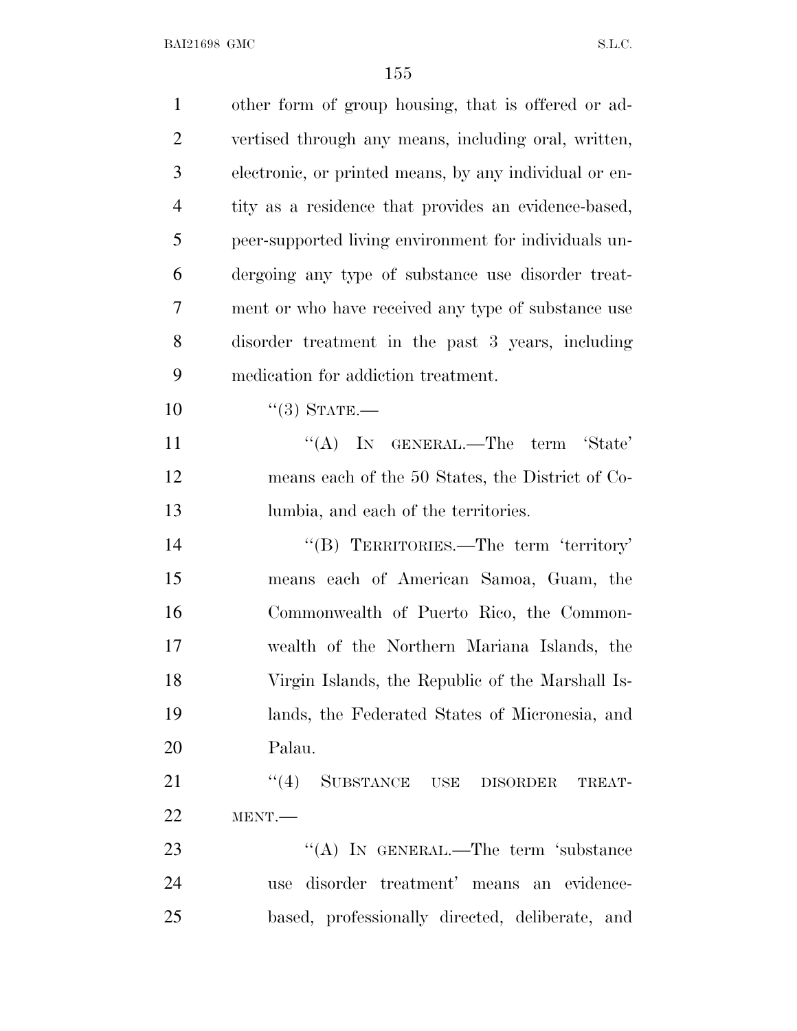other form of group housing, that is offered or advertised through any means, including oral, written, electronic, or printed means, by any individual or entity as a residence that provides an evidence-based, peer-supported living environment for individuals undergoing any type of substance use disorder treatment or who have received any type of substance use disorder treatment in the past 3 years, including medication for addiction treatment.

"(3) STATE.—

"(A) IN GENERAL.—The term 'State' means each of the 50 States, the District of Columbia, and each of the territories.

"(B) TERRITORIES.—The term 'territory' means each of American Samoa, Guam, the Commonwealth of Puerto Rico, the Commonwealth of the Northern Mariana Islands, the Virgin Islands, the Republic of the Marshall Islands, the Federated States of Micronesia, and Palau.

"(4) SUBSTANCE USE DISORDER TREATMENT.—

"(A) IN GENERAL.—The term 'substance use disorder treatment' means an evidence-based, professionally directed, deliberate, and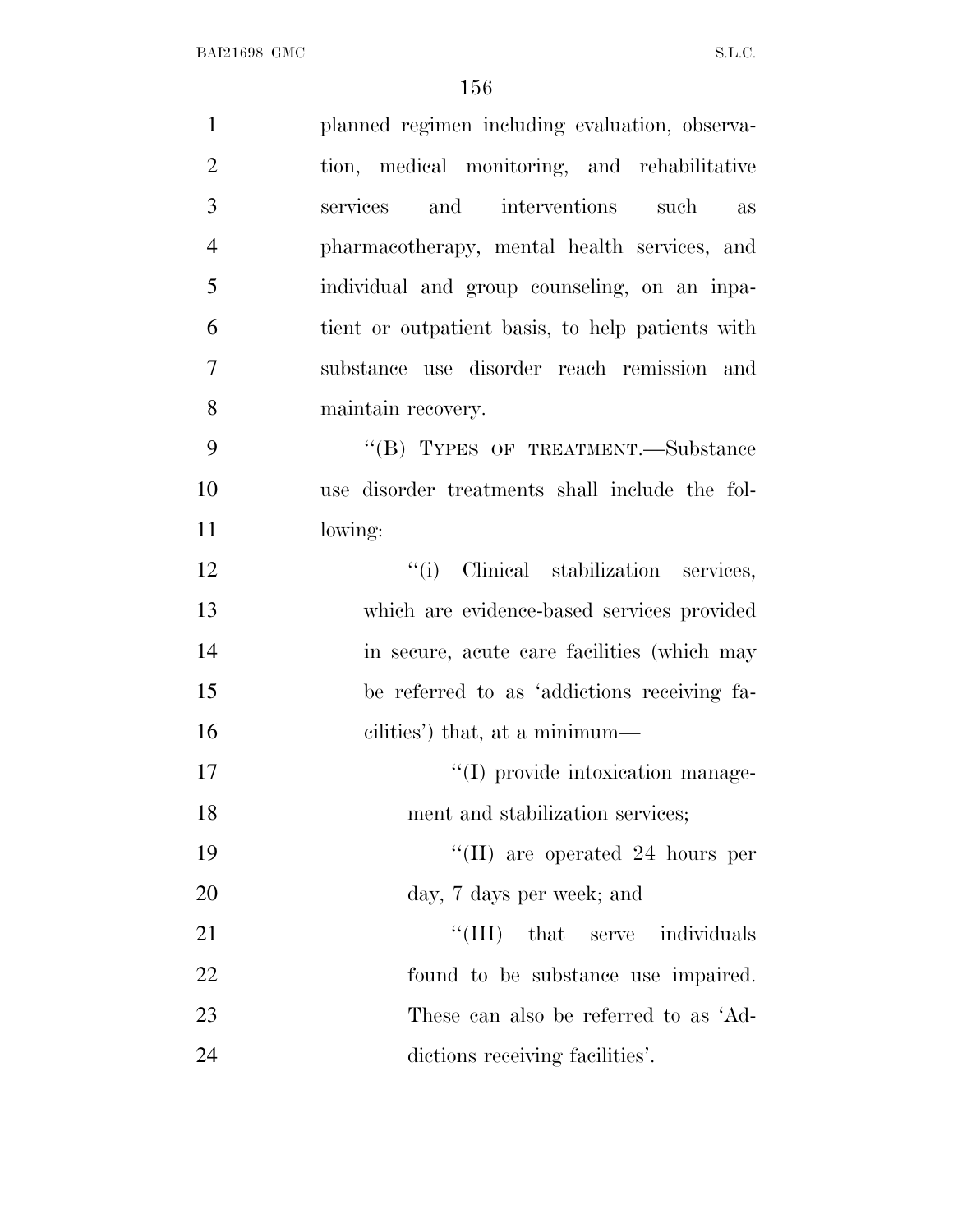planned regimen including evaluation, observation, medical monitoring, and rehabilitative services and interventions such as pharmacotherapy, mental health services, and individual and group counseling, on an inpatient or outpatient basis, to help patients with substance use disorder reach remission and maintain recovery.

"(B) TYPES OF TREATMENT.—Substance use disorder treatments shall include the following:

"(i) Clinical stabilization services, which are evidence-based services provided in secure, acute care facilities (which may be referred to as 'addictions receiving facilities') that, at a minimum—

"(I) provide intoxication management and stabilization services;

"(II) are operated 24 hours per day, 7 days per week; and

"(III) that serve individuals found to be substance use impaired. These can also be referred to as 'Addictions receiving facilities'.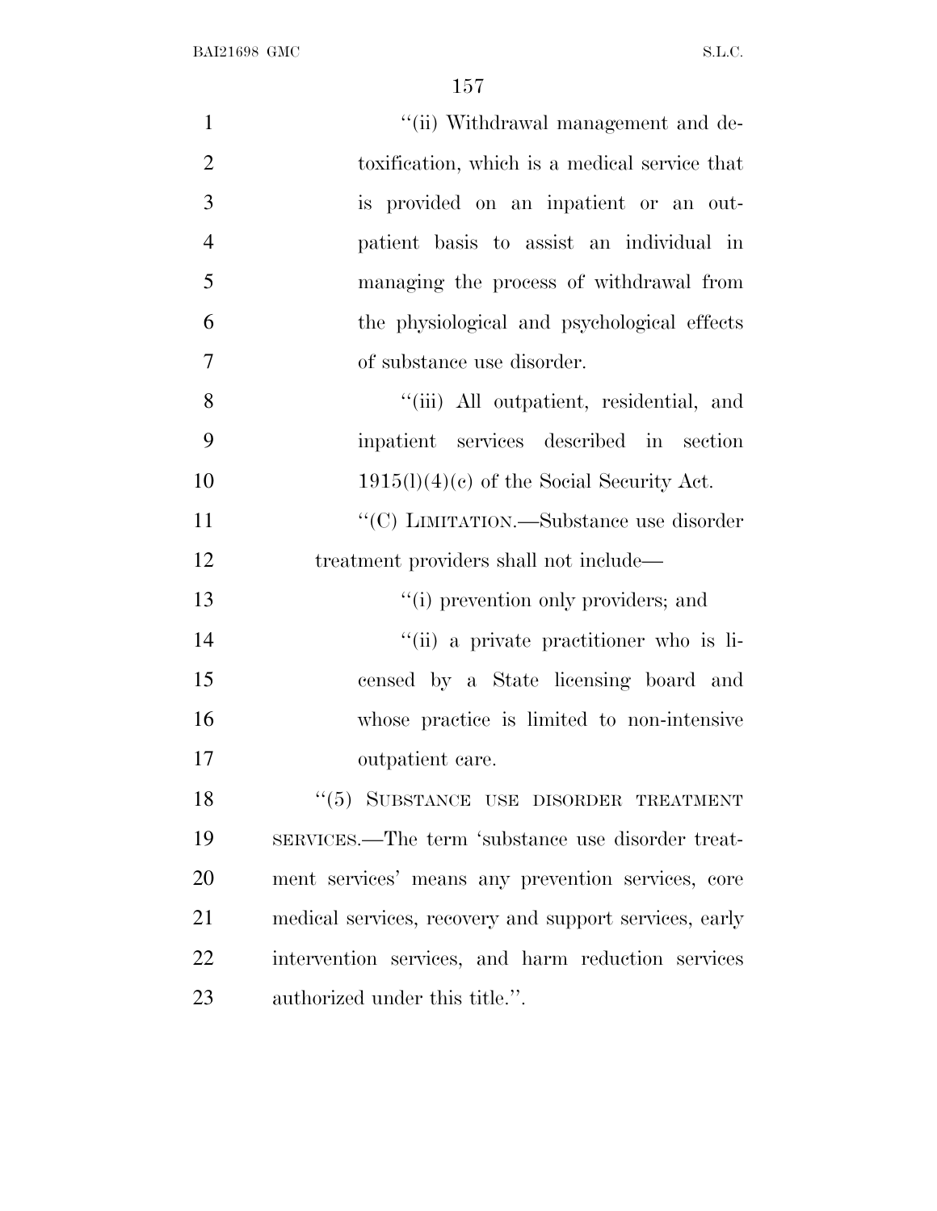''(ii) Withdrawal management and detoxification, which is a medical service that is provided on an inpatient or an outpatient basis to assist an individual in managing the process of withdrawal from the physiological and psychological effects of substance use disorder.

''(iii) All outpatient, residential, and inpatient services described in section 1915(l)(4)(c) of the Social Security Act.

''(C) LIMITATION.—Substance use disorder treatment providers shall not include—

''(i) prevention only providers; and

''(ii) a private practitioner who is licensed by a State licensing board and whose practice is limited to non-intensive outpatient care.

''(5) SUBSTANCE USE DISORDER TREATMENT SERVICES.—The term 'substance use disorder treatment services' means any prevention services, core medical services, recovery and support services, early intervention services, and harm reduction services authorized under this title.''.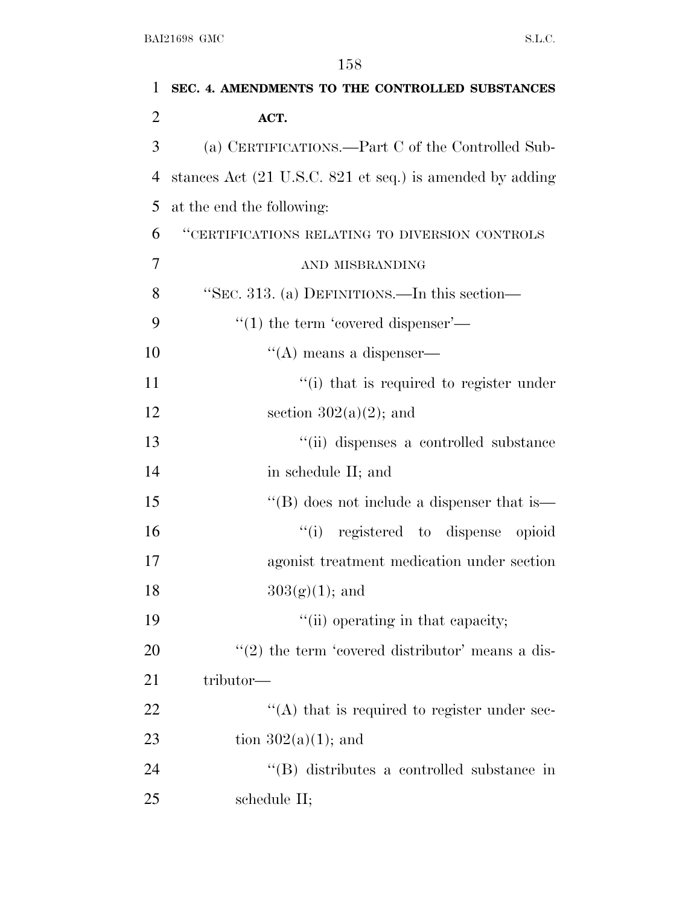**SEC. 4. AMENDMENTS TO THE CONTROLLED SUBSTANCES ACT.**

(a) CERTIFICATIONS.—Part C of the Controlled Substances Act (21 U.S.C. 821 et seq.) is amended by adding at the end the following:

"CERTIFICATIONS RELATING TO DIVERSION CONTROLS AND MISBRANDING

"SEC. 313. (a) DEFINITIONS.—In this section—

"(1) the term 'covered dispenser'—

"(A) means a dispenser—

"(i) that is required to register under section 302(a)(2); and

"(ii) dispenses a controlled substance in schedule II; and

"(B) does not include a dispenser that is—

"(i) registered to dispense opioid agonist treatment medication under section 303(g)(1); and

"(ii) operating in that capacity;

"(2) the term 'covered distributor' means a distributor—

"(A) that is required to register under section 302(a)(1); and

"(B) distributes a controlled substance in schedule II;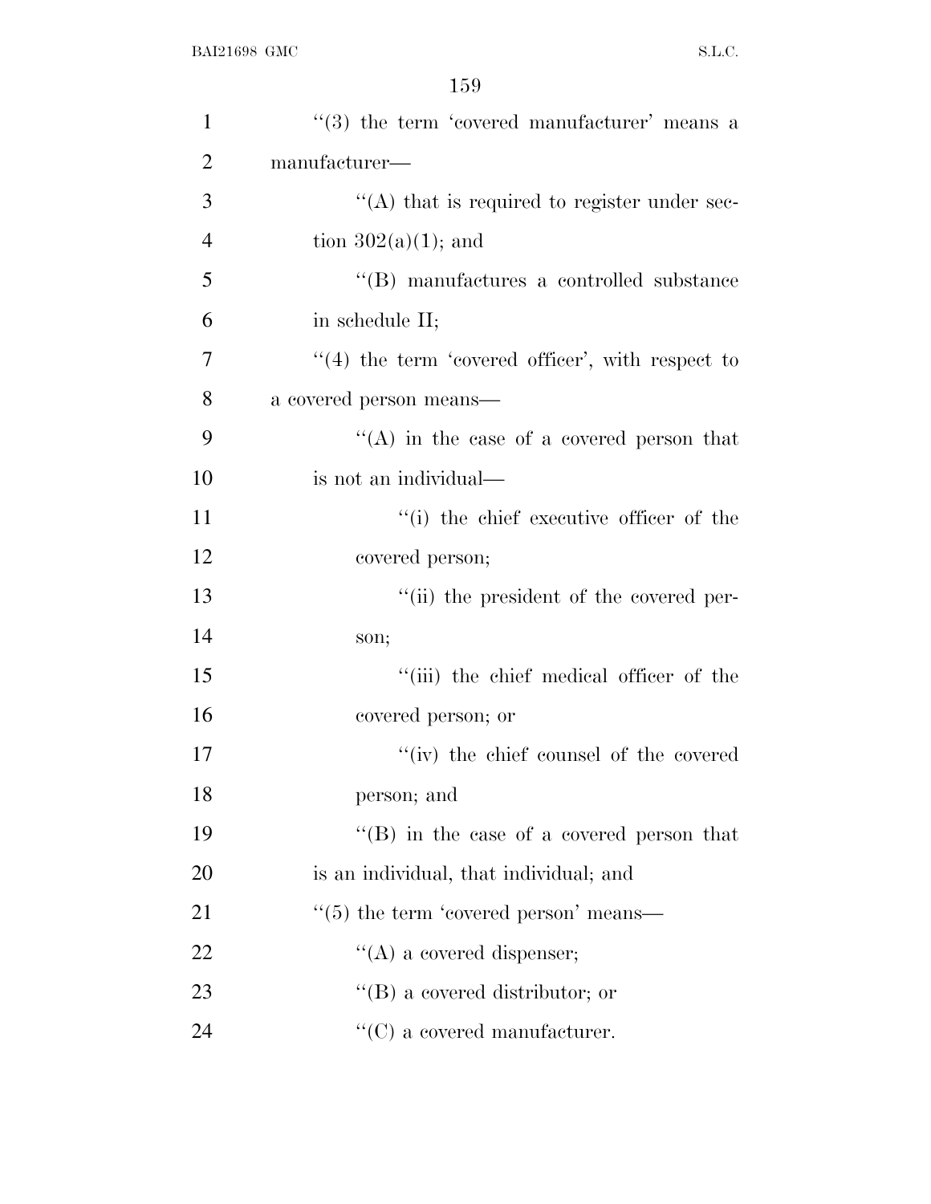''(3) the term 'covered manufacturer' means a manufacturer—

''(A) that is required to register under section 302(a)(1); and

''(B) manufactures a controlled substance in schedule II;

''(4) the term 'covered officer', with respect to a covered person means—

''(A) in the case of a covered person that is not an individual—

''(i) the chief executive officer of the covered person;

''(ii) the president of the covered person;

''(iii) the chief medical officer of the covered person; or

''(iv) the chief counsel of the covered person; and

''(B) in the case of a covered person that is an individual, that individual; and

''(5) the term 'covered person' means—

''(A) a covered dispenser;

''(B) a covered distributor; or

''(C) a covered manufacturer.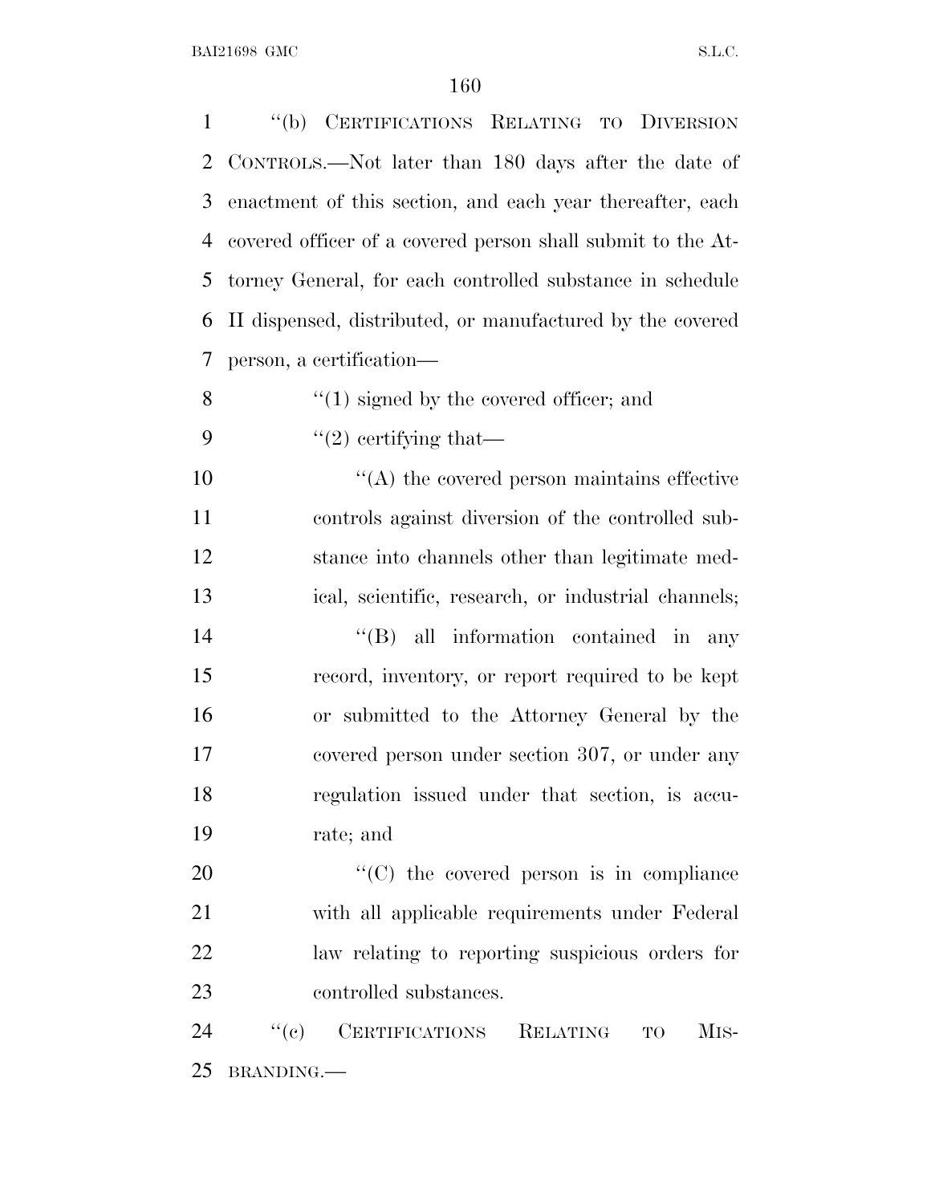“(b) CERTIFICATIONS RELATING TO DIVERSION CONTROLS.—Not later than 180 days after the date of enactment of this section, and each year thereafter, each covered officer of a covered person shall submit to the Attorney General, for each controlled substance in schedule II dispensed, distributed, or manufactured by the covered person, a certification—

“(1) signed by the covered officer; and

“(2) certifying that—

“(A) the covered person maintains effective controls against diversion of the controlled substance into channels other than legitimate medical, scientific, research, or industrial channels;

“(B) all information contained in any record, inventory, or report required to be kept or submitted to the Attorney General by the covered person under section 307, or under any regulation issued under that section, is accurate; and

“(C) the covered person is in compliance with all applicable requirements under Federal law relating to reporting suspicious orders for controlled substances.

“(c) CERTIFICATIONS RELATING TO MISBRANDING.—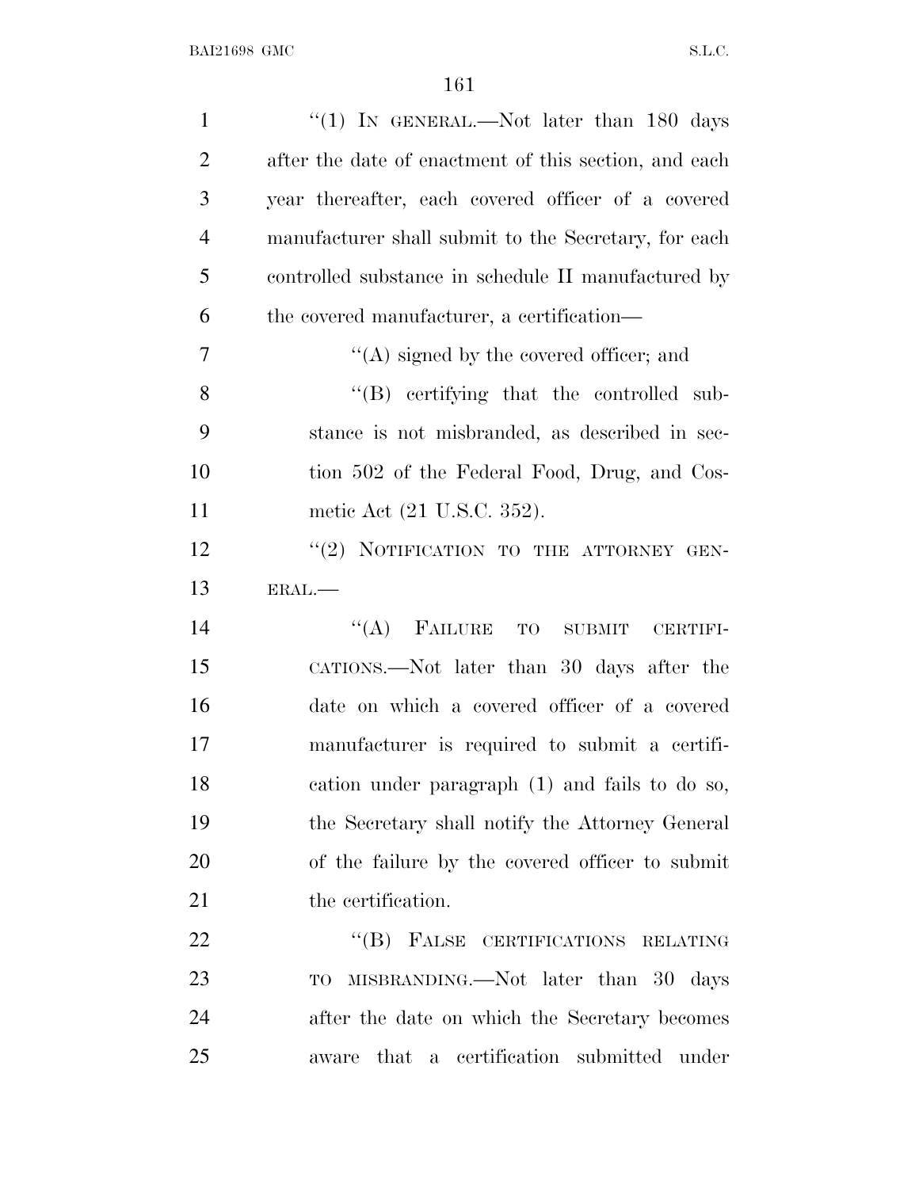"(1) IN GENERAL.—Not later than 180 days after the date of enactment of this section, and each year thereafter, each covered officer of a covered manufacturer shall submit to the Secretary, for each controlled substance in schedule II manufactured by the covered manufacturer, a certification—

"(A) signed by the covered officer; and

"(B) certifying that the controlled substance is not misbranded, as described in section 502 of the Federal Food, Drug, and Cosmetic Act (21 U.S.C. 352).

"(2) NOTIFICATION TO THE ATTORNEY GENERAL.—

"(A) FAILURE TO SUBMIT CERTIFICATIONS.—Not later than 30 days after the date on which a covered officer of a covered manufacturer is required to submit a certification under paragraph (1) and fails to do so, the Secretary shall notify the Attorney General of the failure by the covered officer to submit the certification.

"(B) FALSE CERTIFICATIONS RELATING TO MISBRANDING.—Not later than 30 days after the date on which the Secretary becomes aware that a certification submitted under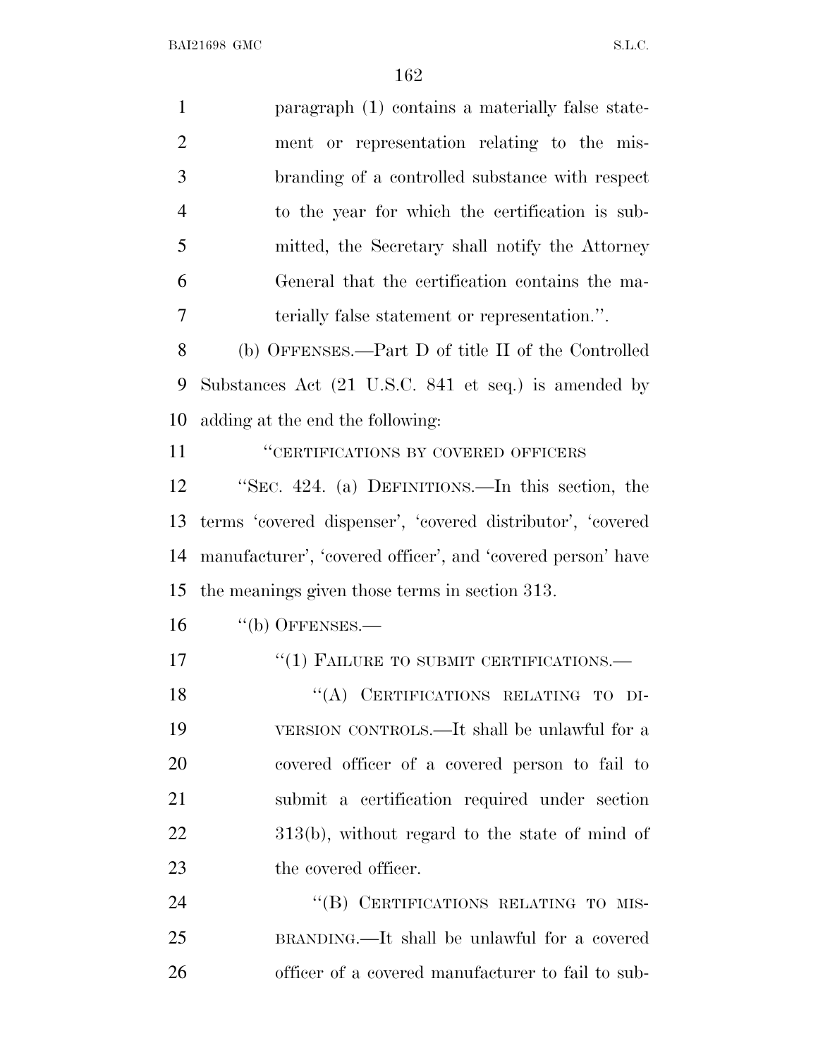paragraph (1) contains a materially false statement or representation relating to the misbranding of a controlled substance with respect to the year for which the certification is submitted, the Secretary shall notify the Attorney General that the certification contains the materially false statement or representation.''.

(b) OFFENSES.—Part D of title II of the Controlled Substances Act (21 U.S.C. 841 et seq.) is amended by adding at the end the following:

''CERTIFICATIONS BY COVERED OFFICERS

''SEC. 424. (a) DEFINITIONS.—In this section, the terms 'covered dispenser', 'covered distributor', 'covered manufacturer', 'covered officer', and 'covered person' have the meanings given those terms in section 313.

''(b) OFFENSES.—

''(1) FAILURE TO SUBMIT CERTIFICATIONS.—

''(A) CERTIFICATIONS RELATING TO DIVERSION CONTROLS.—It shall be unlawful for a covered officer of a covered person to fail to submit a certification required under section 313(b), without regard to the state of mind of the covered officer.

''(B) CERTIFICATIONS RELATING TO MISBRANDING.—It shall be unlawful for a covered officer of a covered manufacturer to fail to sub-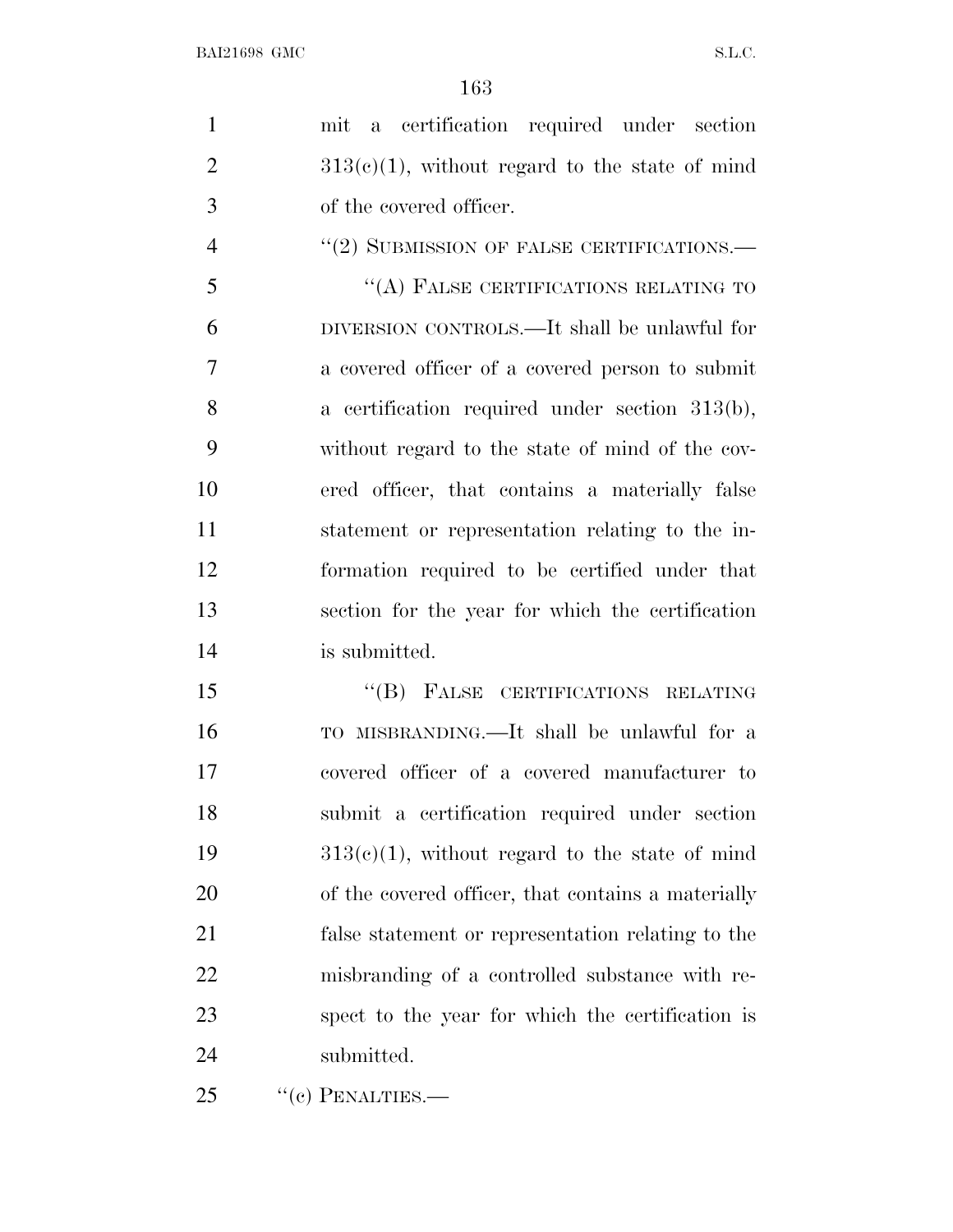mit a certification required under section 313(c)(1), without regard to the state of mind of the covered officer.

"(2) SUBMISSION OF FALSE CERTIFICATIONS.—

"(A) FALSE CERTIFICATIONS RELATING TO DIVERSION CONTROLS.—It shall be unlawful for a covered officer of a covered person to submit a certification required under section 313(b), without regard to the state of mind of the covered officer, that contains a materially false statement or representation relating to the information required to be certified under that section for the year for which the certification is submitted.

"(B) FALSE CERTIFICATIONS RELATING TO MISBRANDING.—It shall be unlawful for a covered officer of a covered manufacturer to submit a certification required under section 313(c)(1), without regard to the state of mind of the covered officer, that contains a materially false statement or representation relating to the misbranding of a controlled substance with respect to the year for which the certification is submitted.

"(c) PENALTIES.—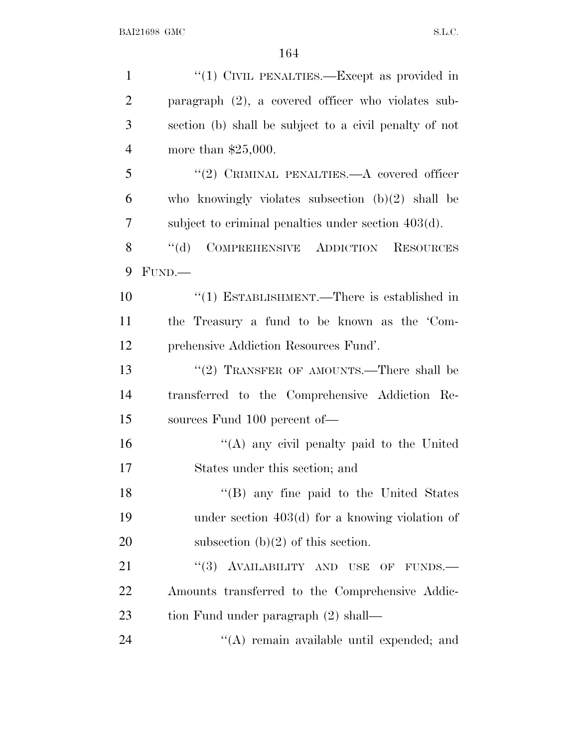"(1) CIVIL PENALTIES.—Except as provided in paragraph (2), a covered officer who violates subsection (b) shall be subject to a civil penalty of not more than $25,000.

"(2) CRIMINAL PENALTIES.—A covered officer who knowingly violates subsection (b)(2) shall be subject to criminal penalties under section 403(d).

"(d) COMPREHENSIVE ADDICTION RESOURCES FUND.—

"(1) ESTABLISHMENT.—There is established in the Treasury a fund to be known as the 'Comprehensive Addiction Resources Fund'.

"(2) TRANSFER OF AMOUNTS.—There shall be transferred to the Comprehensive Addiction Resources Fund 100 percent of—

"(A) any civil penalty paid to the United States under this section; and

"(B) any fine paid to the United States under section 403(d) for a knowing violation of subsection (b)(2) of this section.

"(3) AVAILABILITY AND USE OF FUNDS.—Amounts transferred to the Comprehensive Addiction Fund under paragraph (2) shall—

"(A) remain available until expended; and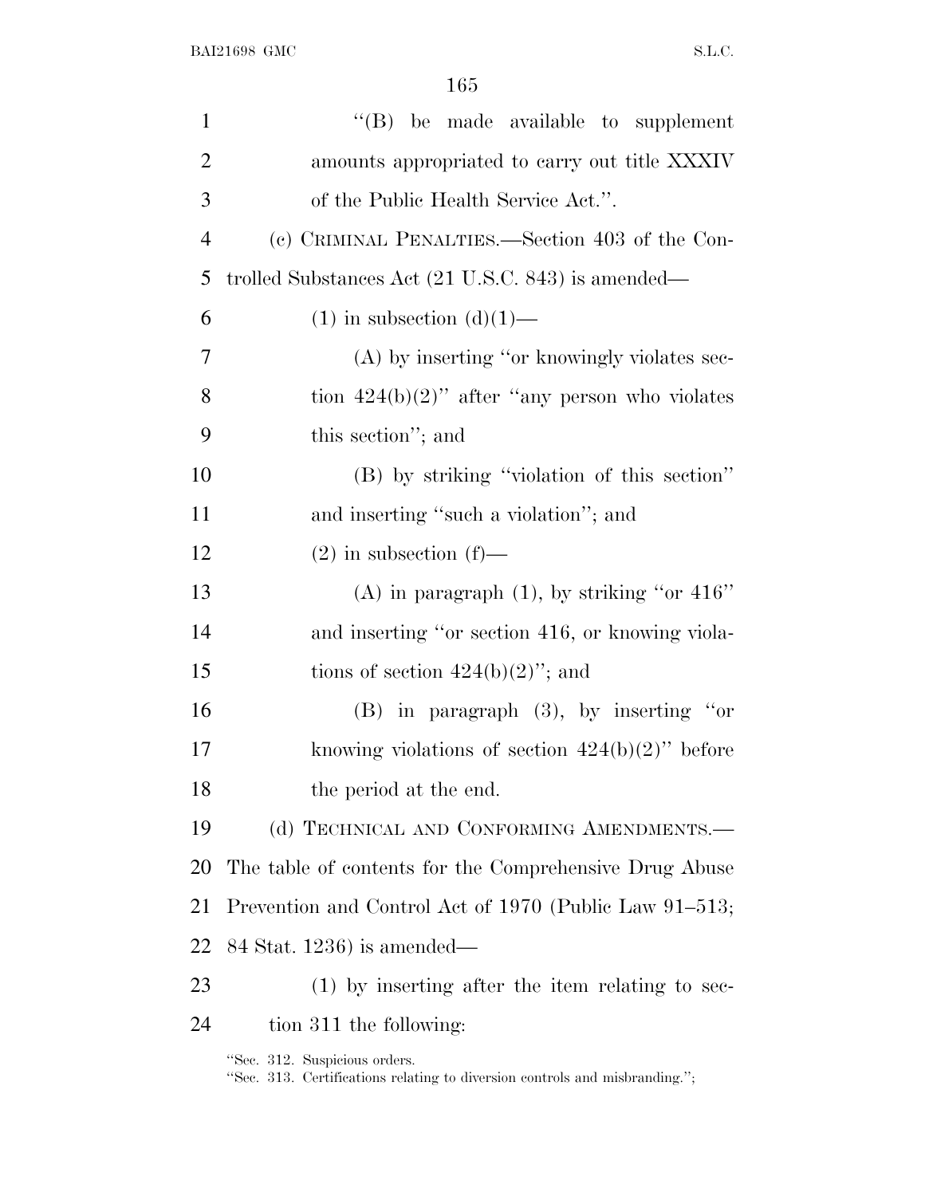"(B) be made available to supplement amounts appropriated to carry out title XXXIV of the Public Health Service Act.".

(c) CRIMINAL PENALTIES.—Section 403 of the Controlled Substances Act (21 U.S.C. 843) is amended—

(1) in subsection (d)(1)—

(A) by inserting "or knowingly violates section 424(b)(2)" after "any person who violates this section"; and

(B) by striking "violation of this section" and inserting "such a violation"; and

(2) in subsection (f)—

(A) in paragraph (1), by striking "or 416" and inserting "or section 416, or knowing violations of section 424(b)(2)"; and

(B) in paragraph (3), by inserting "or knowing violations of section 424(b)(2)" before the period at the end.

(d) TECHNICAL AND CONFORMING AMENDMENTS.—The table of contents for the Comprehensive Drug Abuse Prevention and Control Act of 1970 (Public Law 91–513; 84 Stat. 1236) is amended—

(1) by inserting after the item relating to section 311 the following:

"Sec. 312. Suspicious orders.
"Sec. 313. Certifications relating to diversion controls and misbranding.";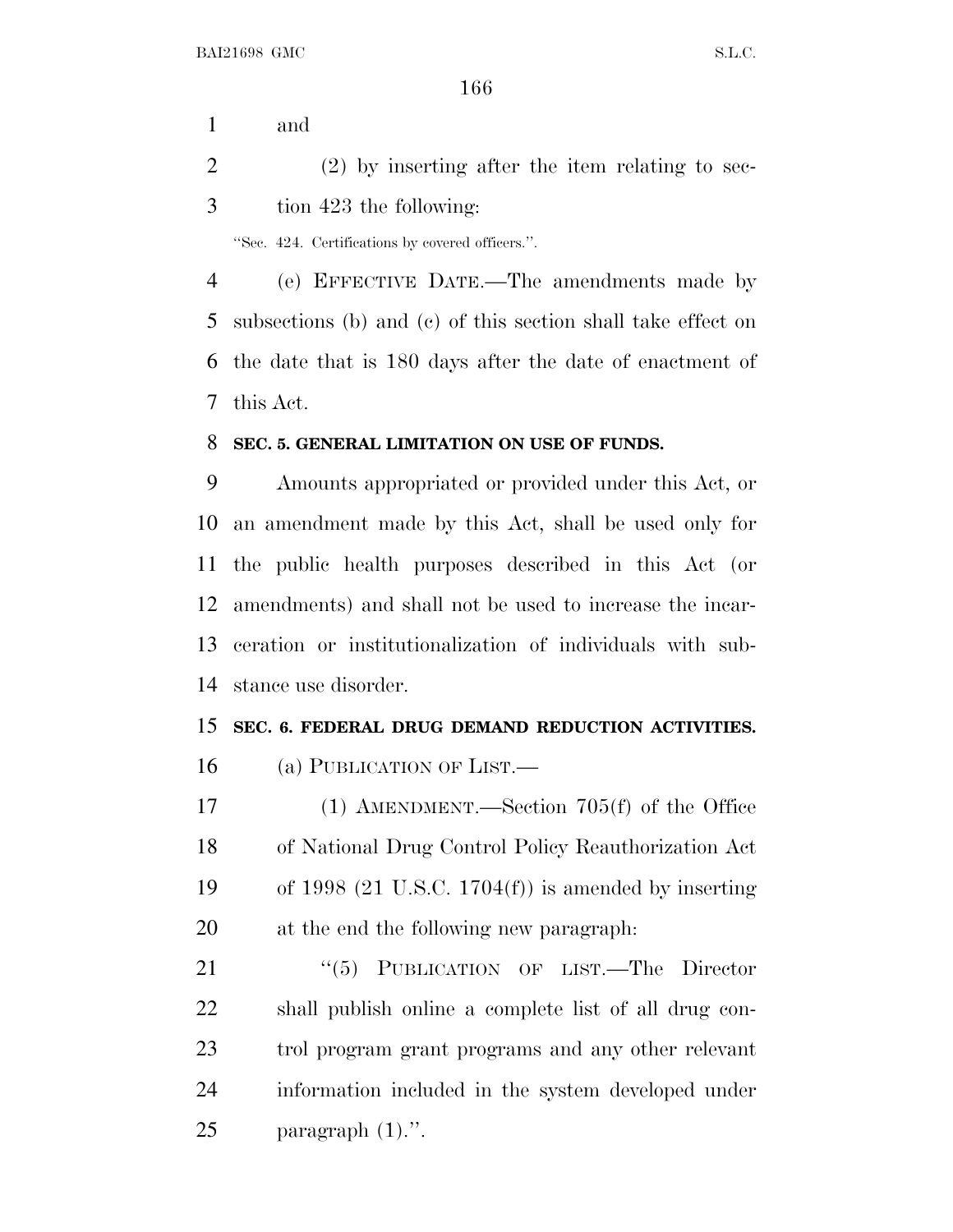and

(2) by inserting after the item relating to section 423 the following:

"Sec. 424. Certifications by covered officers.".

(e) EFFECTIVE DATE.—The amendments made by subsections (b) and (c) of this section shall take effect on the date that is 180 days after the date of enactment of this Act.

**SEC. 5. GENERAL LIMITATION ON USE OF FUNDS.**

Amounts appropriated or provided under this Act, or an amendment made by this Act, shall be used only for the public health purposes described in this Act (or amendments) and shall not be used to increase the incarceration or institutionalization of individuals with substance use disorder.

**SEC. 6. FEDERAL DRUG DEMAND REDUCTION ACTIVITIES.**

(a) PUBLICATION OF LIST.—

(1) AMENDMENT.—Section 705(f) of the Office of National Drug Control Policy Reauthorization Act of 1998 (21 U.S.C. 1704(f)) is amended by inserting at the end the following new paragraph:

"(5) PUBLICATION OF LIST.—The Director shall publish online a complete list of all drug control program grant programs and any other relevant information included in the system developed under paragraph (1).".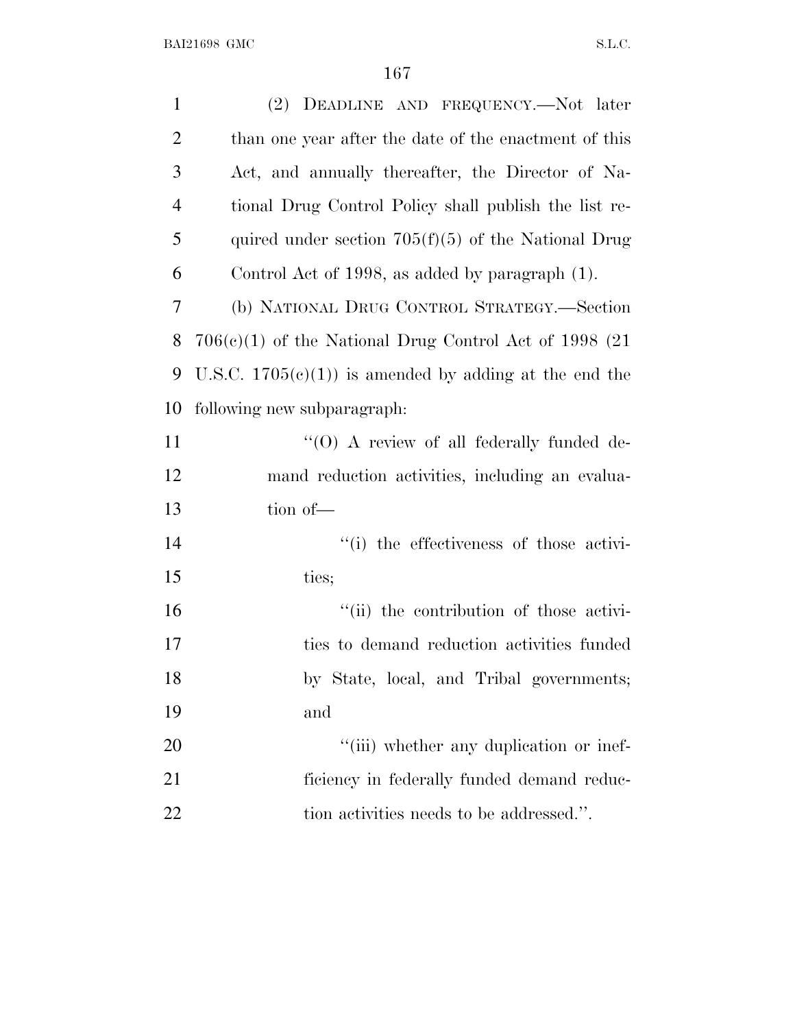(2) DEADLINE AND FREQUENCY.—Not later than one year after the date of the enactment of this Act, and annually thereafter, the Director of National Drug Control Policy shall publish the list required under section 705(f)(5) of the National Drug Control Act of 1998, as added by paragraph (1).

(b) NATIONAL DRUG CONTROL STRATEGY.—Section 706(c)(1) of the National Drug Control Act of 1998 (21 U.S.C. 1705(c)(1)) is amended by adding at the end the following new subparagraph:

"(O) A review of all federally funded demand reduction activities, including an evaluation of—

"(i) the effectiveness of those activities;

"(ii) the contribution of those activities to demand reduction activities funded by State, local, and Tribal governments; and

"(iii) whether any duplication or inefficiency in federally funded demand reduction activities needs to be addressed.".